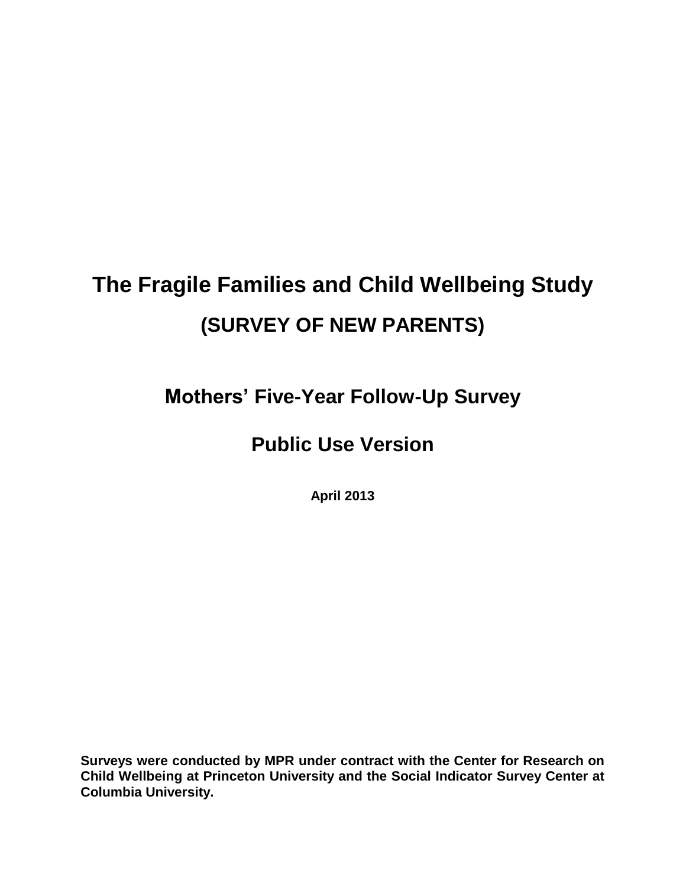# The Fragile Families and Child Wellbeing Study

## (SURVEY OF NEW PARENTS)

## Mothers' Five-Year Follow-Up Survey

## Public Use Version

**April 2013**

**Surveys were conducted by MPR under contract with the Center for Research on Child Wellbeing at Princeton University and the Social Indicator Survey Center at Columbia University.**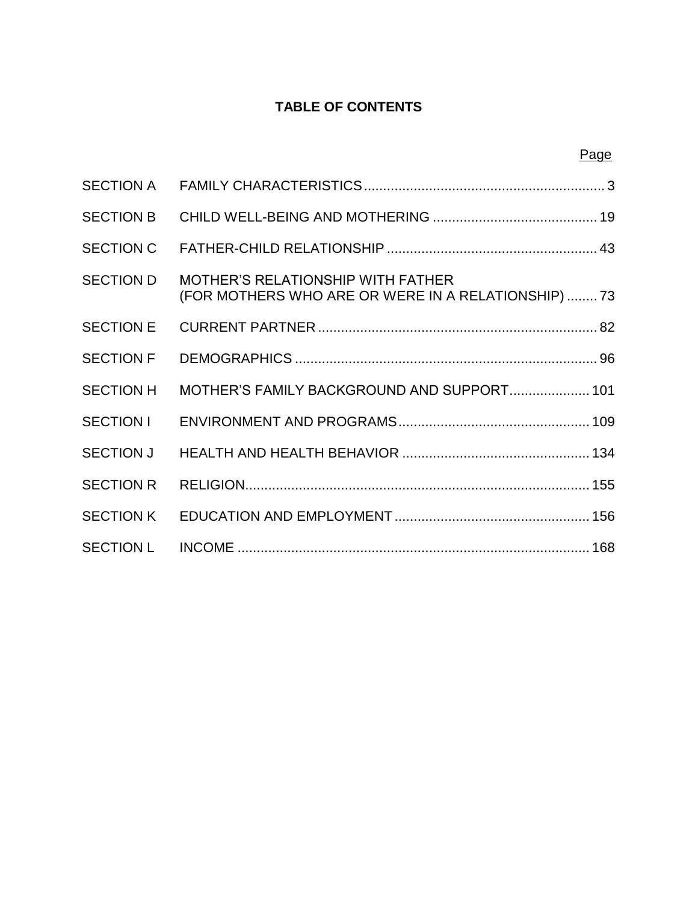# TABLE OF CONTENTS

| | | Page |
|---|---|---|
| SECTION A | FAMILY CHARACTERISTICS | 3 |
| SECTION B | CHILD WELL-BEING AND MOTHERING | 19 |
| SECTION C | FATHER-CHILD RELATIONSHIP | 43 |
| SECTION D | MOTHER'S RELATIONSHIP WITH FATHER (FOR MOTHERS WHO ARE OR WERE IN A RELATIONSHIP) | 73 |
| SECTION E | CURRENT PARTNER | 82 |
| SECTION F | DEMOGRAPHICS | 96 |
| SECTION H | MOTHER'S FAMILY BACKGROUND AND SUPPORT | 101 |
| SECTION I | ENVIRONMENT AND PROGRAMS | 109 |
| SECTION J | HEALTH AND HEALTH BEHAVIOR | 134 |
| SECTION R | RELIGION | 155 |
| SECTION K | EDUCATION AND EMPLOYMENT | 156 |
| SECTION L | INCOME | 168 |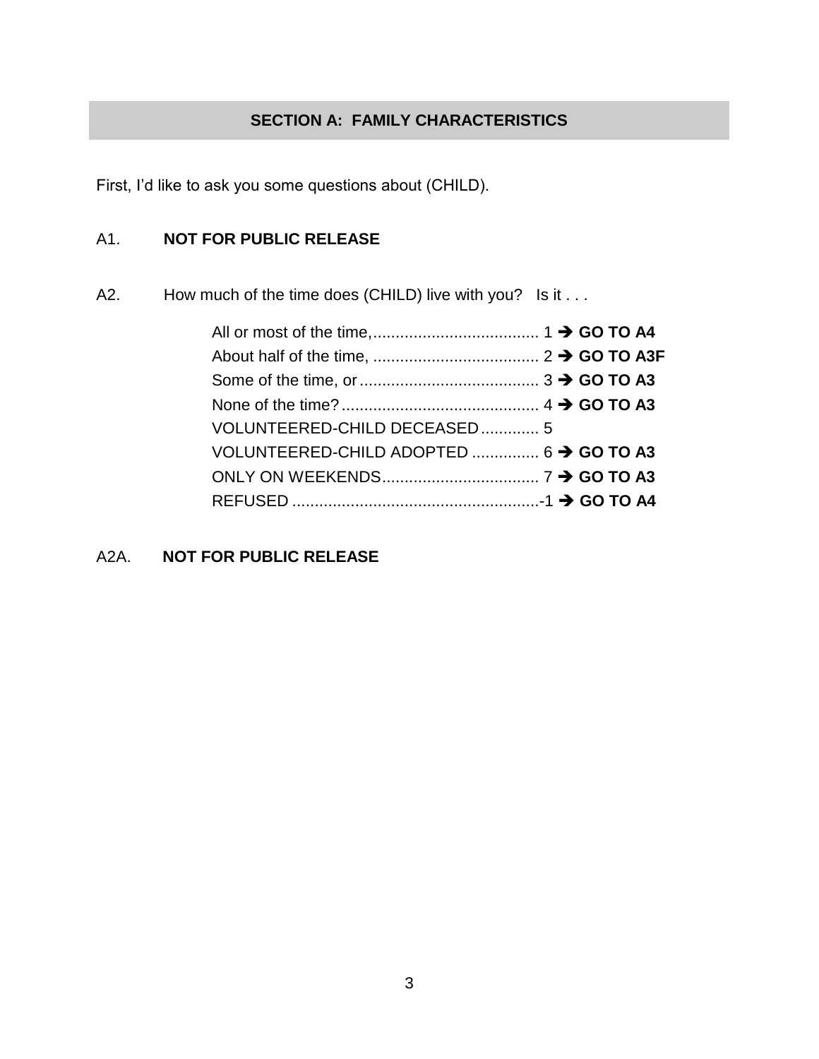## SECTION A: FAMILY CHARACTERISTICS

First, I'd like to ask you some questions about (CHILD).

A1. **NOT FOR PUBLIC RELEASE**

A2. How much of the time does (CHILD) live with you? Is it . . .

| | | |
|---|---|---|
| All or most of the time, | 1 | ➔ **GO TO A4** |
| About half of the time, | 2 | ➔ **GO TO A3F** |
| Some of the time, or | 3 | ➔ **GO TO A3** |
| None of the time? | 4 | ➔ **GO TO A3** |
| VOLUNTEERED-CHILD DECEASED | 5 | |
| VOLUNTEERED-CHILD ADOPTED | 6 | ➔ **GO TO A3** |
| ONLY ON WEEKENDS | 7 | ➔ **GO TO A3** |
| REFUSED | -1 | ➔ **GO TO A4** |

A2A. **NOT FOR PUBLIC RELEASE**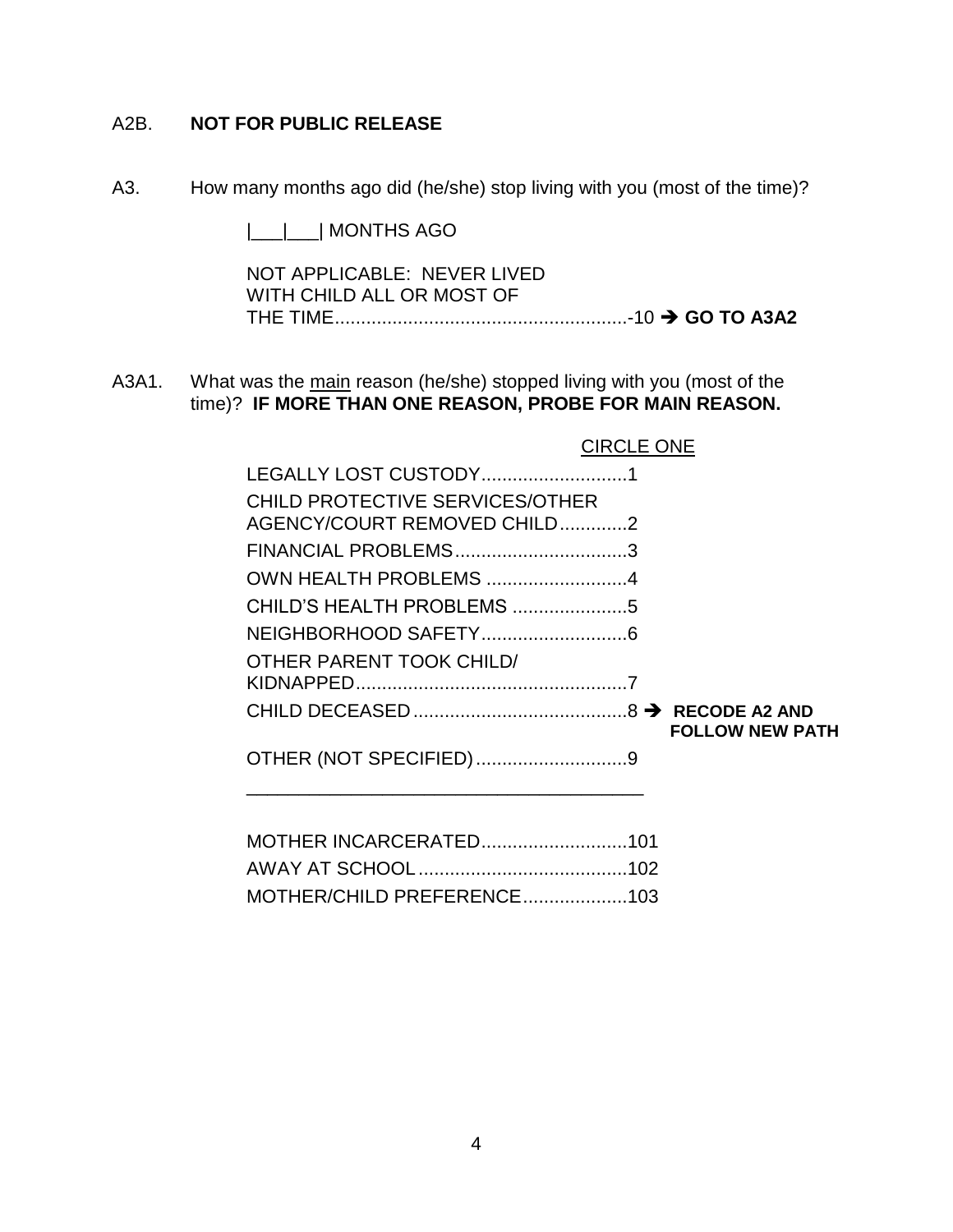A2B. **NOT FOR PUBLIC RELEASE**

A3. How many months ago did (he/she) stop living with you (most of the time)?

|___|___| MONTHS AGO

NOT APPLICABLE: NEVER LIVED WITH CHILD ALL OR MOST OF THE TIME........................................................-10 ➔ **GO TO A3A2**

A3A1. What was the <u>main</u> reason (he/she) stopped living with you (most of the time)? **IF MORE THAN ONE REASON, PROBE FOR MAIN REASON.**

<u>CIRCLE ONE</u>

LEGALLY LOST CUSTODY............................1

CHILD PROTECTIVE SERVICES/OTHER AGENCY/COURT REMOVED CHILD.............2

FINANCIAL PROBLEMS.................................3

OWN HEALTH PROBLEMS ...........................4

CHILD'S HEALTH PROBLEMS ......................5

NEIGHBORHOOD SAFETY............................6

OTHER PARENT TOOK CHILD/ KIDNAPPED....................................................7

CHILD DECEASED.........................................8 ➔ **RECODE A2 AND FOLLOW NEW PATH**

OTHER (NOT SPECIFIED).............................9

_______________________________________

MOTHER INCARCERATED............................101

AWAY AT SCHOOL........................................102

MOTHER/CHILD PREFERENCE....................103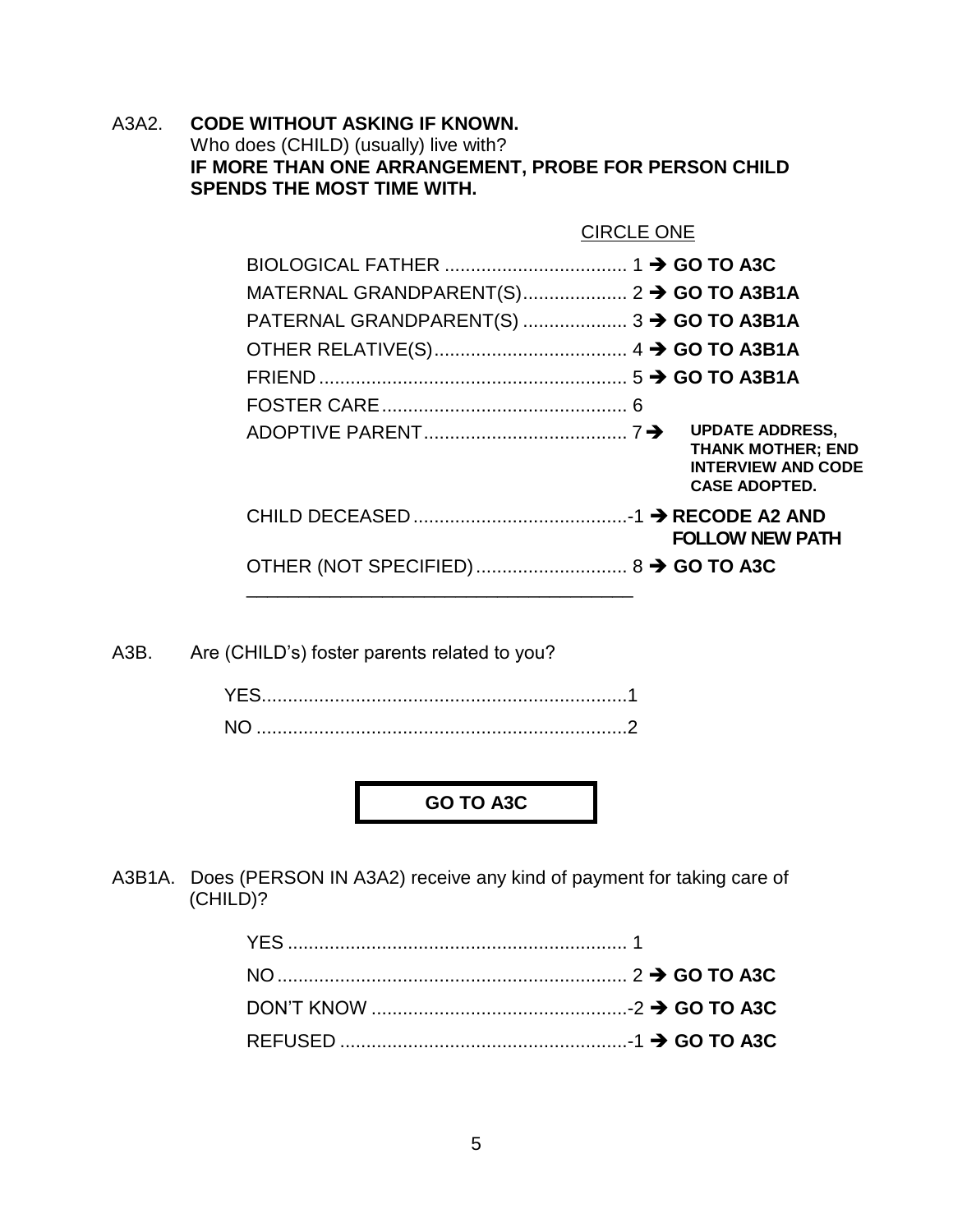A3A2. **CODE WITHOUT ASKING IF KNOWN.**
Who does (CHILD) (usually) live with?
**IF MORE THAN ONE ARRANGEMENT, PROBE FOR PERSON CHILD SPENDS THE MOST TIME WITH.**

CIRCLE ONE

| | | |
|---|---|---|
| BIOLOGICAL FATHER | 1 | ➔ **GO TO A3C** |
| MATERNAL GRANDPARENT(S) | 2 | ➔ **GO TO A3B1A** |
| PATERNAL GRANDPARENT(S) | 3 | ➔ **GO TO A3B1A** |
| OTHER RELATIVE(S) | 4 | ➔ **GO TO A3B1A** |
| FRIEND | 5 | ➔ **GO TO A3B1A** |
| FOSTER CARE | 6 | |
| ADOPTIVE PARENT | 7 | ➔ **UPDATE ADDRESS, THANK MOTHER; END INTERVIEW AND CODE CASE ADOPTED.** |
| CHILD DECEASED | -1 | ➔ **RECODE A2 AND FOLLOW NEW PATH** |
| OTHER (NOT SPECIFIED) | 8 | ➔ **GO TO A3C** |

\_\_\_\_\_\_\_\_\_\_\_\_\_\_\_\_\_\_\_\_\_\_\_\_\_\_\_\_\_\_\_\_\_\_\_\_\_\_

A3B. Are (CHILD's) foster parents related to you?

| | |
|---|---|
| YES | 1 |
| NO | 2 |

**GO TO A3C**

A3B1A. Does (PERSON IN A3A2) receive any kind of payment for taking care of (CHILD)?

| | | |
|---|---|---|
| YES | 1 | |
| NO | 2 | ➔ **GO TO A3C** |
| DON'T KNOW | -2 | ➔ **GO TO A3C** |
| REFUSED | -1 | ➔ **GO TO A3C** |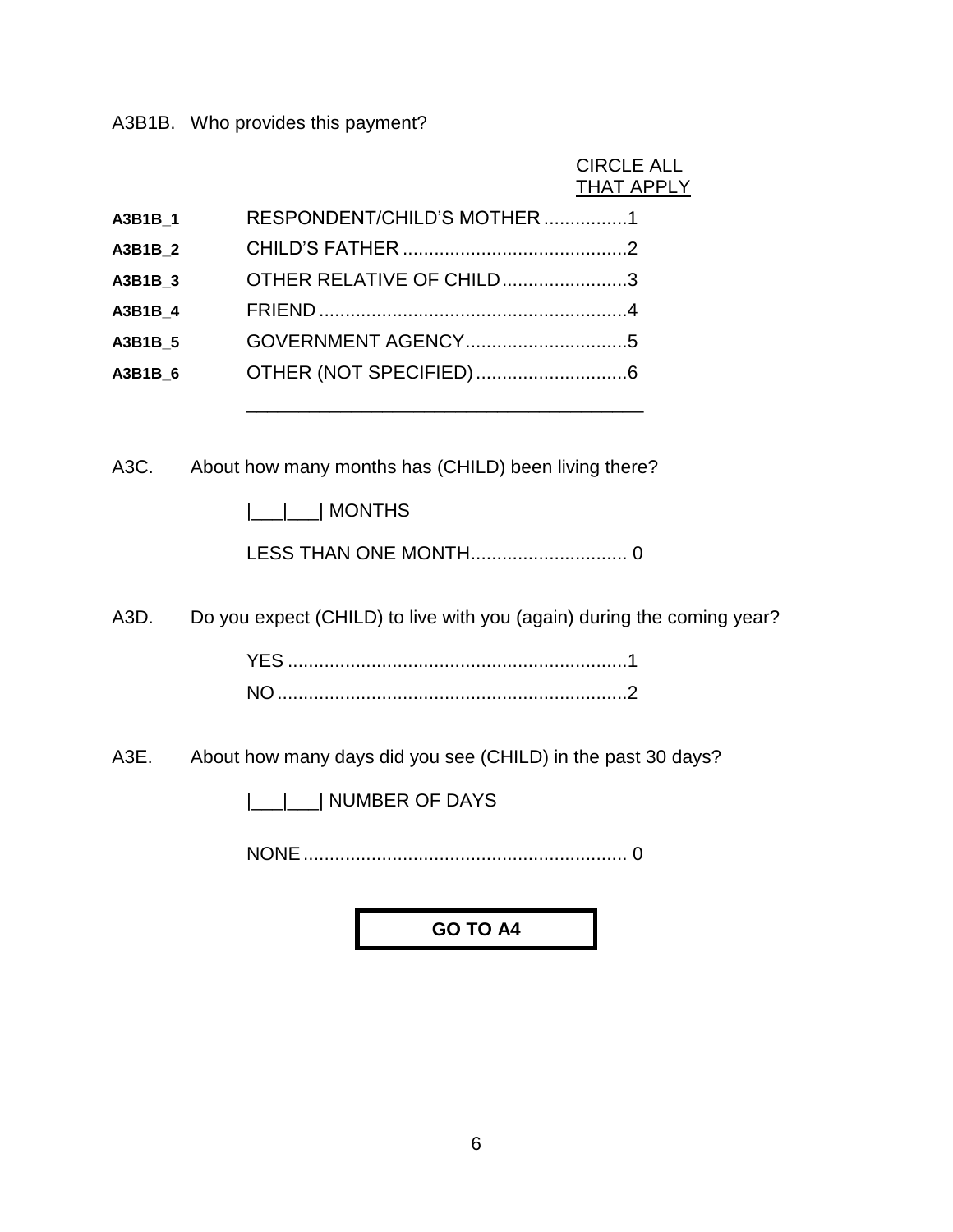A3B1B. Who provides this payment?

CIRCLE ALL THAT APPLY

| | | |
|---|---|---|
| A3B1B_1 | RESPONDENT/CHILD'S MOTHER | 1 |
| A3B1B_2 | CHILD'S FATHER | 2 |
| A3B1B_3 | OTHER RELATIVE OF CHILD | 3 |
| A3B1B_4 | FRIEND | 4 |
| A3B1B_5 | GOVERNMENT AGENCY | 5 |
| A3B1B_6 | OTHER (NOT SPECIFIED) | 6 |

_______________________________________

A3C. About how many months has (CHILD) been living there?

|___|___| MONTHS

LESS THAN ONE MONTH.............................. 0

A3D. Do you expect (CHILD) to live with you (again) during the coming year?

YES ................................................................1

NO ..................................................................2

A3E. About how many days did you see (CHILD) in the past 30 days?

|___|___| NUMBER OF DAYS

NONE............................................................. 0

**GO TO A4**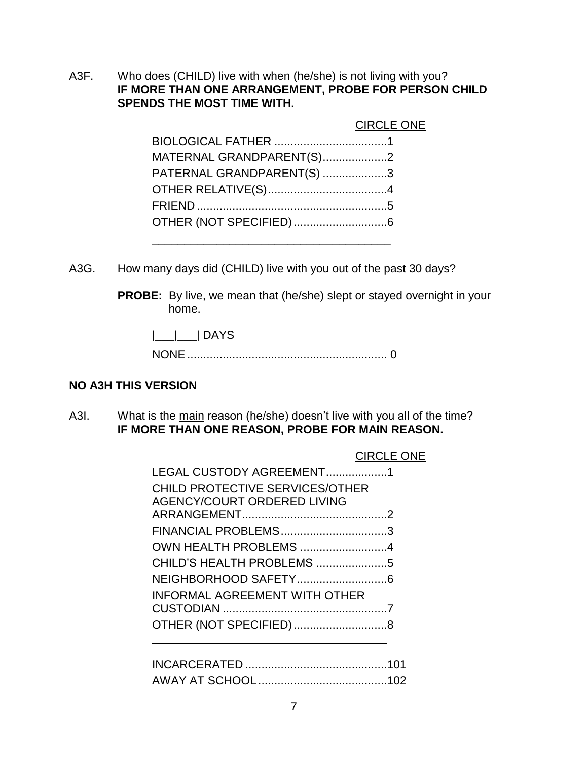A3F. Who does (CHILD) live with when (he/she) is not living with you?
**IF MORE THAN ONE ARRANGEMENT, PROBE FOR PERSON CHILD SPENDS THE MOST TIME WITH.**

CIRCLE ONE

| | |
|---|---|
| BIOLOGICAL FATHER | 1 |
| MATERNAL GRANDPARENT(S) | 2 |
| PATERNAL GRANDPARENT(S) | 3 |
| OTHER RELATIVE(S) | 4 |
| FRIEND | 5 |
| OTHER (NOT SPECIFIED) | 6 |

_____________________________________

A3G. How many days did (CHILD) live with you out of the past 30 days?

**PROBE:** By live, we mean that (he/she) slept or stayed overnight in your home.

|___|___| DAYS

NONE .............................................................. 0

**NO A3H THIS VERSION**

A3I. What is the <u>main</u> reason (he/she) doesn't live with you all of the time?
**IF MORE THAN ONE REASON, PROBE FOR MAIN REASON.**

CIRCLE ONE

| | |
|---|---|
| LEGAL CUSTODY AGREEMENT | 1 |
| CHILD PROTECTIVE SERVICES/OTHER AGENCY/COURT ORDERED LIVING ARRANGEMENT | 2 |
| FINANCIAL PROBLEMS | 3 |
| OWN HEALTH PROBLEMS | 4 |
| CHILD'S HEALTH PROBLEMS | 5 |
| NEIGHBORHOOD SAFETY | 6 |
| INFORMAL AGREEMENT WITH OTHER CUSTODIAN | 7 |
| OTHER (NOT SPECIFIED) | 8 |

_____________________________________

| | |
|---|---|
| INCARCERATED | 101 |
| AWAY AT SCHOOL | 102 |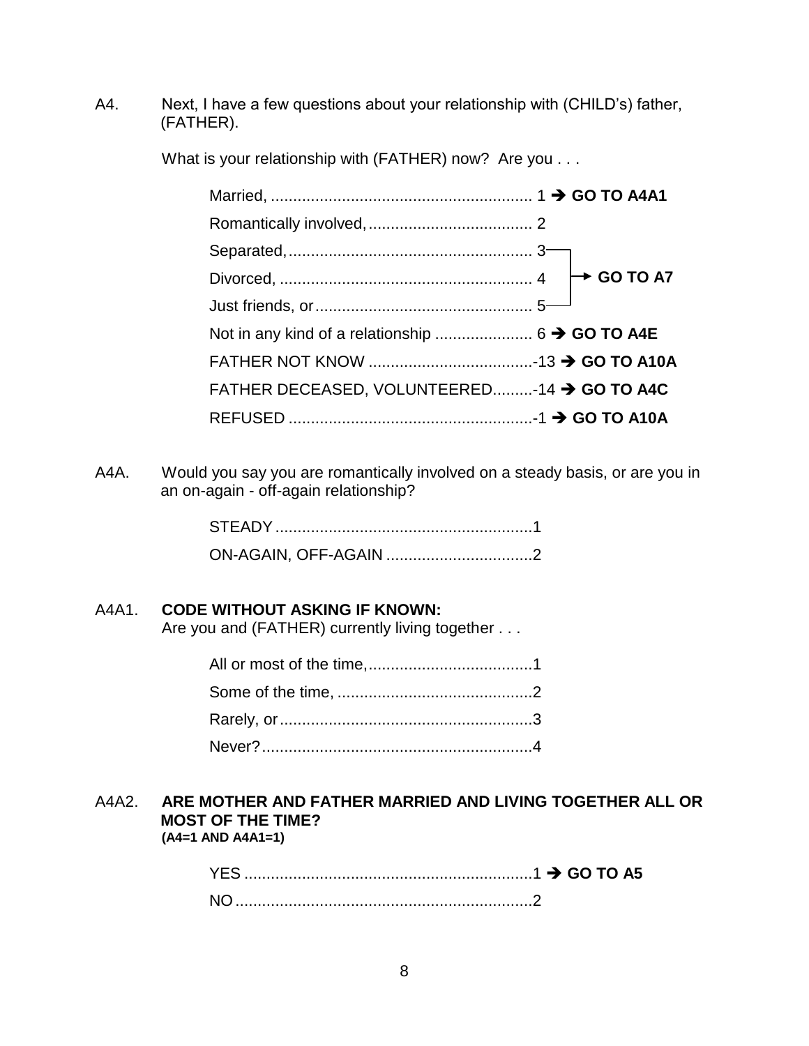A4. Next, I have a few questions about your relationship with (CHILD's) father, (FATHER).

What is your relationship with (FATHER) now? Are you . . .

| | | |
|---|---|---|
| Married, | 1 | → **GO TO A4A1** |
| Romantically involved, | 2 | |
| Separated, | 3 | → **GO TO A7** |
| Divorced, | 4 | → **GO TO A7** |
| Just friends, or | 5 | → **GO TO A7** |
| Not in any kind of a relationship | 6 | → **GO TO A4E** |
| FATHER NOT KNOW | -13 | → **GO TO A10A** |
| FATHER DECEASED, VOLUNTEERED | -14 | → **GO TO A4C** |
| REFUSED | -1 | → **GO TO A10A** |

A4A. Would you say you are romantically involved on a steady basis, or are you in an on-again - off-again relationship?

| | |
|---|---|
| STEADY | 1 |
| ON-AGAIN, OFF-AGAIN | 2 |

A4A1. **CODE WITHOUT ASKING IF KNOWN:**
Are you and (FATHER) currently living together . . .

| | |
|---|---|
| All or most of the time, | 1 |
| Some of the time, | 2 |
| Rarely, or | 3 |
| Never? | 4 |

A4A2. **ARE MOTHER AND FATHER MARRIED AND LIVING TOGETHER ALL OR MOST OF THE TIME?**
**(A4=1 AND A4A1=1)**

| | | |
|---|---|---|
| YES | 1 | → **GO TO A5** |
| NO | 2 | |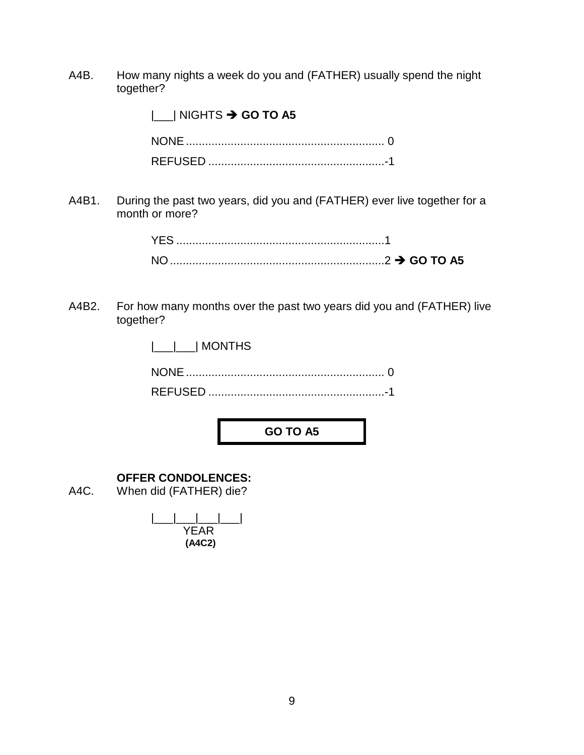A4B. How many nights a week do you and (FATHER) usually spend the night together?

|___| NIGHTS ➔ **GO TO A5**

NONE ............................................................ 0

REFUSED ......................................................-1

A4B1. During the past two years, did you and (FATHER) ever live together for a month or more?

YES ................................................................1

NO ..................................................................2 ➔ **GO TO A5**

A4B2. For how many months over the past two years did you and (FATHER) live together?

|___|___| MONTHS

NONE ............................................................ 0

REFUSED ......................................................-1

**GO TO A5**

**OFFER CONDOLENCES:**

A4C. When did (FATHER) die?

|___|___|___|___|
YEAR
**(A4C2)**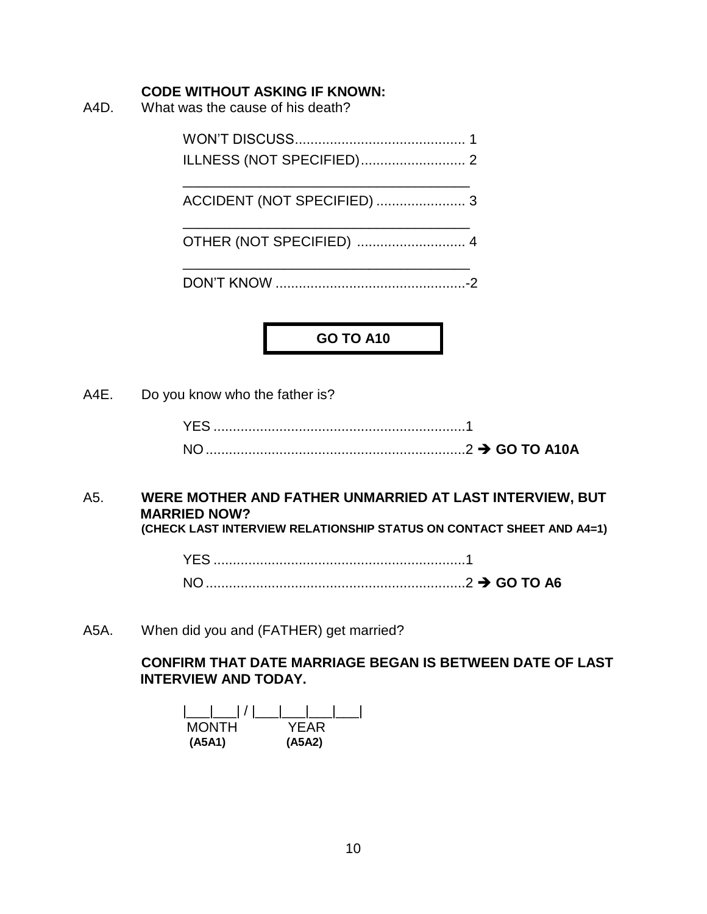**CODE WITHOUT ASKING IF KNOWN:**

A4D. What was the cause of his death?

WON'T DISCUSS............................................ 1
ILLNESS (NOT SPECIFIED)........................... 2
______________________________________
ACCIDENT (NOT SPECIFIED) ....................... 3
______________________________________
OTHER (NOT SPECIFIED) ............................ 4
______________________________________
DON'T KNOW ..................................................-2

**GO TO A10**

A4E. Do you know who the father is?

YES .................................................................1
NO ...................................................................2 ➔ **GO TO A10A**

A5. **WERE MOTHER AND FATHER UNMARRIED AT LAST INTERVIEW, BUT MARRIED NOW?**
**(CHECK LAST INTERVIEW RELATIONSHIP STATUS ON CONTACT SHEET AND A4=1)**

YES .................................................................1
NO ...................................................................2 ➔ **GO TO A6**

A5A. When did you and (FATHER) get married?

**CONFIRM THAT DATE MARRIAGE BEGAN IS BETWEEN DATE OF LAST INTERVIEW AND TODAY.**

|___|___| / |___|___|___|___|
MONTH YEAR
**(A5A1)** **(A5A2)**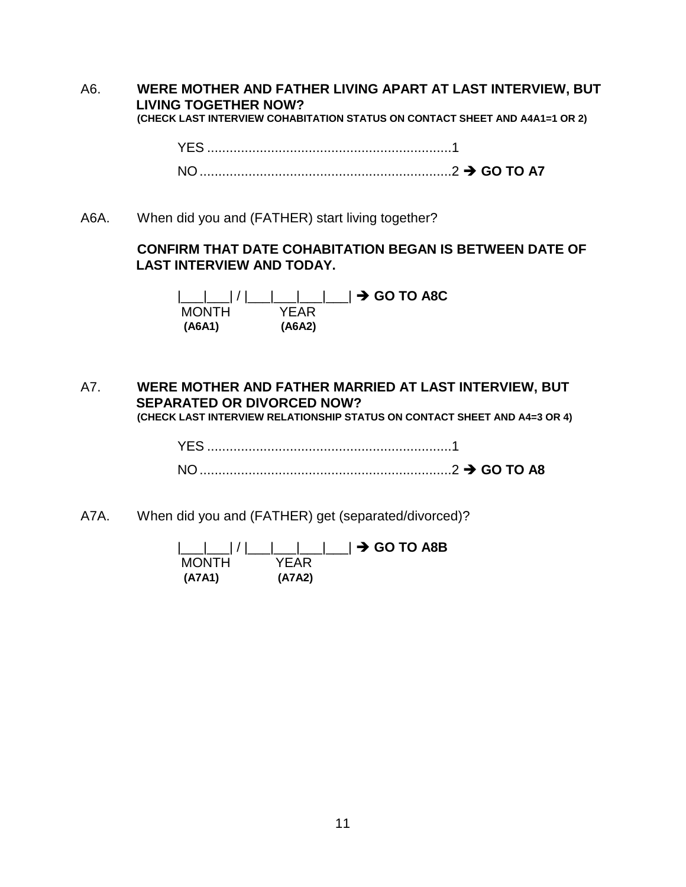A6. **WERE MOTHER AND FATHER LIVING APART AT LAST INTERVIEW, BUT LIVING TOGETHER NOW?**
**(CHECK LAST INTERVIEW COHABITATION STATUS ON CONTACT SHEET AND A4A1=1 OR 2)**

YES ..................................................................1
NO ....................................................................2 ➔ **GO TO A7**

A6A. When did you and (FATHER) start living together?

**CONFIRM THAT DATE COHABITATION BEGAN IS BETWEEN DATE OF LAST INTERVIEW AND TODAY.**

|___|___| / |___|___|___|___| ➔ **GO TO A8C**
MONTH YEAR
**(A6A1)** **(A6A2)**

A7. **WERE MOTHER AND FATHER MARRIED AT LAST INTERVIEW, BUT SEPARATED OR DIVORCED NOW?**
**(CHECK LAST INTERVIEW RELATIONSHIP STATUS ON CONTACT SHEET AND A4=3 OR 4)**

YES ..................................................................1
NO ....................................................................2 ➔ **GO TO A8**

A7A. When did you and (FATHER) get (separated/divorced)?

|___|___| / |___|___|___|___| ➔ **GO TO A8B**
MONTH YEAR
**(A7A1)** **(A7A2)**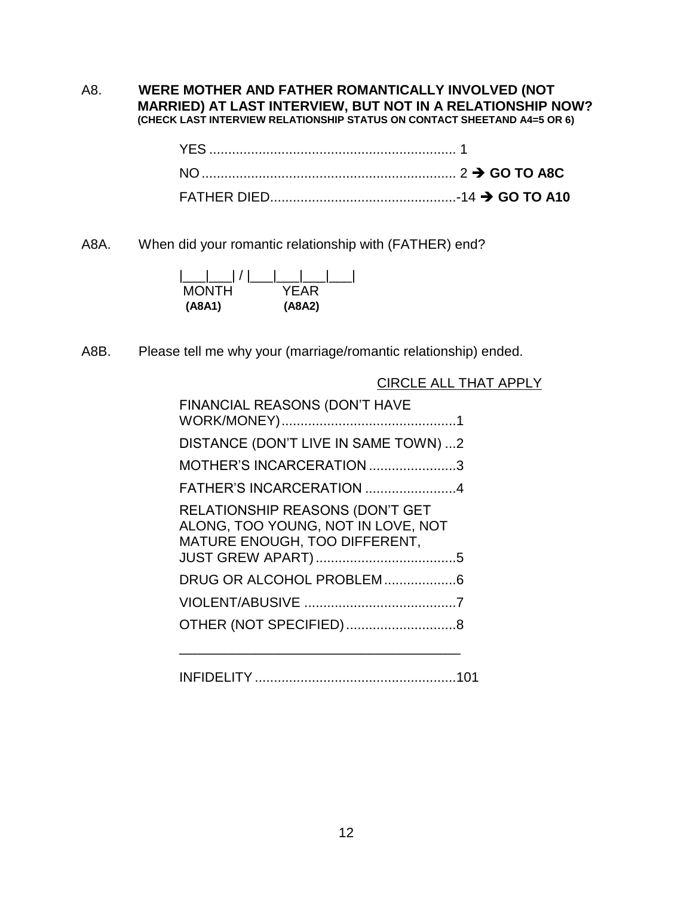A8. **WERE MOTHER AND FATHER ROMANTICALLY INVOLVED (NOT MARRIED) AT LAST INTERVIEW, BUT NOT IN A RELATIONSHIP NOW?**
**(CHECK LAST INTERVIEW RELATIONSHIP STATUS ON CONTACT SHEETAND A4=5 OR 6)**

YES ................................................................ 1
NO .................................................................. 2 ➔ **GO TO A8C**
FATHER DIED.................................................-14 ➔ **GO TO A10**

A8A. When did your romantic relationship with (FATHER) end?

|___|___| / |___|___|___|___|
MONTH YEAR
**(A8A1)** **(A8A2)**

A8B. Please tell me why your (marriage/romantic relationship) ended.

CIRCLE ALL THAT APPLY

FINANCIAL REASONS (DON'T HAVE WORK/MONEY)..............................................1
DISTANCE (DON'T LIVE IN SAME TOWN) ...2
MOTHER'S INCARCERATION .......................3
FATHER'S INCARCERATION ........................4
RELATIONSHIP REASONS (DON'T GET ALONG, TOO YOUNG, NOT IN LOVE, NOT MATURE ENOUGH, TOO DIFFERENT, JUST GREW APART).....................................5
DRUG OR ALCOHOL PROBLEM...................6
VIOLENT/ABUSIVE ........................................7
OTHER (NOT SPECIFIED).............................8

_____________________________________

INFIDELITY.....................................................101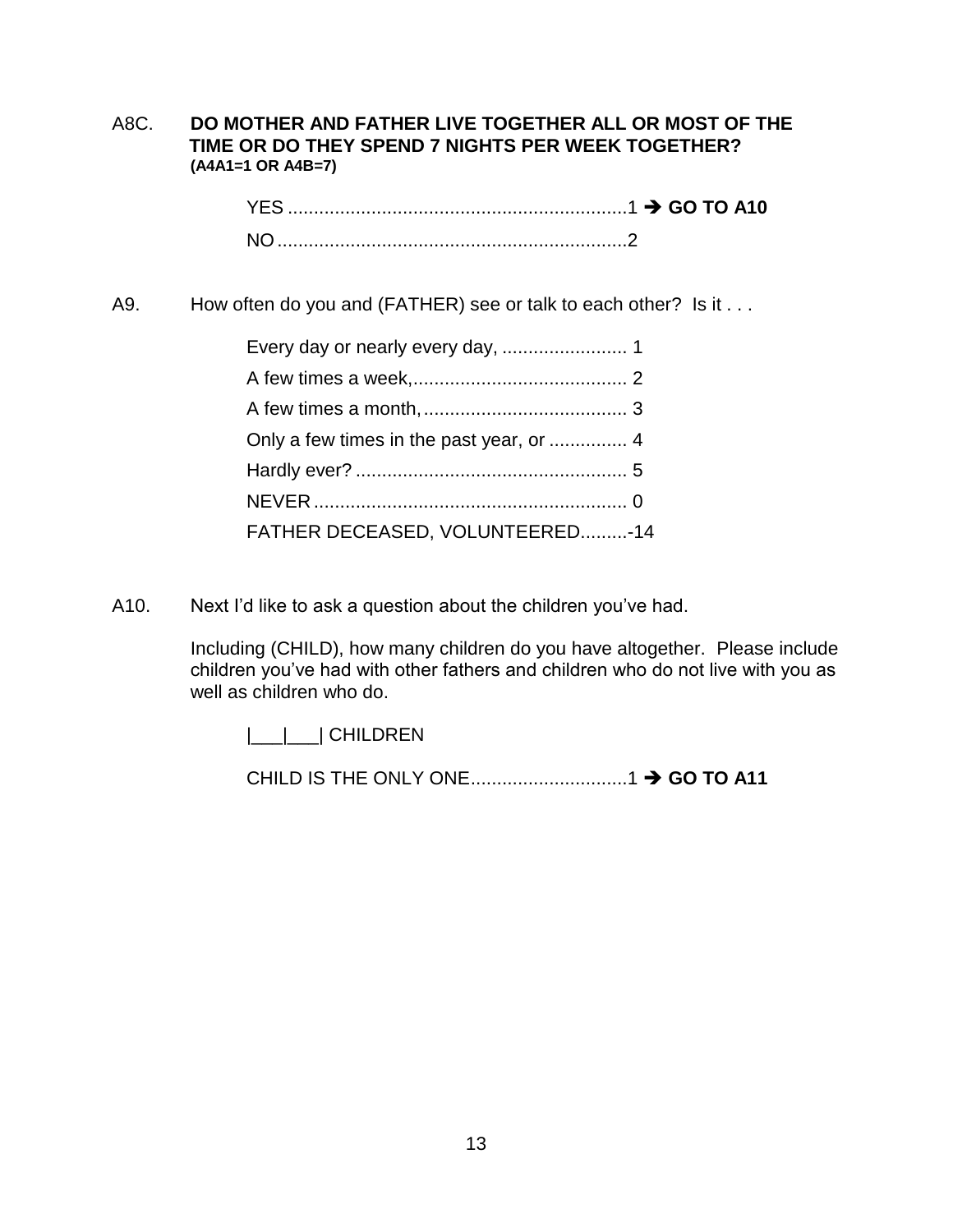A8C. **DO MOTHER AND FATHER LIVE TOGETHER ALL OR MOST OF THE TIME OR DO THEY SPEND 7 NIGHTS PER WEEK TOGETHER?**
**(A4A1=1 OR A4B=7)**

YES ................................................................1 ➔ **GO TO A10**
NO ..................................................................2

A9. How often do you and (FATHER) see or talk to each other? Is it . . .

Every day or nearly every day, ........................ 1
A few times a week,......................................... 2
A few times a month, ....................................... 3
Only a few times in the past year, or ............... 4
Hardly ever? .................................................... 5
NEVER ............................................................ 0
FATHER DECEASED, VOLUNTEERED.........-14

A10. Next I'd like to ask a question about the children you've had.

Including (CHILD), how many children do you have altogether. Please include children you've had with other fathers and children who do not live with you as well as children who do.

|___|___| CHILDREN

CHILD IS THE ONLY ONE.............................1 ➔ **GO TO A11**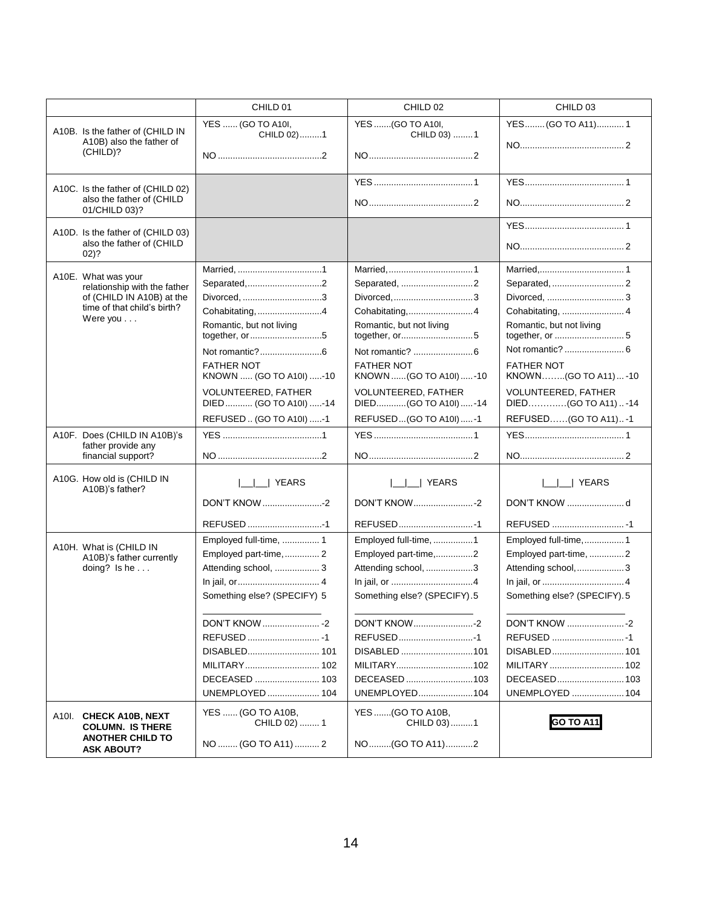| | CHILD 01 | CHILD 02 | CHILD 03 |
|---|---|---|---|
| A10B. Is the father of (CHILD IN A10B) also the father of (CHILD)? | YES ...... (GO TO A10I, CHILD 02).........1<br>NO ..........................................2 | YES .......(GO TO A10I, CHILD 03) ........1<br>NO..........................................2 | YES........ (GO TO A11)........... 1<br>NO.......................................... 2 |
| A10C. Is the father of (CHILD 02) also the father of (CHILD 01/CHILD 03)? | | YES........................................1<br>NO..........................................2 | YES........................................ 1<br>NO.......................................... 2 |
| A10D. Is the father of (CHILD 03) also the father of (CHILD 02)? | | | YES........................................ 1<br>NO.......................................... 2 |
| A10E. What was your relationship with the father of (CHILD IN A10B) at the time of that child's birth? Were you . . . | Married, ..................................1<br>Separated,..............................2<br>Divorced, ................................3<br>Cohabitating, ..........................4<br>Romantic, but not living together, or............................5<br>Not romantic?.........................6<br>FATHER NOT KNOWN ..... (GO TO A10I) .....-10<br>VOLUNTEERED, FATHER DIED ........... (GO TO A10I) .....-14<br>REFUSED .. (GO TO A10I) .....-1 | Married,..................................1<br>Separated, .............................2<br>Divorced,................................3<br>Cohabitating,..........................4<br>Romantic, but not living together, or.............................5<br>Not romantic? ........................6<br>FATHER NOT KNOWN ......(GO TO A10I) .....-10<br>VOLUNTEERED, FATHER DIED............(GO TO A10I) .....-14<br>REFUSED...(GO TO A10I) .....-1 | Married,.................................. 1<br>Separated, ............................. 2<br>Divorced, ............................... 3<br>Cohabitating, ......................... 4<br>Romantic, but not living together, or ............................ 5<br>Not romantic? ........................ 6<br>FATHER NOT KNOWN……..(GO TO A11) ... -10<br>VOLUNTEERED, FATHER DIED………….(GO TO A11) .. -14<br>REFUSED……(GO TO A11).. -1 |
| A10F. Does (CHILD IN A10B)'s father provide any financial support? | YES ........................................1<br>NO ..........................................2 | YES........................................1<br>NO..........................................2 | YES........................................ 1<br>NO.......................................... 2 |
| A10G. How old is (CHILD IN A10B)'s father? | \|\_\_\|\_\_\| YEARS<br>DON'T KNOW ........................-2<br>REFUSED ..............................-1 | \|\_\_\|\_\_\| YEARS<br>DON'T KNOW........................-2<br>REFUSED..............................-1 | \|\_\_\|\_\_\| YEARS<br>DON'T KNOW ....................... d<br>REFUSED ............................. -1 |
| A10H. What is (CHILD IN A10B)'s father currently doing? Is he . . . | Employed full-time, ............... 1<br>Employed part-time, .............. 2<br>Attending school, ................. 3<br>In jail, or................................. 4<br>Something else? (SPECIFY) 5<br>\_\_\_\_\_\_\_\_\_\_\_\_\_\_\_\_\_\_\_\_<br>DON'T KNOW ....................... -2<br>REFUSED ............................ -1<br>DISABLED............................ 101<br>MILITARY............................. 102<br>DECEASED .......................... 103<br>UNEMPLOYED .................... 104 | Employed full-time, ................1<br>Employed part-time,...............2<br>Attending school, ...................3<br>In jail, or .................................4<br>Something else? (SPECIFY).5<br>\_\_\_\_\_\_\_\_\_\_\_\_\_\_\_\_\_\_\_\_<br>DON'T KNOW........................-2<br>REFUSED..............................-1<br>DISABLED ............................101<br>MILITARY..............................102<br>DECEASED ...........................103<br>UNEMPLOYED......................104 | Employed full-time,................ 1<br>Employed part-time, ............. 2<br>Attending school,................... 3<br>In jail, or ................................. 4<br>Something else? (SPECIFY). 5<br>\_\_\_\_\_\_\_\_\_\_\_\_\_\_\_\_\_\_\_\_<br>DON'T KNOW ....................... -2<br>REFUSED ............................. -1<br>DISABLED............................. 101<br>MILITARY .............................. 102<br>DECEASED........................... 103<br>UNEMPLOYED ..................... 104 |
| A10I. **CHECK A10B, NEXT COLUMN. IS THERE ANOTHER CHILD TO ASK ABOUT?** | YES ...... (GO TO A10B, CHILD 02) ........ 1<br>NO ........ (GO TO A11) .......... 2 | YES .......(GO TO A10B, CHILD 03).........1<br>NO.........(GO TO A11)...........2 | **GO TO A11** |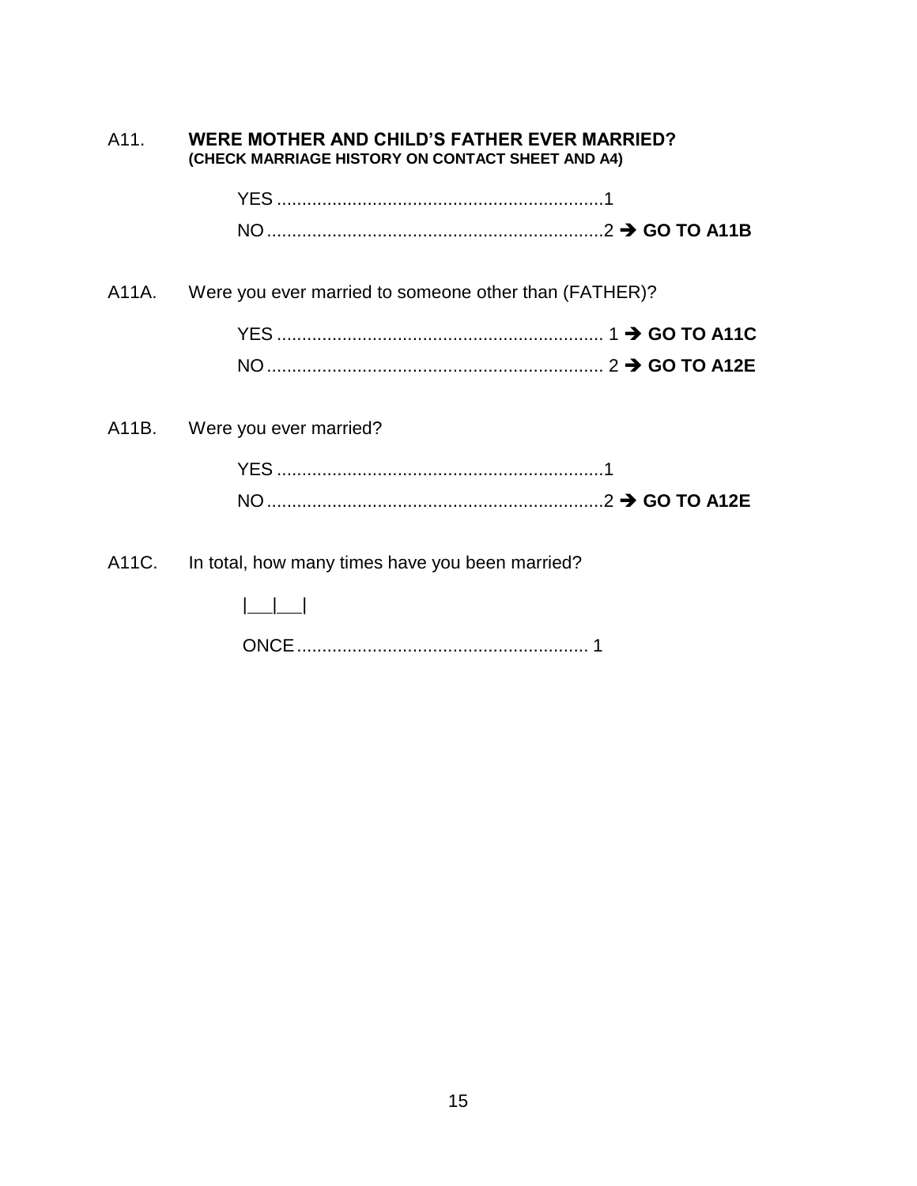A11. **WERE MOTHER AND CHILD'S FATHER EVER MARRIED?**
**(CHECK MARRIAGE HISTORY ON CONTACT SHEET AND A4)**

YES ................................................................1
NO ..................................................................2 ➔ **GO TO A11B**

A11A. Were you ever married to someone other than (FATHER)?

YES ................................................................ 1 ➔ **GO TO A11C**
NO .................................................................. 2 ➔ **GO TO A12E**

A11B. Were you ever married?

YES ................................................................1
NO ..................................................................2 ➔ **GO TO A12E**

A11C. In total, how many times have you been married?

|___|___|

ONCE .......................................................... 1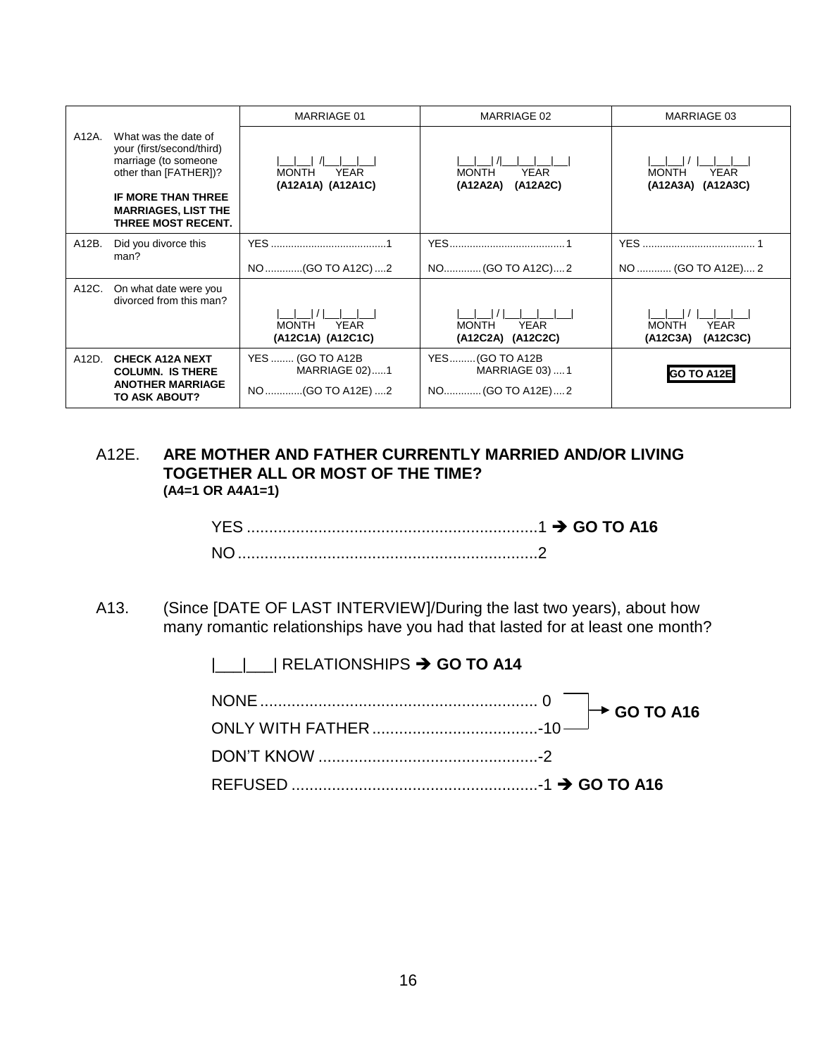| | | MARRIAGE 01 | MARRIAGE 02 | MARRIAGE 03 |
|---|---|---|---|---|
| A12A. | What was the date of your (first/second/third) marriage (to someone other than [FATHER])? **IF MORE THAN THREE MARRIAGES, LIST THE THREE MOST RECENT.** | \|___\|___\| /\|___\|___\|___\|___\| MONTH YEAR **(A12A1A) (A12A1C)** | \|___\|___\| /\|___\|___\|___\|___\| MONTH YEAR **(A12A2A) (A12A2C)** | \|___\|___\| / \|___\|___\|___\|___\| MONTH YEAR **(A12A3A) (A12A3C)** |
| A12B. | Did you divorce this man? | YES ....................................1 NO ............(GO TO A12C) ....2 | YES....................................1 NO............(GO TO A12C)....2 | YES .................................... 1 NO ........... (GO TO A12E).... 2 |
| A12C. | On what date were you divorced from this man? | \|___\|___\| / \|___\|___\|___\|___\| MONTH YEAR **(A12C1A) (A12C1C)** | \|___\|___\| / \|___\|___\|___\|___\| MONTH YEAR **(A12C2A) (A12C2C)** | \|___\|___\| / \|___\|___\|___\|___\| MONTH YEAR **(A12C3A) (A12C3C)** |
| A12D. | **CHECK A12A NEXT COLUMN. IS THERE ANOTHER MARRIAGE TO ASK ABOUT?** | YES ........ (GO TO A12B MARRIAGE 02).....1 NO ............(GO TO A12E) ....2 | YES.........(GO TO A12B MARRIAGE 03) ....1 NO............(GO TO A12E)....2 | **GO TO A12E** |

A12E. **ARE MOTHER AND FATHER CURRENTLY MARRIED AND/OR LIVING TOGETHER ALL OR MOST OF THE TIME?**
**(A4=1 OR A4A1=1)**

YES .................................................................1 ➔ **GO TO A16**
NO ...................................................................2

A13. (Since [DATE OF LAST INTERVIEW]/During the last two years), about how many romantic relationships have you had that lasted for at least one month?

|___|___| RELATIONSHIPS ➔ **GO TO A14**

NONE ............................................................. 0 ➔ **GO TO A16**
ONLY WITH FATHER .....................................-10 ➔ **GO TO A16**
DON'T KNOW .................................................-2
REFUSED .......................................................-1 ➔ **GO TO A16**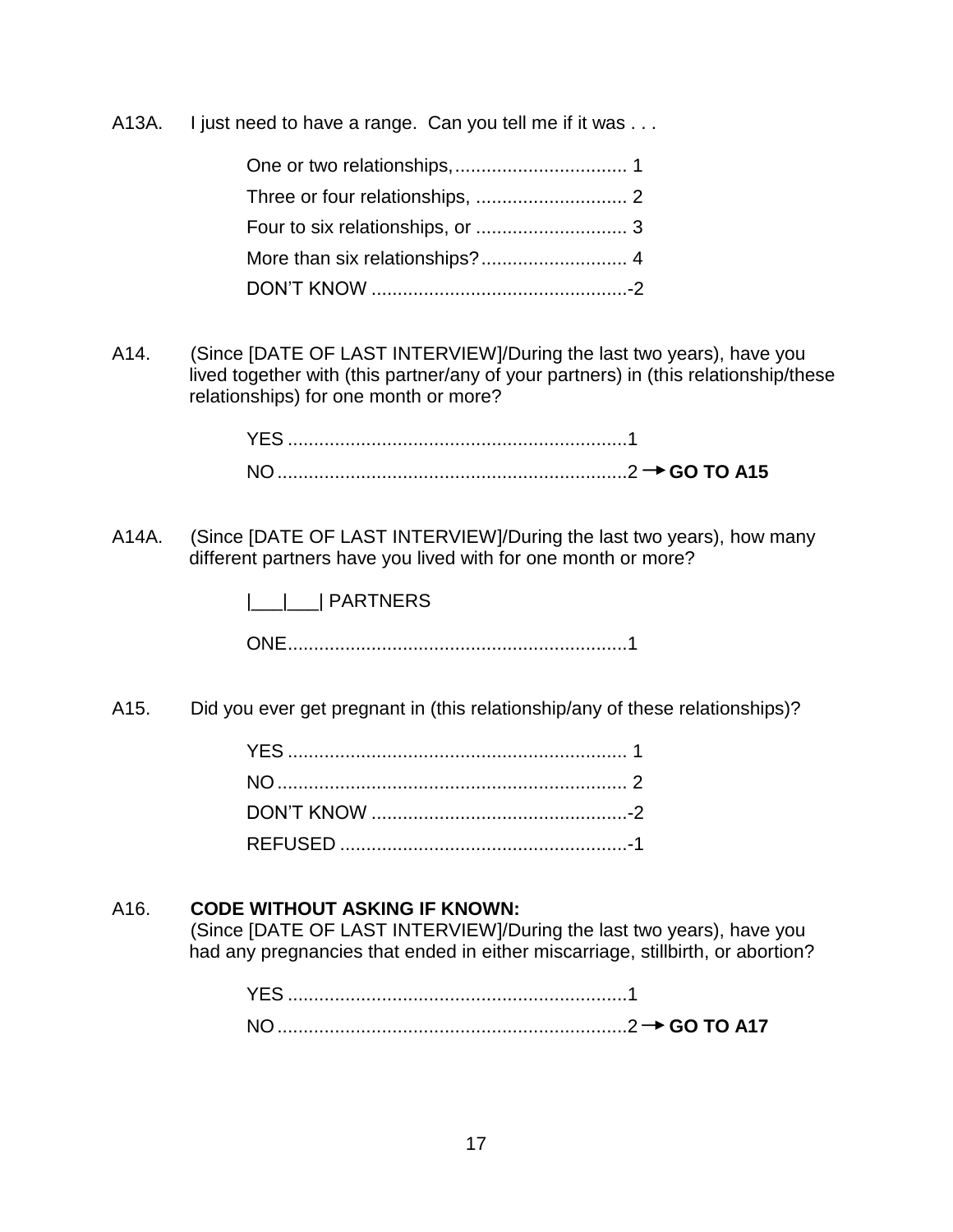A13A. I just need to have a range. Can you tell me if it was . . .

One or two relationships,................................. 1
Three or four relationships, ............................. 2
Four to six relationships, or ............................. 3
More than six relationships?............................ 4
DON'T KNOW .................................................-2

A14. (Since [DATE OF LAST INTERVIEW]/During the last two years), have you lived together with (this partner/any of your partners) in (this relationship/these relationships) for one month or more?

YES .................................................................1
NO ...................................................................2 → **GO TO A15**

A14A. (Since [DATE OF LAST INTERVIEW]/During the last two years), how many different partners have you lived with for one month or more?

|___|___| PARTNERS

ONE.................................................................1

A15. Did you ever get pregnant in (this relationship/any of these relationships)?

YES ................................................................. 1
NO ................................................................... 2
DON'T KNOW .................................................-2
REFUSED .......................................................-1

A16. **CODE WITHOUT ASKING IF KNOWN:**
(Since [DATE OF LAST INTERVIEW]/During the last two years), have you had any pregnancies that ended in either miscarriage, stillbirth, or abortion?

YES .................................................................1
NO ...................................................................2 → **GO TO A17**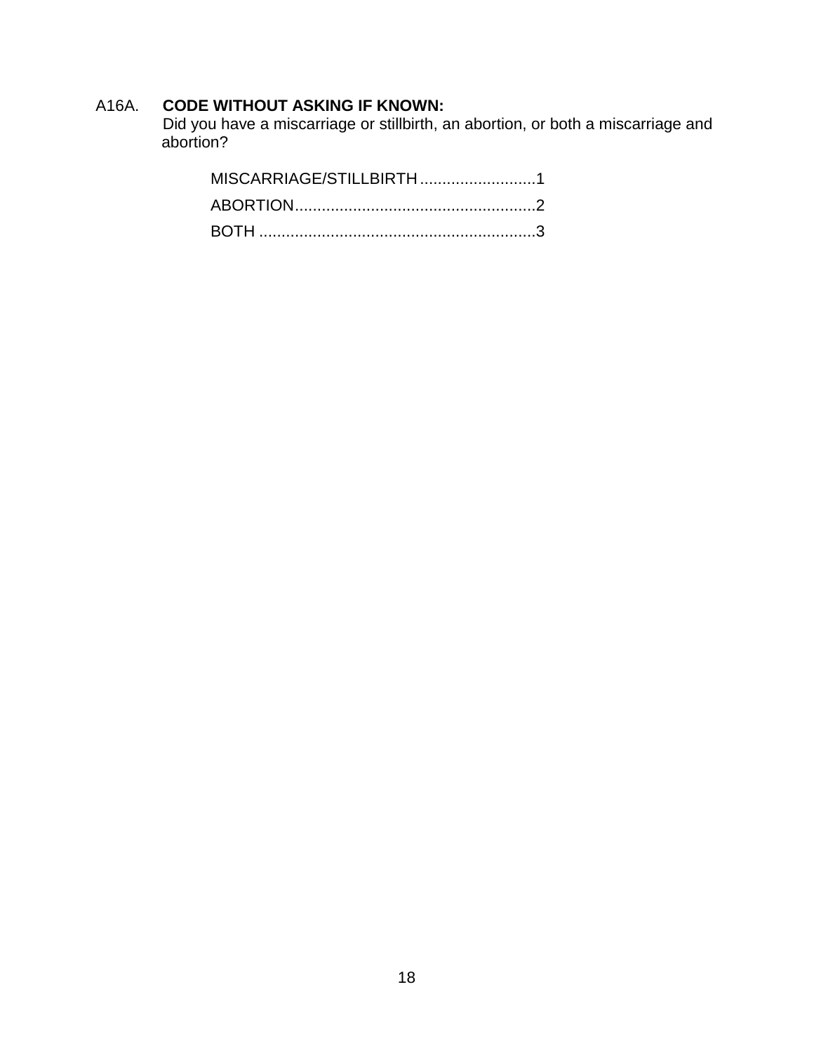A16A. **CODE WITHOUT ASKING IF KNOWN:**
Did you have a miscarriage or stillbirth, an abortion, or both a miscarriage and abortion?

MISCARRIAGE/STILLBIRTH..........................1
ABORTION......................................................2
BOTH ..............................................................3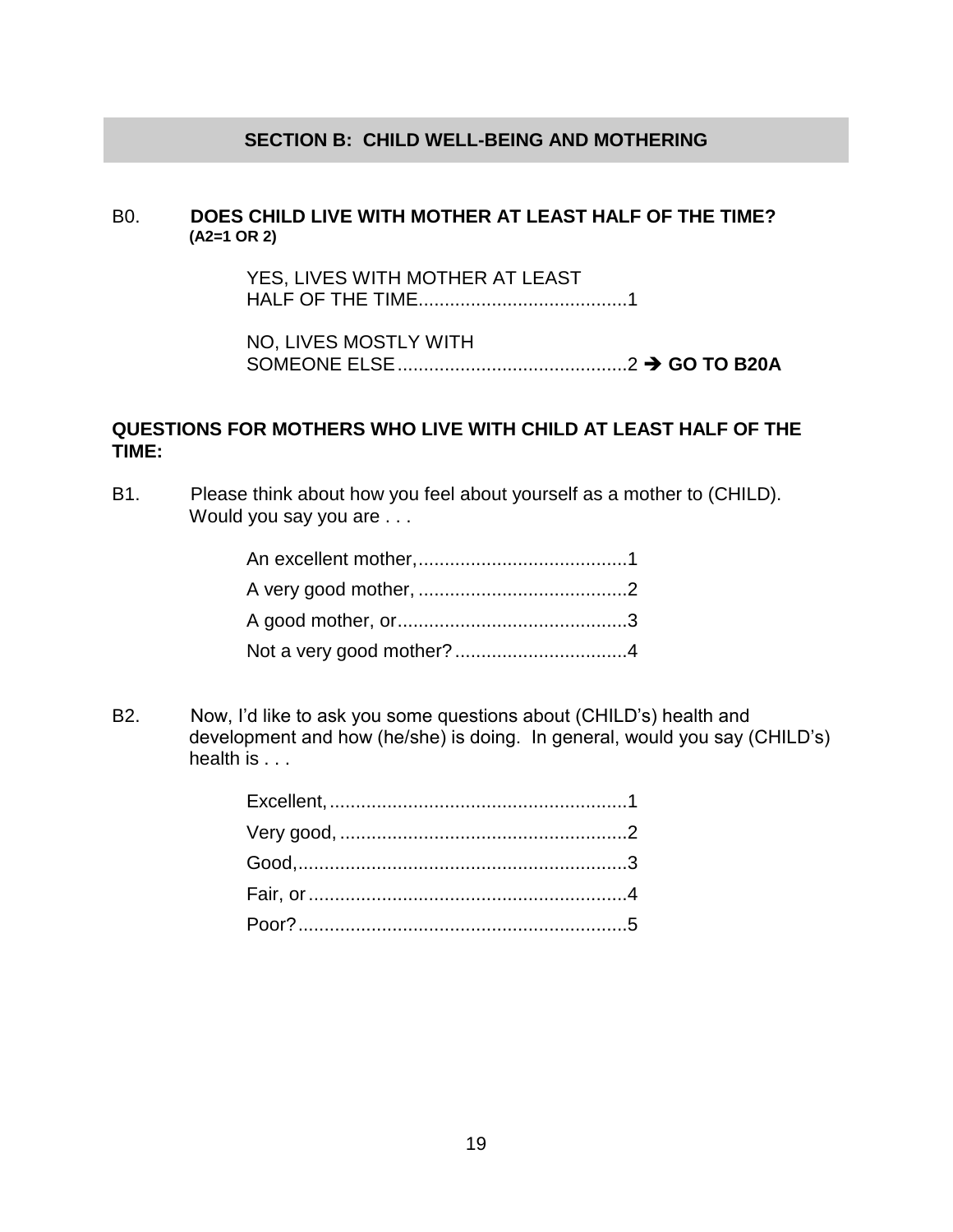## SECTION B: CHILD WELL-BEING AND MOTHERING

B0. **DOES CHILD LIVE WITH MOTHER AT LEAST HALF OF THE TIME?**
**(A2=1 OR 2)**

YES, LIVES WITH MOTHER AT LEAST HALF OF THE TIME........................................1

NO, LIVES MOSTLY WITH SOMEONE ELSE............................................2 ➔ **GO TO B20A**

**QUESTIONS FOR MOTHERS WHO LIVE WITH CHILD AT LEAST HALF OF THE TIME:**

B1. Please think about how you feel about yourself as a mother to (CHILD). Would you say you are . . .

An excellent mother,........................................1
A very good mother, ........................................2
A good mother, or............................................3
Not a very good mother? .................................4

B2. Now, I'd like to ask you some questions about (CHILD's) health and development and how (he/she) is doing. In general, would you say (CHILD's) health is . . .

Excellent, .........................................................1
Very good, .......................................................2
Good,...............................................................3
Fair, or .............................................................4
Poor?...............................................................5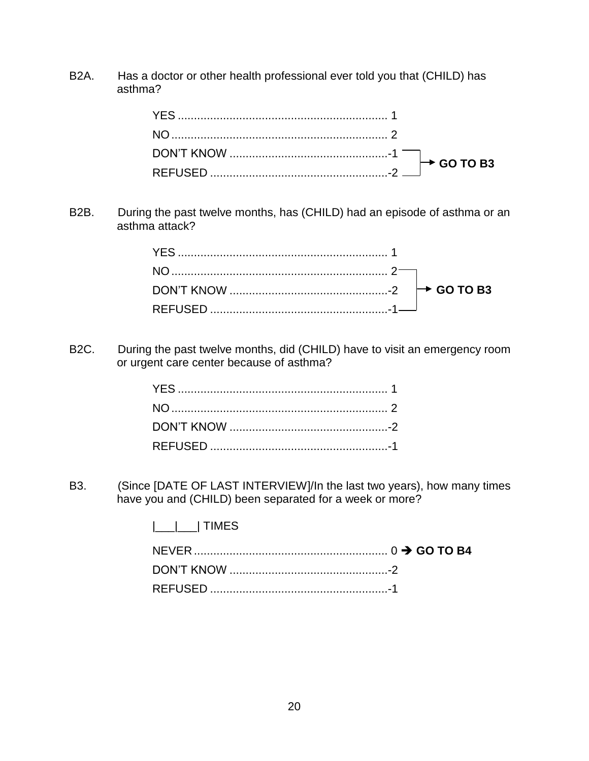B2A. Has a doctor or other health professional ever told you that (CHILD) has asthma?

- YES .................................................................. 1
- NO .................................................................. 2
- DON'T KNOW .................................................-1 → **GO TO B3**
- REFUSED .......................................................-2 → **GO TO B3**

B2B. During the past twelve months, has (CHILD) had an episode of asthma or an asthma attack?

- YES .................................................................. 1
- NO .................................................................. 2 → **GO TO B3**
- DON'T KNOW .................................................-2 → **GO TO B3**
- REFUSED .......................................................-1 → **GO TO B3**

B2C. During the past twelve months, did (CHILD) have to visit an emergency room or urgent care center because of asthma?

- YES .................................................................. 1
- NO .................................................................. 2
- DON'T KNOW .................................................-2
- REFUSED .......................................................-1

B3. (Since [DATE OF LAST INTERVIEW]/In the last two years), how many times have you and (CHILD) been separated for a week or more?

|___|___| TIMES

- NEVER ............................................................ 0 → **GO TO B4**
- DON'T KNOW .................................................-2
- REFUSED .......................................................-1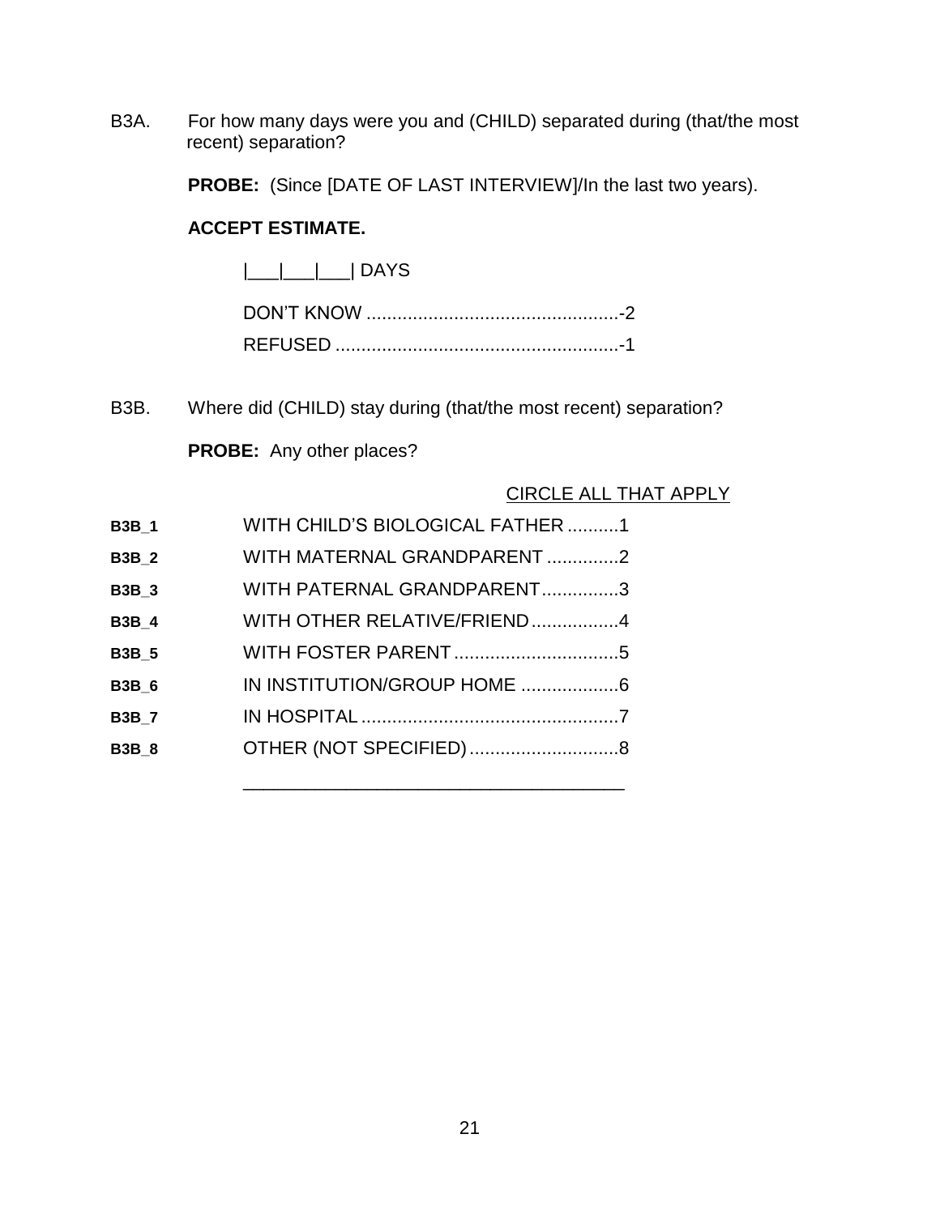B3A. For how many days were you and (CHILD) separated during (that/the most recent) separation?

**PROBE:** (Since [DATE OF LAST INTERVIEW]/In the last two years).

**ACCEPT ESTIMATE.**

|___|___|___| DAYS

DON'T KNOW ................................................-2
REFUSED ......................................................-1

B3B. Where did (CHILD) stay during (that/the most recent) separation?

**PROBE:** Any other places?

CIRCLE ALL THAT APPLY

**B3B_1** WITH CHILD'S BIOLOGICAL FATHER ..........1
**B3B_2** WITH MATERNAL GRANDPARENT ..............2
**B3B_3** WITH PATERNAL GRANDPARENT...............3
**B3B_4** WITH OTHER RELATIVE/FRIEND.................4
**B3B_5** WITH FOSTER PARENT ................................5
**B3B_6** IN INSTITUTION/GROUP HOME ...................6
**B3B_7** IN HOSPITAL ..................................................7
**B3B_8** OTHER (NOT SPECIFIED).............................8

_____________________________________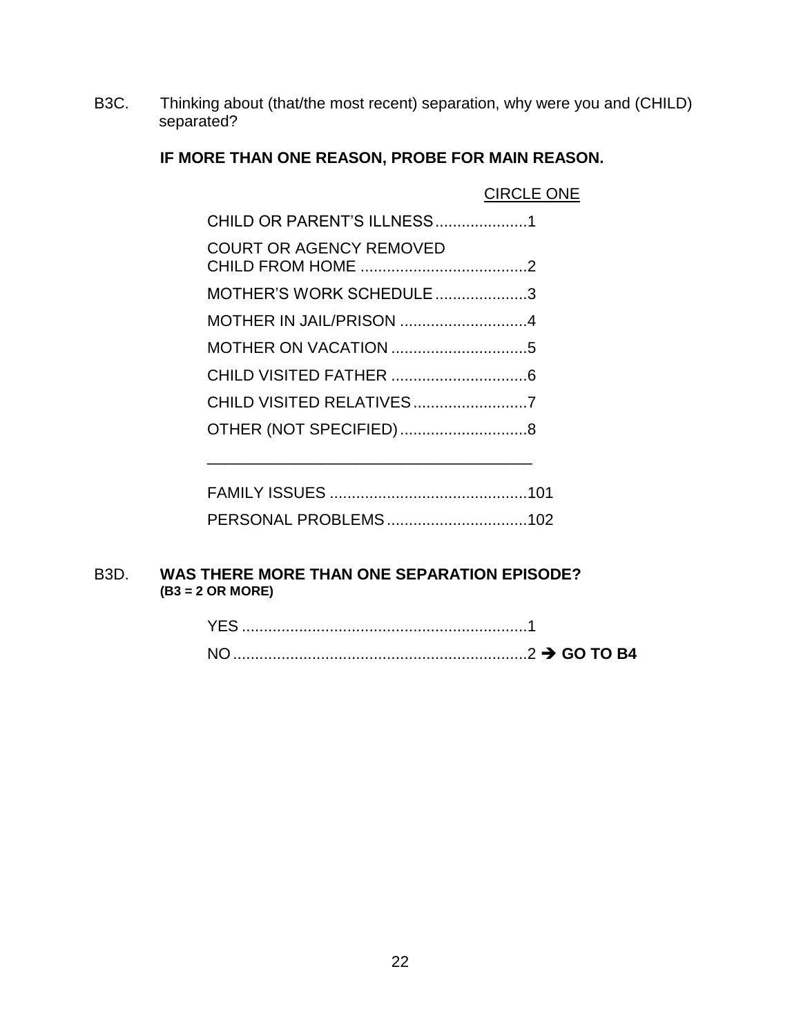B3C. Thinking about (that/the most recent) separation, why were you and (CHILD) separated?

**IF MORE THAN ONE REASON, PROBE FOR MAIN REASON.**

CIRCLE ONE

CHILD OR PARENT'S ILLNESS.....................1

COURT OR AGENCY REMOVED CHILD FROM HOME .....................................2

MOTHER'S WORK SCHEDULE.....................3

MOTHER IN JAIL/PRISON .............................4

MOTHER ON VACATION ...............................5

CHILD VISITED FATHER ...............................6

CHILD VISITED RELATIVES..........................7

OTHER (NOT SPECIFIED).............................8

_____________________________________

FAMILY ISSUES .............................................101

PERSONAL PROBLEMS................................102

B3D. **WAS THERE MORE THAN ONE SEPARATION EPISODE?**
**(B3 = 2 OR MORE)**

YES .................................................................1

NO ...................................................................2 ➔ **GO TO B4**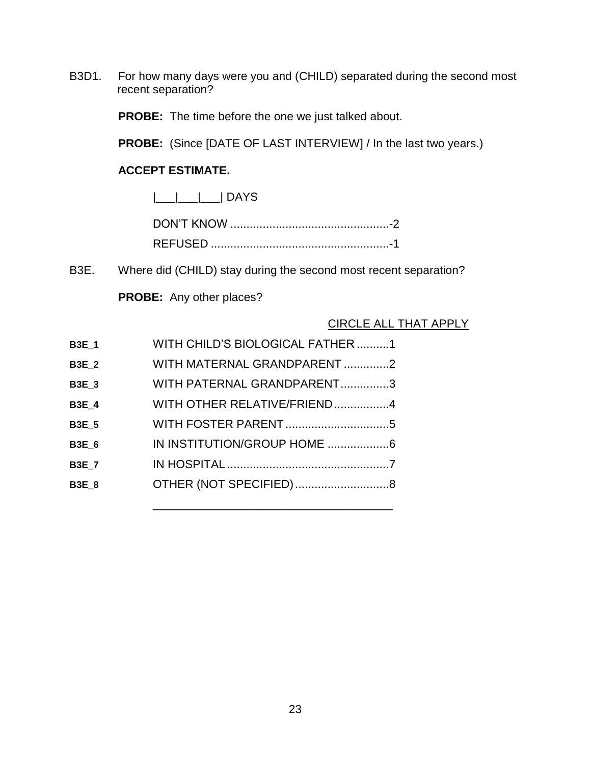B3D1. For how many days were you and (CHILD) separated during the second most recent separation?

**PROBE:** The time before the one we just talked about.

**PROBE:** (Since [DATE OF LAST INTERVIEW] / In the last two years.)

**ACCEPT ESTIMATE.**

|___|___|___| DAYS

DON'T KNOW .................................................-2

REFUSED .......................................................-1

B3E. Where did (CHILD) stay during the second most recent separation?

**PROBE:** Any other places?

CIRCLE ALL THAT APPLY

| | | |
|---|---|---|
| **B3E_1** | WITH CHILD'S BIOLOGICAL FATHER | 1 |
| **B3E_2** | WITH MATERNAL GRANDPARENT | 2 |
| **B3E_3** | WITH PATERNAL GRANDPARENT | 3 |
| **B3E_4** | WITH OTHER RELATIVE/FRIEND | 4 |
| **B3E_5** | WITH FOSTER PARENT | 5 |
| **B3E_6** | IN INSTITUTION/GROUP HOME | 6 |
| **B3E_7** | IN HOSPITAL | 7 |
| **B3E_8** | OTHER (NOT SPECIFIED) | 8 |

_____________________________________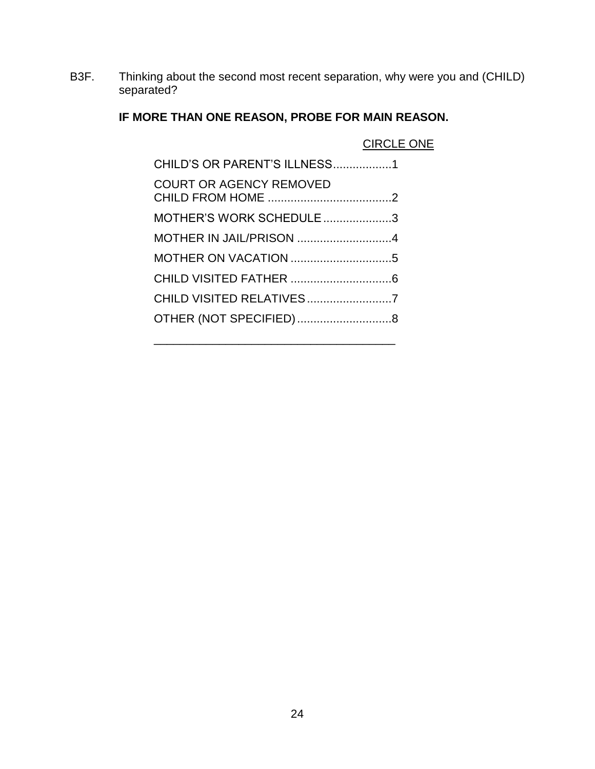B3F. Thinking about the second most recent separation, why were you and (CHILD) separated?

**IF MORE THAN ONE REASON, PROBE FOR MAIN REASON.**

CIRCLE ONE

CHILD'S OR PARENT'S ILLNESS..................1

COURT OR AGENCY REMOVED CHILD FROM HOME ......................................2

MOTHER'S WORK SCHEDULE.....................3

MOTHER IN JAIL/PRISON .............................4

MOTHER ON VACATION ...............................5

CHILD VISITED FATHER ...............................6

CHILD VISITED RELATIVES..........................7

OTHER (NOT SPECIFIED).............................8

_____________________________________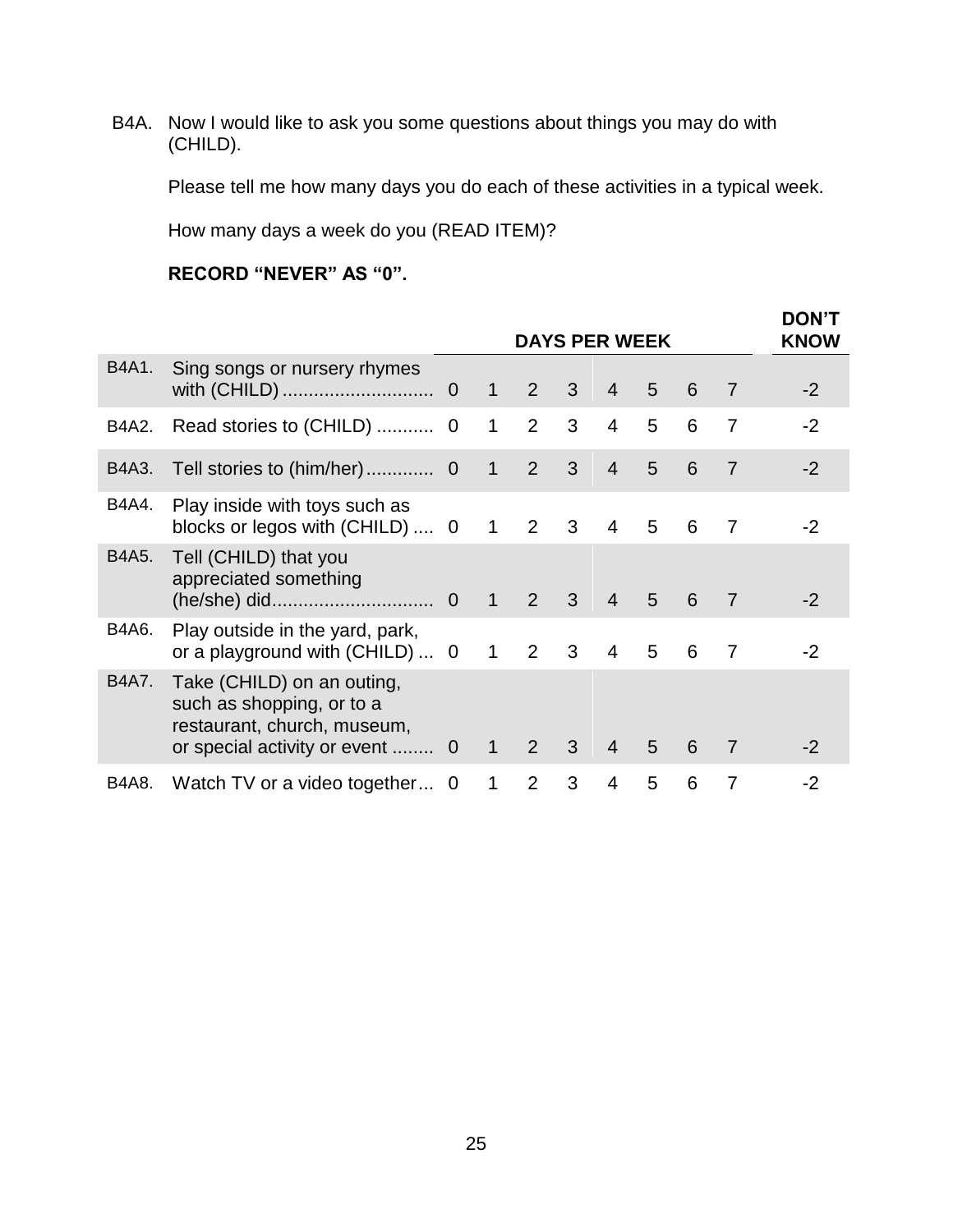B4A. Now I would like to ask you some questions about things you may do with (CHILD).

Please tell me how many days you do each of these activities in a typical week.

How many days a week do you (READ ITEM)?

**RECORD "NEVER" AS "0".**

| | | DAYS PER WEEK | | | | | | | | DON'T KNOW |
|---|---|---|---|---|---|---|---|---|---|---|
| B4A1. | Sing songs or nursery rhymes with (CHILD) ............................ | 0 | 1 | 2 | 3 | 4 | 5 | 6 | 7 | -2 |
| B4A2. | Read stories to (CHILD) ........... | 0 | 1 | 2 | 3 | 4 | 5 | 6 | 7 | -2 |
| B4A3. | Tell stories to (him/her)............. | 0 | 1 | 2 | 3 | 4 | 5 | 6 | 7 | -2 |
| B4A4. | Play inside with toys such as blocks or legos with (CHILD) .... | 0 | 1 | 2 | 3 | 4 | 5 | 6 | 7 | -2 |
| B4A5. | Tell (CHILD) that you appreciated something (he/she) did.............................. | 0 | 1 | 2 | 3 | 4 | 5 | 6 | 7 | -2 |
| B4A6. | Play outside in the yard, park, or a playground with (CHILD) ... | 0 | 1 | 2 | 3 | 4 | 5 | 6 | 7 | -2 |
| B4A7. | Take (CHILD) on an outing, such as shopping, or to a restaurant, church, museum, or special activity or event ........ | 0 | 1 | 2 | 3 | 4 | 5 | 6 | 7 | -2 |
| B4A8. | Watch TV or a video together... | 0 | 1 | 2 | 3 | 4 | 5 | 6 | 7 | -2 |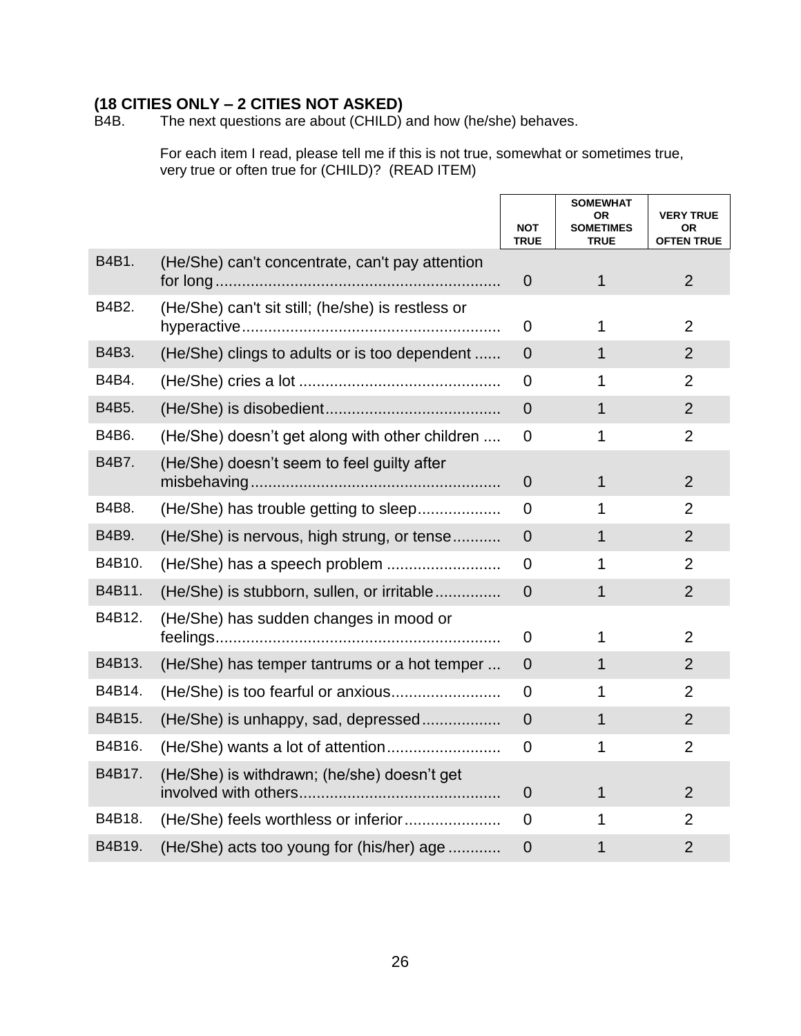**(18 CITIES ONLY – 2 CITIES NOT ASKED)**

B4B. The next questions are about (CHILD) and how (he/she) behaves.

For each item I read, please tell me if this is not true, somewhat or sometimes true, very true or often true for (CHILD)? (READ ITEM)

| | | NOT TRUE | SOMEWHAT OR SOMETIMES TRUE | VERY TRUE OR OFTEN TRUE |
|---|---|---|---|---|
| B4B1. | (He/She) can't concentrate, can't pay attention for long | 0 | 1 | 2 |
| B4B2. | (He/She) can't sit still; (he/she) is restless or hyperactive | 0 | 1 | 2 |
| B4B3. | (He/She) clings to adults or is too dependent | 0 | 1 | 2 |
| B4B4. | (He/She) cries a lot | 0 | 1 | 2 |
| B4B5. | (He/She) is disobedient | 0 | 1 | 2 |
| B4B6. | (He/She) doesn't get along with other children | 0 | 1 | 2 |
| B4B7. | (He/She) doesn't seem to feel guilty after misbehaving | 0 | 1 | 2 |
| B4B8. | (He/She) has trouble getting to sleep | 0 | 1 | 2 |
| B4B9. | (He/She) is nervous, high strung, or tense | 0 | 1 | 2 |
| B4B10. | (He/She) has a speech problem | 0 | 1 | 2 |
| B4B11. | (He/She) is stubborn, sullen, or irritable | 0 | 1 | 2 |
| B4B12. | (He/She) has sudden changes in mood or feelings | 0 | 1 | 2 |
| B4B13. | (He/She) has temper tantrums or a hot temper | 0 | 1 | 2 |
| B4B14. | (He/She) is too fearful or anxious | 0 | 1 | 2 |
| B4B15. | (He/She) is unhappy, sad, depressed | 0 | 1 | 2 |
| B4B16. | (He/She) wants a lot of attention | 0 | 1 | 2 |
| B4B17. | (He/She) is withdrawn; (he/she) doesn't get involved with others | 0 | 1 | 2 |
| B4B18. | (He/She) feels worthless or inferior | 0 | 1 | 2 |
| B4B19. | (He/She) acts too young for (his/her) age | 0 | 1 | 2 |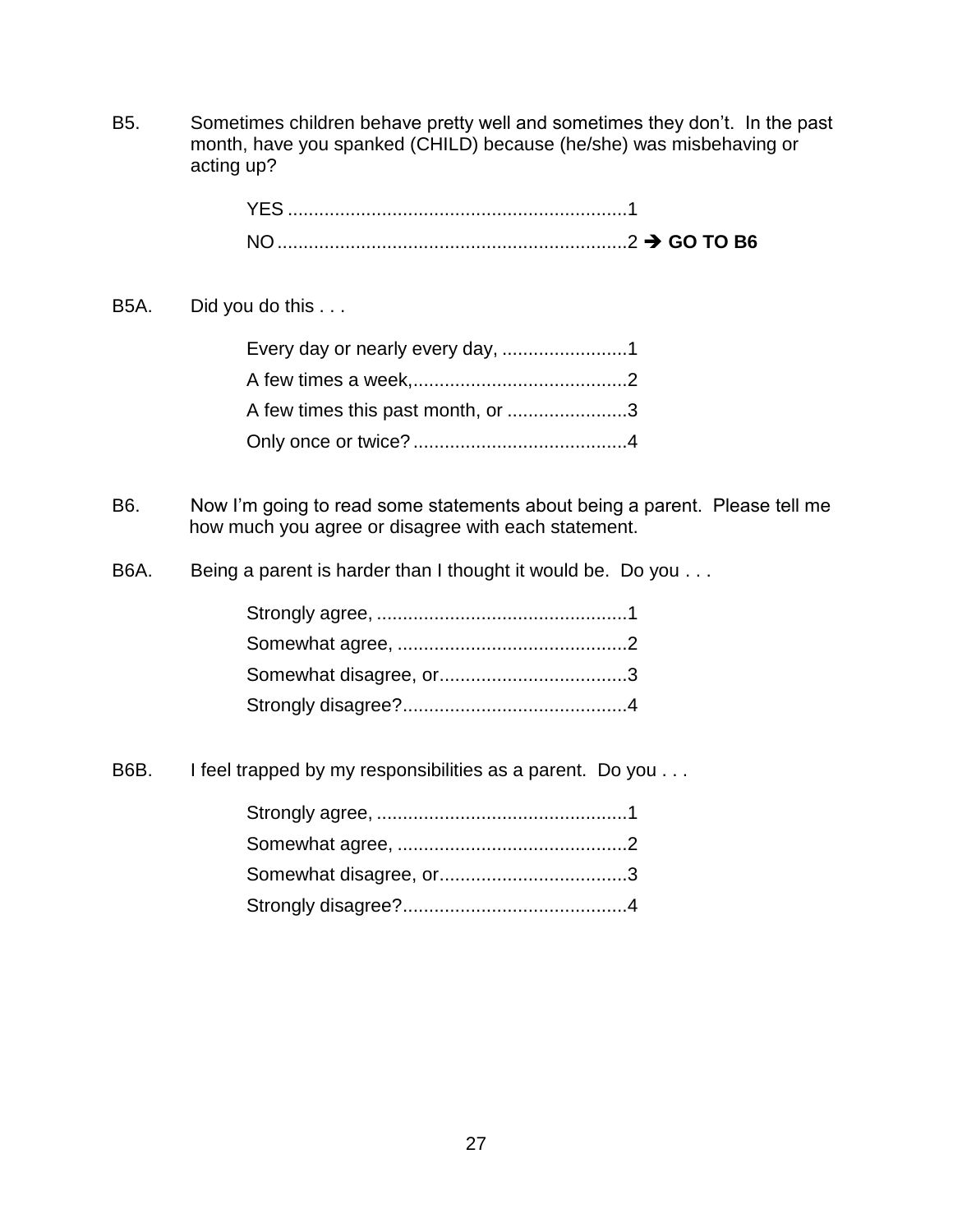B5. Sometimes children behave pretty well and sometimes they don't. In the past month, have you spanked (CHILD) because (he/she) was misbehaving or acting up?

YES ..................................................................1
NO ....................................................................2 ➔ **GO TO B6**

B5A. Did you do this . . .

Every day or nearly every day, ........................1
A few times a week,.........................................2
A few times this past month, or .......................3
Only once or twice? .........................................4

B6. Now I'm going to read some statements about being a parent. Please tell me how much you agree or disagree with each statement.

B6A. Being a parent is harder than I thought it would be. Do you . . .

Strongly agree, ................................................1
Somewhat agree, ............................................2
Somewhat disagree, or....................................3
Strongly disagree?...........................................4

B6B. I feel trapped by my responsibilities as a parent. Do you . . .

Strongly agree, ................................................1
Somewhat agree, ............................................2
Somewhat disagree, or....................................3
Strongly disagree?...........................................4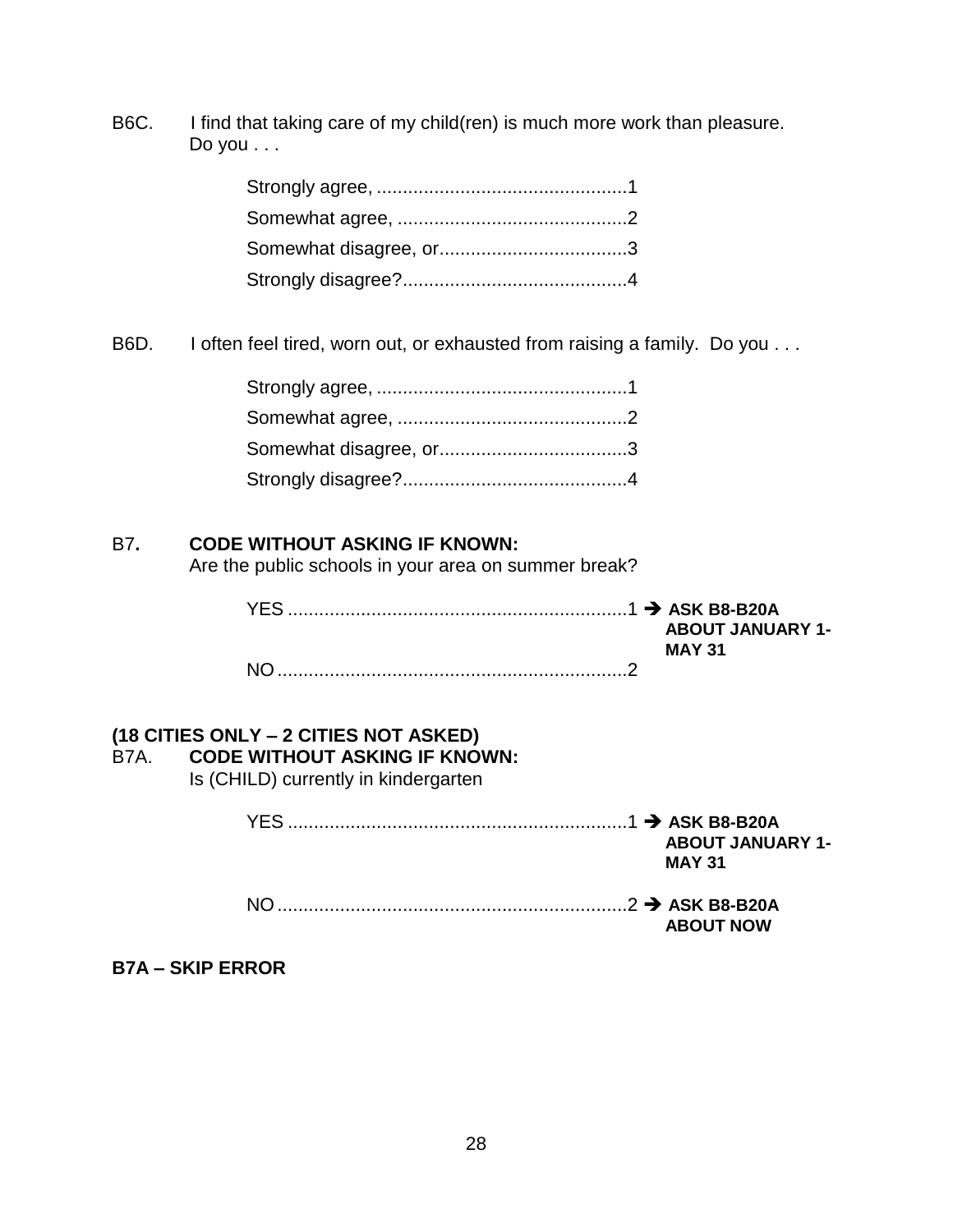B6C. I find that taking care of my child(ren) is much more work than pleasure. Do you . . .

Strongly agree, ................................................1
Somewhat agree, ............................................2
Somewhat disagree, or....................................3
Strongly disagree?...........................................4

B6D. I often feel tired, worn out, or exhausted from raising a family. Do you . . .

Strongly agree, ................................................1
Somewhat agree, ............................................2
Somewhat disagree, or....................................3
Strongly disagree?...........................................4

B7. **CODE WITHOUT ASKING IF KNOWN:**
Are the public schools in your area on summer break?

YES .................................................................1 ➔ **ASK B8-B20A ABOUT JANUARY 1-MAY 31**
NO ...................................................................2

**(18 CITIES ONLY – 2 CITIES NOT ASKED)**
B7A. **CODE WITHOUT ASKING IF KNOWN:**
Is (CHILD) currently in kindergarten

YES .................................................................1 ➔ **ASK B8-B20A ABOUT JANUARY 1-MAY 31**

NO ...................................................................2 ➔ **ASK B8-B20A ABOUT NOW**

**B7A – SKIP ERROR**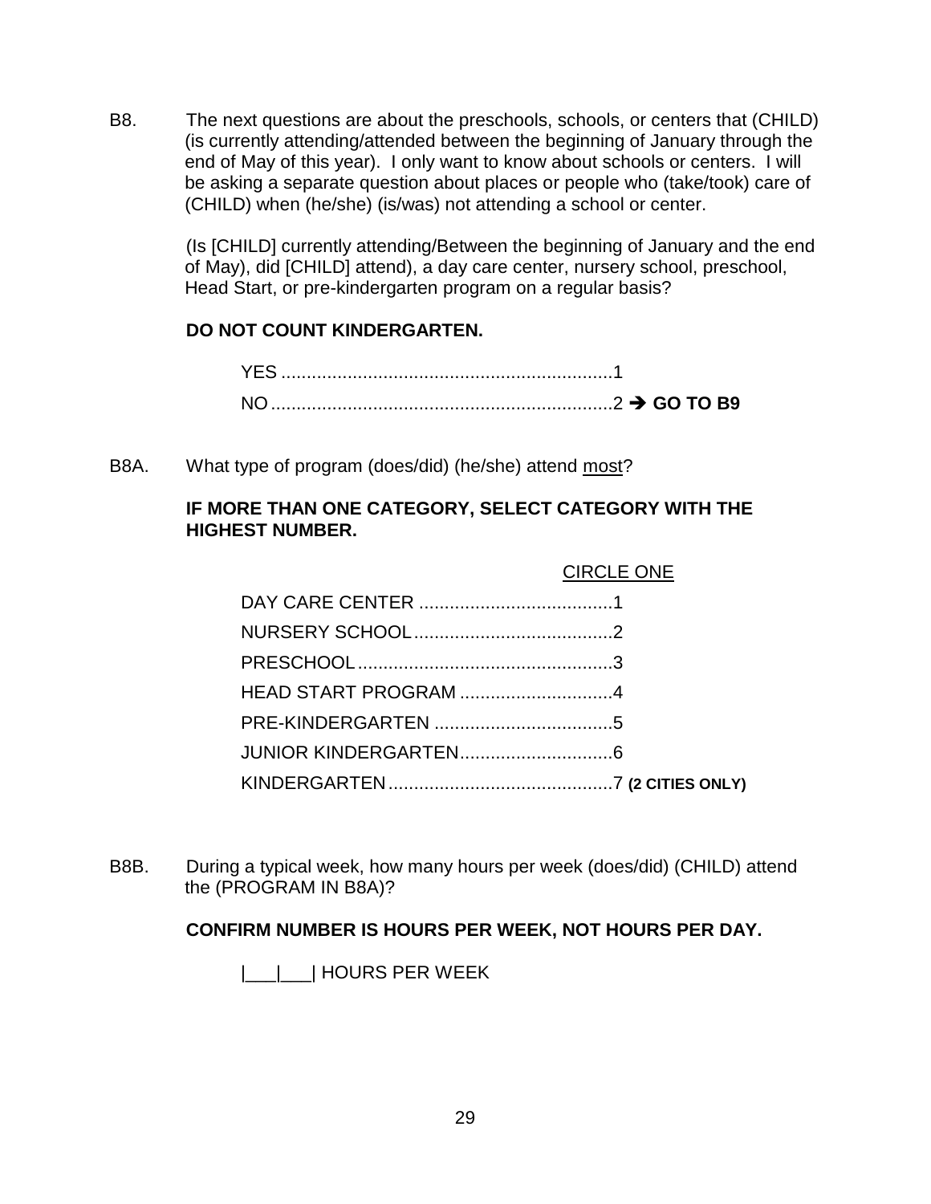B8. The next questions are about the preschools, schools, or centers that (CHILD) (is currently attending/attended between the beginning of January through the end of May of this year). I only want to know about schools or centers. I will be asking a separate question about places or people who (take/took) care of (CHILD) when (he/she) (is/was) not attending a school or center.

(Is [CHILD] currently attending/Between the beginning of January and the end of May), did [CHILD] attend), a day care center, nursery school, preschool, Head Start, or pre-kindergarten program on a regular basis?

**DO NOT COUNT KINDERGARTEN.**

YES ..................................................................1
NO ....................................................................2 ➔ **GO TO B9**

B8A. What type of program (does/did) (he/she) attend <u>most</u>?

**IF MORE THAN ONE CATEGORY, SELECT CATEGORY WITH THE HIGHEST NUMBER.**

<u>CIRCLE ONE</u>

DAY CARE CENTER .......................................1
NURSERY SCHOOL........................................2
PRESCHOOL..................................................3
HEAD START PROGRAM ...............................4
PRE-KINDERGARTEN ....................................5
JUNIOR KINDERGARTEN..............................6
KINDERGARTEN............................................7 **(2 CITIES ONLY)**

B8B. During a typical week, how many hours per week (does/did) (CHILD) attend the (PROGRAM IN B8A)?

**CONFIRM NUMBER IS HOURS PER WEEK, NOT HOURS PER DAY.**

|___|___| HOURS PER WEEK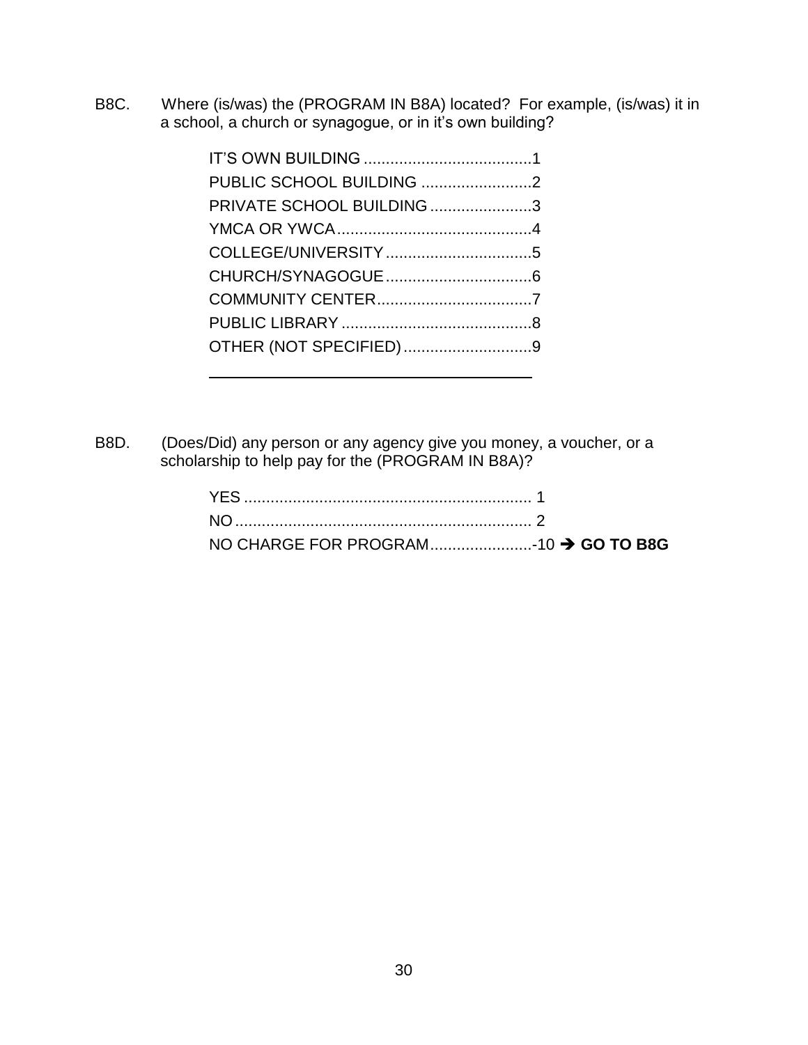B8C. Where (is/was) the (PROGRAM IN B8A) located? For example, (is/was) it in a school, a church or synagogue, or in it's own building?

IT'S OWN BUILDING ......................................1
PUBLIC SCHOOL BUILDING .........................2
PRIVATE SCHOOL BUILDING .......................3
YMCA OR YWCA............................................4
COLLEGE/UNIVERSITY .................................5
CHURCH/SYNAGOGUE .................................6
COMMUNITY CENTER...................................7
PUBLIC LIBRARY ...........................................8
OTHER (NOT SPECIFIED).............................9

______________________________________

B8D. (Does/Did) any person or any agency give you money, a voucher, or a scholarship to help pay for the (PROGRAM IN B8A)?

YES ................................................................ 1
NO .................................................................. 2
NO CHARGE FOR PROGRAM.......................-10 ➔ **GO TO B8G**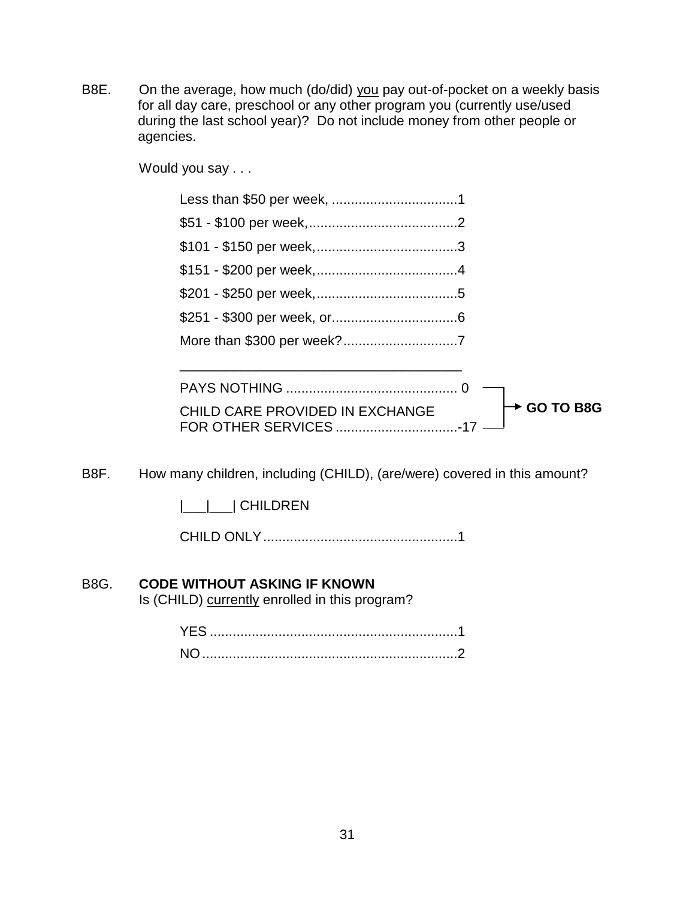B8E. On the average, how much (do/did) you pay out-of-pocket on a weekly basis for all day care, preschool or any other program you (currently use/used during the last school year)? Do not include money from other people or agencies.

Would you say . . .

Less than $50 per week, ................................1
$51 - $100 per week,......................................2
$101 - $150 per week,....................................3
$151 - $200 per week,....................................4
$201 - $250 per week,....................................5
$251 - $300 per week, or................................6
More than $300 per week?..............................7

PAYS NOTHING ............................................ 0 → GO TO B8G
CHILD CARE PROVIDED IN EXCHANGE FOR OTHER SERVICES ...............................-17 → GO TO B8G

B8F. How many children, including (CHILD), (are/were) covered in this amount?

|___|___| CHILDREN

CHILD ONLY..................................................1

B8G. **CODE WITHOUT ASKING IF KNOWN**
Is (CHILD) currently enrolled in this program?

YES ................................................................1
NO..................................................................2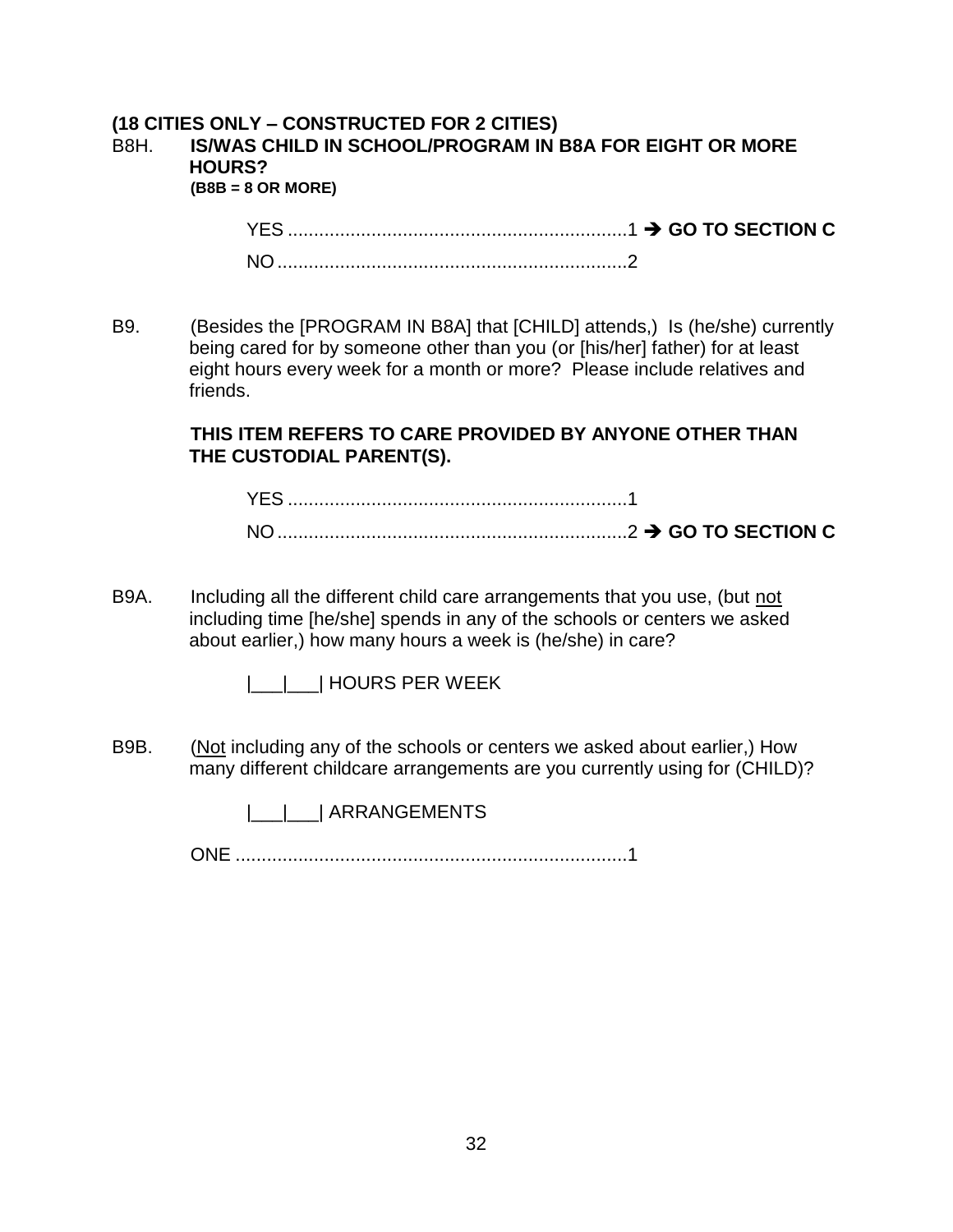**(18 CITIES ONLY – CONSTRUCTED FOR 2 CITIES)**

B8H. **IS/WAS CHILD IN SCHOOL/PROGRAM IN B8A FOR EIGHT OR MORE HOURS?**
**(B8B = 8 OR MORE)**

YES ................................................................1 ➔ **GO TO SECTION C**
NO ..................................................................2

B9. (Besides the [PROGRAM IN B8A] that [CHILD] attends,) Is (he/she) currently being cared for by someone other than you (or [his/her] father) for at least eight hours every week for a month or more? Please include relatives and friends.

**THIS ITEM REFERS TO CARE PROVIDED BY ANYONE OTHER THAN THE CUSTODIAL PARENT(S).**

YES ................................................................1
NO ..................................................................2 ➔ **GO TO SECTION C**

B9A. Including all the different child care arrangements that you use, (but not including time [he/she] spends in any of the schools or centers we asked about earlier,) how many hours a week is (he/she) in care?

|___|___| HOURS PER WEEK

B9B. (Not including any of the schools or centers we asked about earlier,) How many different childcare arrangements are you currently using for (CHILD)?

|___|___| ARRANGEMENTS

ONE ..........................................................................1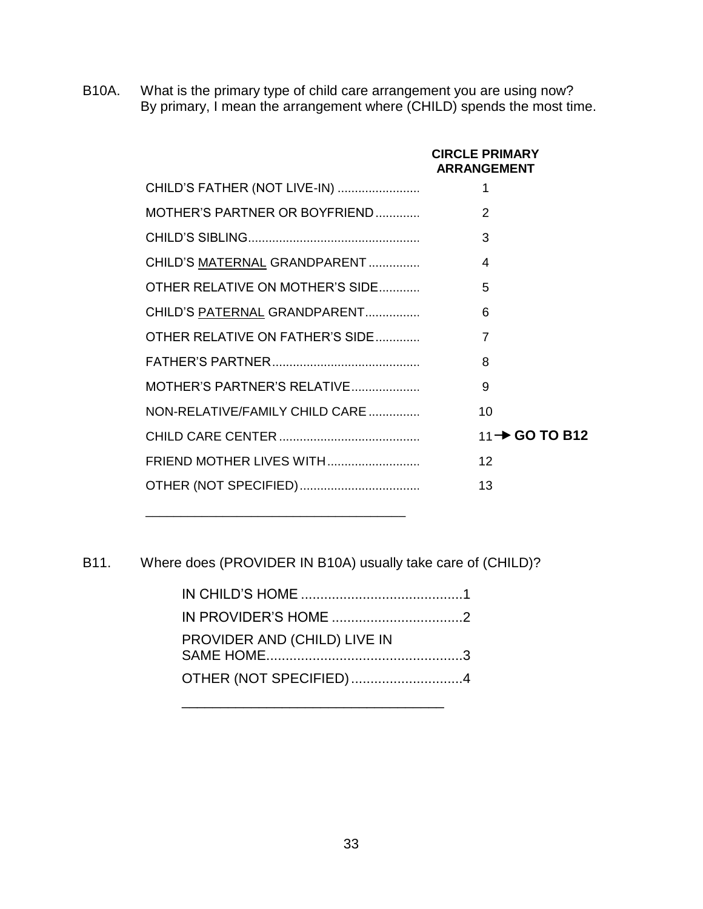B10A. What is the primary type of child care arrangement you are using now? By primary, I mean the arrangement where (CHILD) spends the most time.

| | **CIRCLE PRIMARY ARRANGEMENT** |
|---|---|
| CHILD'S FATHER (NOT LIVE-IN) | 1 |
| MOTHER'S PARTNER OR BOYFRIEND | 2 |
| CHILD'S SIBLING | 3 |
| CHILD'S <u>MATERNAL</u> GRANDPARENT | 4 |
| OTHER RELATIVE ON MOTHER'S SIDE | 5 |
| CHILD'S <u>PATERNAL</u> GRANDPARENT | 6 |
| OTHER RELATIVE ON FATHER'S SIDE | 7 |
| FATHER'S PARTNER | 8 |
| MOTHER'S PARTNER'S RELATIVE | 9 |
| NON-RELATIVE/FAMILY CHILD CARE | 10 |
| CHILD CARE CENTER | 11 → **GO TO B12** |
| FRIEND MOTHER LIVES WITH | 12 |
| OTHER (NOT SPECIFIED) | 13 |

___________________________________

B11. Where does (PROVIDER IN B10A) usually take care of (CHILD)?

- IN CHILD'S HOME .......... 1
- IN PROVIDER'S HOME .......... 2
- PROVIDER AND (CHILD) LIVE IN SAME HOME .......... 3
- OTHER (NOT SPECIFIED) .......... 4

___________________________________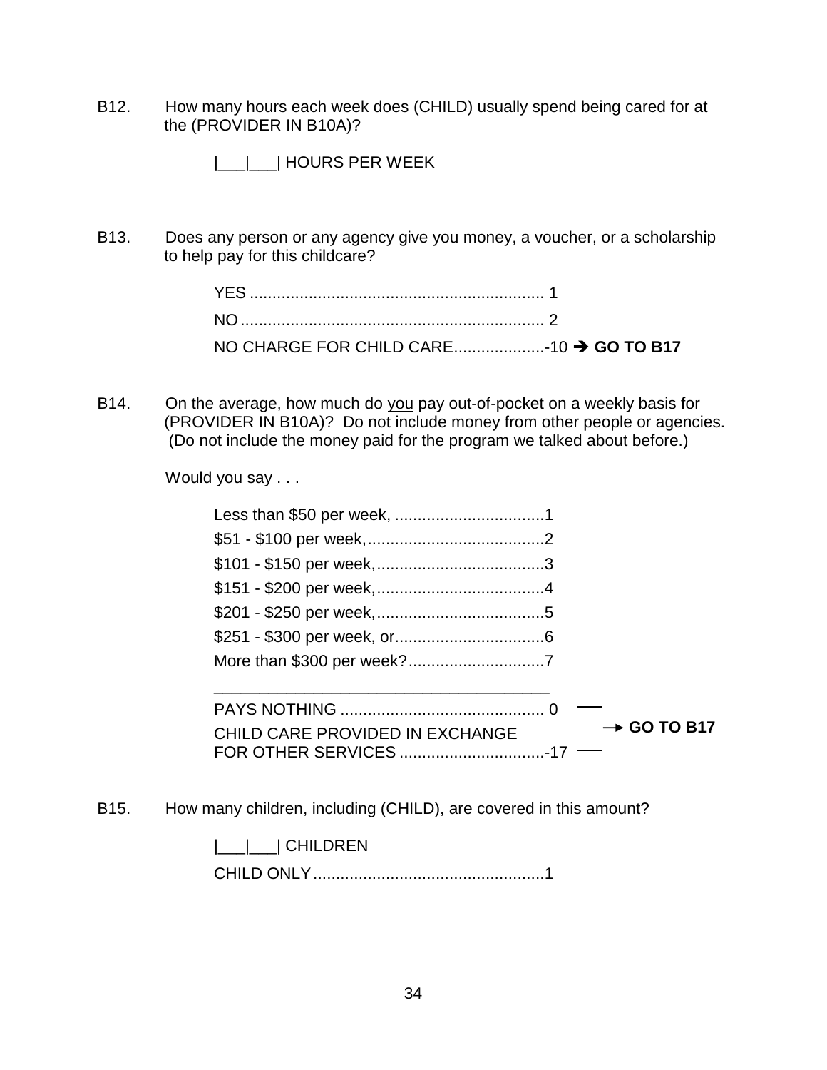B12. How many hours each week does (CHILD) usually spend being cared for at the (PROVIDER IN B10A)?

|___|___| HOURS PER WEEK

B13. Does any person or any agency give you money, a voucher, or a scholarship to help pay for this childcare?

YES ................................................................ 1
NO .................................................................. 2
NO CHARGE FOR CHILD CARE....................-10 → **GO TO B17**

B14. On the average, how much do you pay out-of-pocket on a weekly basis for (PROVIDER IN B10A)? Do not include money from other people or agencies. (Do not include the money paid for the program we talked about before.)

Would you say . . .

Less than $50 per week, .................................1
$51 - $100 per week,.......................................2
$101 - $150 per week,.....................................3
$151 - $200 per week,.....................................4
$201 - $250 per week,.....................................5
$251 - $300 per week, or.................................6
More than $300 per week?..............................7

PAYS NOTHING ............................................ 0 → **GO TO B17**
CHILD CARE PROVIDED IN EXCHANGE FOR OTHER SERVICES ................................-17 → **GO TO B17**

B15. How many children, including (CHILD), are covered in this amount?

|___|___| CHILDREN
CHILD ONLY...................................................1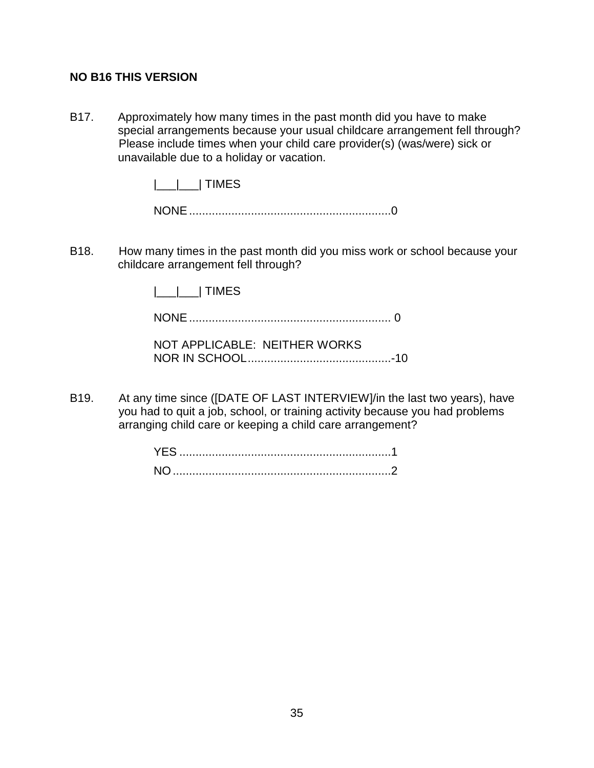**NO B16 THIS VERSION**

B17. Approximately how many times in the past month did you have to make special arrangements because your usual childcare arrangement fell through? Please include times when your child care provider(s) (was/were) sick or unavailable due to a holiday or vacation.

|___|___| TIMES

NONE.............................................................0

B18. How many times in the past month did you miss work or school because your childcare arrangement fell through?

|___|___| TIMES

NONE............................................................. 0

NOT APPLICABLE: NEITHER WORKS NOR IN SCHOOL............................................-10

B19. At any time since ([DATE OF LAST INTERVIEW]/in the last two years), have you had to quit a job, school, or training activity because you had problems arranging child care or keeping a child care arrangement?

YES ................................................................1

NO ..................................................................2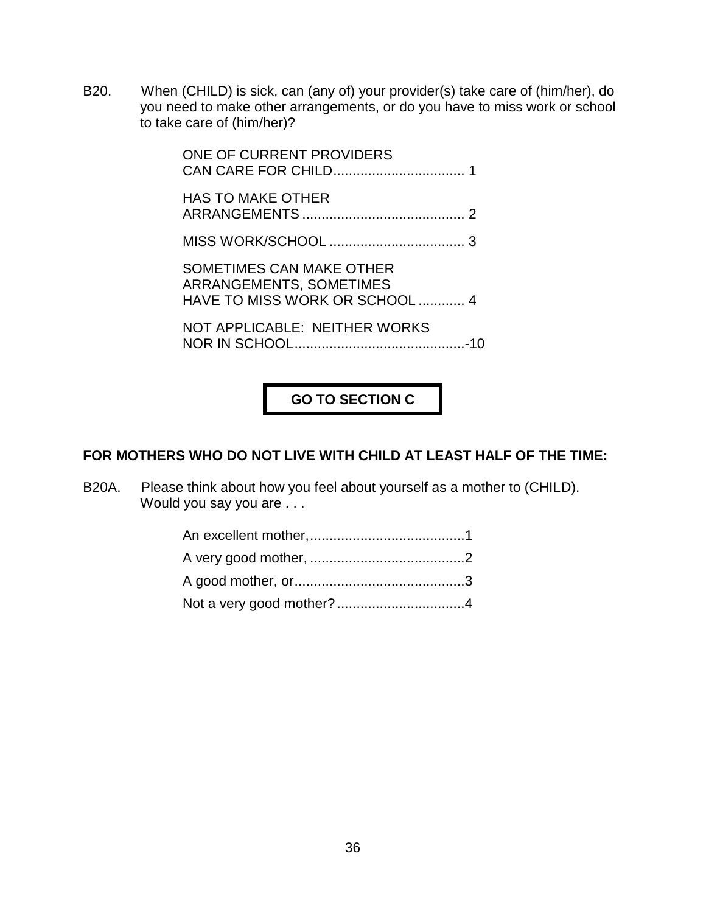B20. When (CHILD) is sick, can (any of) your provider(s) take care of (him/her), do you need to make other arrangements, or do you have to miss work or school to take care of (him/her)?

ONE OF CURRENT PROVIDERS CAN CARE FOR CHILD.................................. 1

HAS TO MAKE OTHER ARRANGEMENTS .......................................... 2

MISS WORK/SCHOOL ................................... 3

SOMETIMES CAN MAKE OTHER ARRANGEMENTS, SOMETIMES HAVE TO MISS WORK OR SCHOOL ............ 4

NOT APPLICABLE: NEITHER WORKS NOR IN SCHOOL............................................-10

**GO TO SECTION C**

**FOR MOTHERS WHO DO NOT LIVE WITH CHILD AT LEAST HALF OF THE TIME:**

B20A. Please think about how you feel about yourself as a mother to (CHILD). Would you say you are . . .

An excellent mother,........................................1

A very good mother, ........................................2

A good mother, or............................................3

Not a very good mother? .................................4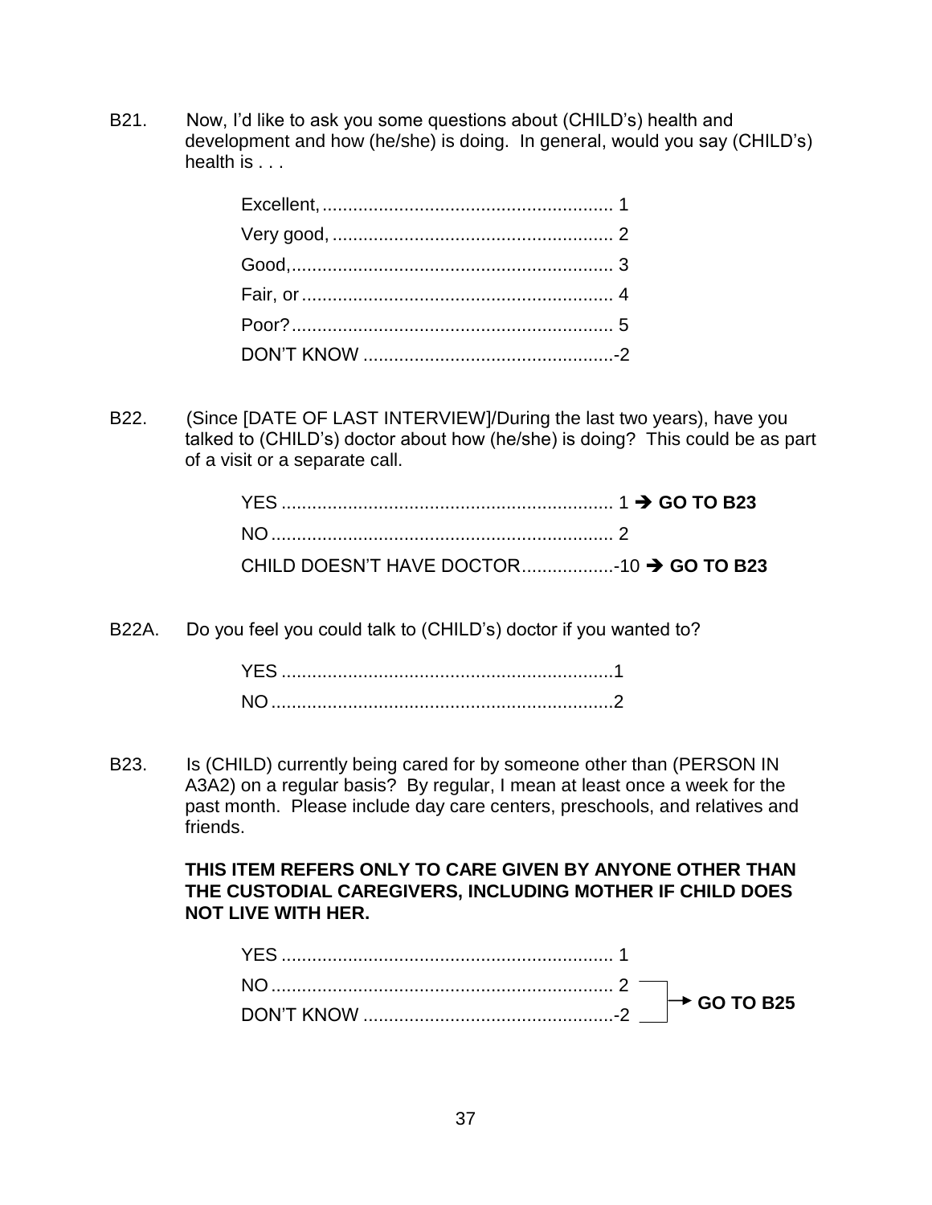B21. Now, I'd like to ask you some questions about (CHILD's) health and development and how (he/she) is doing. In general, would you say (CHILD's) health is . . .

Excellent, ........................................................ 1
Very good, ...................................................... 2
Good,.............................................................. 3
Fair, or ............................................................ 4
Poor?.............................................................. 5
DON'T KNOW ................................................-2

B22. (Since [DATE OF LAST INTERVIEW]/During the last two years), have you talked to (CHILD's) doctor about how (he/she) is doing? This could be as part of a visit or a separate call.

YES ................................................................ 1 ➔ **GO TO B23**
NO .................................................................. 2
CHILD DOESN'T HAVE DOCTOR..................-10 ➔ **GO TO B23**

B22A. Do you feel you could talk to (CHILD's) doctor if you wanted to?

YES ................................................................1
NO ..................................................................2

B23. Is (CHILD) currently being cared for by someone other than (PERSON IN A3A2) on a regular basis? By regular, I mean at least once a week for the past month. Please include day care centers, preschools, and relatives and friends.

**THIS ITEM REFERS ONLY TO CARE GIVEN BY ANYONE OTHER THAN THE CUSTODIAL CAREGIVERS, INCLUDING MOTHER IF CHILD DOES NOT LIVE WITH HER.**

YES ................................................................ 1
NO .................................................................. 2 → **GO TO B25**
DON'T KNOW ................................................-2 → **GO TO B25**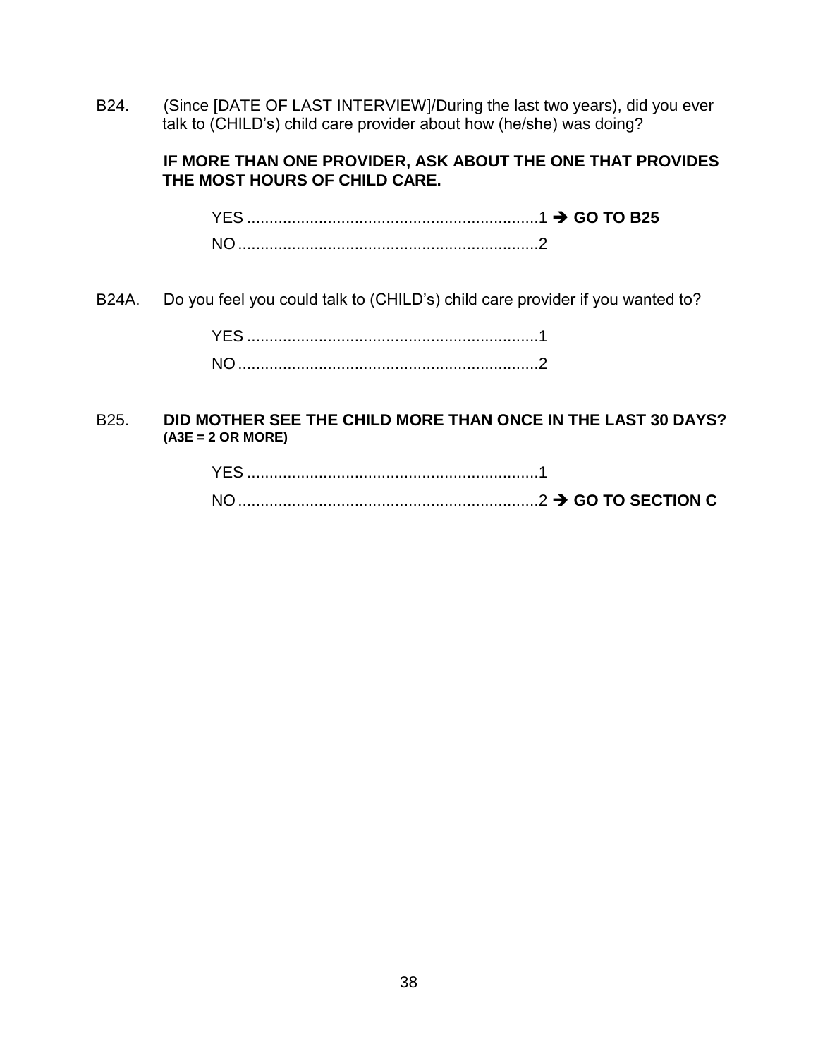B24. (Since [DATE OF LAST INTERVIEW]/During the last two years), did you ever talk to (CHILD's) child care provider about how (he/she) was doing?

**IF MORE THAN ONE PROVIDER, ASK ABOUT THE ONE THAT PROVIDES THE MOST HOURS OF CHILD CARE.**

YES ................................................................1 ➔ **GO TO B25**
NO ..................................................................2

B24A. Do you feel you could talk to (CHILD's) child care provider if you wanted to?

YES ................................................................1
NO ..................................................................2

B25. **DID MOTHER SEE THE CHILD MORE THAN ONCE IN THE LAST 30 DAYS? (A3E = 2 OR MORE)**

YES ................................................................1
NO ..................................................................2 ➔ **GO TO SECTION C**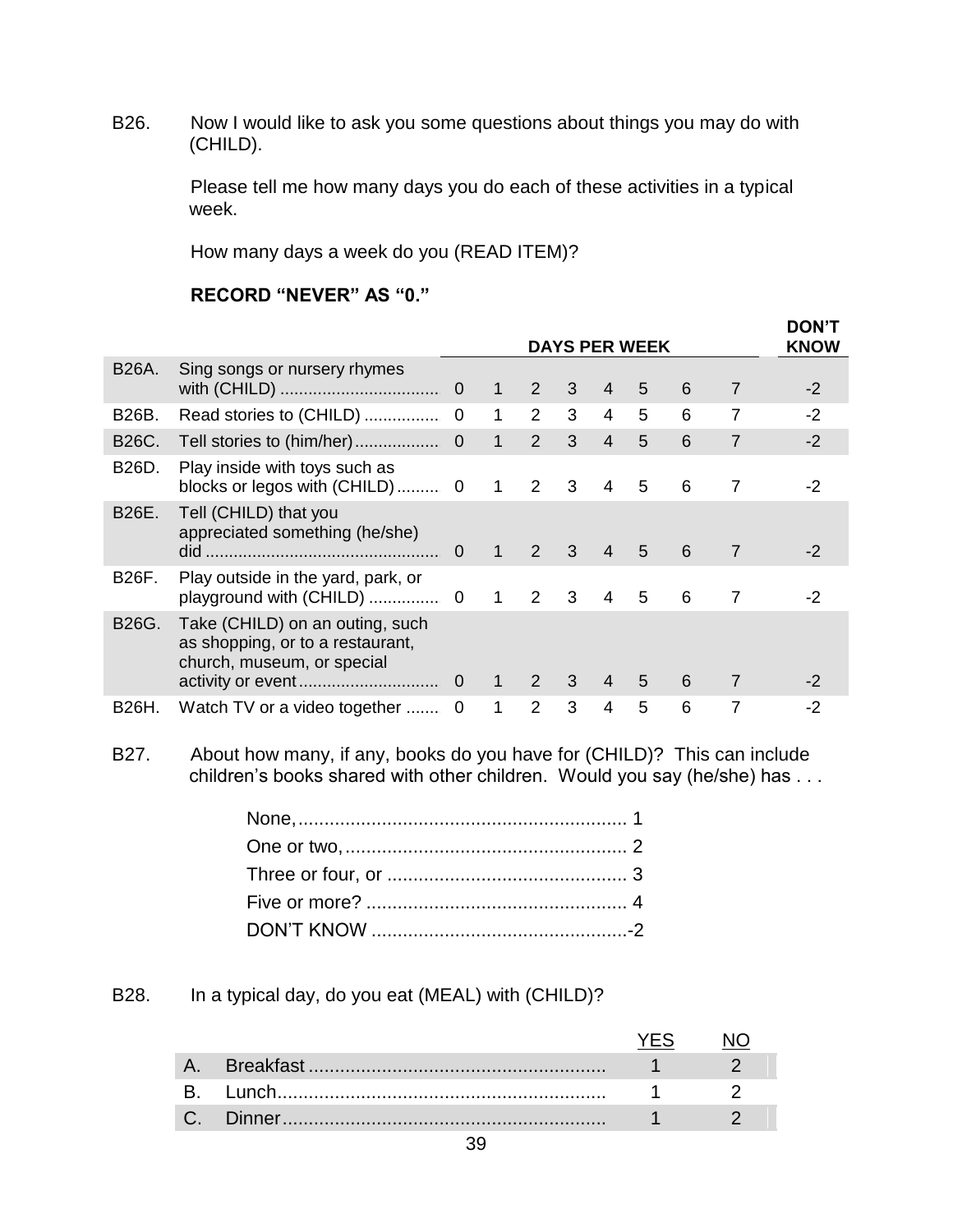B26. Now I would like to ask you some questions about things you may do with (CHILD).

Please tell me how many days you do each of these activities in a typical week.

How many days a week do you (READ ITEM)?

**RECORD "NEVER" AS "0."**

| | | DAYS PER WEEK | | | | | | | | DON'T KNOW |
|---|---|---|---|---|---|---|---|---|---|---|
| B26A. | Sing songs or nursery rhymes with (CHILD) | 0 | 1 | 2 | 3 | 4 | 5 | 6 | 7 | -2 |
| B26B. | Read stories to (CHILD) | 0 | 1 | 2 | 3 | 4 | 5 | 6 | 7 | -2 |
| B26C. | Tell stories to (him/her) | 0 | 1 | 2 | 3 | 4 | 5 | 6 | 7 | -2 |
| B26D. | Play inside with toys such as blocks or legos with (CHILD) | 0 | 1 | 2 | 3 | 4 | 5 | 6 | 7 | -2 |
| B26E. | Tell (CHILD) that you appreciated something (he/she) did | 0 | 1 | 2 | 3 | 4 | 5 | 6 | 7 | -2 |
| B26F. | Play outside in the yard, park, or playground with (CHILD) | 0 | 1 | 2 | 3 | 4 | 5 | 6 | 7 | -2 |
| B26G. | Take (CHILD) on an outing, such as shopping, or to a restaurant, church, museum, or special activity or event | 0 | 1 | 2 | 3 | 4 | 5 | 6 | 7 | -2 |
| B26H. | Watch TV or a video together | 0 | 1 | 2 | 3 | 4 | 5 | 6 | 7 | -2 |

B27. About how many, if any, books do you have for (CHILD)? This can include children's books shared with other children. Would you say (he/she) has . . .

- None, .......... 1
- One or two, .......... 2
- Three or four, or .......... 3
- Five or more? .......... 4
- DON'T KNOW .......... -2

B28. In a typical day, do you eat (MEAL) with (CHILD)?

| | | YES | NO |
|---|---|---|---|
| A. | Breakfast | 1 | 2 |
| B. | Lunch | 1 | 2 |
| C. | Dinner | 1 | 2 |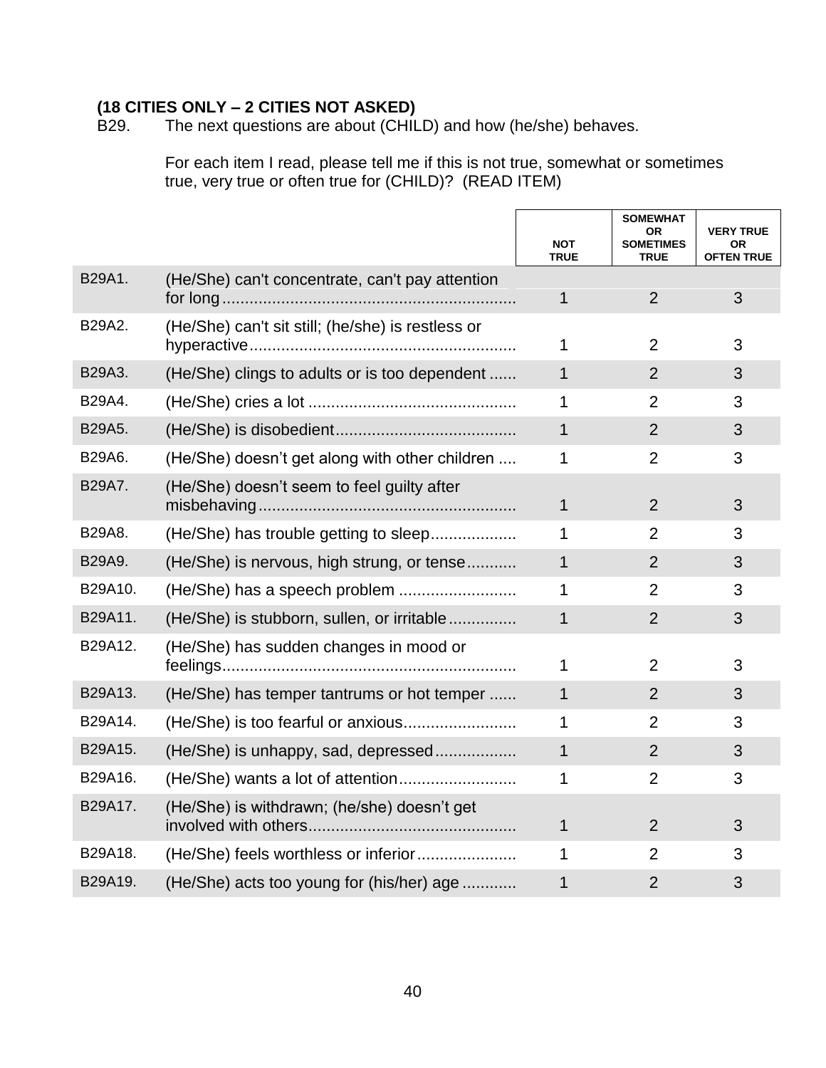**(18 CITIES ONLY – 2 CITIES NOT ASKED)**

B29. The next questions are about (CHILD) and how (he/she) behaves.

For each item I read, please tell me if this is not true, somewhat or sometimes true, very true or often true for (CHILD)? (READ ITEM)

| | | NOT TRUE | SOMEWHAT OR SOMETIMES TRUE | VERY TRUE OR OFTEN TRUE |
|---|---|---|---|---|
| B29A1. | (He/She) can't concentrate, can't pay attention for long | 1 | 2 | 3 |
| B29A2. | (He/She) can't sit still; (he/she) is restless or hyperactive | 1 | 2 | 3 |
| B29A3. | (He/She) clings to adults or is too dependent | 1 | 2 | 3 |
| B29A4. | (He/She) cries a lot | 1 | 2 | 3 |
| B29A5. | (He/She) is disobedient | 1 | 2 | 3 |
| B29A6. | (He/She) doesn't get along with other children | 1 | 2 | 3 |
| B29A7. | (He/She) doesn't seem to feel guilty after misbehaving | 1 | 2 | 3 |
| B29A8. | (He/She) has trouble getting to sleep | 1 | 2 | 3 |
| B29A9. | (He/She) is nervous, high strung, or tense | 1 | 2 | 3 |
| B29A10. | (He/She) has a speech problem | 1 | 2 | 3 |
| B29A11. | (He/She) is stubborn, sullen, or irritable | 1 | 2 | 3 |
| B29A12. | (He/She) has sudden changes in mood or feelings | 1 | 2 | 3 |
| B29A13. | (He/She) has temper tantrums or hot temper | 1 | 2 | 3 |
| B29A14. | (He/She) is too fearful or anxious | 1 | 2 | 3 |
| B29A15. | (He/She) is unhappy, sad, depressed | 1 | 2 | 3 |
| B29A16. | (He/She) wants a lot of attention | 1 | 2 | 3 |
| B29A17. | (He/She) is withdrawn; (he/she) doesn't get involved with others | 1 | 2 | 3 |
| B29A18. | (He/She) feels worthless or inferior | 1 | 2 | 3 |
| B29A19. | (He/She) acts too young for (his/her) age | 1 | 2 | 3 |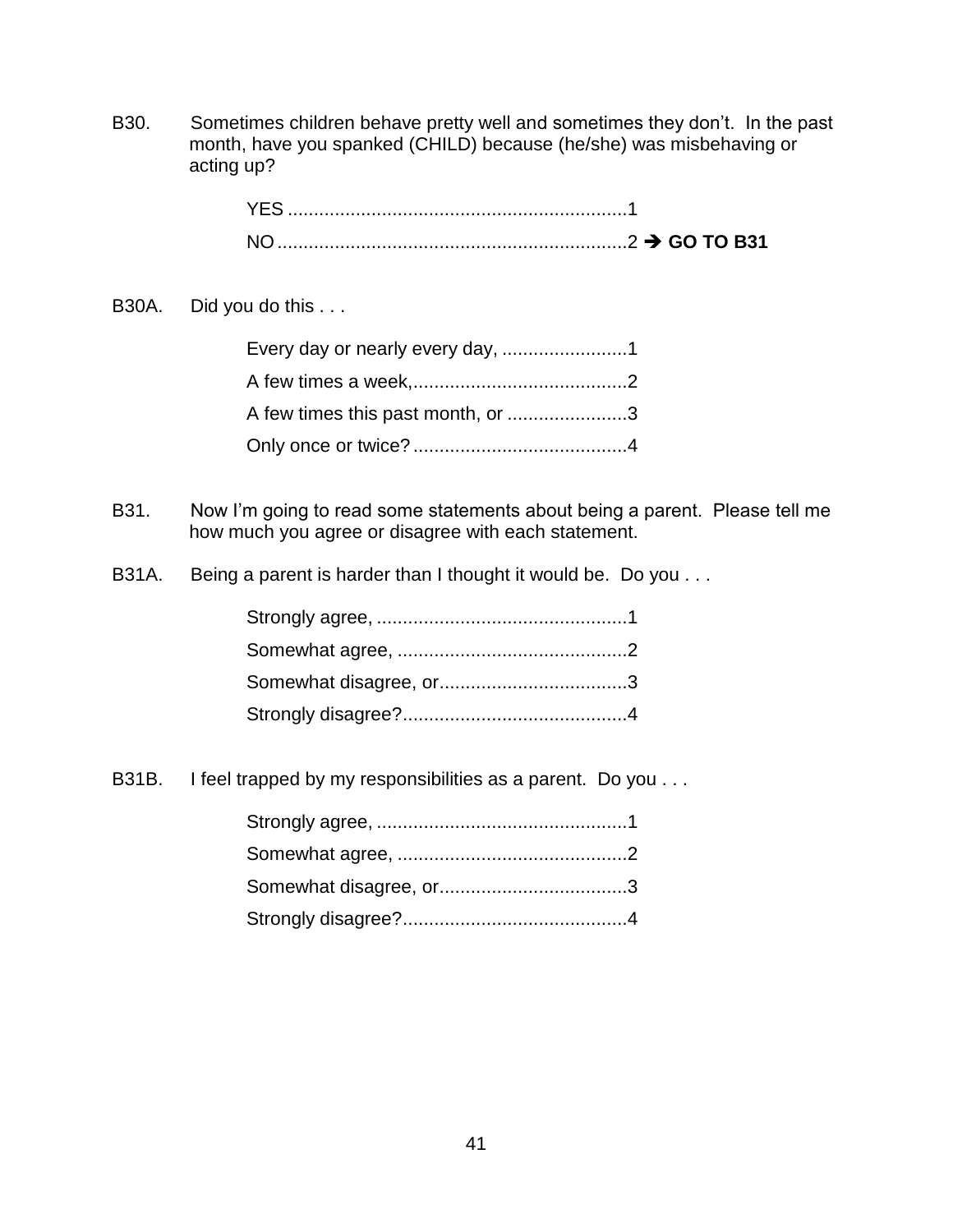B30. Sometimes children behave pretty well and sometimes they don't. In the past month, have you spanked (CHILD) because (he/she) was misbehaving or acting up?

- YES ................................................................1
- NO ..................................................................2 ➔ **GO TO B31**

B30A. Did you do this . . .

- Every day or nearly every day, ........................1
- A few times a week,.........................................2
- A few times this past month, or .......................3
- Only once or twice? .........................................4

B31. Now I'm going to read some statements about being a parent. Please tell me how much you agree or disagree with each statement.

B31A. Being a parent is harder than I thought it would be. Do you . . .

- Strongly agree, ................................................1
- Somewhat agree, ............................................2
- Somewhat disagree, or....................................3
- Strongly disagree?...........................................4

B31B. I feel trapped by my responsibilities as a parent. Do you . . .

- Strongly agree, ................................................1
- Somewhat agree, ............................................2
- Somewhat disagree, or....................................3
- Strongly disagree?...........................................4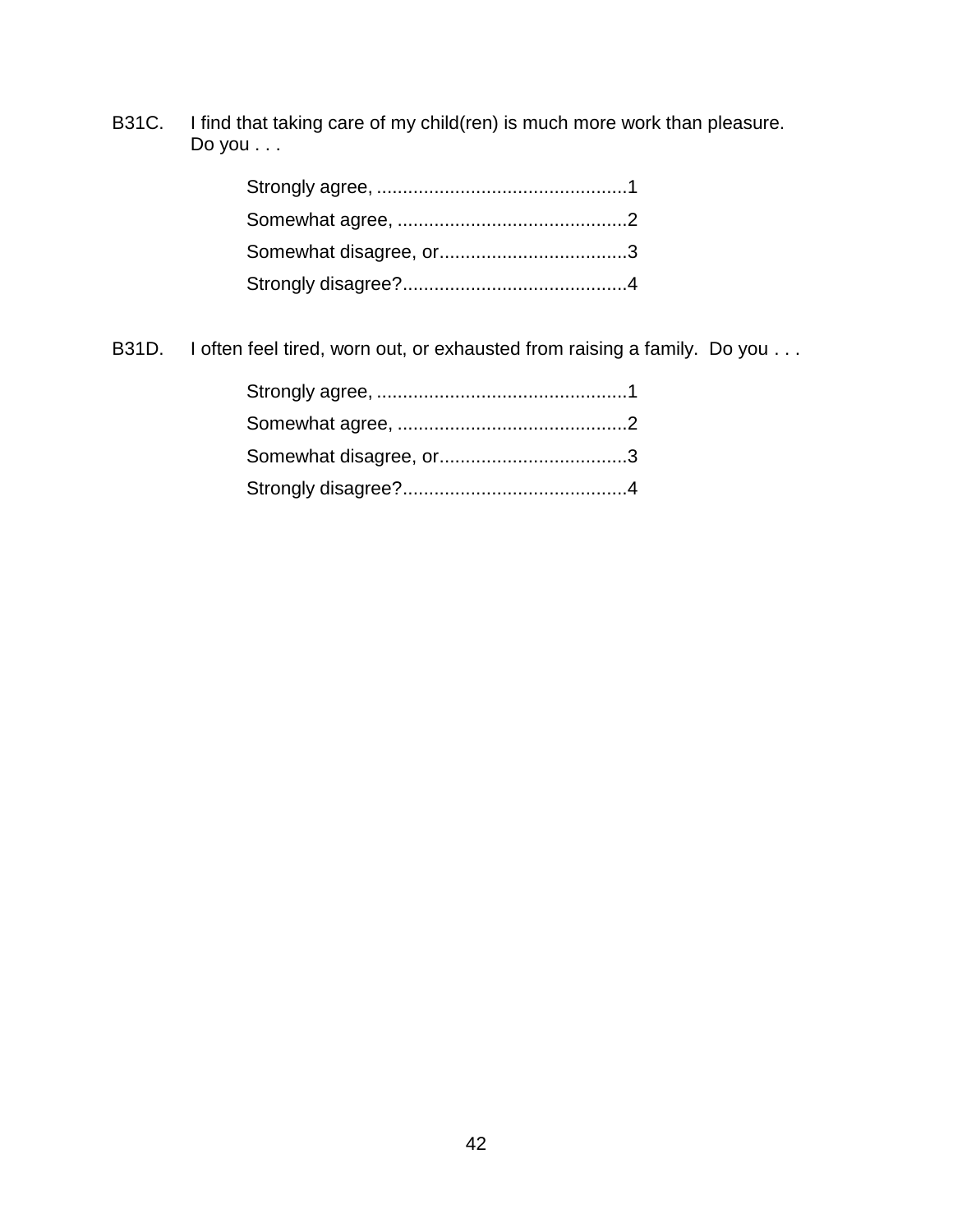B31C. I find that taking care of my child(ren) is much more work than pleasure. Do you . . .

Strongly agree, ................................................1
Somewhat agree, ............................................2
Somewhat disagree, or....................................3
Strongly disagree?...........................................4

B31D. I often feel tired, worn out, or exhausted from raising a family. Do you . . .

Strongly agree, ................................................1
Somewhat agree, ............................................2
Somewhat disagree, or....................................3
Strongly disagree?...........................................4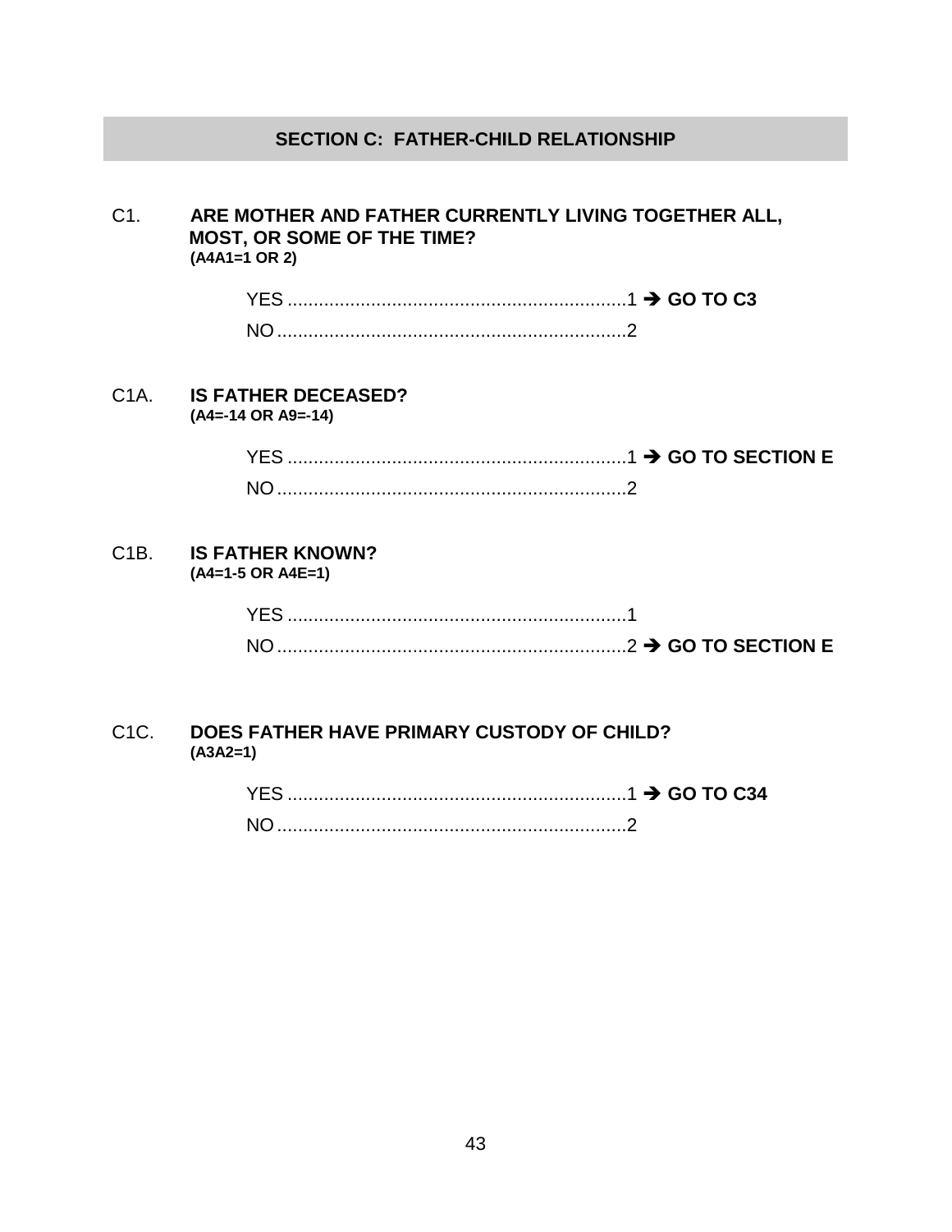## SECTION C: FATHER-CHILD RELATIONSHIP

C1. **ARE MOTHER AND FATHER CURRENTLY LIVING TOGETHER ALL, MOST, OR SOME OF THE TIME?**
**(A4A1=1 OR 2)**

YES ..................................................................1 ➔ **GO TO C3**
NO ....................................................................2

C1A. **IS FATHER DECEASED?**
**(A4=-14 OR A9=-14)**

YES ..................................................................1 ➔ **GO TO SECTION E**
NO ....................................................................2

C1B. **IS FATHER KNOWN?**
**(A4=1-5 OR A4E=1)**

YES ..................................................................1
NO ....................................................................2 ➔ **GO TO SECTION E**

C1C. **DOES FATHER HAVE PRIMARY CUSTODY OF CHILD?**
**(A3A2=1)**

YES ..................................................................1 ➔ **GO TO C34**
NO ....................................................................2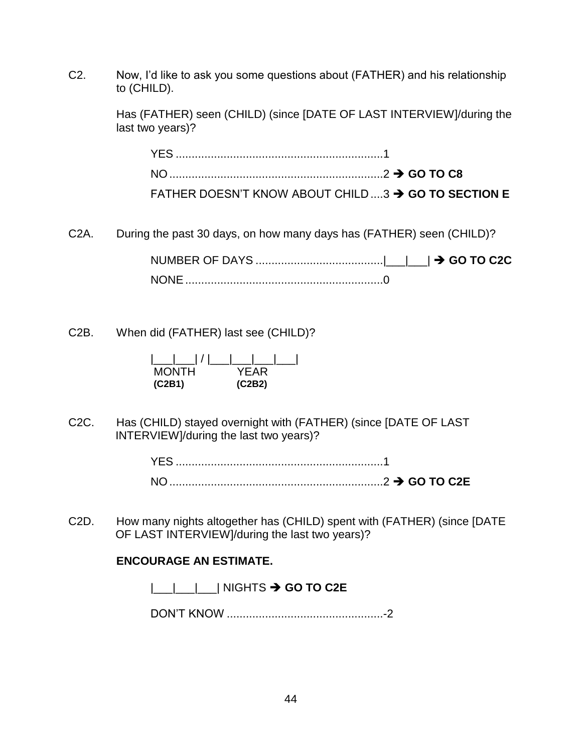C2. Now, I'd like to ask you some questions about (FATHER) and his relationship to (CHILD).

Has (FATHER) seen (CHILD) (since [DATE OF LAST INTERVIEW]/during the last two years)?

YES ..................................................................1
NO ....................................................................2 ➔ **GO TO C8**
FATHER DOESN'T KNOW ABOUT CHILD ....3 ➔ **GO TO SECTION E**

C2A. During the past 30 days, on how many days has (FATHER) seen (CHILD)?

NUMBER OF DAYS ........................................|___|___| ➔ **GO TO C2C**
NONE ..............................................................0

C2B. When did (FATHER) last see (CHILD)?

|___|___| / |___|___|___|___|
MONTH YEAR
**(C2B1)** **(C2B2)**

C2C. Has (CHILD) stayed overnight with (FATHER) (since [DATE OF LAST INTERVIEW]/during the last two years)?

YES ..................................................................1
NO ....................................................................2 ➔ **GO TO C2E**

C2D. How many nights altogether has (CHILD) spent with (FATHER) (since [DATE OF LAST INTERVIEW]/during the last two years)?

**ENCOURAGE AN ESTIMATE.**

|___|___|___| NIGHTS ➔ **GO TO C2E**

DON'T KNOW .................................................-2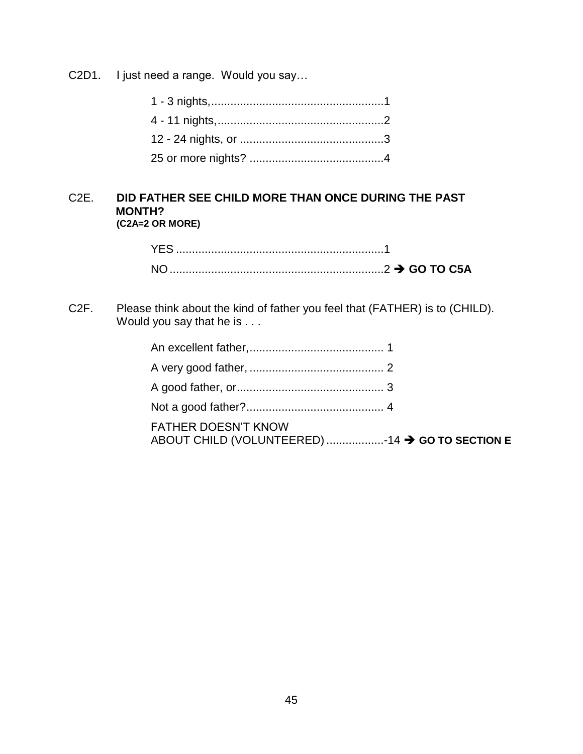C2D1. I just need a range. Would you say…

1 - 3 nights,......................................................1
4 - 11 nights,....................................................2
12 - 24 nights, or ............................................3
25 or more nights? ..........................................4

C2E. **DID FATHER SEE CHILD MORE THAN ONCE DURING THE PAST MONTH?**
**(C2A=2 OR MORE)**

YES .................................................................1
NO ...................................................................2 ➔ **GO TO C5A**

C2F. Please think about the kind of father you feel that (FATHER) is to (CHILD). Would you say that he is . . .

An excellent father,.......................................... 1
A very good father, .......................................... 2
A good father, or.............................................. 3
Not a good father?........................................... 4
FATHER DOESN'T KNOW
ABOUT CHILD (VOLUNTEERED) ..................-14 ➔ **GO TO SECTION E**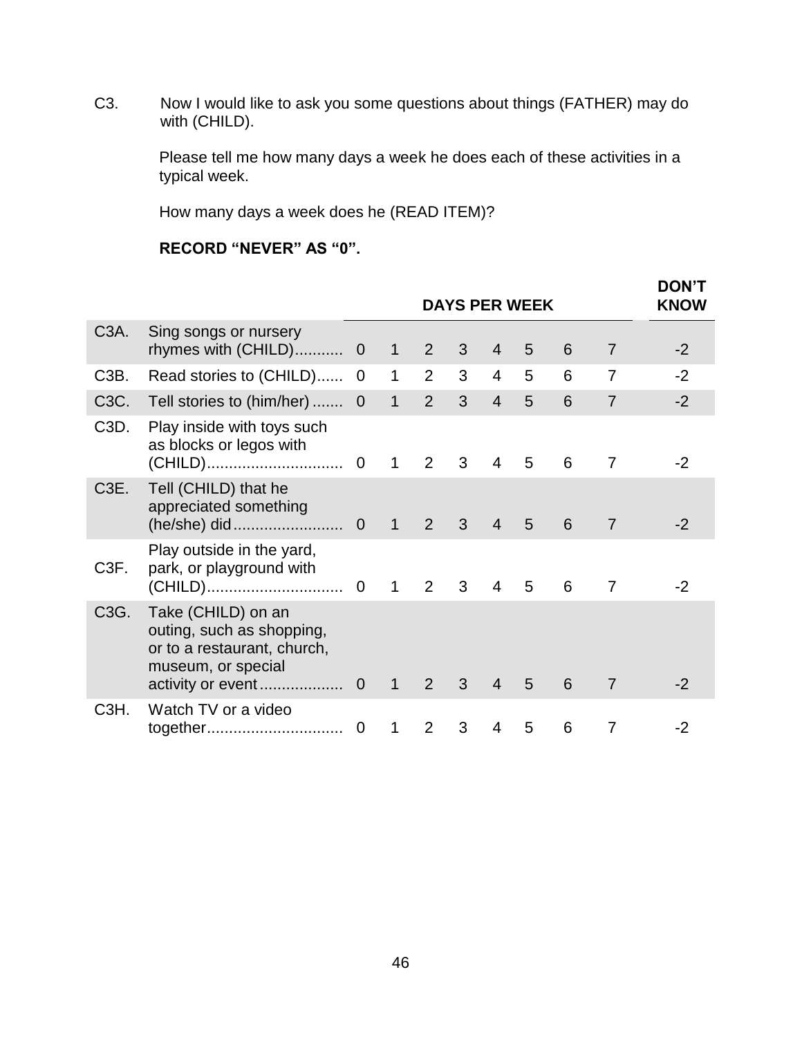C3. Now I would like to ask you some questions about things (FATHER) may do with (CHILD).

Please tell me how many days a week he does each of these activities in a typical week.

How many days a week does he (READ ITEM)?

**RECORD "NEVER" AS "0".**

| | | DAYS PER WEEK | | | | | | | | DON'T KNOW |
|---|---|---|---|---|---|---|---|---|---|---|
| C3A. | Sing songs or nursery rhymes with (CHILD)........... | 0 | 1 | 2 | 3 | 4 | 5 | 6 | 7 | -2 |
| C3B. | Read stories to (CHILD)...... | 0 | 1 | 2 | 3 | 4 | 5 | 6 | 7 | -2 |
| C3C. | Tell stories to (him/her) ....... | 0 | 1 | 2 | 3 | 4 | 5 | 6 | 7 | -2 |
| C3D. | Play inside with toys such as blocks or legos with (CHILD)............................... | 0 | 1 | 2 | 3 | 4 | 5 | 6 | 7 | -2 |
| C3E. | Tell (CHILD) that he appreciated something (he/she) did......................... | 0 | 1 | 2 | 3 | 4 | 5 | 6 | 7 | -2 |
| C3F. | Play outside in the yard, park, or playground with (CHILD)............................... | 0 | 1 | 2 | 3 | 4 | 5 | 6 | 7 | -2 |
| C3G. | Take (CHILD) on an outing, such as shopping, or to a restaurant, church, museum, or special activity or event................... | 0 | 1 | 2 | 3 | 4 | 5 | 6 | 7 | -2 |
| C3H. | Watch TV or a video together............................... | 0 | 1 | 2 | 3 | 4 | 5 | 6 | 7 | -2 |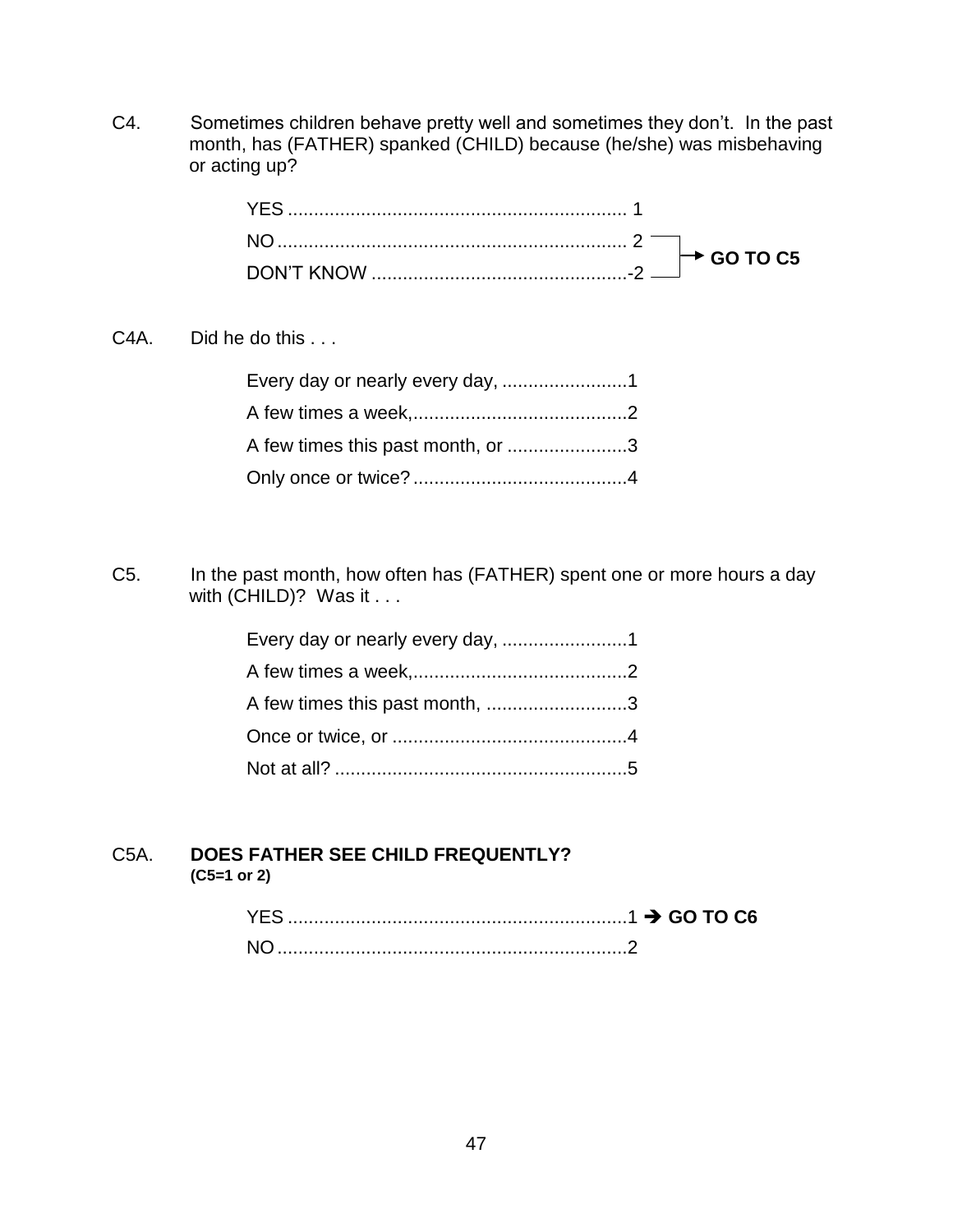C4. Sometimes children behave pretty well and sometimes they don't. In the past month, has (FATHER) spanked (CHILD) because (he/she) was misbehaving or acting up?

YES ................................................................ 1
NO ................................................................. 2 → **GO TO C5**
DON'T KNOW ................................................-2 → **GO TO C5**

C4A. Did he do this . . .

Every day or nearly every day, ........................1
A few times a week,.........................................2
A few times this past month, or .......................3
Only once or twice?.........................................4

C5. In the past month, how often has (FATHER) spent one or more hours a day with (CHILD)? Was it . . .

Every day or nearly every day, ........................1
A few times a week,.........................................2
A few times this past month, ...........................3
Once or twice, or .............................................4
Not at all? ........................................................5

C5A. **DOES FATHER SEE CHILD FREQUENTLY?**
**(C5=1 or 2)**

YES ................................................................1 → **GO TO C6**
NO ..................................................................2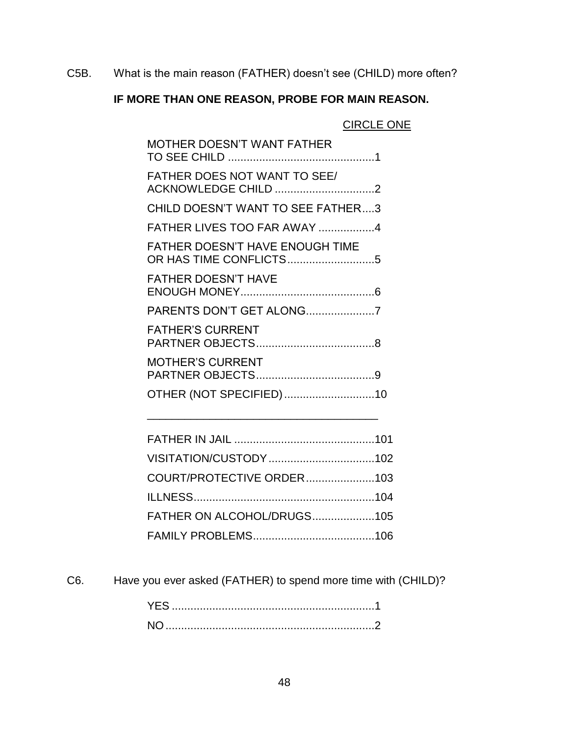C5B. What is the main reason (FATHER) doesn't see (CHILD) more often?

**IF MORE THAN ONE REASON, PROBE FOR MAIN REASON.**

CIRCLE ONE

| | |
|---|---|
| MOTHER DOESN'T WANT FATHER TO SEE CHILD | 1 |
| FATHER DOES NOT WANT TO SEE/ ACKNOWLEDGE CHILD | 2 |
| CHILD DOESN'T WANT TO SEE FATHER | 3 |
| FATHER LIVES TOO FAR AWAY | 4 |
| FATHER DOESN'T HAVE ENOUGH TIME OR HAS TIME CONFLICTS | 5 |
| FATHER DOESN'T HAVE ENOUGH MONEY | 6 |
| PARENTS DON'T GET ALONG | 7 |
| FATHER'S CURRENT PARTNER OBJECTS | 8 |
| MOTHER'S CURRENT PARTNER OBJECTS | 9 |
| OTHER (NOT SPECIFIED) | 10 |

_____________________________________

| | |
|---|---|
| FATHER IN JAIL | 101 |
| VISITATION/CUSTODY | 102 |
| COURT/PROTECTIVE ORDER | 103 |
| ILLNESS | 104 |
| FATHER ON ALCOHOL/DRUGS | 105 |
| FAMILY PROBLEMS | 106 |

C6. Have you ever asked (FATHER) to spend more time with (CHILD)?

| | |
|---|---|
| YES | 1 |
| NO | 2 |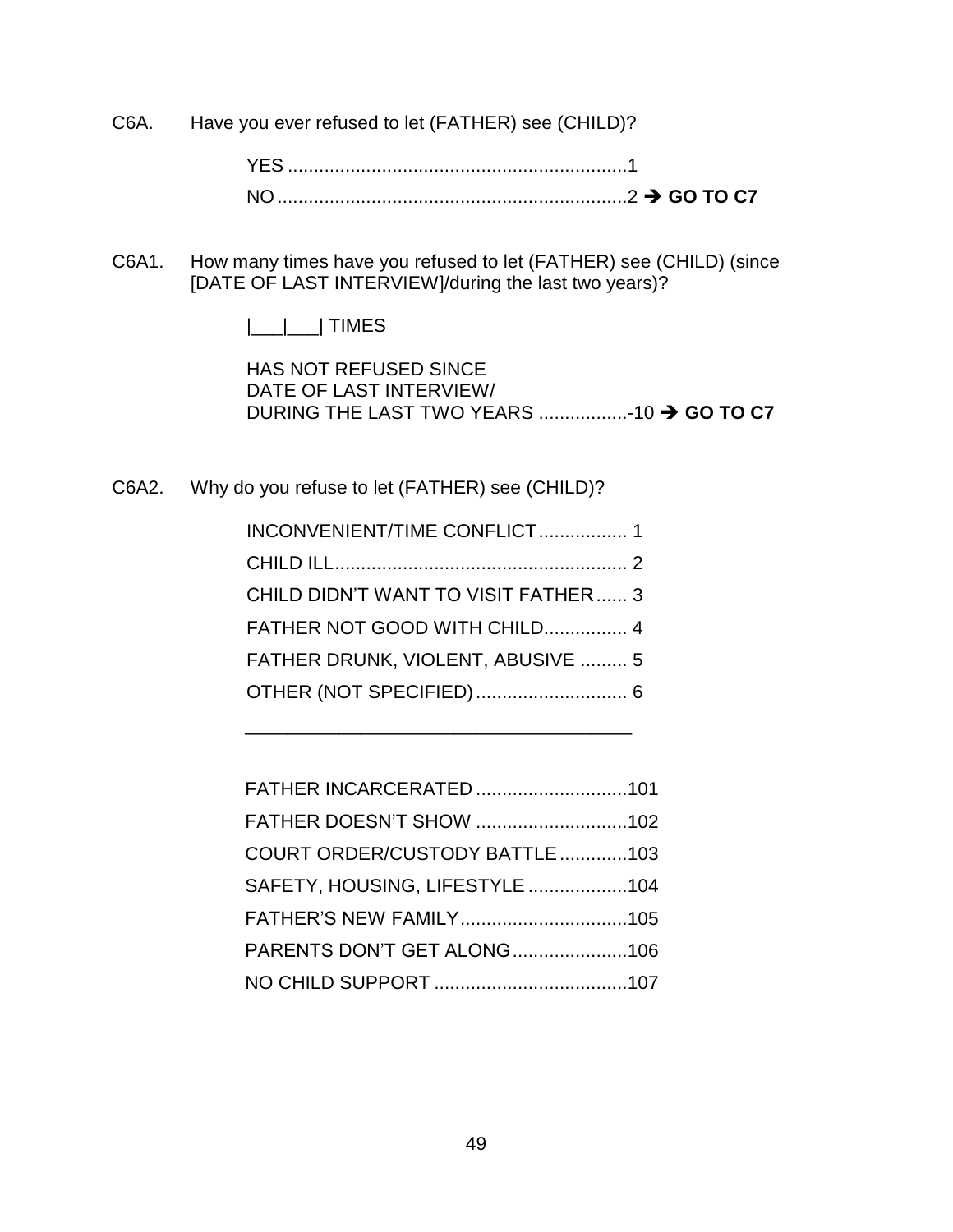C6A. Have you ever refused to let (FATHER) see (CHILD)?

YES ................................................................1
NO ..................................................................2 ➔ **GO TO C7**

C6A1. How many times have you refused to let (FATHER) see (CHILD) (since [DATE OF LAST INTERVIEW]/during the last two years)?

|___|___| TIMES

HAS NOT REFUSED SINCE
DATE OF LAST INTERVIEW/
DURING THE LAST TWO YEARS .................-10 ➔ **GO TO C7**

C6A2. Why do you refuse to let (FATHER) see (CHILD)?

INCONVENIENT/TIME CONFLICT ................. 1
CHILD ILL........................................................ 2
CHILD DIDN'T WANT TO VISIT FATHER...... 3
FATHER NOT GOOD WITH CHILD................ 4
FATHER DRUNK, VIOLENT, ABUSIVE ......... 5
OTHER (NOT SPECIFIED)............................. 6

_____________________________________

FATHER INCARCERATED .............................101
FATHER DOESN'T SHOW .............................102
COURT ORDER/CUSTODY BATTLE.............103
SAFETY, HOUSING, LIFESTYLE ...................104
FATHER'S NEW FAMILY................................105
PARENTS DON'T GET ALONG......................106
NO CHILD SUPPORT .....................................107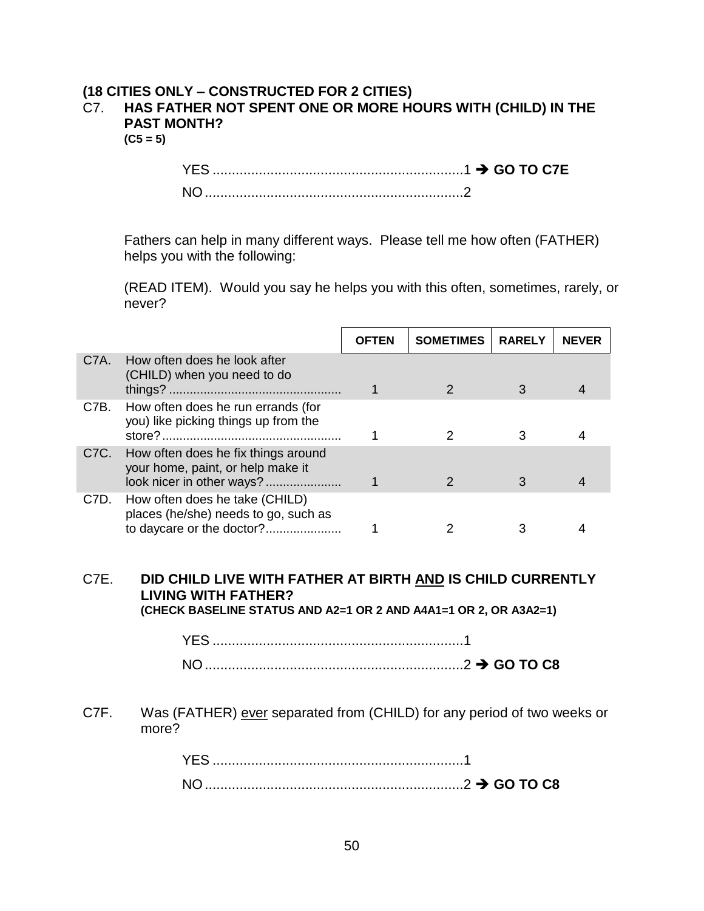**(18 CITIES ONLY – CONSTRUCTED FOR 2 CITIES)**

C7. **HAS FATHER NOT SPENT ONE OR MORE HOURS WITH (CHILD) IN THE PAST MONTH?**
**(C5 = 5)**

YES ..................................................................1 ➔ **GO TO C7E**
NO ...................................................................2

Fathers can help in many different ways. Please tell me how often (FATHER) helps you with the following:

(READ ITEM). Would you say he helps you with this often, sometimes, rarely, or never?

| | | OFTEN | SOMETIMES | RARELY | NEVER |
|---|---|---|---|---|---|
| C7A. | How often does he look after (CHILD) when you need to do things? ................................................. | 1 | 2 | 3 | 4 |
| C7B. | How often does he run errands (for you) like picking things up from the store?.................................................... | 1 | 2 | 3 | 4 |
| C7C. | How often does he fix things around your home, paint, or help make it look nicer in other ways?...................... | 1 | 2 | 3 | 4 |
| C7D. | How often does he take (CHILD) places (he/she) needs to go, such as to daycare or the doctor?...................... | 1 | 2 | 3 | 4 |

C7E. **DID CHILD LIVE WITH FATHER AT BIRTH AND IS CHILD CURRENTLY LIVING WITH FATHER?**
**(CHECK BASELINE STATUS AND A2=1 OR 2 AND A4A1=1 OR 2, OR A3A2=1)**

YES ..................................................................1
NO ...................................................................2 ➔ **GO TO C8**

C7F. Was (FATHER) ever separated from (CHILD) for any period of two weeks or more?

YES ..................................................................1
NO ...................................................................2 ➔ **GO TO C8**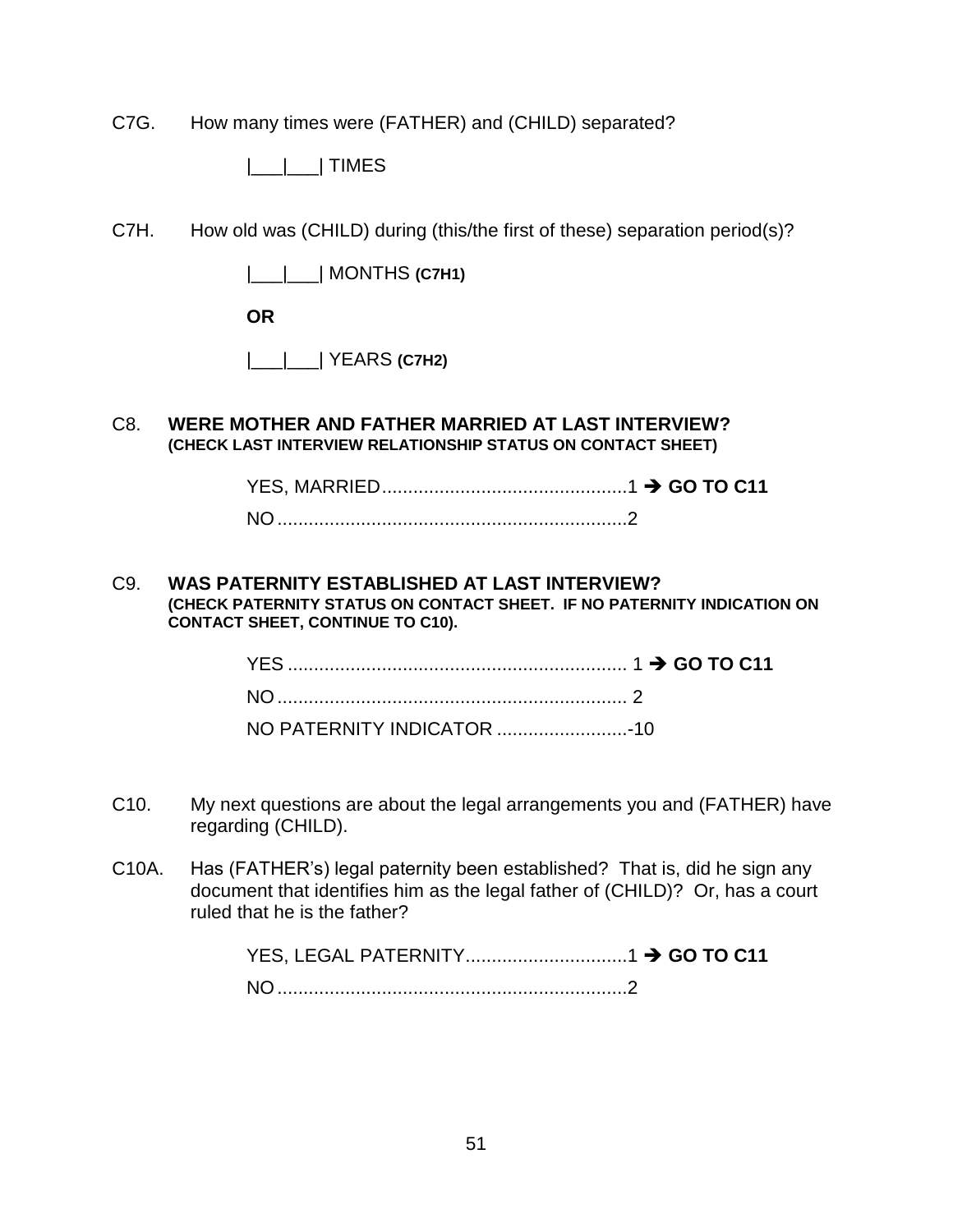C7G. How many times were (FATHER) and (CHILD) separated?

|___|___| TIMES

C7H. How old was (CHILD) during (this/the first of these) separation period(s)?

|___|___| MONTHS **(C7H1)**

**OR**

|___|___| YEARS **(C7H2)**

C8. **WERE MOTHER AND FATHER MARRIED AT LAST INTERVIEW?**
**(CHECK LAST INTERVIEW RELATIONSHIP STATUS ON CONTACT SHEET)**

YES, MARRIED...............................................1 ➔ **GO TO C11**

NO...................................................................2

C9. **WAS PATERNITY ESTABLISHED AT LAST INTERVIEW?**
**(CHECK PATERNITY STATUS ON CONTACT SHEET. IF NO PATERNITY INDICATION ON CONTACT SHEET, CONTINUE TO C10).**

YES ................................................................. 1 ➔ **GO TO C11**

NO................................................................... 2

NO PATERNITY INDICATOR .........................-10

C10. My next questions are about the legal arrangements you and (FATHER) have regarding (CHILD).

C10A. Has (FATHER's) legal paternity been established? That is, did he sign any document that identifies him as the legal father of (CHILD)? Or, has a court ruled that he is the father?

YES, LEGAL PATERNITY...............................1 ➔ **GO TO C11**

NO...................................................................2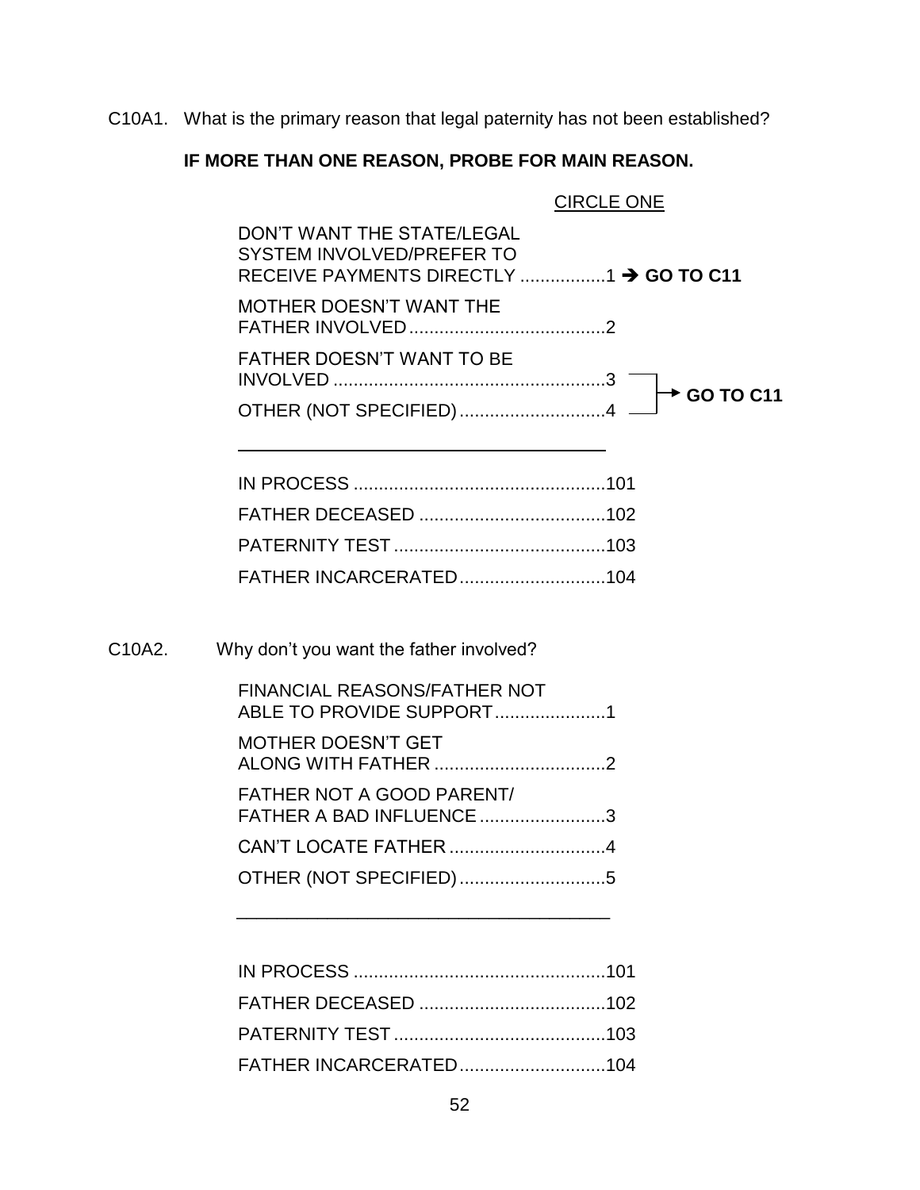C10A1. What is the primary reason that legal paternity has not been established?

**IF MORE THAN ONE REASON, PROBE FOR MAIN REASON.**

CIRCLE ONE

DON'T WANT THE STATE/LEGAL SYSTEM INVOLVED/PREFER TO RECEIVE PAYMENTS DIRECTLY ................1 ➔ **GO TO C11**

MOTHER DOESN'T WANT THE FATHER INVOLVED.......................................2

FATHER DOESN'T WANT TO BE INVOLVED ......................................................3 ➔ **GO TO C11**

OTHER (NOT SPECIFIED).............................4 ➔ **GO TO C11**

\_\_\_\_\_\_\_\_\_\_\_\_\_\_\_\_\_\_\_\_\_\_\_\_\_\_\_\_\_\_\_\_\_\_\_\_

IN PROCESS ..................................................101

FATHER DECEASED .....................................102

PATERNITY TEST..........................................103

FATHER INCARCERATED............................104

C10A2. Why don't you want the father involved?

FINANCIAL REASONS/FATHER NOT ABLE TO PROVIDE SUPPORT......................1

MOTHER DOESN'T GET ALONG WITH FATHER ..................................2

FATHER NOT A GOOD PARENT/ FATHER A BAD INFLUENCE .........................3

CAN'T LOCATE FATHER ...............................4

OTHER (NOT SPECIFIED).............................5

\_\_\_\_\_\_\_\_\_\_\_\_\_\_\_\_\_\_\_\_\_\_\_\_\_\_\_\_\_\_\_\_\_\_\_\_

IN PROCESS ..................................................101

FATHER DECEASED .....................................102

PATERNITY TEST..........................................103

FATHER INCARCERATED............................104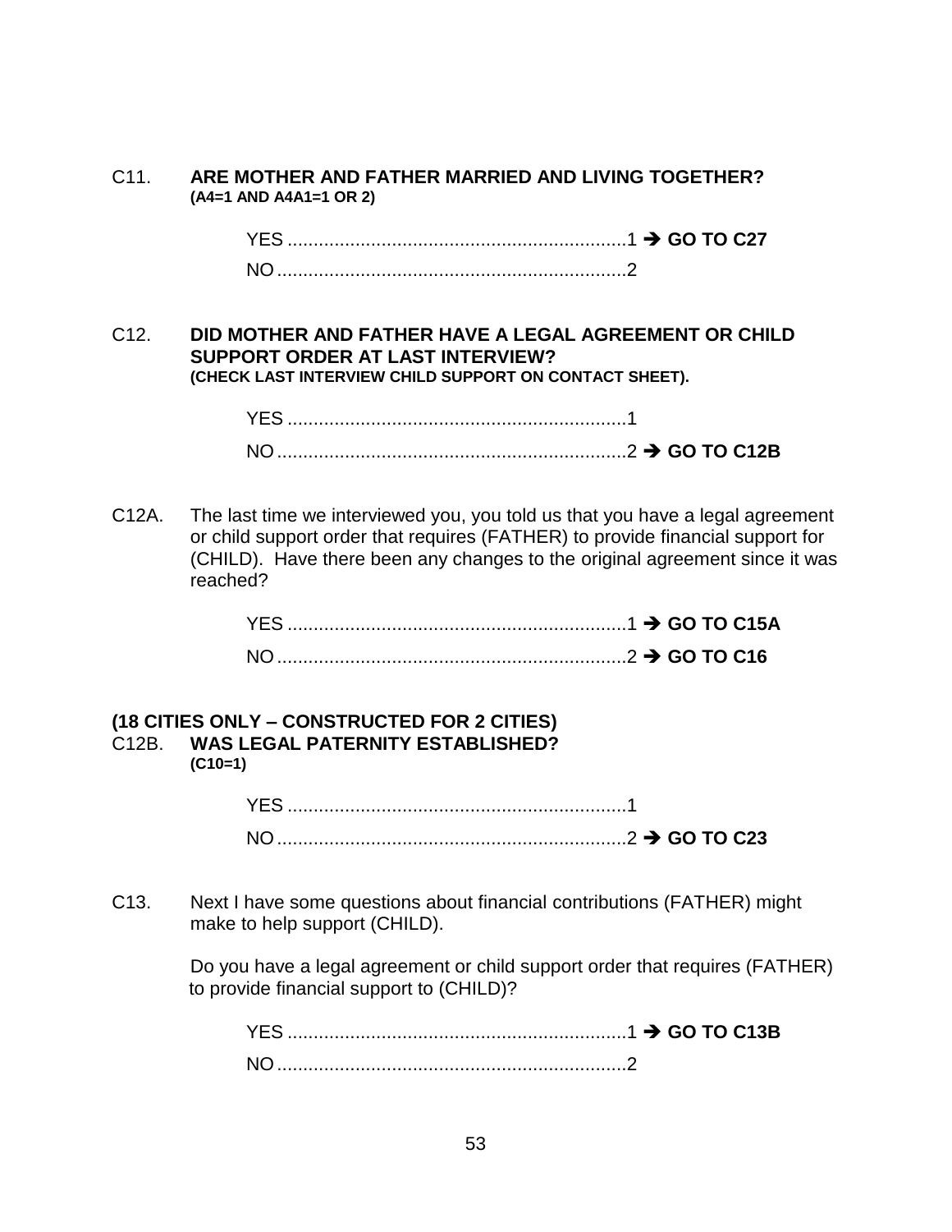C11. **ARE MOTHER AND FATHER MARRIED AND LIVING TOGETHER?**
**(A4=1 AND A4A1=1 OR 2)**

YES ................................................................1 ➔ **GO TO C27**
NO ..................................................................2

C12. **DID MOTHER AND FATHER HAVE A LEGAL AGREEMENT OR CHILD SUPPORT ORDER AT LAST INTERVIEW?**
**(CHECK LAST INTERVIEW CHILD SUPPORT ON CONTACT SHEET).**

YES ................................................................1
NO ..................................................................2 ➔ **GO TO C12B**

C12A. The last time we interviewed you, you told us that you have a legal agreement or child support order that requires (FATHER) to provide financial support for (CHILD). Have there been any changes to the original agreement since it was reached?

YES ................................................................1 ➔ **GO TO C15A**
NO ..................................................................2 ➔ **GO TO C16**

**(18 CITIES ONLY – CONSTRUCTED FOR 2 CITIES)**
C12B. **WAS LEGAL PATERNITY ESTABLISHED?**
**(C10=1)**

YES ................................................................1
NO ..................................................................2 ➔ **GO TO C23**

C13. Next I have some questions about financial contributions (FATHER) might make to help support (CHILD).

Do you have a legal agreement or child support order that requires (FATHER) to provide financial support to (CHILD)?

YES ................................................................1 ➔ **GO TO C13B**
NO ..................................................................2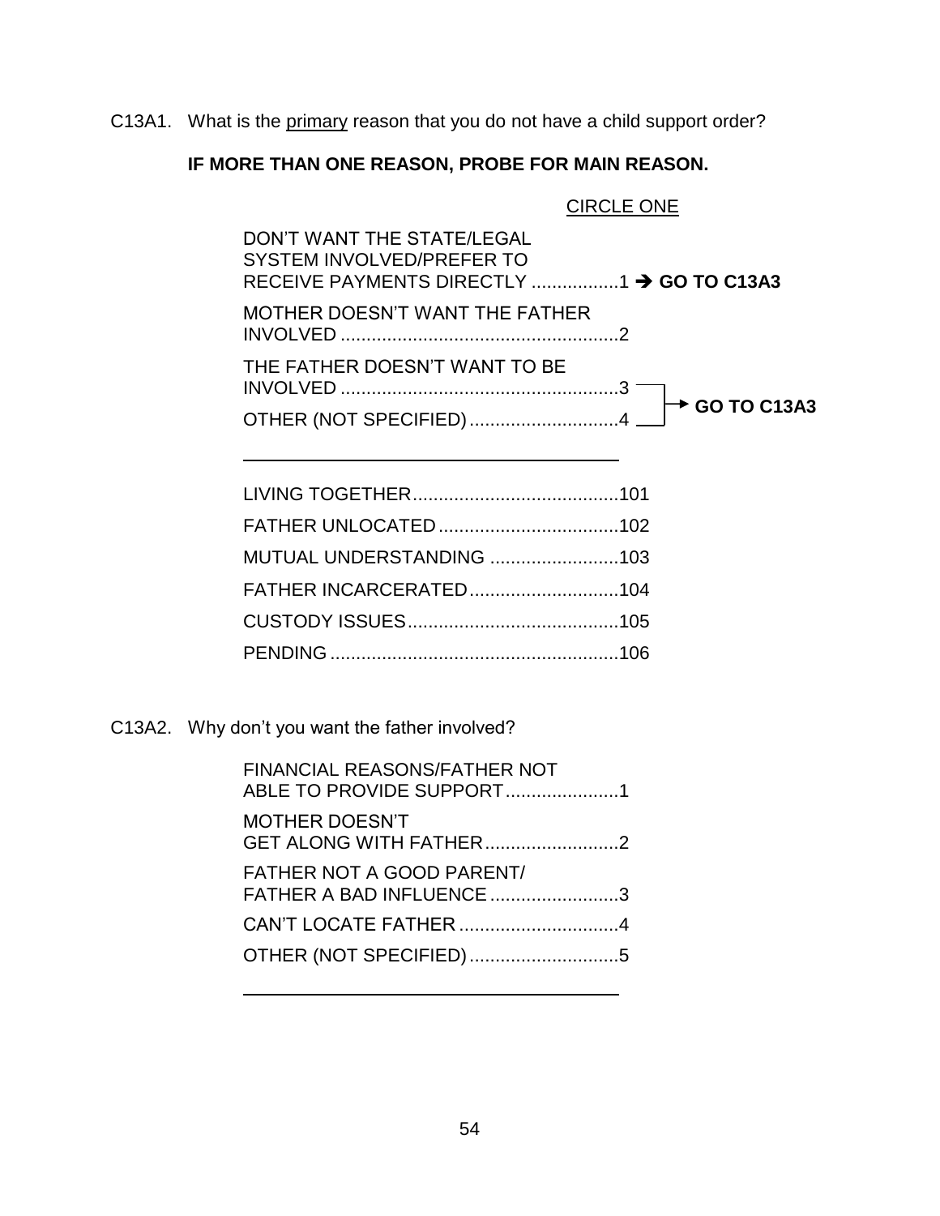C13A1. What is the primary reason that you do not have a child support order?

**IF MORE THAN ONE REASON, PROBE FOR MAIN REASON.**

CIRCLE ONE

DON'T WANT THE STATE/LEGAL SYSTEM INVOLVED/PREFER TO RECEIVE PAYMENTS DIRECTLY ................1 ➔ **GO TO C13A3**

MOTHER DOESN'T WANT THE FATHER INVOLVED ......................................................2

THE FATHER DOESN'T WANT TO BE INVOLVED ......................................................3 → **GO TO C13A3**

OTHER (NOT SPECIFIED) .............................4 → **GO TO C13A3**

\_\_\_\_\_\_\_\_\_\_\_\_\_\_\_\_\_\_\_\_\_\_\_\_\_\_\_\_\_\_\_\_\_\_\_\_\_\_\_\_

LIVING TOGETHER........................................101

FATHER UNLOCATED...................................102

MUTUAL UNDERSTANDING .........................103

FATHER INCARCERATED.............................104

CUSTODY ISSUES.........................................105

PENDING ........................................................106

C13A2. Why don't you want the father involved?

FINANCIAL REASONS/FATHER NOT ABLE TO PROVIDE SUPPORT......................1

MOTHER DOESN'T GET ALONG WITH FATHER..........................2

FATHER NOT A GOOD PARENT/ FATHER A BAD INFLUENCE .........................3

CAN'T LOCATE FATHER ...............................4

OTHER (NOT SPECIFIED) .............................5

\_\_\_\_\_\_\_\_\_\_\_\_\_\_\_\_\_\_\_\_\_\_\_\_\_\_\_\_\_\_\_\_\_\_\_\_\_\_\_\_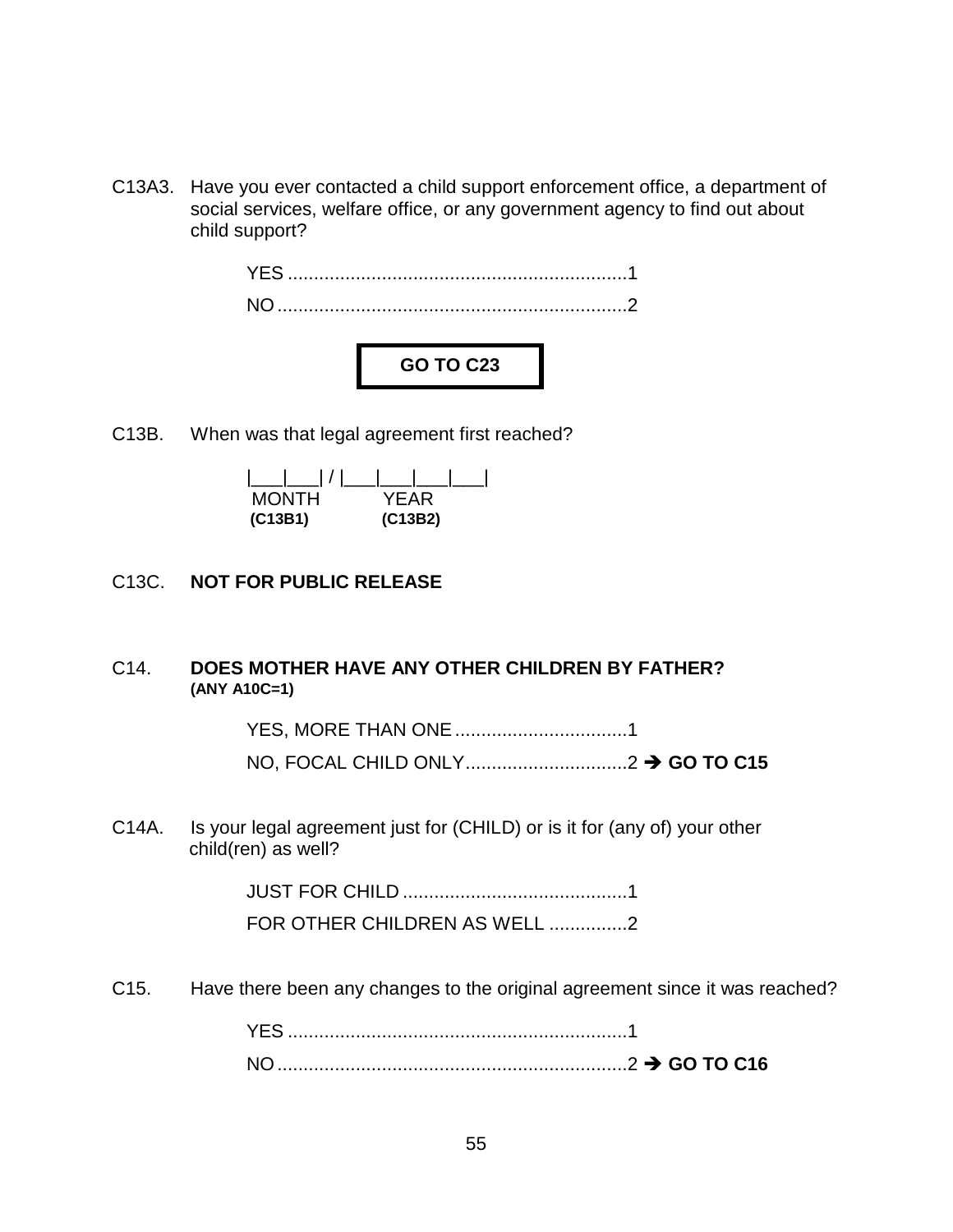C13A3. Have you ever contacted a child support enforcement office, a department of social services, welfare office, or any government agency to find out about child support?

YES ................................................................1
NO ..................................................................2

**GO TO C23**

C13B. When was that legal agreement first reached?

|___|___| / |___|___|___|___|
MONTH (C13B1) YEAR (C13B2)

C13C. **NOT FOR PUBLIC RELEASE**

C14. **DOES MOTHER HAVE ANY OTHER CHILDREN BY FATHER? (ANY A10C=1)**

YES, MORE THAN ONE .................................1
NO, FOCAL CHILD ONLY...............................2 ➔ **GO TO C15**

C14A. Is your legal agreement just for (CHILD) or is it for (any of) your other child(ren) as well?

JUST FOR CHILD ...........................................1
FOR OTHER CHILDREN AS WELL ...............2

C15. Have there been any changes to the original agreement since it was reached?

YES ................................................................1
NO ..................................................................2 ➔ **GO TO C16**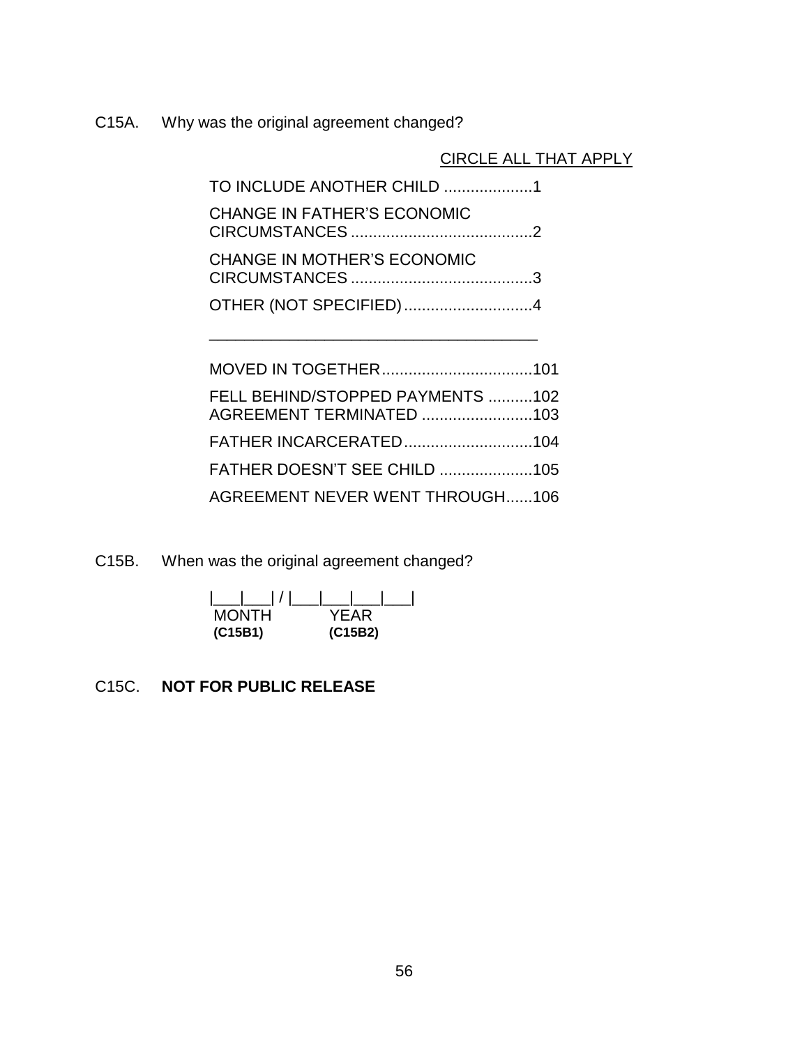C15A. Why was the original agreement changed?

CIRCLE ALL THAT APPLY

TO INCLUDE ANOTHER CHILD ....................1

CHANGE IN FATHER'S ECONOMIC CIRCUMSTANCES .........................................2

CHANGE IN MOTHER'S ECONOMIC CIRCUMSTANCES .........................................3

OTHER (NOT SPECIFIED).............................4

_____________________________________

MOVED IN TOGETHER..................................101

FELL BEHIND/STOPPED PAYMENTS ..........102

AGREEMENT TERMINATED .........................103

FATHER INCARCERATED.............................104

FATHER DOESN'T SEE CHILD .....................105

AGREEMENT NEVER WENT THROUGH......106

C15B. When was the original agreement changed?

|___|___| / |___|___|___|___|
MONTH (C15B1) YEAR (C15B2)

C15C. **NOT FOR PUBLIC RELEASE**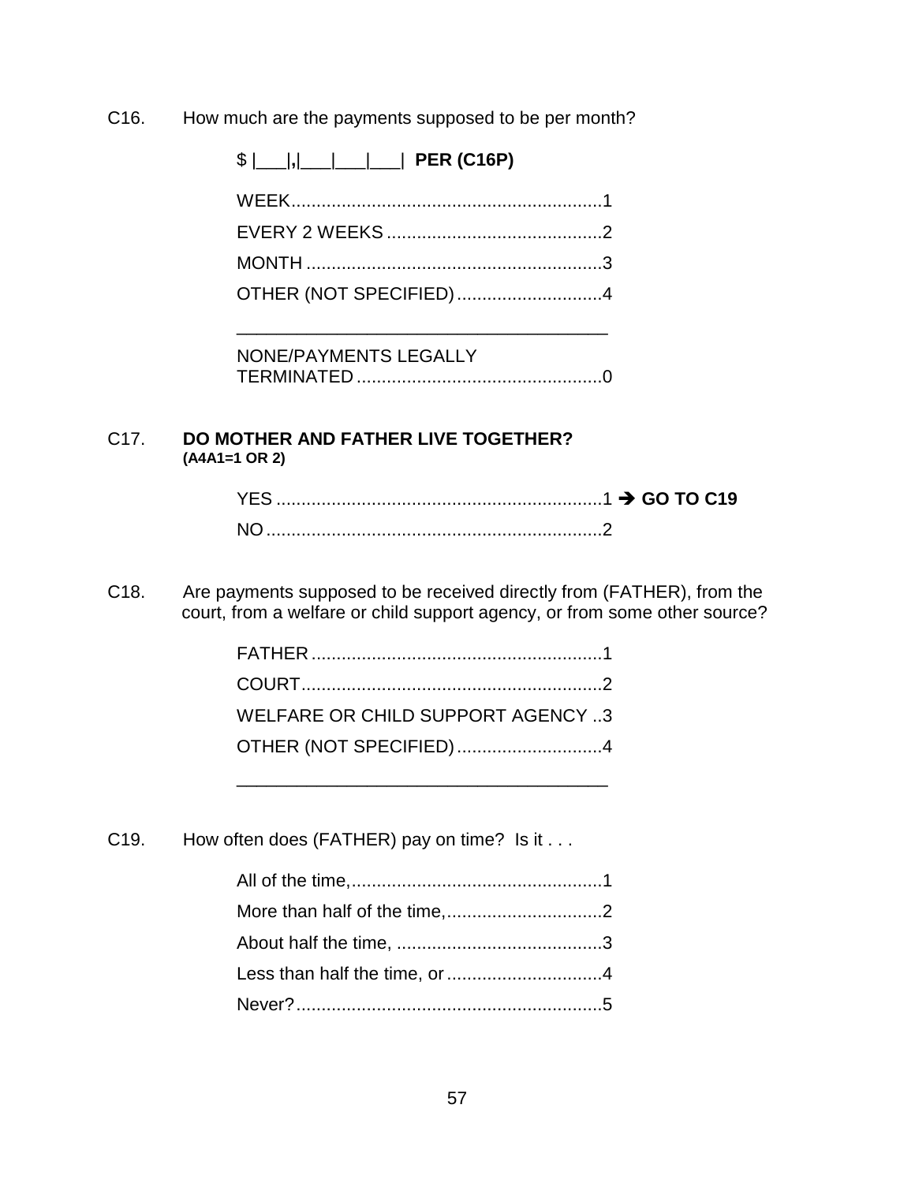C16. How much are the payments supposed to be per month?

$ |___|,|___|___|___| **PER (C16P)**

WEEK..............................................................1
EVERY 2 WEEKS ...........................................2
MONTH ...........................................................3
OTHER (NOT SPECIFIED).............................4

_______________________________________

NONE/PAYMENTS LEGALLY TERMINATED .................................................0

C17. **DO MOTHER AND FATHER LIVE TOGETHER?**
**(A4A1=1 OR 2)**

YES .................................................................1 ➔ **GO TO C19**
NO ...................................................................2

C18. Are payments supposed to be received directly from (FATHER), from the court, from a welfare or child support agency, or from some other source?

FATHER ..........................................................1
COURT............................................................2
WELFARE OR CHILD SUPPORT AGENCY ..3
OTHER (NOT SPECIFIED).............................4

_______________________________________

C19. How often does (FATHER) pay on time? Is it . . .

All of the time,..................................................1
More than half of the time,...............................2
About half the time, .........................................3
Less than half the time, or ...............................4
Never?.............................................................5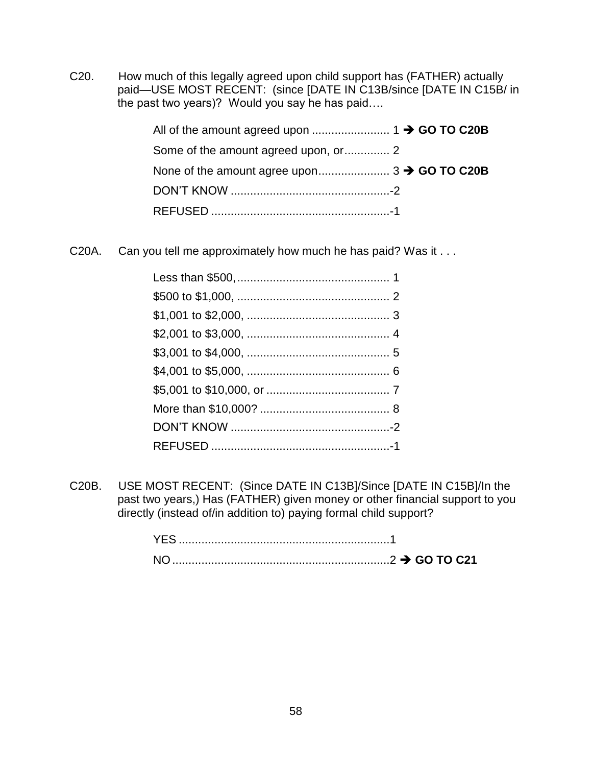C20. How much of this legally agreed upon child support has (FATHER) actually paid—USE MOST RECENT: (since [DATE IN C13B/since [DATE IN C15B/ in the past two years)? Would you say he has paid….

All of the amount agreed upon ........................ 1 ➔ **GO TO C20B**

Some of the amount agreed upon, or............. 2

None of the amount agree upon..................... 3 ➔ **GO TO C20B**

DON'T KNOW .................................................-2

REFUSED .......................................................-1

C20A. Can you tell me approximately how much he has paid? Was it . . .

Less than $500,............................................... 1

$500 to $1,000, ............................................... 2

$1,001 to $2,000, ............................................ 3

$2,001 to $3,000, ............................................ 4

$3,001 to $4,000, ............................................ 5

$4,001 to $5,000, ............................................ 6

$5,001 to $10,000, or ...................................... 7

More than $10,000? ........................................ 8

DON'T KNOW .................................................-2

REFUSED .......................................................-1

C20B. USE MOST RECENT: (Since DATE IN C13B]/Since [DATE IN C15B]/In the past two years,) Has (FATHER) given money or other financial support to you directly (instead of/in addition to) paying formal child support?

YES .................................................................1

NO...................................................................2 ➔ **GO TO C21**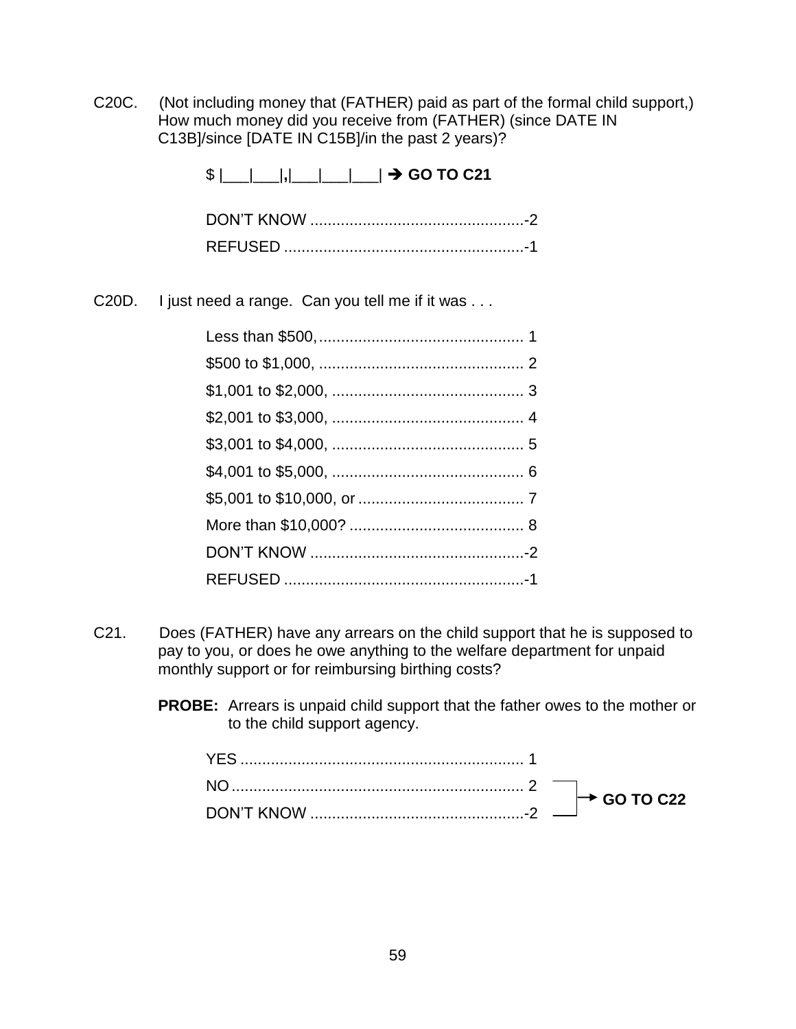C20C. (Not including money that (FATHER) paid as part of the formal child support,) How much money did you receive from (FATHER) (since DATE IN C13B]/since [DATE IN C15B]/in the past 2 years)?

$ |___|___|,|___|___|___| → **GO TO C21**

DON'T KNOW ..................................................-2
REFUSED ........................................................-1

C20D. I just need a range. Can you tell me if it was . . .

Less than $500, ............................................... 1
$500 to $1,000, ............................................... 2
$1,001 to $2,000, ............................................ 3
$2,001 to $3,000, ............................................ 4
$3,001 to $4,000, ............................................ 5
$4,001 to $5,000, ............................................ 6
$5,001 to $10,000, or ...................................... 7
More than $10,000? ........................................ 8
DON'T KNOW ..................................................-2
REFUSED ........................................................-1

C21. Does (FATHER) have any arrears on the child support that he is supposed to pay to you, or does he owe anything to the welfare department for unpaid monthly support or for reimbursing birthing costs?

**PROBE:** Arrears is unpaid child support that the father owes to the mother or to the child support agency.

YES ................................................................. 1
NO ................................................................... 2 → **GO TO C22**
DON'T KNOW ..................................................-2 → **GO TO C22**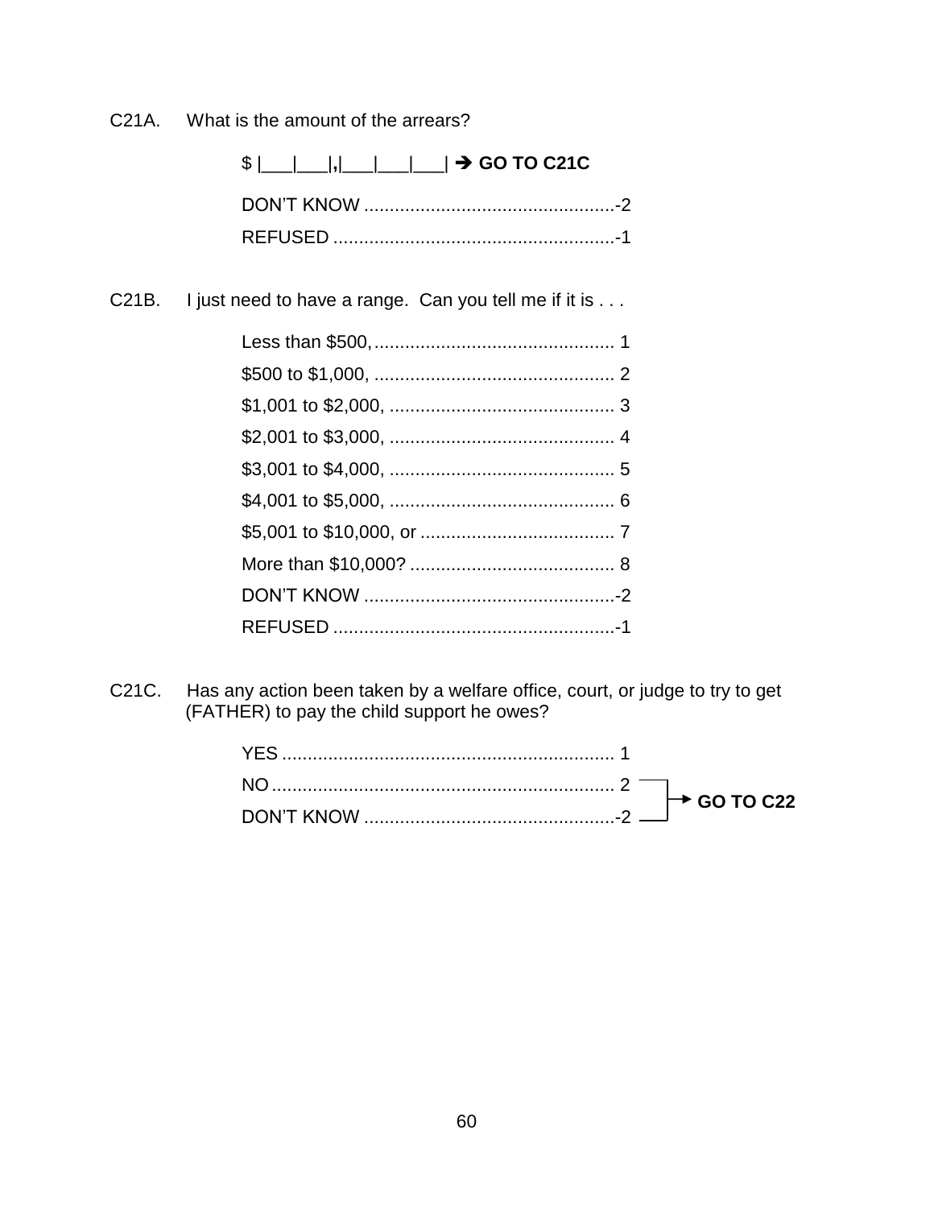C21A. What is the amount of the arrears?

$ |___|___|,|___|___|___| ➔ **GO TO C21C**

DON'T KNOW ................................................-2
REFUSED ......................................................-1

C21B. I just need to have a range. Can you tell me if it is . . .

Less than $500, .............................................. 1
$500 to $1,000, .............................................. 2
$1,001 to $2,000, ........................................... 3
$2,001 to $3,000, ........................................... 4
$3,001 to $4,000, ........................................... 5
$4,001 to $5,000, ........................................... 6
$5,001 to $10,000, or ..................................... 7
More than $10,000? ....................................... 8
DON'T KNOW ................................................-2
REFUSED ......................................................-1

C21C. Has any action been taken by a welfare office, court, or judge to try to get (FATHER) to pay the child support he owes?

YES ............................................................... 1
NO ................................................................. 2 → **GO TO C22**
DON'T KNOW ................................................-2 → **GO TO C22**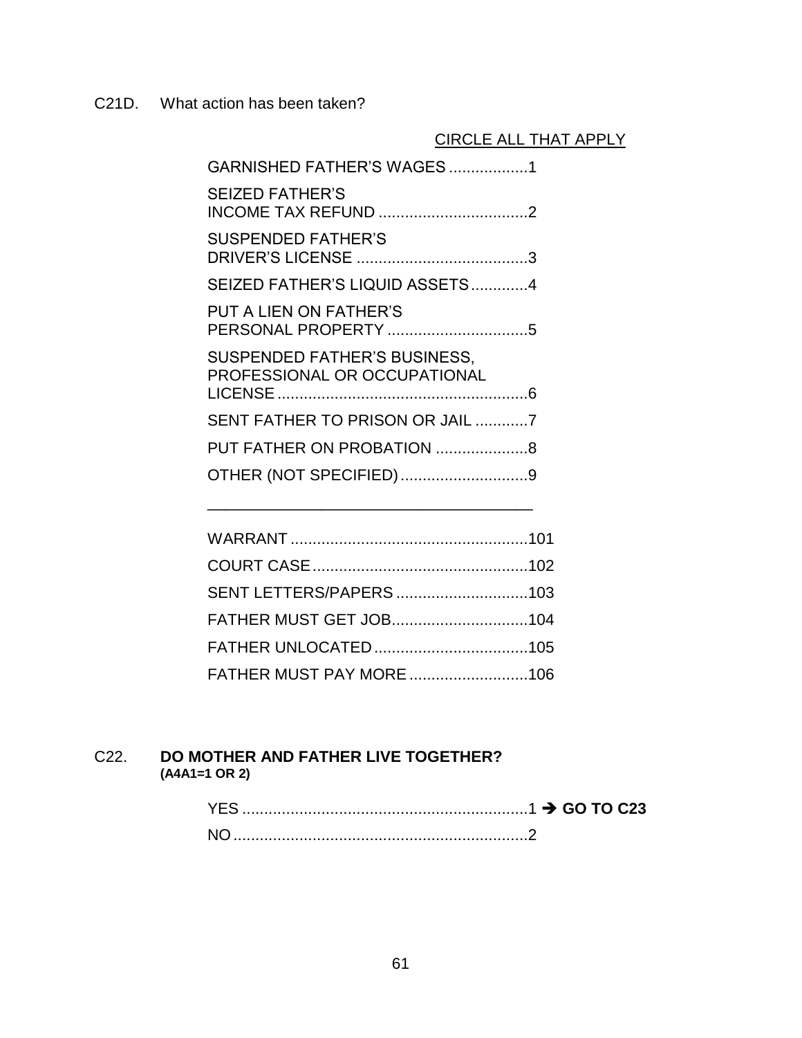C21D. What action has been taken?

CIRCLE ALL THAT APPLY

GARNISHED FATHER'S WAGES .................. 1

SEIZED FATHER'S INCOME TAX REFUND .................................. 2

SUSPENDED FATHER'S DRIVER'S LICENSE ....................................... 3

SEIZED FATHER'S LIQUID ASSETS ............. 4

PUT A LIEN ON FATHER'S PERSONAL PROPERTY ................................ 5

SUSPENDED FATHER'S BUSINESS, PROFESSIONAL OR OCCUPATIONAL LICENSE ......................................................... 6

SENT FATHER TO PRISON OR JAIL ............ 7

PUT FATHER ON PROBATION ..................... 8

OTHER (NOT SPECIFIED) ............................. 9

_____________________________________

WARRANT ...................................................... 101

COURT CASE ................................................. 102

SENT LETTERS/PAPERS .............................. 103

FATHER MUST GET JOB ............................... 104

FATHER UNLOCATED ................................... 105

FATHER MUST PAY MORE ........................... 106

C22. **DO MOTHER AND FATHER LIVE TOGETHER?**
**(A4A1=1 OR 2)**

YES ................................................................. 1 ➔ **GO TO C23**

NO ................................................................... 2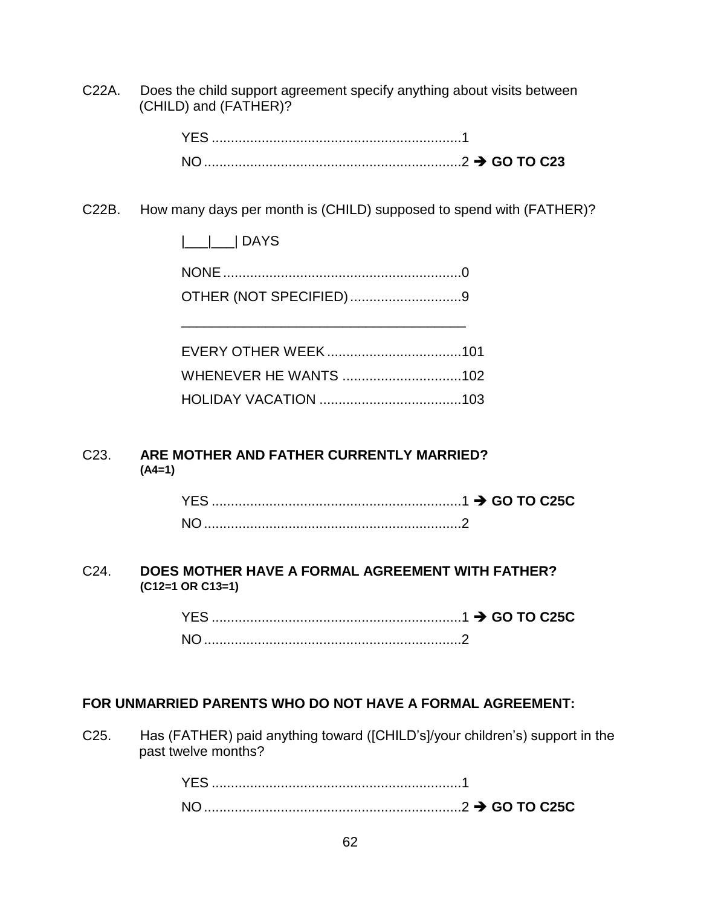C22A. Does the child support agreement specify anything about visits between (CHILD) and (FATHER)?

YES ................................................................1
NO ..................................................................2 → **GO TO C23**

C22B. How many days per month is (CHILD) supposed to spend with (FATHER)?

|___|___| DAYS

NONE .............................................................0
OTHER (NOT SPECIFIED) ............................9

_____________________________________

EVERY OTHER WEEK ..................................101
WHENEVER HE WANTS ...............................102
HOLIDAY VACATION .....................................103

C23. **ARE MOTHER AND FATHER CURRENTLY MARRIED?**
**(A4=1)**

YES ................................................................1 → **GO TO C25C**
NO ..................................................................2

C24. **DOES MOTHER HAVE A FORMAL AGREEMENT WITH FATHER?**
**(C12=1 OR C13=1)**

YES ................................................................1 → **GO TO C25C**
NO ..................................................................2

**FOR UNMARRIED PARENTS WHO DO NOT HAVE A FORMAL AGREEMENT:**

C25. Has (FATHER) paid anything toward ([CHILD's]/your children's) support in the past twelve months?

YES ................................................................1
NO ..................................................................2 → **GO TO C25C**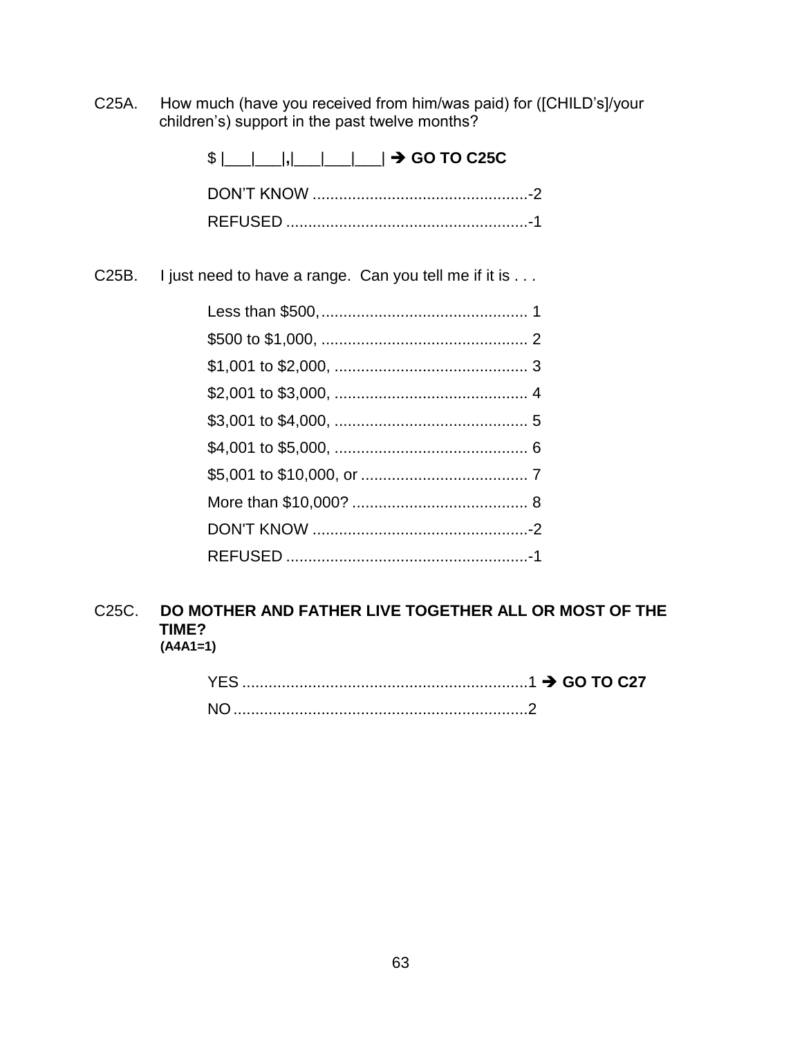C25A. How much (have you received from him/was paid) for ([CHILD's]/your children's) support in the past twelve months?

$ |___|___|,|___|___|___| ➔ **GO TO C25C**

DON'T KNOW .................................................-2

REFUSED .......................................................-1

C25B. I just need to have a range. Can you tell me if it is . . .

Less than $500, ............................................... 1

$500 to $1,000, ............................................... 2

$1,001 to $2,000, ............................................ 3

$2,001 to $3,000, ............................................ 4

$3,001 to $4,000, ............................................ 5

$4,001 to $5,000, ............................................ 6

$5,001 to $10,000, or ...................................... 7

More than $10,000? ........................................ 8

DON'T KNOW .................................................-2

REFUSED .......................................................-1

C25C. **DO MOTHER AND FATHER LIVE TOGETHER ALL OR MOST OF THE TIME?**
**(A4A1=1)**

YES .................................................................1 ➔ **GO TO C27**

NO ...................................................................2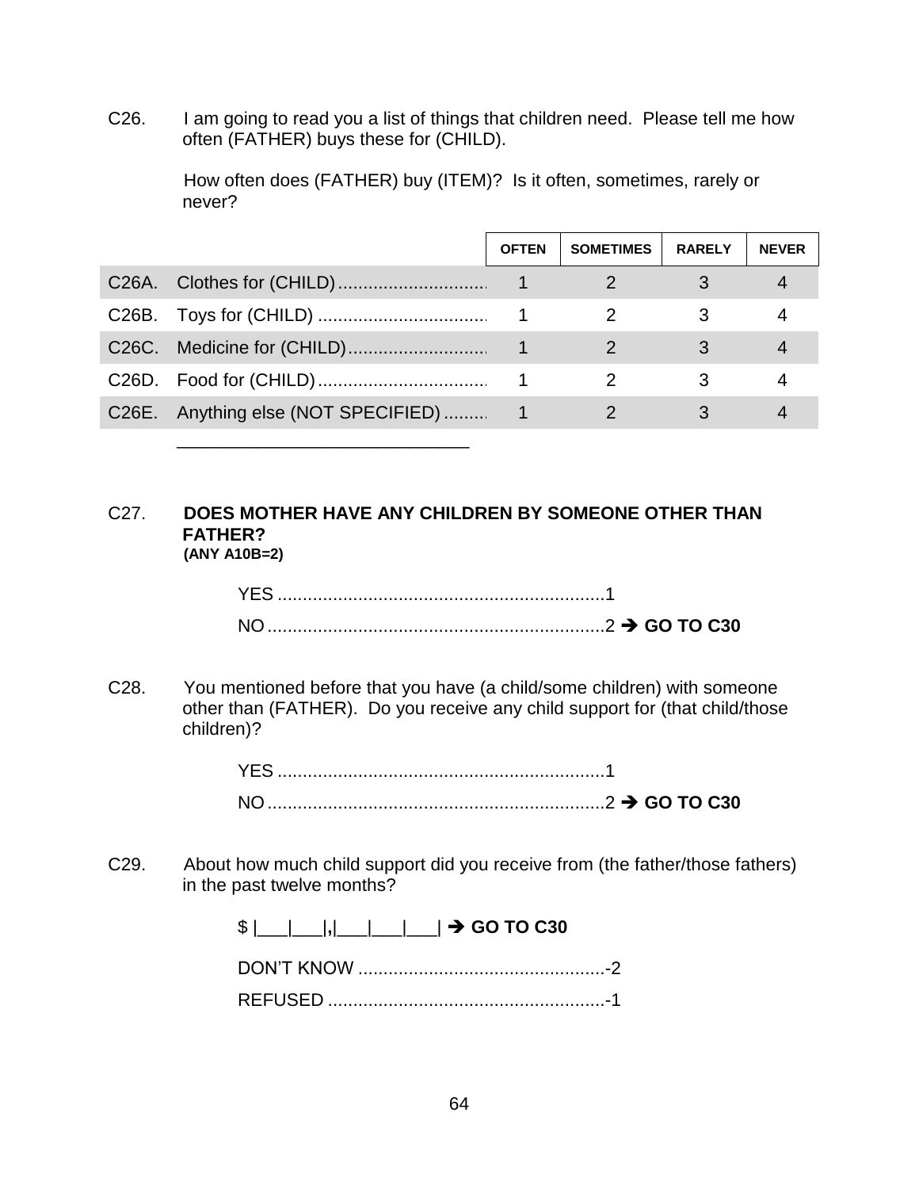C26. I am going to read you a list of things that children need. Please tell me how often (FATHER) buys these for (CHILD).

How often does (FATHER) buy (ITEM)? Is it often, sometimes, rarely or never?

| | OFTEN | SOMETIMES | RARELY | NEVER |
|---|---|---|---|---|
| C26A. Clothes for (CHILD) | 1 | 2 | 3 | 4 |
| C26B. Toys for (CHILD) | 1 | 2 | 3 | 4 |
| C26C. Medicine for (CHILD) | 1 | 2 | 3 | 4 |
| C26D. Food for (CHILD) | 1 | 2 | 3 | 4 |
| C26E. Anything else (NOT SPECIFIED) | 1 | 2 | 3 | 4 |

\_\_\_\_\_\_\_\_\_\_\_\_\_\_\_\_\_\_\_\_\_\_\_\_\_\_\_\_

C27. **DOES MOTHER HAVE ANY CHILDREN BY SOMEONE OTHER THAN FATHER?**
**(ANY A10B=2)**

YES ....................................................................1
NO ......................................................................2 ➔ **GO TO C30**

C28. You mentioned before that you have (a child/some children) with someone other than (FATHER). Do you receive any child support for (that child/those children)?

YES ....................................................................1
NO ......................................................................2 ➔ **GO TO C30**

C29. About how much child support did you receive from (the father/those fathers) in the past twelve months?

$ |\_\_\_|\_\_\_|**,**|\_\_\_|\_\_\_|\_\_\_| ➔ **GO TO C30**

DON'T KNOW ..................................................-2
REFUSED ........................................................-1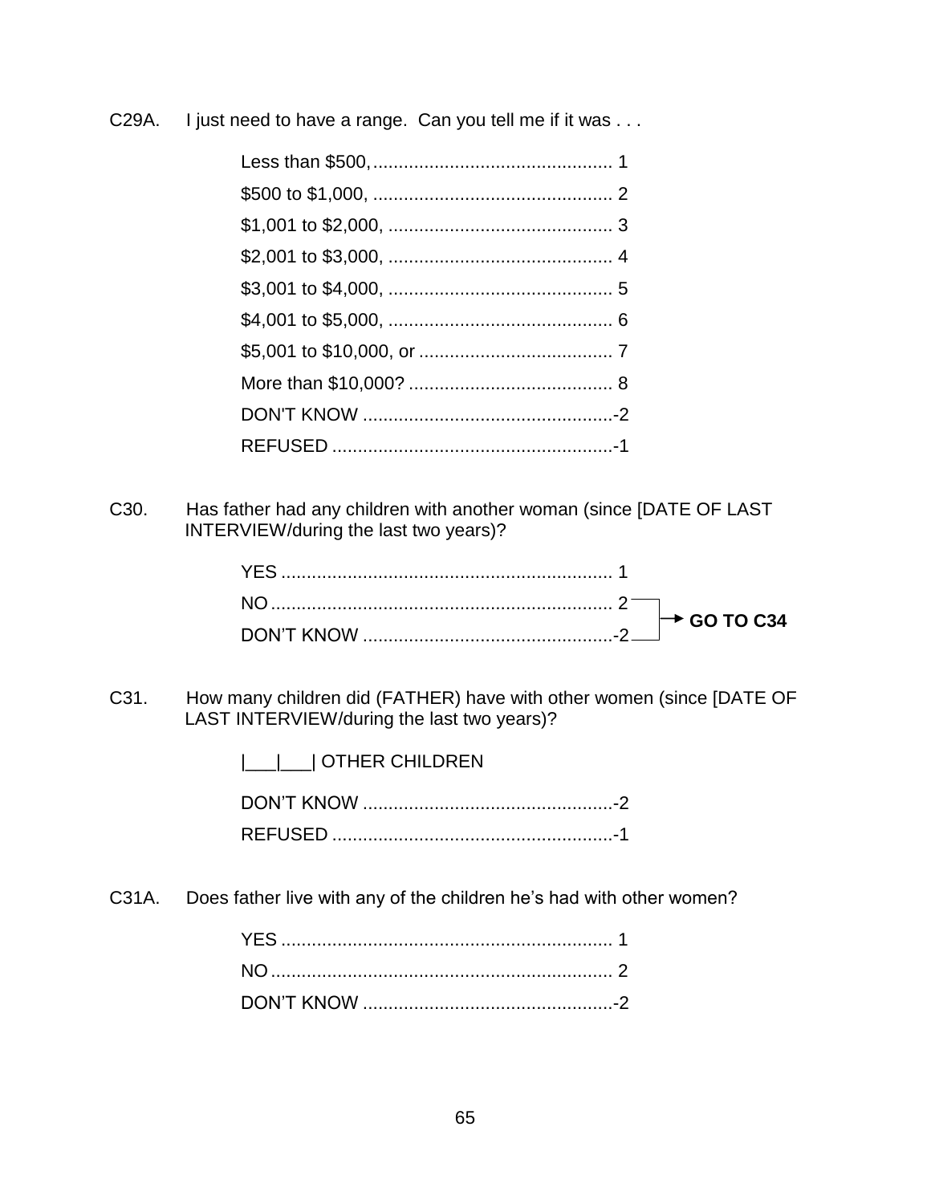C29A. I just need to have a range. Can you tell me if it was . . .

| | |
|---|---|
| Less than $500, | 1 |
| $500 to $1,000, | 2 |
| $1,001 to $2,000, | 3 |
| $2,001 to $3,000, | 4 |
| $3,001 to $4,000, | 5 |
| $4,001 to $5,000, | 6 |
| $5,001 to $10,000, or | 7 |
| More than $10,000? | 8 |
| DON'T KNOW | -2 |
| REFUSED | -1 |

C30. Has father had any children with another woman (since [DATE OF LAST INTERVIEW/during the last two years)?

| | | |
|---|---|---|
| YES | 1 | |
| NO | 2 | **GO TO C34** |
| DON'T KNOW | -2 | **GO TO C34** |

C31. How many children did (FATHER) have with other women (since [DATE OF LAST INTERVIEW/during the last two years)?

|___|___| OTHER CHILDREN

| | |
|---|---|
| DON'T KNOW | -2 |
| REFUSED | -1 |

C31A. Does father live with any of the children he's had with other women?

| | |
|---|---|
| YES | 1 |
| NO | 2 |
| DON'T KNOW | -2 |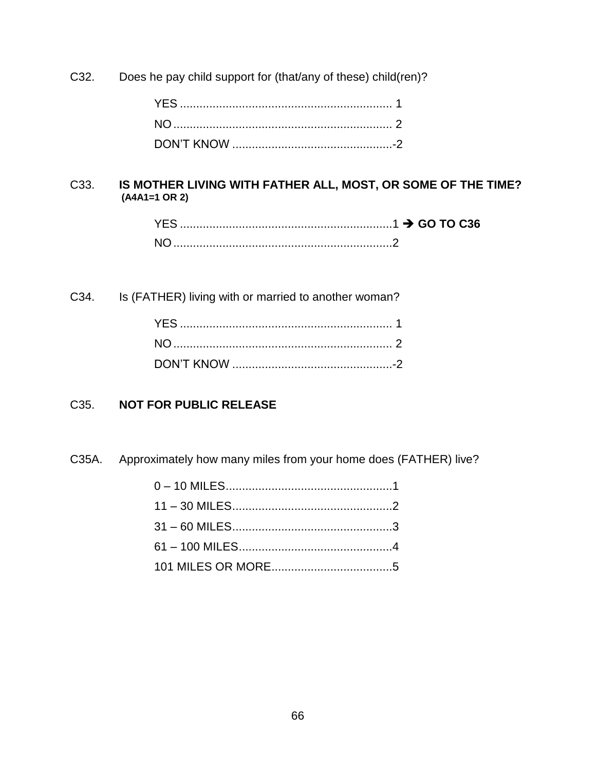C32. Does he pay child support for (that/any of these) child(ren)?

YES ................................................................ 1
NO .................................................................. 2
DON'T KNOW ................................................-2

C33. **IS MOTHER LIVING WITH FATHER ALL, MOST, OR SOME OF THE TIME? (A4A1=1 OR 2)**

YES ................................................................1 ➔ **GO TO C36**
NO ..................................................................2

C34. Is (FATHER) living with or married to another woman?

YES ................................................................ 1
NO .................................................................. 2
DON'T KNOW ................................................-2

C35. **NOT FOR PUBLIC RELEASE**

C35A. Approximately how many miles from your home does (FATHER) live?

0 – 10 MILES..................................................1
11 – 30 MILES................................................2
31 – 60 MILES................................................3
61 – 100 MILES..............................................4
101 MILES OR MORE....................................5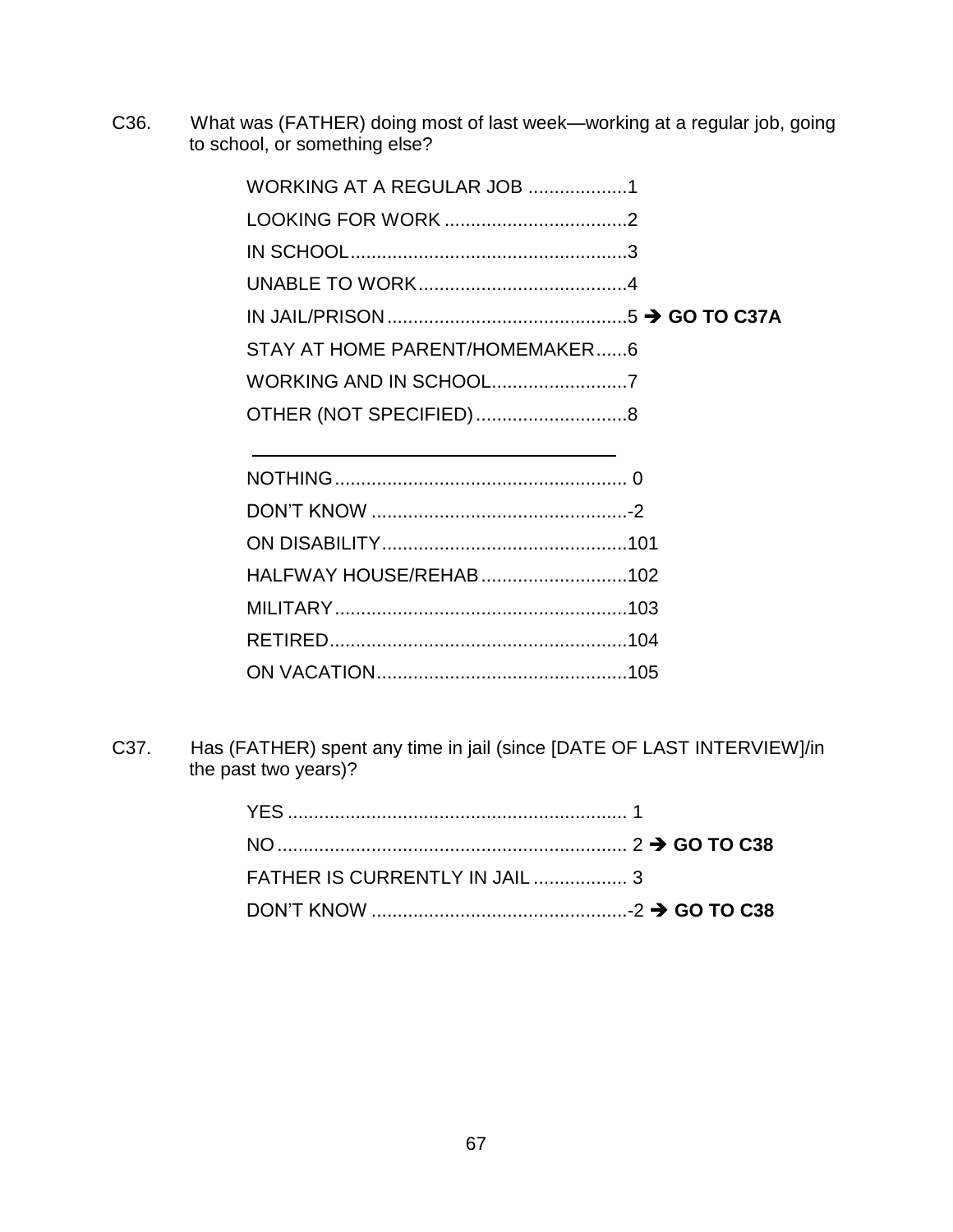C36. What was (FATHER) doing most of last week—working at a regular job, going to school, or something else?

| | |
|---|---|
| WORKING AT A REGULAR JOB | 1 |
| LOOKING FOR WORK | 2 |
| IN SCHOOL | 3 |
| UNABLE TO WORK | 4 |
| IN JAIL/PRISON | 5 ➔ **GO TO C37A** |
| STAY AT HOME PARENT/HOMEMAKER | 6 |
| WORKING AND IN SCHOOL | 7 |
| OTHER (NOT SPECIFIED) | 8 |
| ______________________________ | |
| NOTHING | 0 |
| DON'T KNOW | -2 |
| ON DISABILITY | 101 |
| HALFWAY HOUSE/REHAB | 102 |
| MILITARY | 103 |
| RETIRED | 104 |
| ON VACATION | 105 |

C37. Has (FATHER) spent any time in jail (since [DATE OF LAST INTERVIEW]/in the past two years)?

| | |
|---|---|
| YES | 1 |
| NO | 2 ➔ **GO TO C38** |
| FATHER IS CURRENTLY IN JAIL | 3 |
| DON'T KNOW | -2 ➔ **GO TO C38** |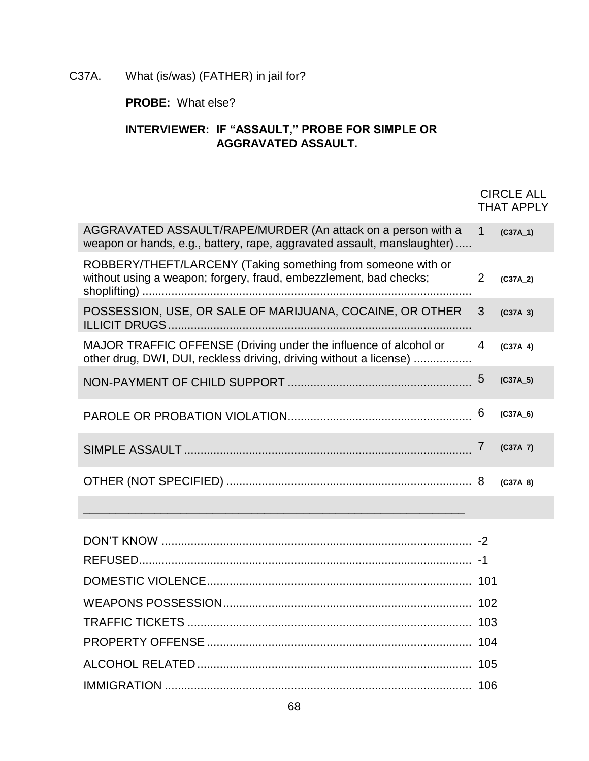C37A. What (is/was) (FATHER) in jail for?

**PROBE:** What else?

**INTERVIEWER: IF "ASSAULT," PROBE FOR SIMPLE OR AGGRAVATED ASSAULT.**

| | CIRCLE ALL THAT APPLY | |
|---|---|---|
| AGGRAVATED ASSAULT/RAPE/MURDER (An attack on a person with a weapon or hands, e.g., battery, rape, aggravated assault, manslaughter) | 1 | **(C37A_1)** |
| ROBBERY/THEFT/LARCENY (Taking something from someone with or without using a weapon; forgery, fraud, embezzlement, bad checks; shoplifting) | 2 | **(C37A_2)** |
| POSSESSION, USE, OR SALE OF MARIJUANA, COCAINE, OR OTHER ILLICIT DRUGS | 3 | **(C37A_3)** |
| MAJOR TRAFFIC OFFENSE (Driving under the influence of alcohol or other drug, DWI, DUI, reckless driving, driving without a license) | 4 | **(C37A_4)** |
| NON-PAYMENT OF CHILD SUPPORT | 5 | **(C37A_5)** |
| PAROLE OR PROBATION VIOLATION | 6 | **(C37A_6)** |
| SIMPLE ASSAULT | 7 | **(C37A_7)** |
| OTHER (NOT SPECIFIED) | 8 | **(C37A_8)** |
| ________________________________________ | | |
| DON'T KNOW | -2 | |
| REFUSED | -1 | |
| DOMESTIC VIOLENCE | 101 | |
| WEAPONS POSSESSION | 102 | |
| TRAFFIC TICKETS | 103 | |
| PROPERTY OFFENSE | 104 | |
| ALCOHOL RELATED | 105 | |
| IMMIGRATION | 106 | |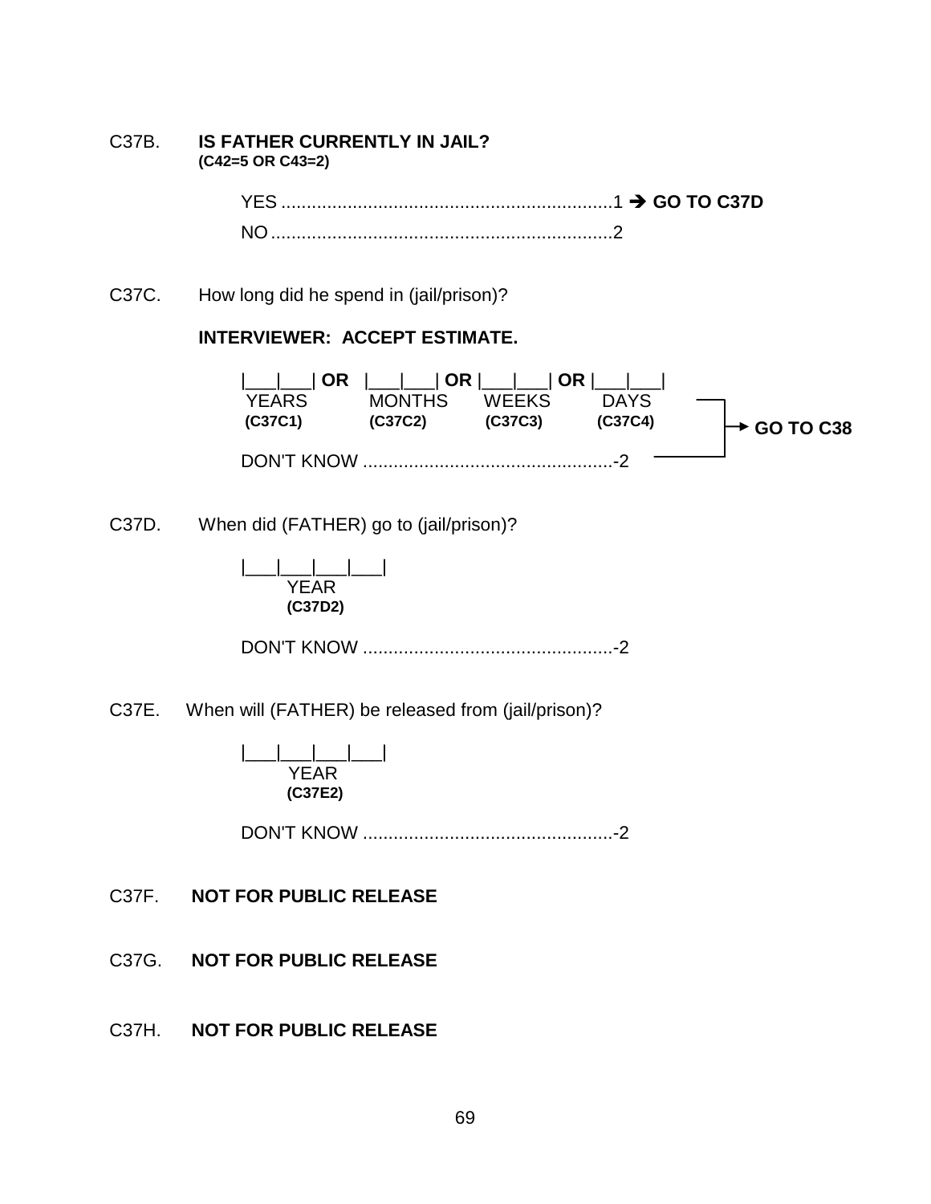C37B. **IS FATHER CURRENTLY IN JAIL?**
**(C42=5 OR C43=2)**

YES ................................................................1 → **GO TO C37D**
NO..................................................................2

C37C. How long did he spend in (jail/prison)?

**INTERVIEWER: ACCEPT ESTIMATE.**

|___|___| **OR** |___|___| **OR** |___|___| **OR** |___|___|
YEARS MONTHS WEEKS DAYS
**(C37C1) (C37C2) (C37C3) (C37C4)**

DON'T KNOW .................................................-2

→ **GO TO C38**

C37D. When did (FATHER) go to (jail/prison)?

|___|___|___|___|
YEAR
**(C37D2)**

DON'T KNOW .................................................-2

C37E. When will (FATHER) be released from (jail/prison)?

|___|___|___|___|
YEAR
**(C37E2)**

DON'T KNOW .................................................-2

C37F. **NOT FOR PUBLIC RELEASE**

C37G. **NOT FOR PUBLIC RELEASE**

C37H. **NOT FOR PUBLIC RELEASE**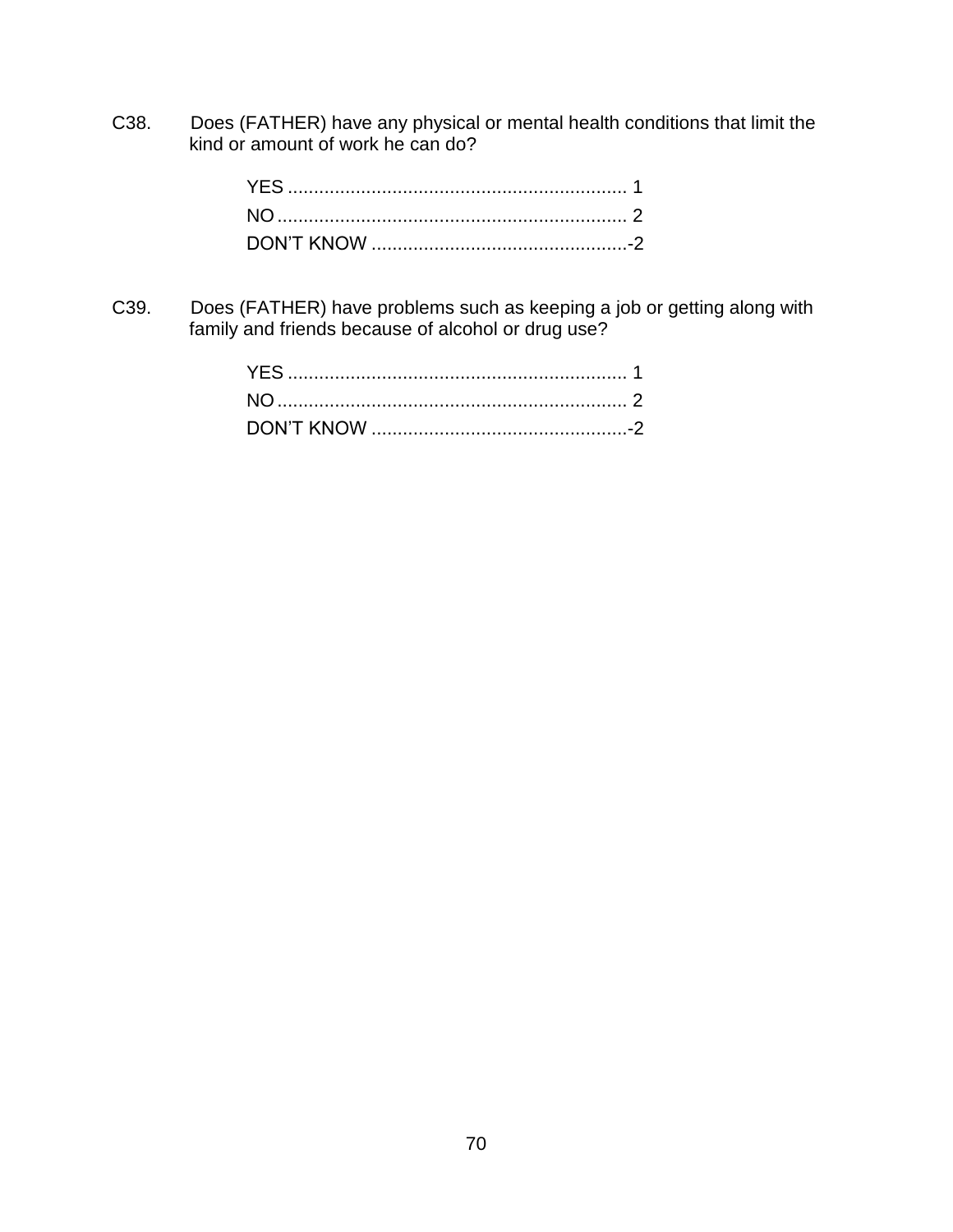C38. Does (FATHER) have any physical or mental health conditions that limit the kind or amount of work he can do?

YES ................................................................ 1
NO .................................................................. 2
DON'T KNOW ................................................. -2

C39. Does (FATHER) have problems such as keeping a job or getting along with family and friends because of alcohol or drug use?

YES ................................................................ 1
NO .................................................................. 2
DON'T KNOW ................................................. -2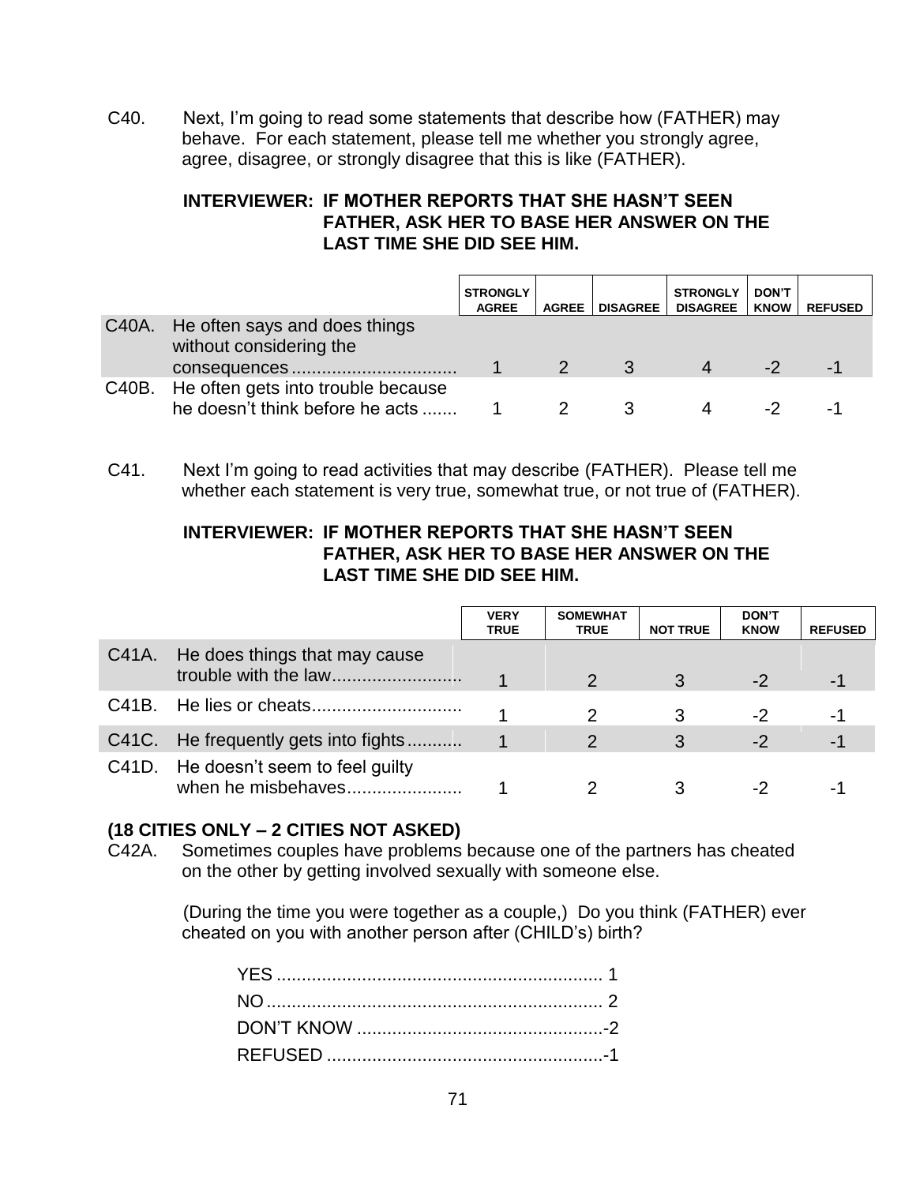C40. Next, I'm going to read some statements that describe how (FATHER) may behave. For each statement, please tell me whether you strongly agree, agree, disagree, or strongly disagree that this is like (FATHER).

**INTERVIEWER: IF MOTHER REPORTS THAT SHE HASN'T SEEN FATHER, ASK HER TO BASE HER ANSWER ON THE LAST TIME SHE DID SEE HIM.**

| | | STRONGLY AGREE | AGREE | DISAGREE | STRONGLY DISAGREE | DON'T KNOW | REFUSED |
|---|---|---|---|---|---|---|---|
| C40A. | He often says and does things without considering the consequences................................ | 1 | 2 | 3 | 4 | -2 | -1 |
| C40B. | He often gets into trouble because he doesn't think before he acts ....... | 1 | 2 | 3 | 4 | -2 | -1 |

C41. Next I'm going to read activities that may describe (FATHER). Please tell me whether each statement is very true, somewhat true, or not true of (FATHER).

**INTERVIEWER: IF MOTHER REPORTS THAT SHE HASN'T SEEN FATHER, ASK HER TO BASE HER ANSWER ON THE LAST TIME SHE DID SEE HIM.**

| | | VERY TRUE | SOMEWHAT TRUE | NOT TRUE | DON'T KNOW | REFUSED |
|---|---|---|---|---|---|---|
| C41A. | He does things that may cause trouble with the law......................... | 1 | 2 | 3 | -2 | -1 |
| C41B. | He lies or cheats............................. | 1 | 2 | 3 | -2 | -1 |
| C41C. | He frequently gets into fights........... | 1 | 2 | 3 | -2 | -1 |
| C41D. | He doesn't seem to feel guilty when he misbehaves....................... | 1 | 2 | 3 | -2 | -1 |

**(18 CITIES ONLY – 2 CITIES NOT ASKED)**

C42A. Sometimes couples have problems because one of the partners has cheated on the other by getting involved sexually with someone else.

(During the time you were together as a couple,) Do you think (FATHER) ever cheated on you with another person after (CHILD's) birth?

YES ................................................................. 1
NO................................................................... 2
DON'T KNOW .................................................-2
REFUSED .......................................................-1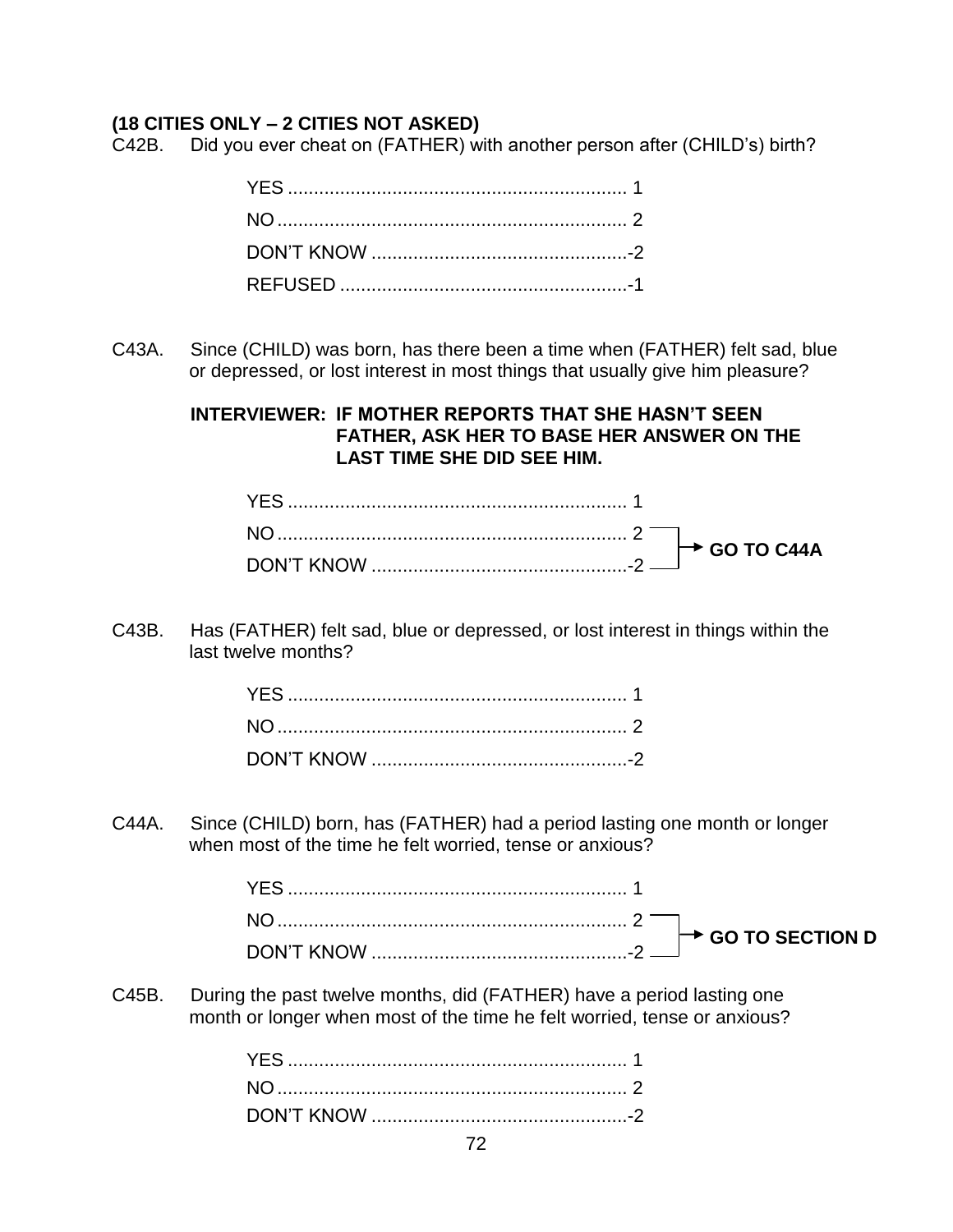**(18 CITIES ONLY – 2 CITIES NOT ASKED)**

C42B. Did you ever cheat on (FATHER) with another person after (CHILD's) birth?

YES .................................................................. 1
NO .................................................................... 2
DON'T KNOW ..................................................-2
REFUSED ........................................................-1

C43A. Since (CHILD) was born, has there been a time when (FATHER) felt sad, blue or depressed, or lost interest in most things that usually give him pleasure?

**INTERVIEWER: IF MOTHER REPORTS THAT SHE HASN'T SEEN FATHER, ASK HER TO BASE HER ANSWER ON THE LAST TIME SHE DID SEE HIM.**

YES .................................................................. 1
NO .................................................................... 2 → **GO TO C44A**
DON'T KNOW ..................................................-2 → **GO TO C44A**

C43B. Has (FATHER) felt sad, blue or depressed, or lost interest in things within the last twelve months?

YES .................................................................. 1
NO .................................................................... 2
DON'T KNOW ..................................................-2

C44A. Since (CHILD) born, has (FATHER) had a period lasting one month or longer when most of the time he felt worried, tense or anxious?

YES .................................................................. 1
NO .................................................................... 2 → **GO TO SECTION D**
DON'T KNOW ..................................................-2 → **GO TO SECTION D**

C45B. During the past twelve months, did (FATHER) have a period lasting one month or longer when most of the time he felt worried, tense or anxious?

YES .................................................................. 1
NO .................................................................... 2
DON'T KNOW ..................................................-2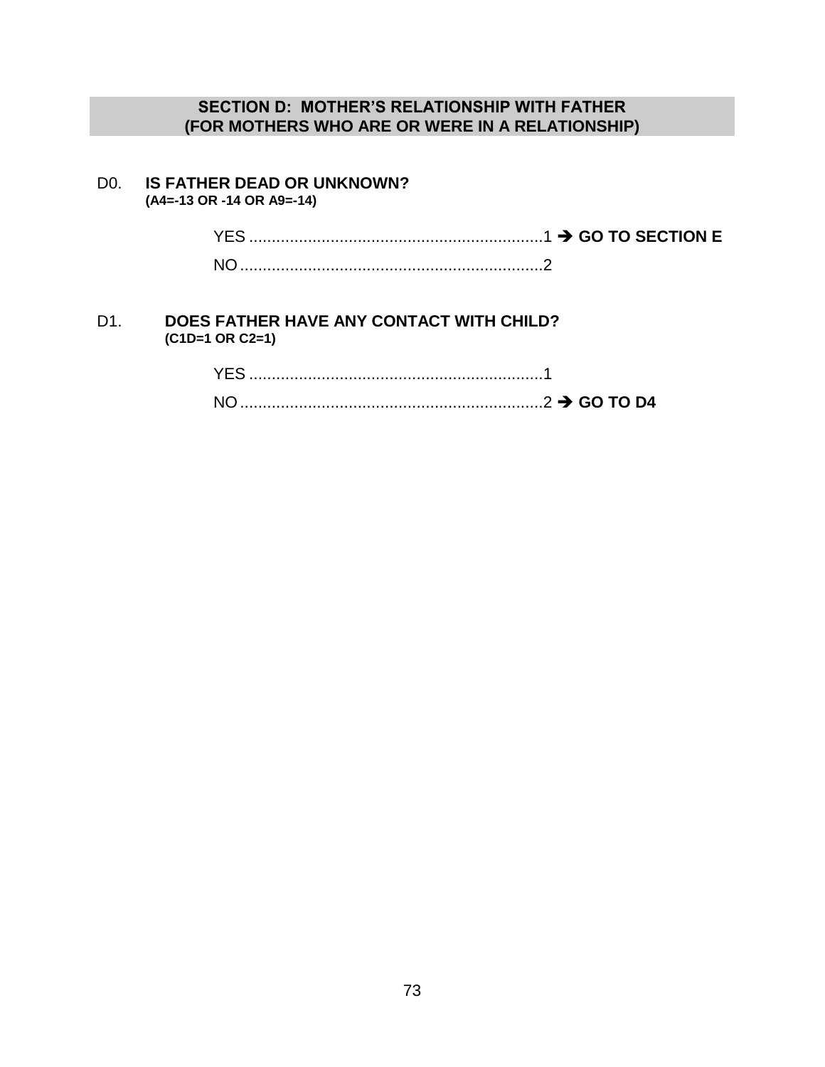## SECTION D: MOTHER'S RELATIONSHIP WITH FATHER (FOR MOTHERS WHO ARE OR WERE IN A RELATIONSHIP)

D0. **IS FATHER DEAD OR UNKNOWN?**
**(A4=-13 OR -14 OR A9=-14)**

YES ..................................................................1 ➔ **GO TO SECTION E**

NO ....................................................................2

D1. **DOES FATHER HAVE ANY CONTACT WITH CHILD?**
**(C1D=1 OR C2=1)**

YES ..................................................................1

NO ....................................................................2 ➔ **GO TO D4**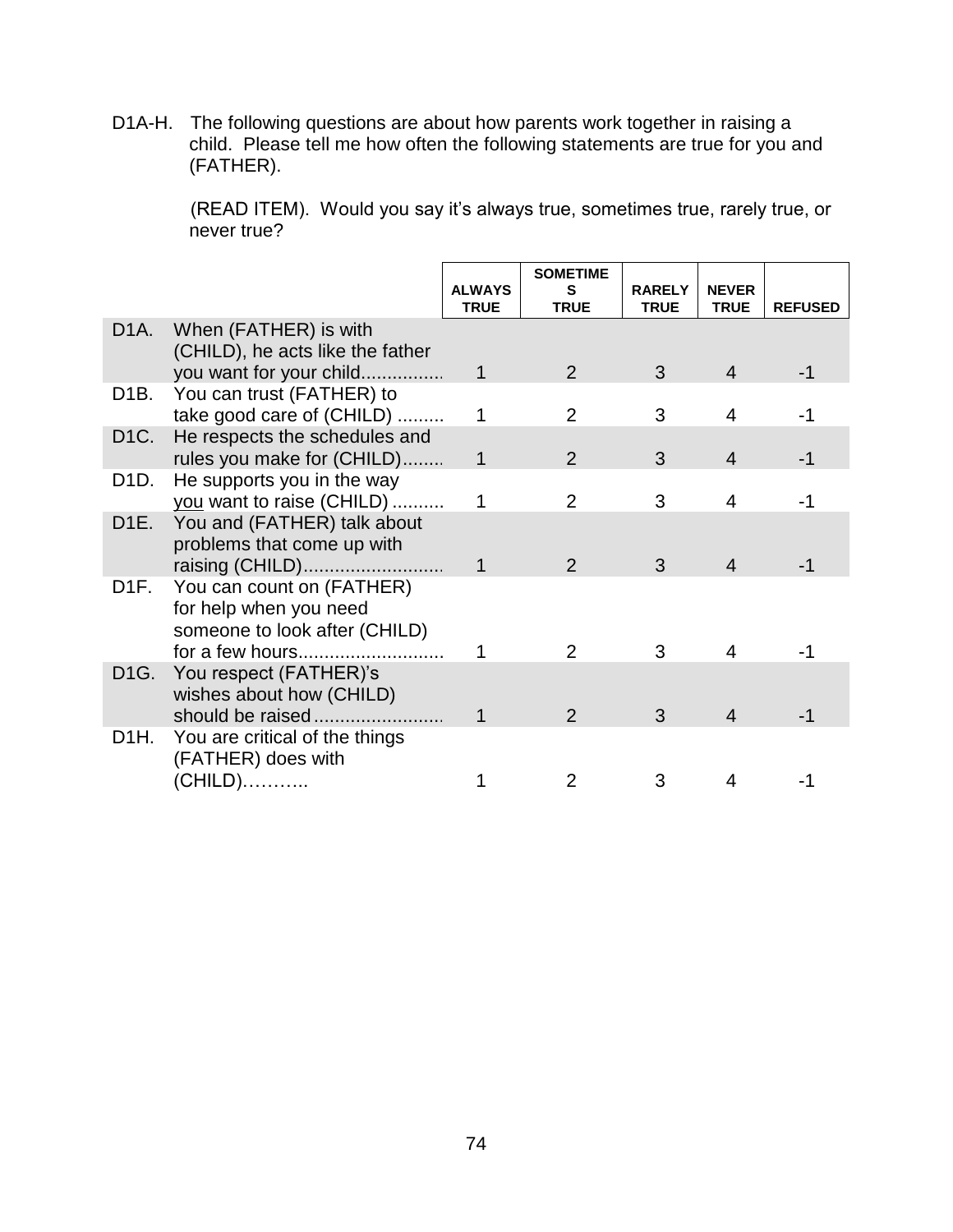D1A-H. The following questions are about how parents work together in raising a child. Please tell me how often the following statements are true for you and (FATHER).

(READ ITEM). Would you say it's always true, sometimes true, rarely true, or never true?

| | | ALWAYS TRUE | SOMETIMES TRUE | RARELY TRUE | NEVER TRUE | REFUSED |
|---|---|---|---|---|---|---|
| D1A. | When (FATHER) is with (CHILD), he acts like the father you want for your child................ | 1 | 2 | 3 | 4 | -1 |
| D1B. | You can trust (FATHER) to take good care of (CHILD) ......... | 1 | 2 | 3 | 4 | -1 |
| D1C. | He respects the schedules and rules you make for (CHILD)........ | 1 | 2 | 3 | 4 | -1 |
| D1D. | He supports you in the way you want to raise (CHILD) .......... | 1 | 2 | 3 | 4 | -1 |
| D1E. | You and (FATHER) talk about problems that come up with raising (CHILD)........................... | 1 | 2 | 3 | 4 | -1 |
| D1F. | You can count on (FATHER) for help when you need someone to look after (CHILD) for a few hours............................ | 1 | 2 | 3 | 4 | -1 |
| D1G. | You respect (FATHER)'s wishes about how (CHILD) should be raised......................... | 1 | 2 | 3 | 4 | -1 |
| D1H. | You are critical of the things (FATHER) does with (CHILD)……….. | 1 | 2 | 3 | 4 | -1 |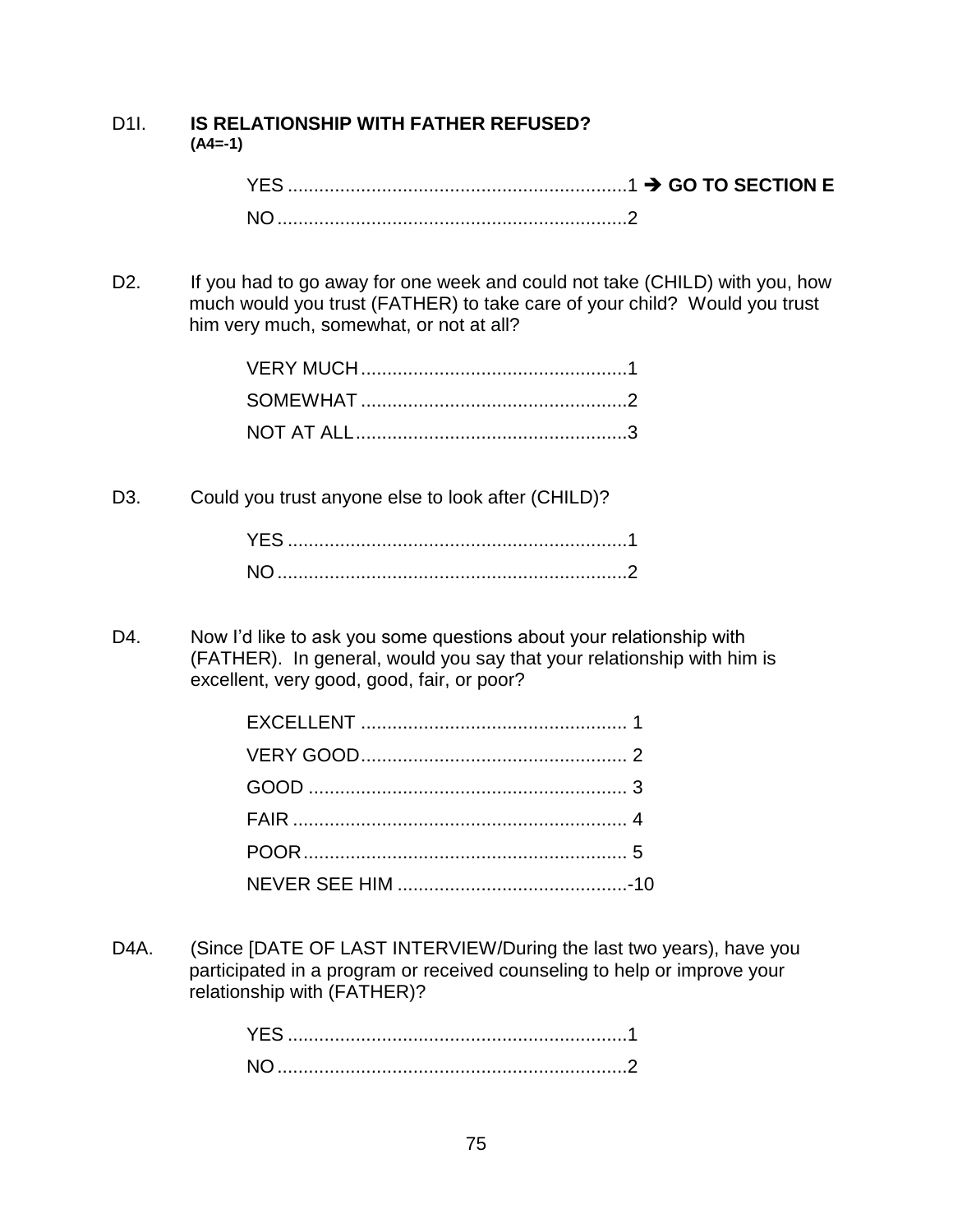D1I. **IS RELATIONSHIP WITH FATHER REFUSED?**
**(A4=-1)**

YES ................................................................1 ➔ **GO TO SECTION E**
NO ..................................................................2

D2. If you had to go away for one week and could not take (CHILD) with you, how much would you trust (FATHER) to take care of your child? Would you trust him very much, somewhat, or not at all?

VERY MUCH..................................................1
SOMEWHAT ..................................................2
NOT AT ALL...................................................3

D3. Could you trust anyone else to look after (CHILD)?

YES ................................................................1
NO ..................................................................2

D4. Now I'd like to ask you some questions about your relationship with (FATHER). In general, would you say that your relationship with him is excellent, very good, good, fair, or poor?

EXCELLENT .................................................. 1
VERY GOOD.................................................. 2
GOOD ............................................................ 3
FAIR ............................................................... 4
POOR............................................................. 5
NEVER SEE HIM ...........................................-10

D4A. (Since [DATE OF LAST INTERVIEW/During the last two years), have you participated in a program or received counseling to help or improve your relationship with (FATHER)?

YES ................................................................1
NO ..................................................................2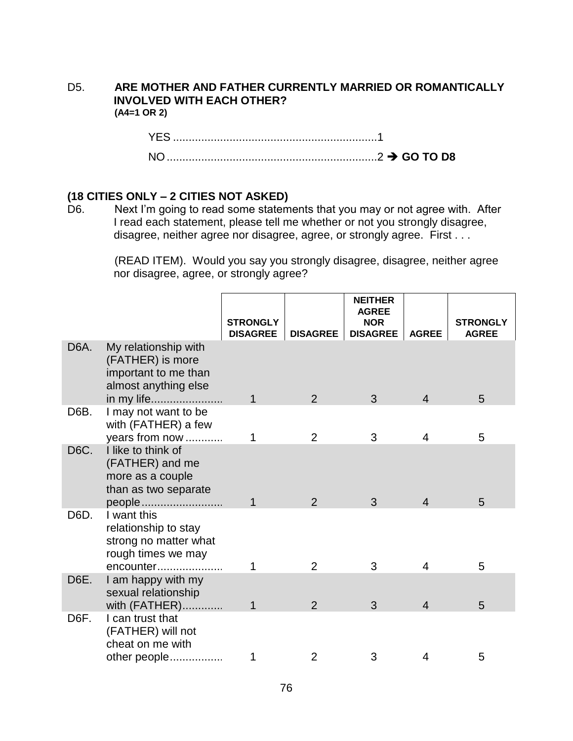D5. **ARE MOTHER AND FATHER CURRENTLY MARRIED OR ROMANTICALLY INVOLVED WITH EACH OTHER?**
**(A4=1 OR 2)**

YES ................................................................1
NO ..................................................................2 → **GO TO D8**

**(18 CITIES ONLY – 2 CITIES NOT ASKED)**

D6. Next I'm going to read some statements that you may or not agree with. After I read each statement, please tell me whether or not you strongly disagree, disagree, neither agree nor disagree, agree, or strongly agree. First . . .

(READ ITEM). Would you say you strongly disagree, disagree, neither agree nor disagree, agree, or strongly agree?

| | | STRONGLY DISAGREE | DISAGREE | NEITHER AGREE NOR DISAGREE | AGREE | STRONGLY AGREE |
|---|---|---|---|---|---|---|
| D6A. | My relationship with (FATHER) is more important to me than almost anything else in my life...................... | 1 | 2 | 3 | 4 | 5 |
| D6B. | I may not want to be with (FATHER) a few years from now ........... | 1 | 2 | 3 | 4 | 5 |
| D6C. | I like to think of (FATHER) and me more as a couple than as two separate people.......................... | 1 | 2 | 3 | 4 | 5 |
| D6D. | I want this relationship to stay strong no matter what rough times we may encounter..................... | 1 | 2 | 3 | 4 | 5 |
| D6E. | I am happy with my sexual relationship with (FATHER)............. | 1 | 2 | 3 | 4 | 5 |
| D6F. | I can trust that (FATHER) will not cheat on me with other people................. | 1 | 2 | 3 | 4 | 5 |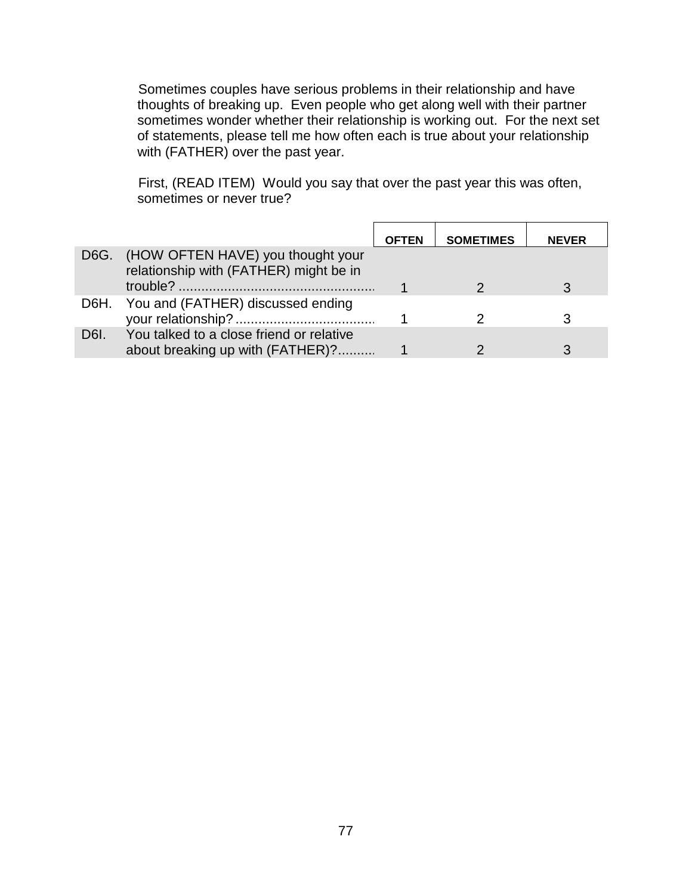Sometimes couples have serious problems in their relationship and have thoughts of breaking up. Even people who get along well with their partner sometimes wonder whether their relationship is working out. For the next set of statements, please tell me how often each is true about your relationship with (FATHER) over the past year.

First, (READ ITEM) Would you say that over the past year this was often, sometimes or never true?

| | | OFTEN | SOMETIMES | NEVER |
|---|---|---|---|---|
| D6G. | (HOW OFTEN HAVE) you thought your relationship with (FATHER) might be in trouble? | 1 | 2 | 3 |
| D6H. | You and (FATHER) discussed ending your relationship? | 1 | 2 | 3 |
| D6I. | You talked to a close friend or relative about breaking up with (FATHER)? | 1 | 2 | 3 |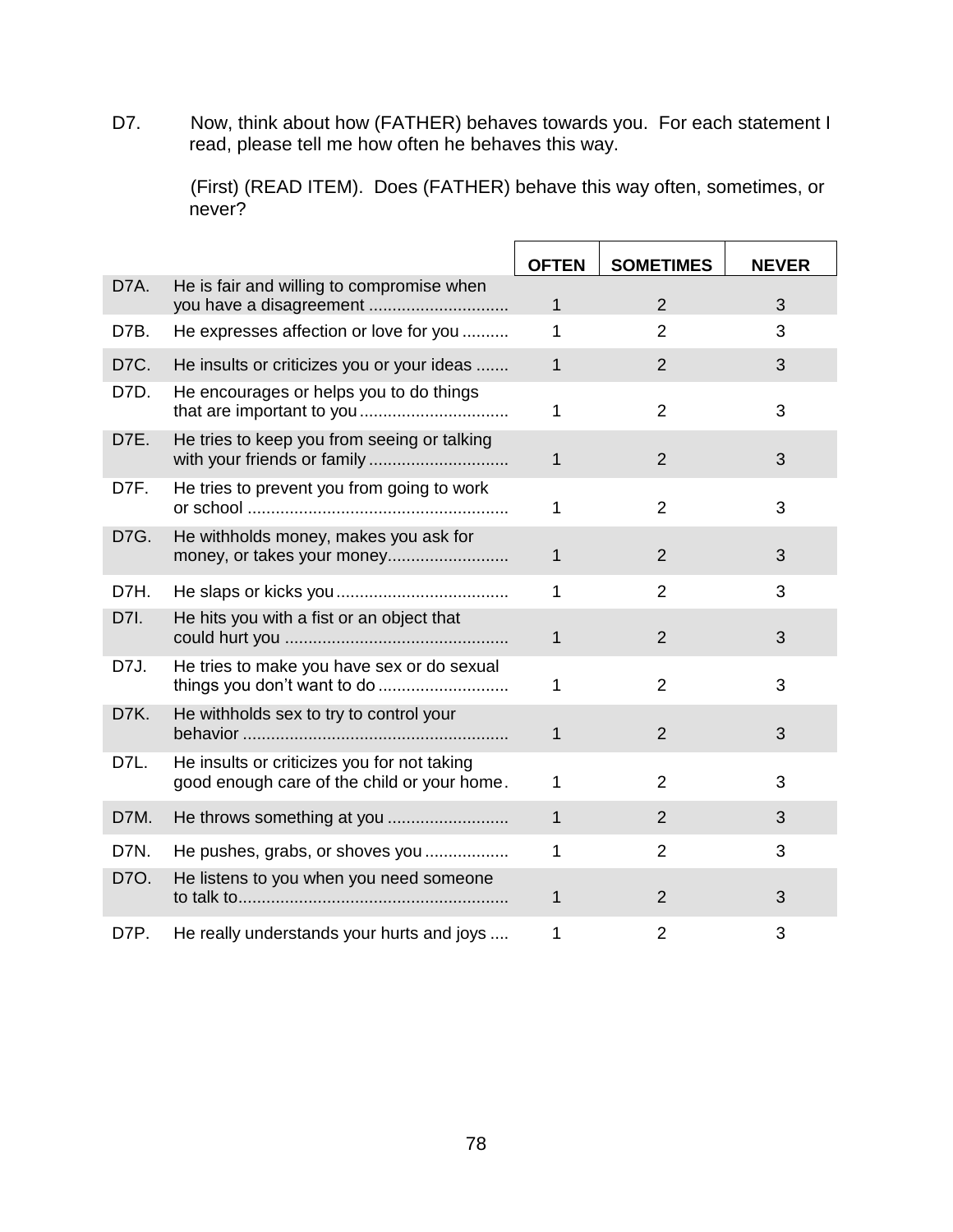D7. Now, think about how (FATHER) behaves towards you. For each statement I read, please tell me how often he behaves this way.

(First) (READ ITEM). Does (FATHER) behave this way often, sometimes, or never?

| | | **OFTEN** | **SOMETIMES** | **NEVER** |
|---|---|---|---|---|
| D7A. | He is fair and willing to compromise when you have a disagreement ............................. | 1 | 2 | 3 |
| D7B. | He expresses affection or love for you .......... | 1 | 2 | 3 |
| D7C. | He insults or criticizes you or your ideas ....... | 1 | 2 | 3 |
| D7D. | He encourages or helps you to do things that are important to you................................ | 1 | 2 | 3 |
| D7E. | He tries to keep you from seeing or talking with your friends or family ............................. | 1 | 2 | 3 |
| D7F. | He tries to prevent you from going to work or school ....................................................... | 1 | 2 | 3 |
| D7G. | He withholds money, makes you ask for money, or takes your money.......................... | 1 | 2 | 3 |
| D7H. | He slaps or kicks you..................................... | 1 | 2 | 3 |
| D7I. | He hits you with a fist or an object that could hurt you ............................................... | 1 | 2 | 3 |
| D7J. | He tries to make you have sex or do sexual things you don't want to do ........................... | 1 | 2 | 3 |
| D7K. | He withholds sex to try to control your behavior ........................................................ | 1 | 2 | 3 |
| D7L. | He insults or criticizes you for not taking good enough care of the child or your home. | 1 | 2 | 3 |
| D7M. | He throws something at you .......................... | 1 | 2 | 3 |
| D7N. | He pushes, grabs, or shoves you .................. | 1 | 2 | 3 |
| D7O. | He listens to you when you need someone to talk to......................................................... | 1 | 2 | 3 |
| D7P. | He really understands your hurts and joys .... | 1 | 2 | 3 |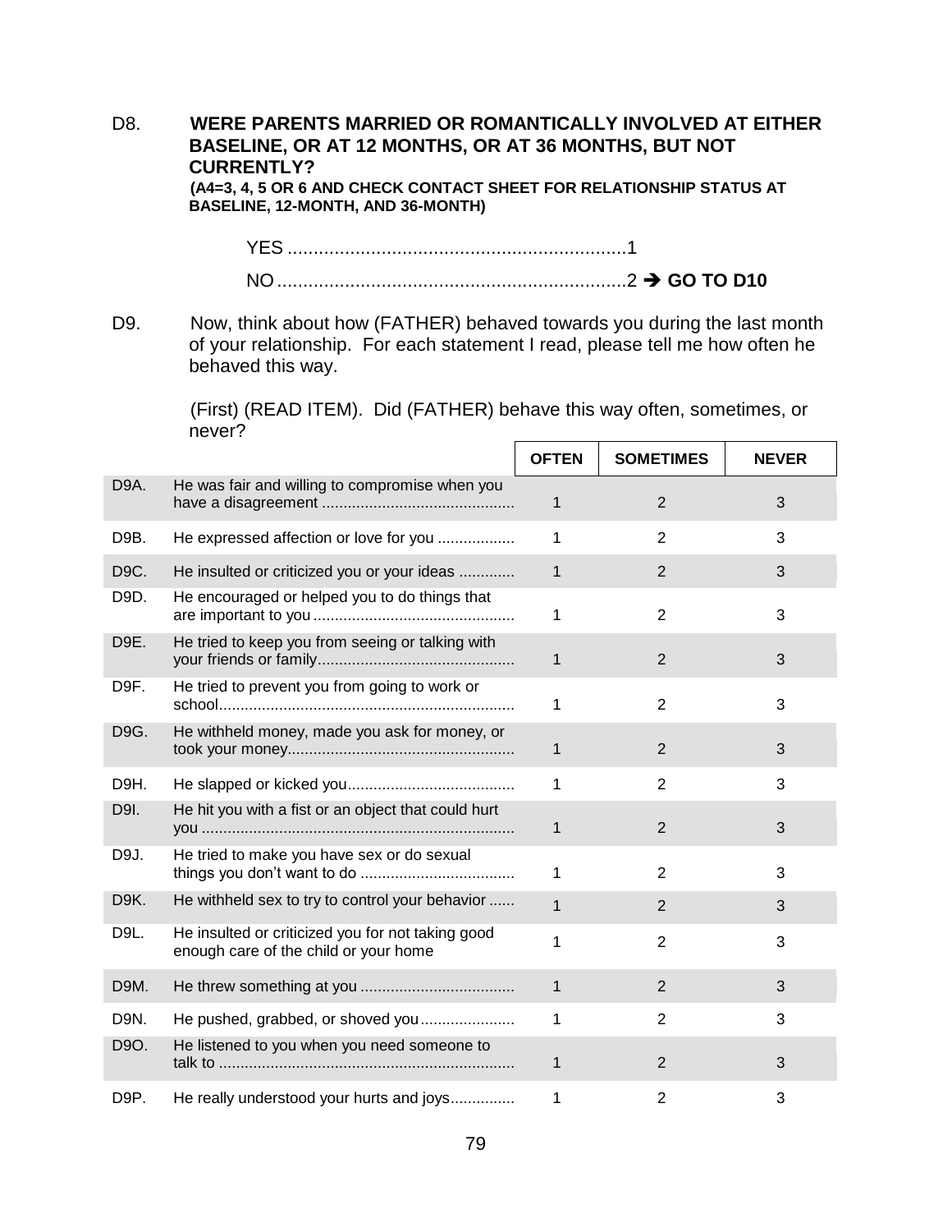D8. **WERE PARENTS MARRIED OR ROMANTICALLY INVOLVED AT EITHER BASELINE, OR AT 12 MONTHS, OR AT 36 MONTHS, BUT NOT CURRENTLY?**
**(A4=3, 4, 5 OR 6 AND CHECK CONTACT SHEET FOR RELATIONSHIP STATUS AT BASELINE, 12-MONTH, AND 36-MONTH)**

YES ................................................................1

NO ..................................................................2 ➔ **GO TO D10**

D9. Now, think about how (FATHER) behaved towards you during the last month of your relationship. For each statement I read, please tell me how often he behaved this way.

(First) (READ ITEM). Did (FATHER) behave this way often, sometimes, or never?

| | | OFTEN | SOMETIMES | NEVER |
|---|---|---|---|---|
| D9A. | He was fair and willing to compromise when you have a disagreement | 1 | 2 | 3 |
| D9B. | He expressed affection or love for you | 1 | 2 | 3 |
| D9C. | He insulted or criticized you or your ideas | 1 | 2 | 3 |
| D9D. | He encouraged or helped you to do things that are important to you | 1 | 2 | 3 |
| D9E. | He tried to keep you from seeing or talking with your friends or family | 1 | 2 | 3 |
| D9F. | He tried to prevent you from going to work or school | 1 | 2 | 3 |
| D9G. | He withheld money, made you ask for money, or took your money | 1 | 2 | 3 |
| D9H. | He slapped or kicked you | 1 | 2 | 3 |
| D9I. | He hit you with a fist or an object that could hurt you | 1 | 2 | 3 |
| D9J. | He tried to make you have sex or do sexual things you don't want to do | 1 | 2 | 3 |
| D9K. | He withheld sex to try to control your behavior | 1 | 2 | 3 |
| D9L. | He insulted or criticized you for not taking good enough care of the child or your home | 1 | 2 | 3 |
| D9M. | He threw something at you | 1 | 2 | 3 |
| D9N. | He pushed, grabbed, or shoved you | 1 | 2 | 3 |
| D9O. | He listened to you when you need someone to talk to | 1 | 2 | 3 |
| D9P. | He really understood your hurts and joys | 1 | 2 | 3 |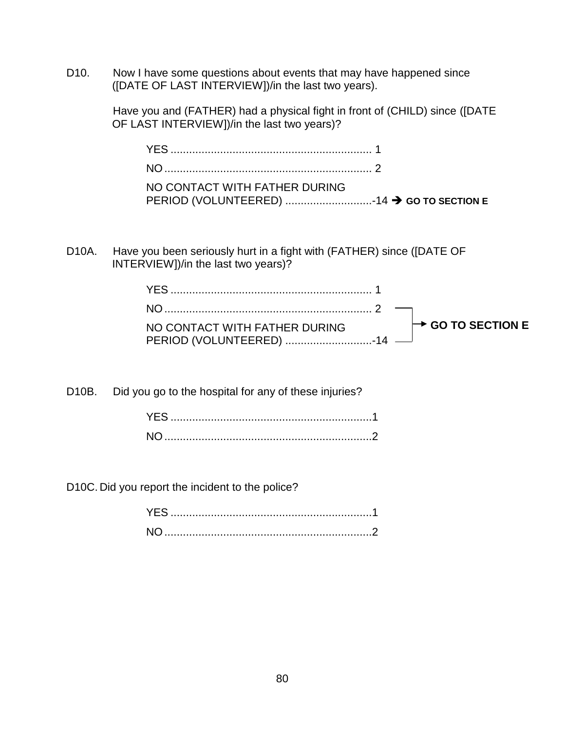D10. Now I have some questions about events that may have happened since ([DATE OF LAST INTERVIEW])/in the last two years).

Have you and (FATHER) had a physical fight in front of (CHILD) since ([DATE OF LAST INTERVIEW])/in the last two years)?

YES ................................................................ 1
NO .................................................................. 2
NO CONTACT WITH FATHER DURING PERIOD (VOLUNTEERED) ............................-14 → **GO TO SECTION E**

D10A. Have you been seriously hurt in a fight with (FATHER) since ([DATE OF INTERVIEW])/in the last two years)?

YES ................................................................ 1
NO .................................................................. 2 → **GO TO SECTION E**
NO CONTACT WITH FATHER DURING PERIOD (VOLUNTEERED) ............................-14 → **GO TO SECTION E**

D10B. Did you go to the hospital for any of these injuries?

YES ................................................................1
NO ..................................................................2

D10C. Did you report the incident to the police?

YES ................................................................1
NO ..................................................................2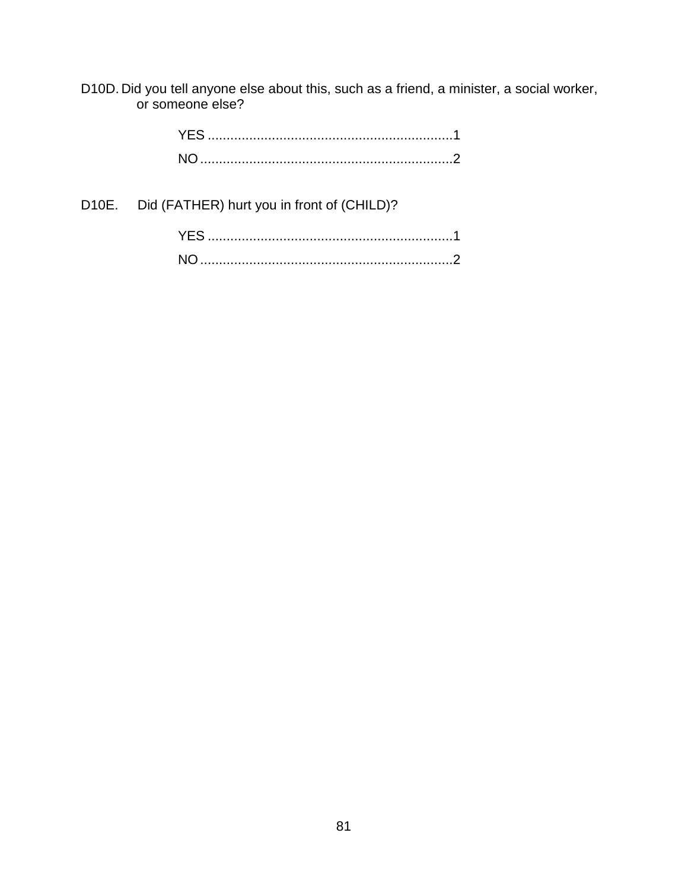D10D. Did you tell anyone else about this, such as a friend, a minister, a social worker, or someone else?

YES ................................................................1
NO ..................................................................2

D10E. Did (FATHER) hurt you in front of (CHILD)?

YES ................................................................1
NO ..................................................................2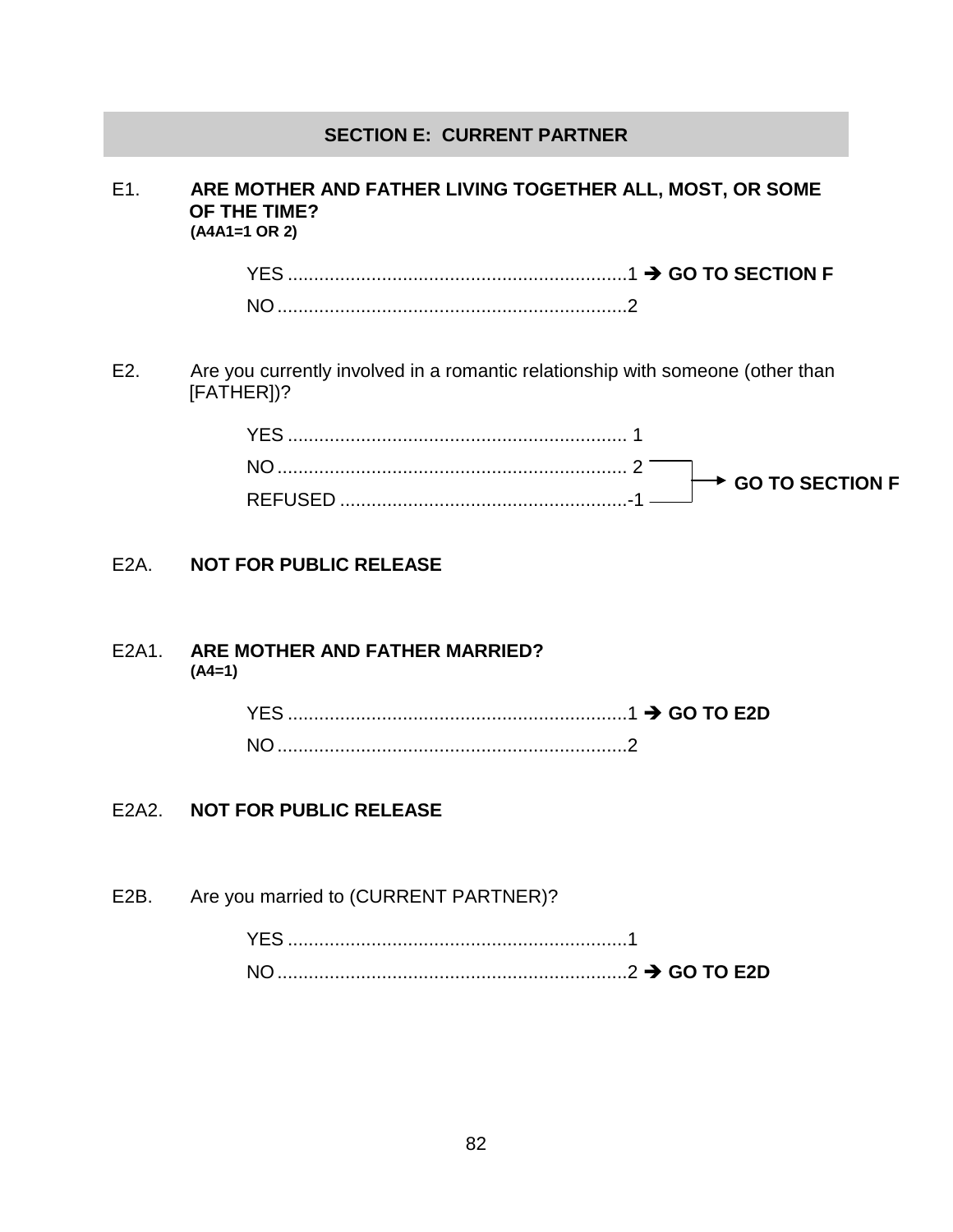## SECTION E: CURRENT PARTNER

E1. **ARE MOTHER AND FATHER LIVING TOGETHER ALL, MOST, OR SOME OF THE TIME?**
**(A4A1=1 OR 2)**

YES ..........1 ➔ **GO TO SECTION F**
NO ..........2

E2. Are you currently involved in a romantic relationship with someone (other than [FATHER])?

YES .......... 1
NO .......... 2 ➔ **GO TO SECTION F**
REFUSED ..........-1 ➔ **GO TO SECTION F**

E2A. **NOT FOR PUBLIC RELEASE**

E2A1. **ARE MOTHER AND FATHER MARRIED?**
**(A4=1)**

YES ..........1 ➔ **GO TO E2D**
NO ..........2

E2A2. **NOT FOR PUBLIC RELEASE**

E2B. Are you married to (CURRENT PARTNER)?

YES ..........1
NO ..........2 ➔ **GO TO E2D**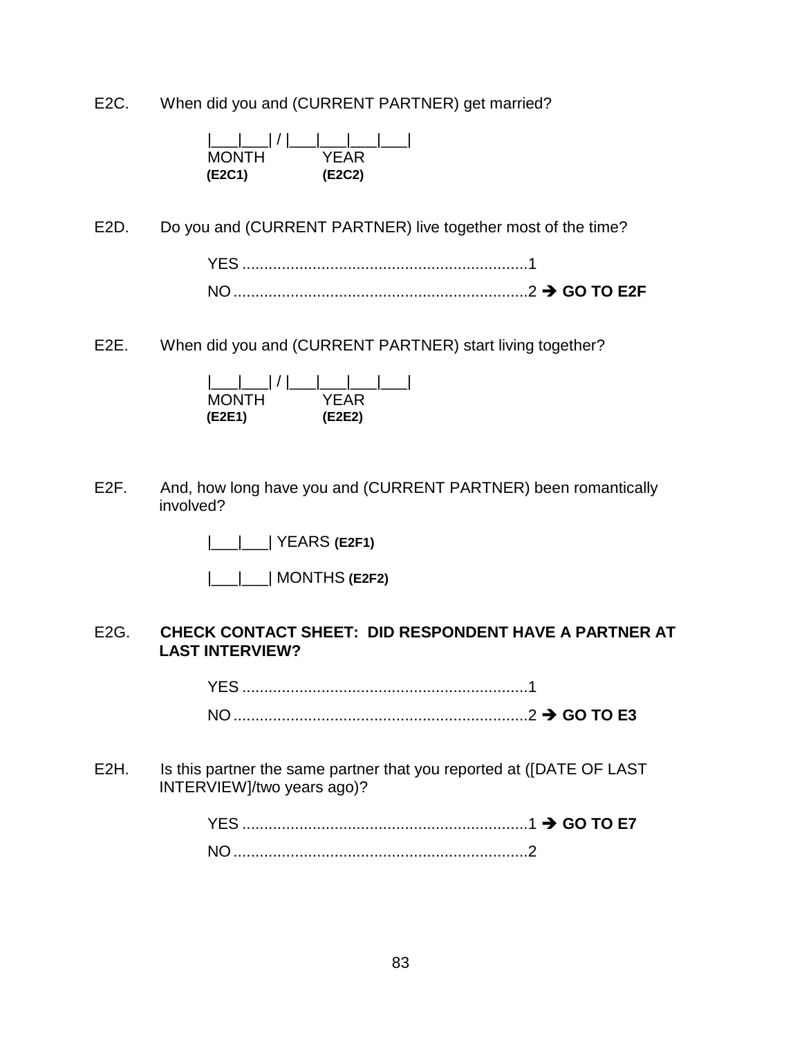E2C. When did you and (CURRENT PARTNER) get married?

|___|___| / |___|___|___|___|
MONTH YEAR
**(E2C1)** **(E2C2)**

E2D. Do you and (CURRENT PARTNER) live together most of the time?

YES ................................................................1
NO ..................................................................2 ➔ **GO TO E2F**

E2E. When did you and (CURRENT PARTNER) start living together?

|___|___| / |___|___|___|___|
MONTH YEAR
**(E2E1)** **(E2E2)**

E2F. And, how long have you and (CURRENT PARTNER) been romantically involved?

|___|___| YEARS **(E2F1)**

|___|___| MONTHS **(E2F2)**

E2G. **CHECK CONTACT SHEET: DID RESPONDENT HAVE A PARTNER AT LAST INTERVIEW?**

YES ................................................................1
NO ..................................................................2 ➔ **GO TO E3**

E2H. Is this partner the same partner that you reported at ([DATE OF LAST INTERVIEW]/two years ago)?

YES ................................................................1 ➔ **GO TO E7**
NO ..................................................................2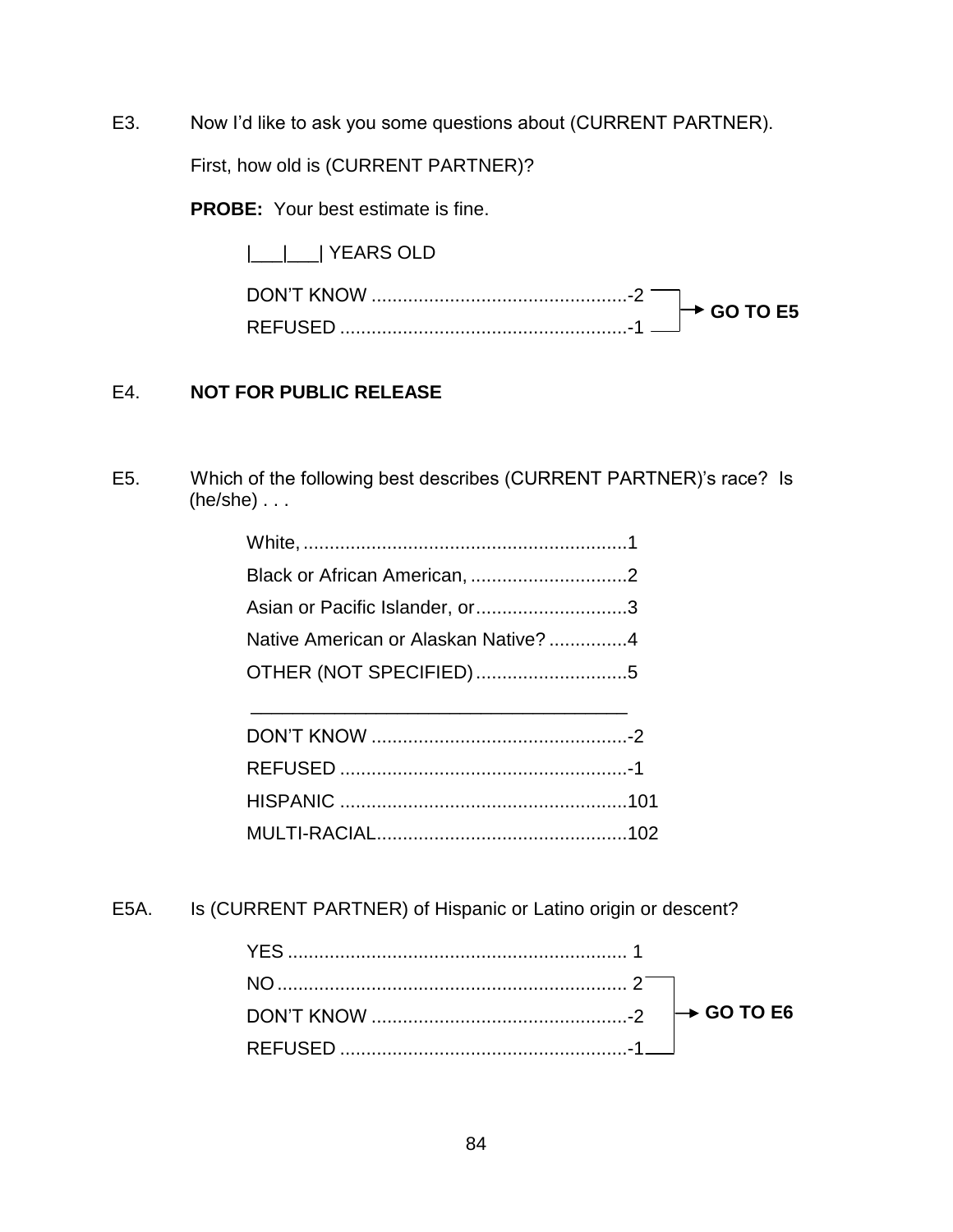E3. Now I'd like to ask you some questions about (CURRENT PARTNER).

First, how old is (CURRENT PARTNER)?

**PROBE:** Your best estimate is fine.

|___|___| YEARS OLD

DON'T KNOW ................................................ -2 → **GO TO E5**
REFUSED ...................................................... -1 → **GO TO E5**

E4. **NOT FOR PUBLIC RELEASE**

E5. Which of the following best describes (CURRENT PARTNER)'s race? Is (he/she) . . .

White, ............................................................ 1
Black or African American, ............................ 2
Asian or Pacific Islander, or ........................... 3
Native American or Alaskan Native? .............. 4
OTHER (NOT SPECIFIED) ............................ 5

___________________________________

DON'T KNOW ................................................ -2
REFUSED ...................................................... -1
HISPANIC ..................................................... 101
MULTI-RACIAL .............................................. 102

E5A. Is (CURRENT PARTNER) of Hispanic or Latino origin or descent?

YES ................................................................ 1
NO .................................................................. 2 → **GO TO E6**
DON'T KNOW ................................................ -2 → **GO TO E6**
REFUSED ...................................................... -1 → **GO TO E6**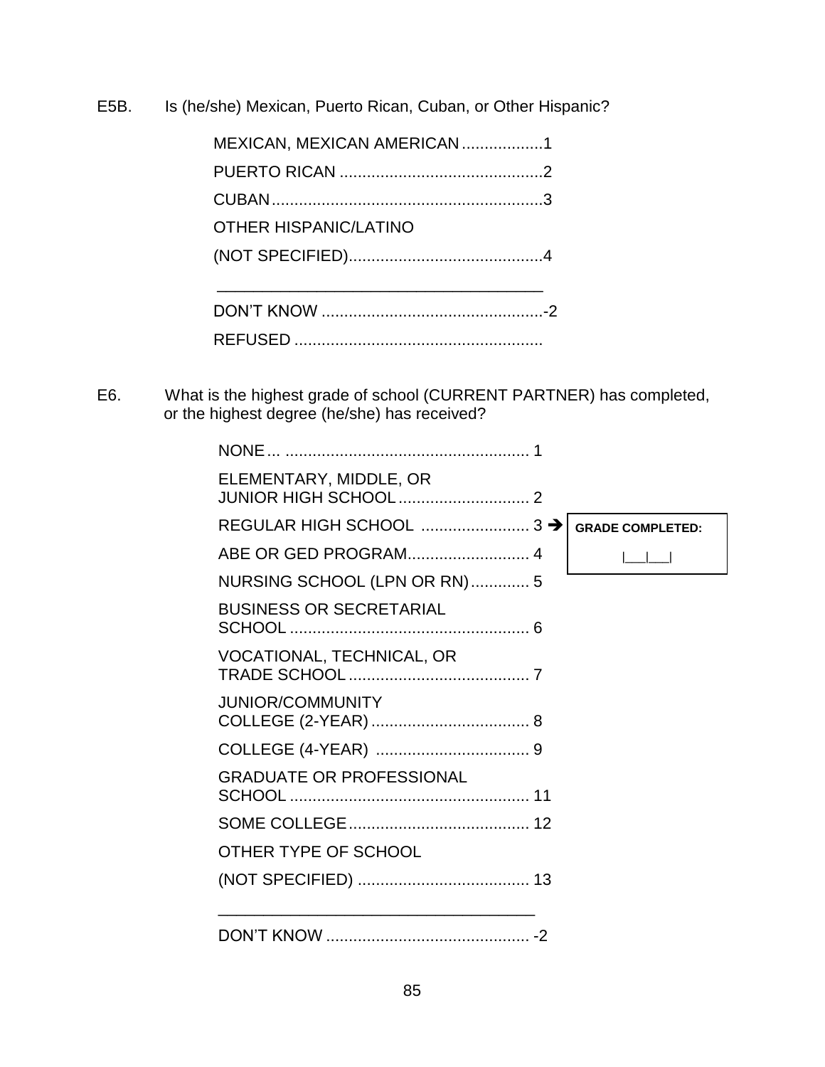E5B. Is (he/she) Mexican, Puerto Rican, Cuban, or Other Hispanic?

MEXICAN, MEXICAN AMERICAN..................1
PUERTO RICAN .............................................2
CUBAN............................................................3
OTHER HISPANIC/LATINO
(NOT SPECIFIED)...........................................4

\_\_\_\_\_\_\_\_\_\_\_\_\_\_\_\_\_\_\_\_\_\_\_\_\_\_\_\_\_\_\_\_\_\_\_\_\_\_

DON'T KNOW ..................................................-2
REFUSED .......................................................

E6. What is the highest grade of school (CURRENT PARTNER) has completed, or the highest degree (he/she) has received?

NONE... ...................................................... 1
ELEMENTARY, MIDDLE, OR JUNIOR HIGH SCHOOL............................. 2
REGULAR HIGH SCHOOL ........................ 3 ➔ GRADE COMPLETED: |\_\_\_|\_\_\_|
ABE OR GED PROGRAM........................... 4
NURSING SCHOOL (LPN OR RN)............. 5
BUSINESS OR SECRETARIAL SCHOOL ..................................................... 6
VOCATIONAL, TECHNICAL, OR TRADE SCHOOL ........................................ 7
JUNIOR/COMMUNITY COLLEGE (2-YEAR)................................... 8
COLLEGE (4-YEAR) .................................. 9
GRADUATE OR PROFESSIONAL SCHOOL ..................................................... 11
SOME COLLEGE........................................ 12
OTHER TYPE OF SCHOOL
(NOT SPECIFIED) ...................................... 13

\_\_\_\_\_\_\_\_\_\_\_\_\_\_\_\_\_\_\_\_\_\_\_\_\_\_\_\_\_\_\_\_\_\_\_\_\_\_

DON'T KNOW ............................................. -2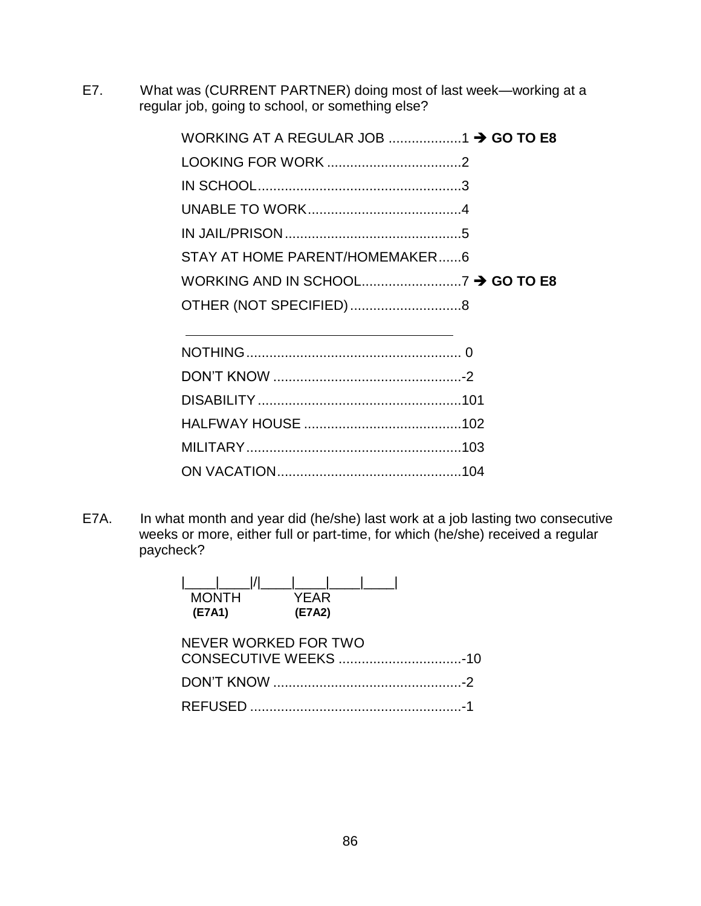E7. What was (CURRENT PARTNER) doing most of last week—working at a regular job, going to school, or something else?

WORKING AT A REGULAR JOB ..................1 → **GO TO E8**
LOOKING FOR WORK ..................................2
IN SCHOOL....................................................3
UNABLE TO WORK.......................................4
IN JAIL/PRISON.............................................5
STAY AT HOME PARENT/HOMEMAKER......6
WORKING AND IN SCHOOL.........................7 → **GO TO E8**
OTHER (NOT SPECIFIED)............................8

---

NOTHING....................................................... 0
DON'T KNOW ................................................-2
DISABILITY....................................................101
HALFWAY HOUSE ........................................102
MILITARY.......................................................103
ON VACATION...............................................104

E7A. In what month and year did (he/she) last work at a job lasting two consecutive weeks or more, either full or part-time, for which (he/she) received a regular paycheck?

|____|____|/|____|____|____|____|
MONTH (E7A1) YEAR (E7A2)

NEVER WORKED FOR TWO CONSECUTIVE WEEKS ...............................-10
DON'T KNOW ................................................-2
REFUSED ......................................................-1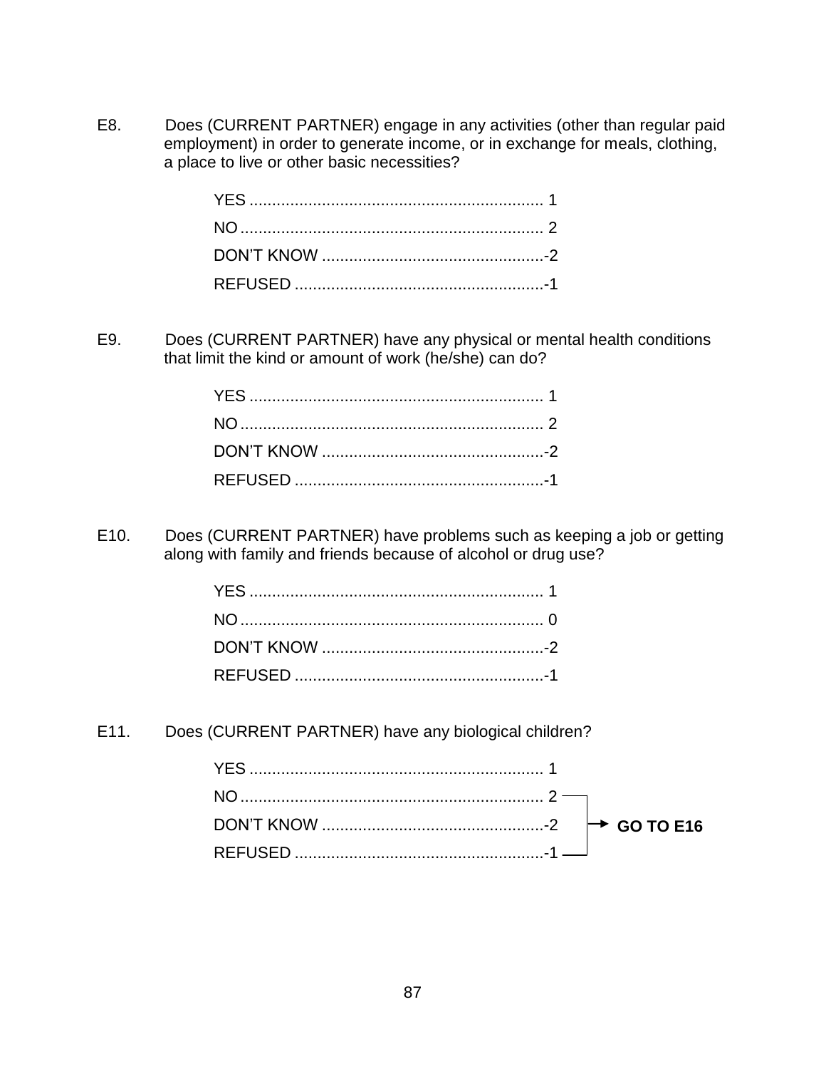E8. Does (CURRENT PARTNER) engage in any activities (other than regular paid employment) in order to generate income, or in exchange for meals, clothing, a place to live or other basic necessities?

YES .................................................................. 1
NO .................................................................... 2
DON'T KNOW ...................................................-2
REFUSED .........................................................-1

E9. Does (CURRENT PARTNER) have any physical or mental health conditions that limit the kind or amount of work (he/she) can do?

YES .................................................................. 1
NO .................................................................... 2
DON'T KNOW ...................................................-2
REFUSED .........................................................-1

E10. Does (CURRENT PARTNER) have problems such as keeping a job or getting along with family and friends because of alcohol or drug use?

YES .................................................................. 1
NO .................................................................... 0
DON'T KNOW ...................................................-2
REFUSED .........................................................-1

E11. Does (CURRENT PARTNER) have any biological children?

YES .................................................................. 1
NO .................................................................... 2 → **GO TO E16**
DON'T KNOW ...................................................-2 → **GO TO E16**
REFUSED .........................................................-1 → **GO TO E16**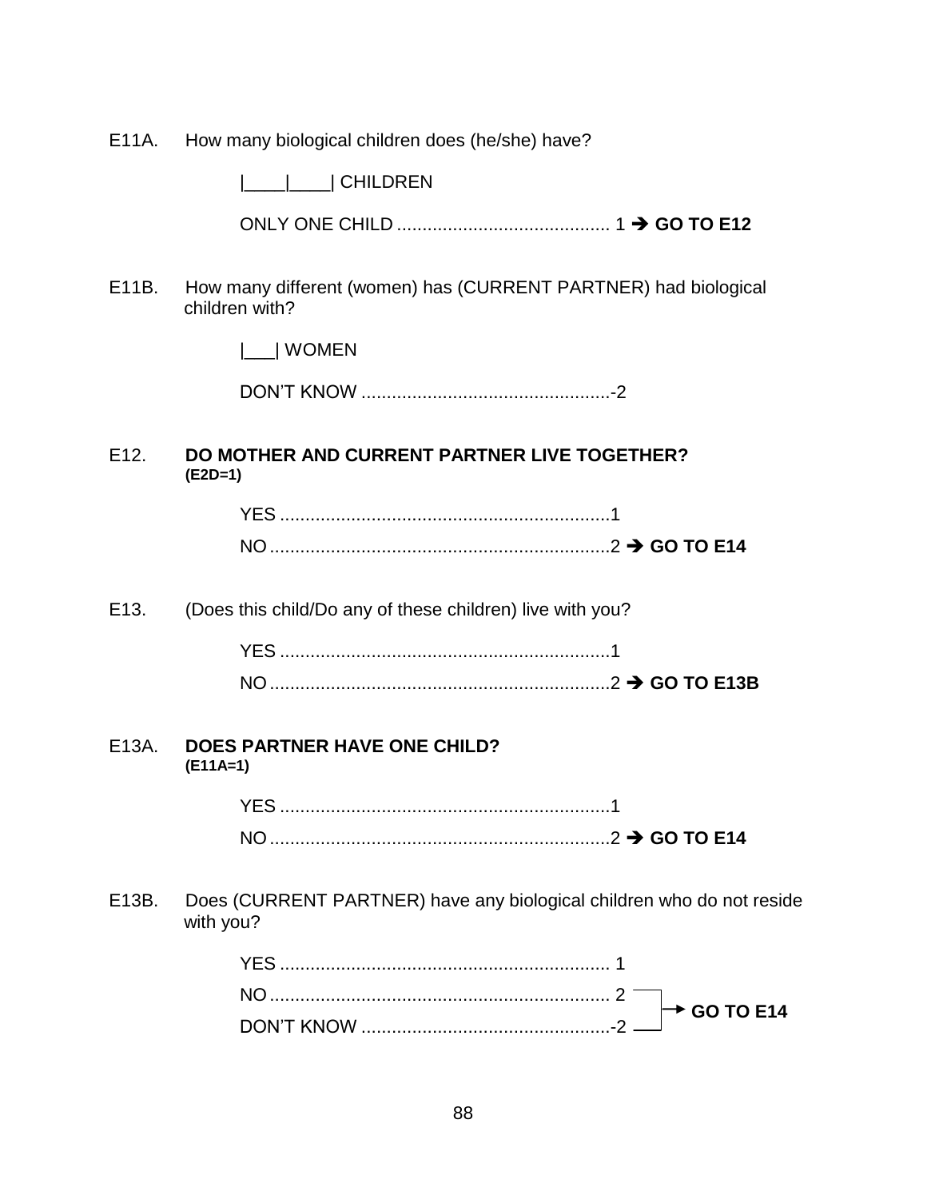E11A. How many biological children does (he/she) have?

|____|____| CHILDREN

ONLY ONE CHILD .......................................... 1 ➔ **GO TO E12**

E11B. How many different (women) has (CURRENT PARTNER) had biological children with?

|___| WOMEN

DON'T KNOW .................................................-2

E12. **DO MOTHER AND CURRENT PARTNER LIVE TOGETHER?**
**(E2D=1)**

YES .................................................................1

NO ...................................................................2 ➔ **GO TO E14**

E13. (Does this child/Do any of these children) live with you?

YES .................................................................1

NO ...................................................................2 ➔ **GO TO E13B**

E13A. **DOES PARTNER HAVE ONE CHILD?**
**(E11A=1)**

YES .................................................................1

NO ...................................................................2 ➔ **GO TO E14**

E13B. Does (CURRENT PARTNER) have any biological children who do not reside with you?

YES ................................................................. 1

NO ................................................................... 2 ➔ **GO TO E14**

DON'T KNOW .................................................-2 ➔ **GO TO E14**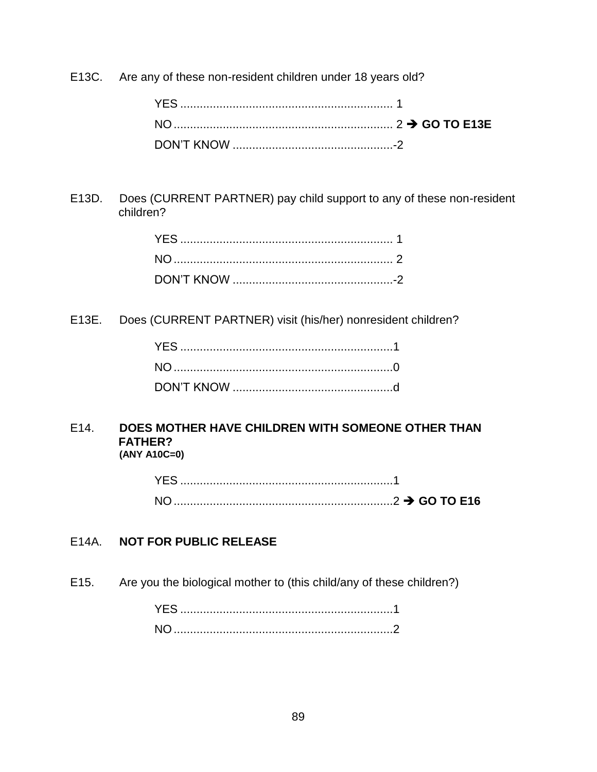E13C. Are any of these non-resident children under 18 years old?

YES .................................................................. 1
NO .................................................................... 2 ➔ **GO TO E13E**
DON'T KNOW .................................................. -2

E13D. Does (CURRENT PARTNER) pay child support to any of these non-resident children?

YES .................................................................. 1
NO .................................................................... 2
DON'T KNOW .................................................. -2

E13E. Does (CURRENT PARTNER) visit (his/her) nonresident children?

YES .................................................................. 1
NO .................................................................... 0
DON'T KNOW .................................................. d

E14. **DOES MOTHER HAVE CHILDREN WITH SOMEONE OTHER THAN FATHER?**
**(ANY A10C=0)**

YES .................................................................. 1
NO .................................................................... 2 ➔ **GO TO E16**

E14A. **NOT FOR PUBLIC RELEASE**

E15. Are you the biological mother to (this child/any of these children?)

YES .................................................................. 1
NO .................................................................... 2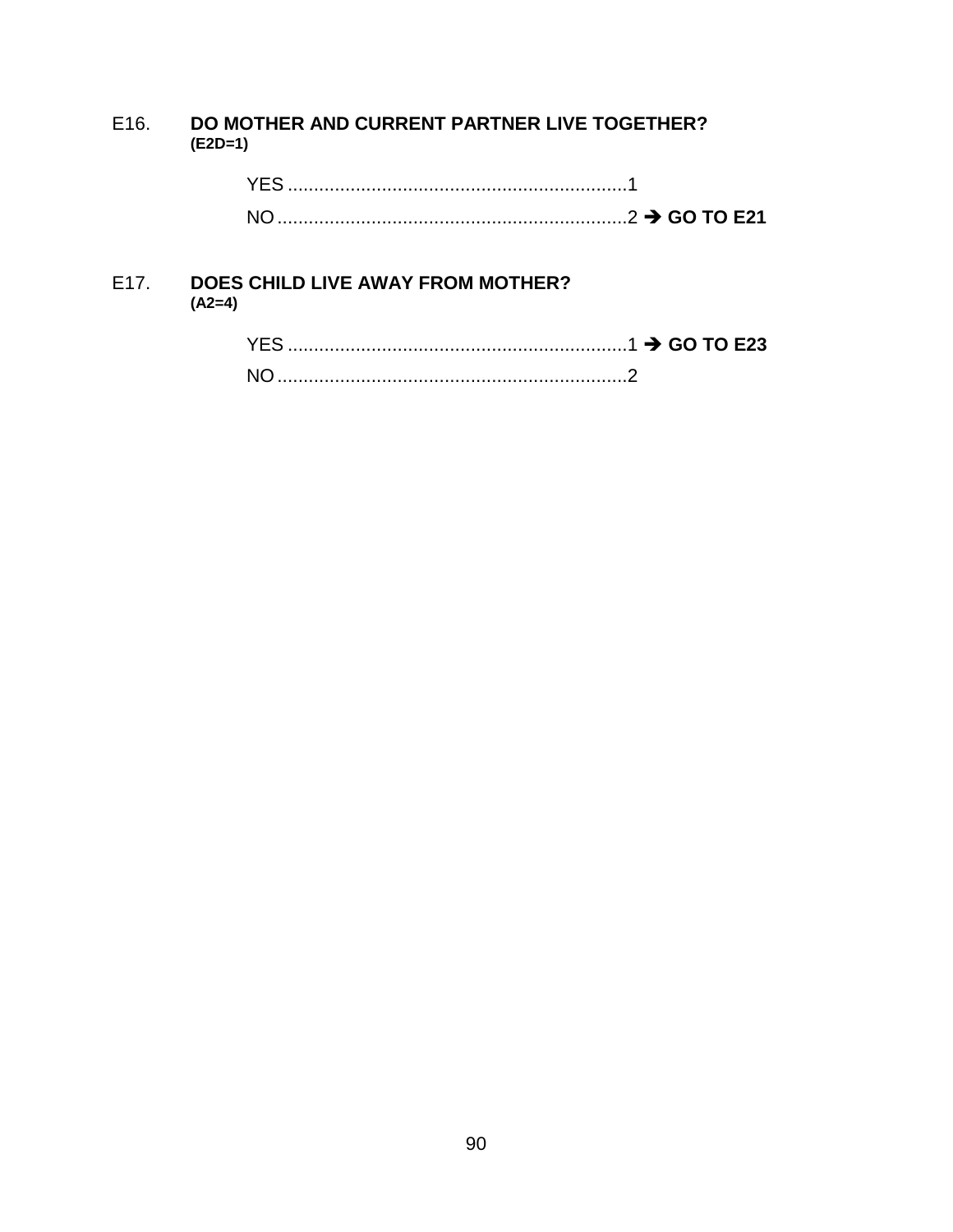E16. **DO MOTHER AND CURRENT PARTNER LIVE TOGETHER?**
**(E2D=1)**

YES ..................................................................1
NO ....................................................................2 ➔ **GO TO E21**

E17. **DOES CHILD LIVE AWAY FROM MOTHER?**
**(A2=4)**

YES ..................................................................1 ➔ **GO TO E23**
NO ....................................................................2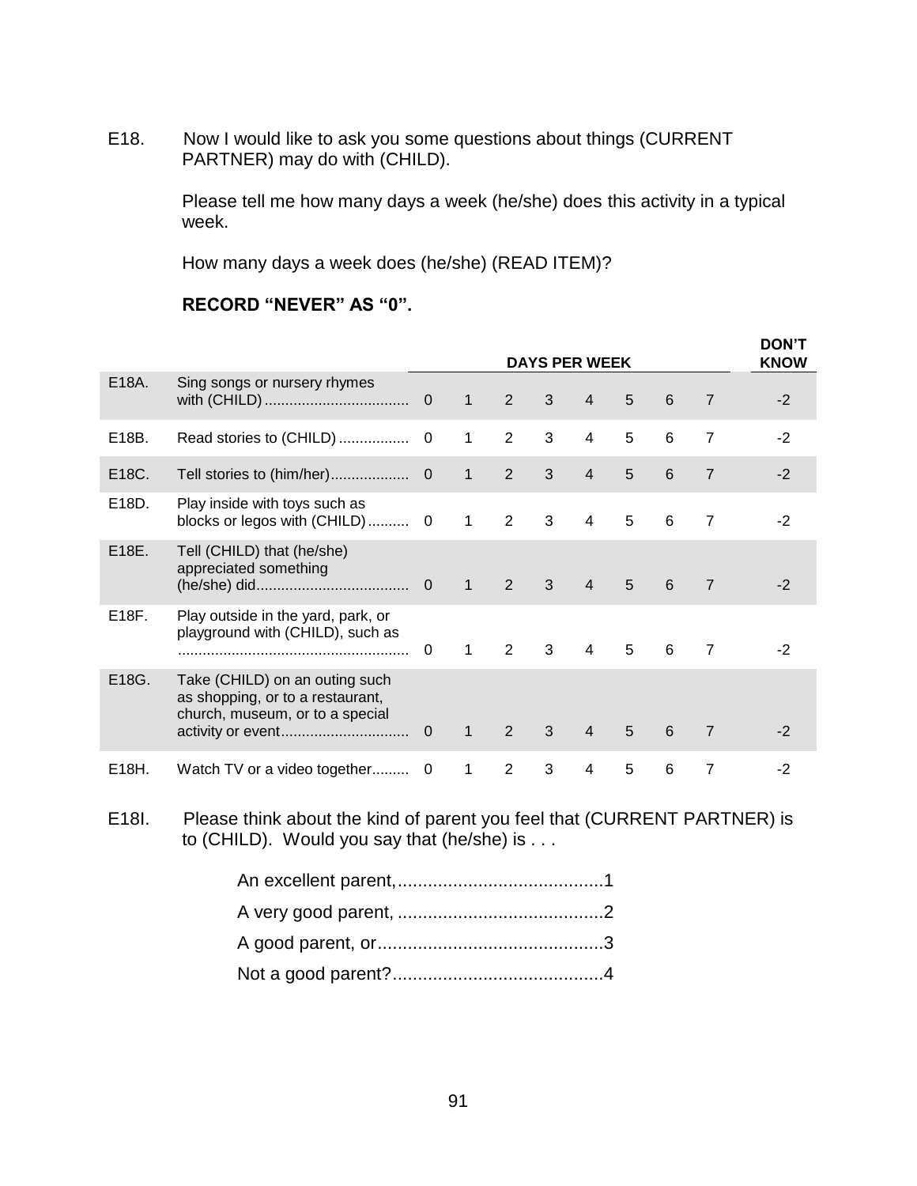E18. Now I would like to ask you some questions about things (CURRENT PARTNER) may do with (CHILD).

Please tell me how many days a week (he/she) does this activity in a typical week.

How many days a week does (he/she) (READ ITEM)?

**RECORD "NEVER" AS "0".**

| | | DAYS PER WEEK | | | | | | | | DON'T KNOW |
|---|---|---|---|---|---|---|---|---|---|---|
| E18A. | Sing songs or nursery rhymes with (CHILD) .................................. | 0 | 1 | 2 | 3 | 4 | 5 | 6 | 7 | -2 |
| E18B. | Read stories to (CHILD) ................ | 0 | 1 | 2 | 3 | 4 | 5 | 6 | 7 | -2 |
| E18C. | Tell stories to (him/her).................. | 0 | 1 | 2 | 3 | 4 | 5 | 6 | 7 | -2 |
| E18D. | Play inside with toys such as blocks or legos with (CHILD).......... | 0 | 1 | 2 | 3 | 4 | 5 | 6 | 7 | -2 |
| E18E. | Tell (CHILD) that (he/she) appreciated something (he/she) did.................................... | 0 | 1 | 2 | 3 | 4 | 5 | 6 | 7 | -2 |
| E18F. | Play outside in the yard, park, or playground with (CHILD), such as ....................................................... | 0 | 1 | 2 | 3 | 4 | 5 | 6 | 7 | -2 |
| E18G. | Take (CHILD) on an outing such as shopping, or to a restaurant, church, museum, or to a special activity or event.............................. | 0 | 1 | 2 | 3 | 4 | 5 | 6 | 7 | -2 |
| E18H. | Watch TV or a video together......... | 0 | 1 | 2 | 3 | 4 | 5 | 6 | 7 | -2 |

E18I. Please think about the kind of parent you feel that (CURRENT PARTNER) is to (CHILD). Would you say that (he/she) is . . .

- An excellent parent,.........................................1
- A very good parent, .........................................2
- A good parent, or.............................................3
- Not a good parent?..........................................4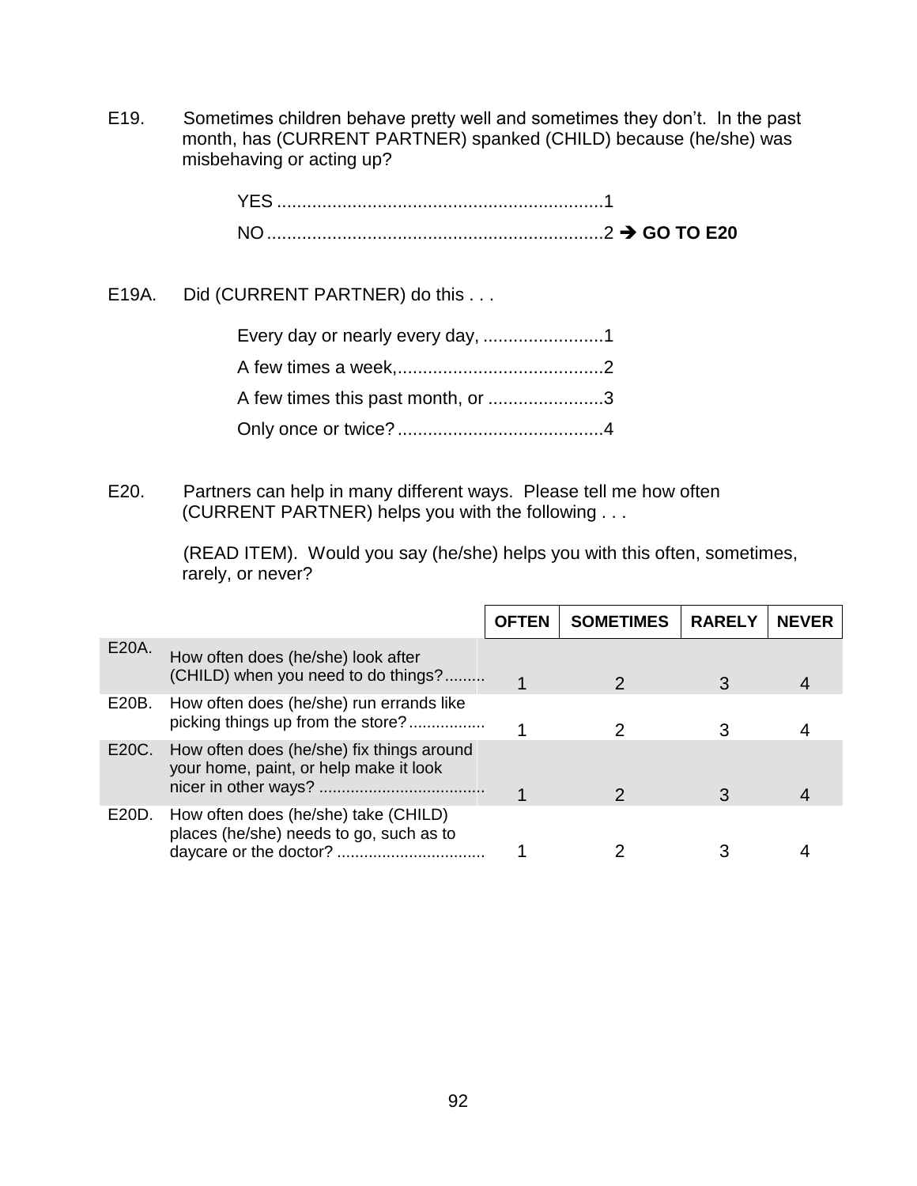E19. Sometimes children behave pretty well and sometimes they don't. In the past month, has (CURRENT PARTNER) spanked (CHILD) because (he/she) was misbehaving or acting up?

YES ................................................................1
NO ..................................................................2 ➔ **GO TO E20**

E19A. Did (CURRENT PARTNER) do this . . .

Every day or nearly every day, ........................1
A few times a week,..........................................2
A few times this past month, or .......................3
Only once or twice? .........................................4

E20. Partners can help in many different ways. Please tell me how often (CURRENT PARTNER) helps you with the following . . .

(READ ITEM). Would you say (he/she) helps you with this often, sometimes, rarely, or never?

| | | OFTEN | SOMETIMES | RARELY | NEVER |
|---|---|---|---|---|---|
| E20A. | How often does (he/she) look after (CHILD) when you need to do things? ......... | 1 | 2 | 3 | 4 |
| E20B. | How often does (he/she) run errands like picking things up from the store? ................. | 1 | 2 | 3 | 4 |
| E20C. | How often does (he/she) fix things around your home, paint, or help make it look nicer in other ways? .................................... | 1 | 2 | 3 | 4 |
| E20D. | How often does (he/she) take (CHILD) places (he/she) needs to go, such as to daycare or the doctor? ................................ | 1 | 2 | 3 | 4 |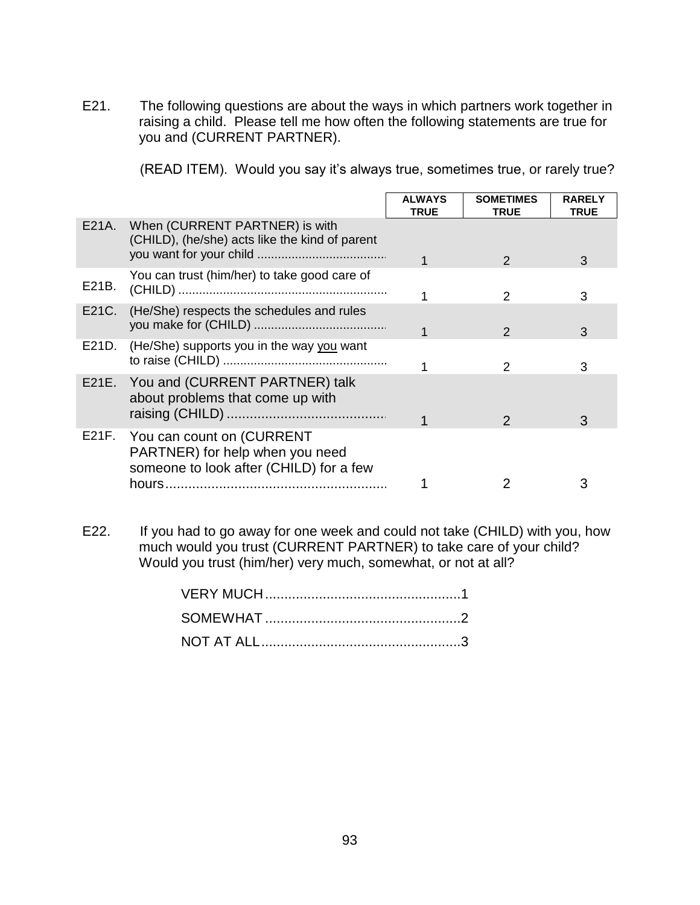E21. The following questions are about the ways in which partners work together in raising a child. Please tell me how often the following statements are true for you and (CURRENT PARTNER).

(READ ITEM). Would you say it's always true, sometimes true, or rarely true?

| | | ALWAYS TRUE | SOMETIMES TRUE | RARELY TRUE |
|---|---|---|---|---|
| E21A. | When (CURRENT PARTNER) is with (CHILD), (he/she) acts like the kind of parent you want for your child | 1 | 2 | 3 |
| E21B. | You can trust (him/her) to take good care of (CHILD) | 1 | 2 | 3 |
| E21C. | (He/She) respects the schedules and rules you make for (CHILD) | 1 | 2 | 3 |
| E21D. | (He/She) supports you in the way you want to raise (CHILD) | 1 | 2 | 3 |
| E21E. | You and (CURRENT PARTNER) talk about problems that come up with raising (CHILD) | 1 | 2 | 3 |
| E21F. | You can count on (CURRENT PARTNER) for help when you need someone to look after (CHILD) for a few hours | 1 | 2 | 3 |

E22. If you had to go away for one week and could not take (CHILD) with you, how much would you trust (CURRENT PARTNER) to take care of your child? Would you trust (him/her) very much, somewhat, or not at all?

VERY MUCH....................................................1
SOMEWHAT....................................................2
NOT AT ALL....................................................3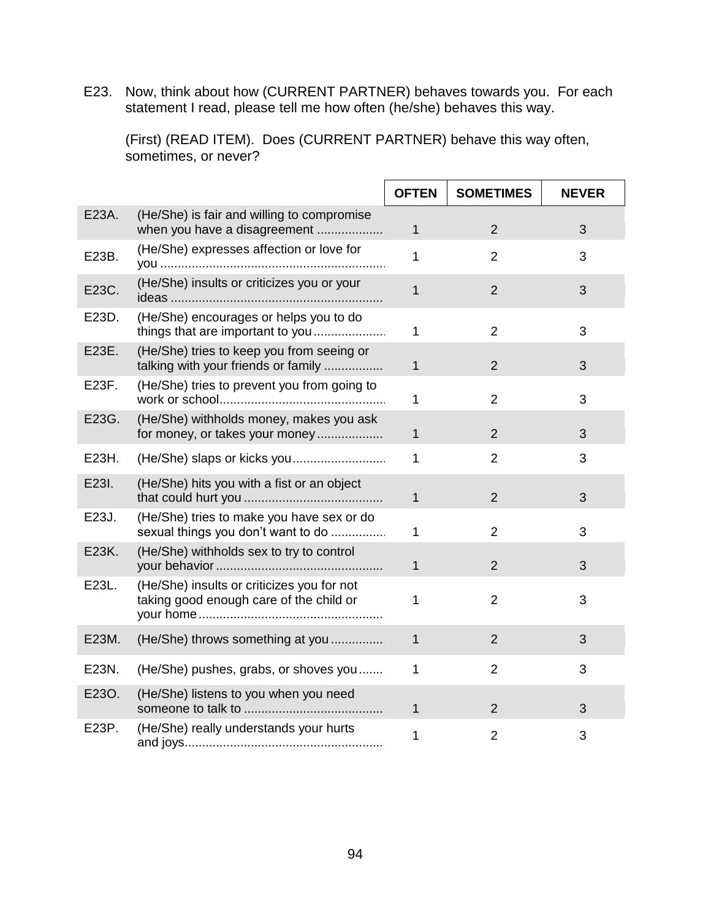E23. Now, think about how (CURRENT PARTNER) behaves towards you. For each statement I read, please tell me how often (he/she) behaves this way.

(First) (READ ITEM). Does (CURRENT PARTNER) behave this way often, sometimes, or never?

| | | OFTEN | SOMETIMES | NEVER |
|---|---|---|---|---|
| E23A. | (He/She) is fair and willing to compromise when you have a disagreement | 1 | 2 | 3 |
| E23B. | (He/She) expresses affection or love for you | 1 | 2 | 3 |
| E23C. | (He/She) insults or criticizes you or your ideas | 1 | 2 | 3 |
| E23D. | (He/She) encourages or helps you to do things that are important to you | 1 | 2 | 3 |
| E23E. | (He/She) tries to keep you from seeing or talking with your friends or family | 1 | 2 | 3 |
| E23F. | (He/She) tries to prevent you from going to work or school | 1 | 2 | 3 |
| E23G. | (He/She) withholds money, makes you ask for money, or takes your money | 1 | 2 | 3 |
| E23H. | (He/She) slaps or kicks you | 1 | 2 | 3 |
| E23I. | (He/She) hits you with a fist or an object that could hurt you | 1 | 2 | 3 |
| E23J. | (He/She) tries to make you have sex or do sexual things you don't want to do | 1 | 2 | 3 |
| E23K. | (He/She) withholds sex to try to control your behavior | 1 | 2 | 3 |
| E23L. | (He/She) insults or criticizes you for not taking good enough care of the child or your home | 1 | 2 | 3 |
| E23M. | (He/She) throws something at you | 1 | 2 | 3 |
| E23N. | (He/She) pushes, grabs, or shoves you | 1 | 2 | 3 |
| E23O. | (He/She) listens to you when you need someone to talk to | 1 | 2 | 3 |
| E23P. | (He/She) really understands your hurts and joys | 1 | 2 | 3 |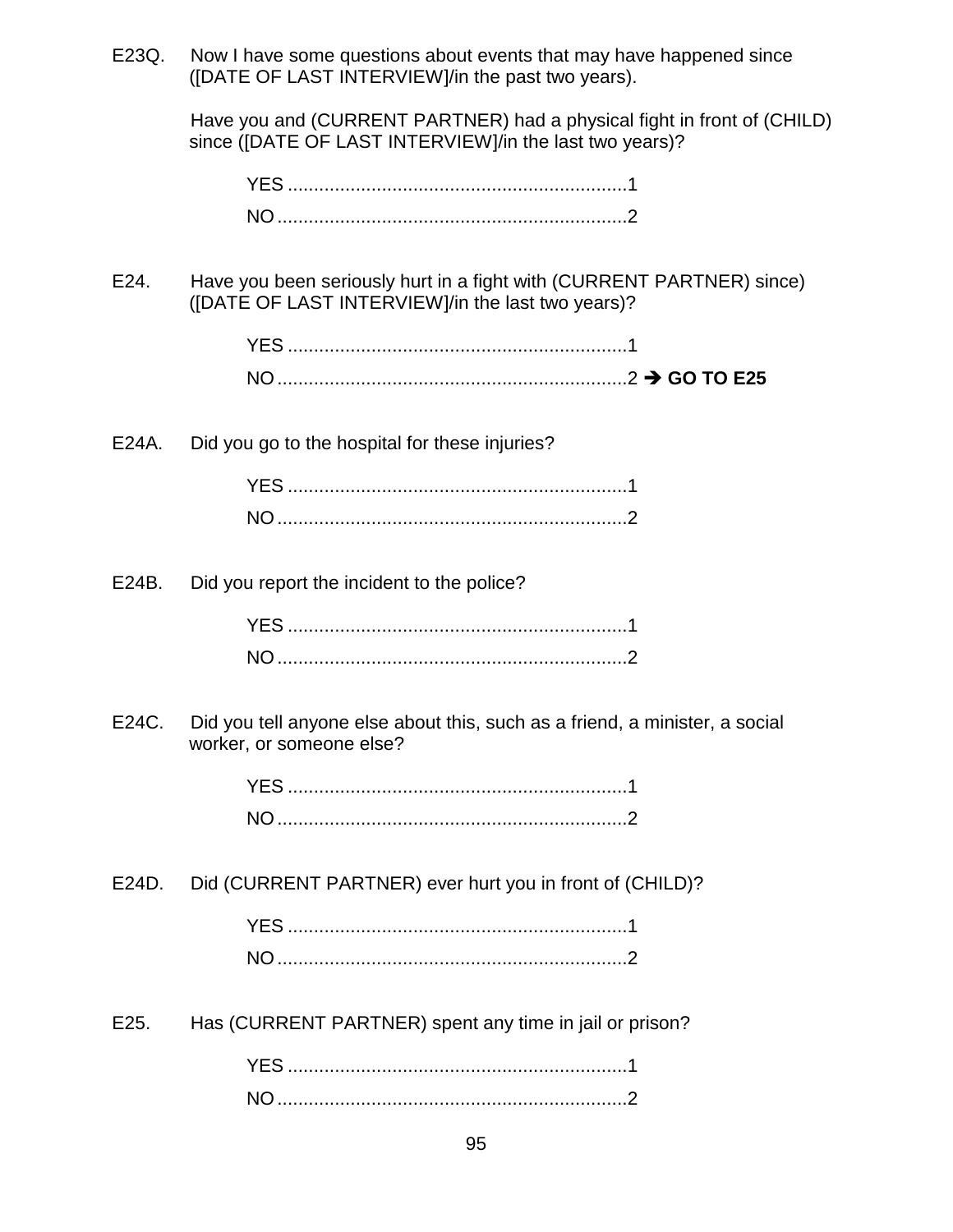E23Q. Now I have some questions about events that may have happened since ([DATE OF LAST INTERVIEW]/in the past two years).

Have you and (CURRENT PARTNER) had a physical fight in front of (CHILD) since ([DATE OF LAST INTERVIEW]/in the last two years)?

YES ................................................................1
NO ..................................................................2

E24. Have you been seriously hurt in a fight with (CURRENT PARTNER) since) ([DATE OF LAST INTERVIEW]/in the last two years)?

YES ................................................................1
NO ..................................................................2 ➔ **GO TO E25**

E24A. Did you go to the hospital for these injuries?

YES ................................................................1
NO ..................................................................2

E24B. Did you report the incident to the police?

YES ................................................................1
NO ..................................................................2

E24C. Did you tell anyone else about this, such as a friend, a minister, a social worker, or someone else?

YES ................................................................1
NO ..................................................................2

E24D. Did (CURRENT PARTNER) ever hurt you in front of (CHILD)?

YES ................................................................1
NO ..................................................................2

E25. Has (CURRENT PARTNER) spent any time in jail or prison?

YES ................................................................1
NO ..................................................................2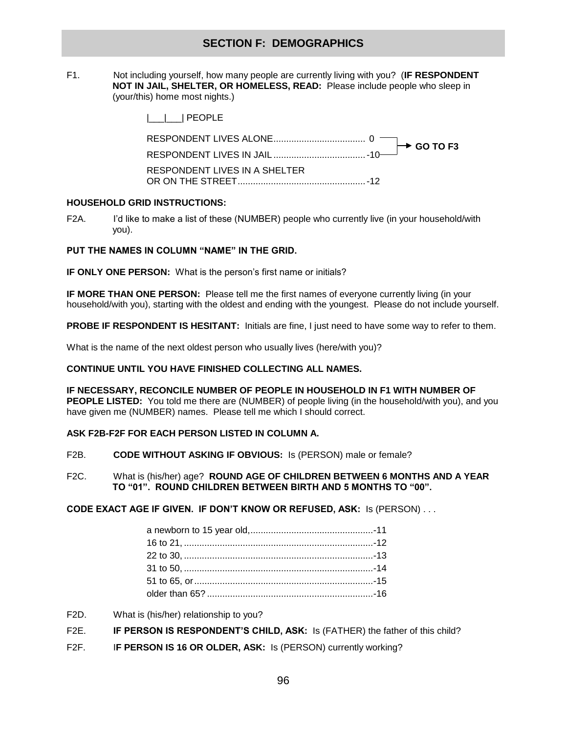## SECTION F: DEMOGRAPHICS

F1. Not including yourself, how many people are currently living with you? (**IF RESPONDENT NOT IN JAIL, SHELTER, OR HOMELESS, READ:** Please include people who sleep in (your/this) home most nights.)

|___|___| PEOPLE

RESPONDENT LIVES ALONE.................................... 0 → **GO TO F3**
RESPONDENT LIVES IN JAIL.................................... -10 → **GO TO F3**
RESPONDENT LIVES IN A SHELTER OR ON THE STREET.................................................. -12

**HOUSEHOLD GRID INSTRUCTIONS:**

F2A. I'd like to make a list of these (NUMBER) people who currently live (in your household/with you).

**PUT THE NAMES IN COLUMN "NAME" IN THE GRID.**

**IF ONLY ONE PERSON:** What is the person's first name or initials?

**IF MORE THAN ONE PERSON:** Please tell me the first names of everyone currently living (in your household/with you), starting with the oldest and ending with the youngest. Please do not include yourself.

**PROBE IF RESPONDENT IS HESITANT:** Initials are fine, I just need to have some way to refer to them.

What is the name of the next oldest person who usually lives (here/with you)?

**CONTINUE UNTIL YOU HAVE FINISHED COLLECTING ALL NAMES.**

**IF NECESSARY, RECONCILE NUMBER OF PEOPLE IN HOUSEHOLD IN F1 WITH NUMBER OF PEOPLE LISTED:** You told me there are (NUMBER) of people living (in the household/with you), and you have given me (NUMBER) names. Please tell me which I should correct.

**ASK F2B-F2F FOR EACH PERSON LISTED IN COLUMN A.**

F2B. **CODE WITHOUT ASKING IF OBVIOUS:** Is (PERSON) male or female?

F2C. What is (his/her) age? **ROUND AGE OF CHILDREN BETWEEN 6 MONTHS AND A YEAR TO "01". ROUND CHILDREN BETWEEN BIRTH AND 5 MONTHS TO "00".**

**CODE EXACT AGE IF GIVEN. IF DON'T KNOW OR REFUSED, ASK:** Is (PERSON) . . .

a newborn to 15 year old,................................................-11
16 to 21, ..........................................................................-12
22 to 30, ..........................................................................-13
31 to 50, ..........................................................................-14
51 to 65, or......................................................................-15
older than 65? .................................................................-16

F2D. What is (his/her) relationship to you?

F2E. **IF PERSON IS RESPONDENT'S CHILD, ASK:** Is (FATHER) the father of this child?

F2F. **IF PERSON IS 16 OR OLDER, ASK:** Is (PERSON) currently working?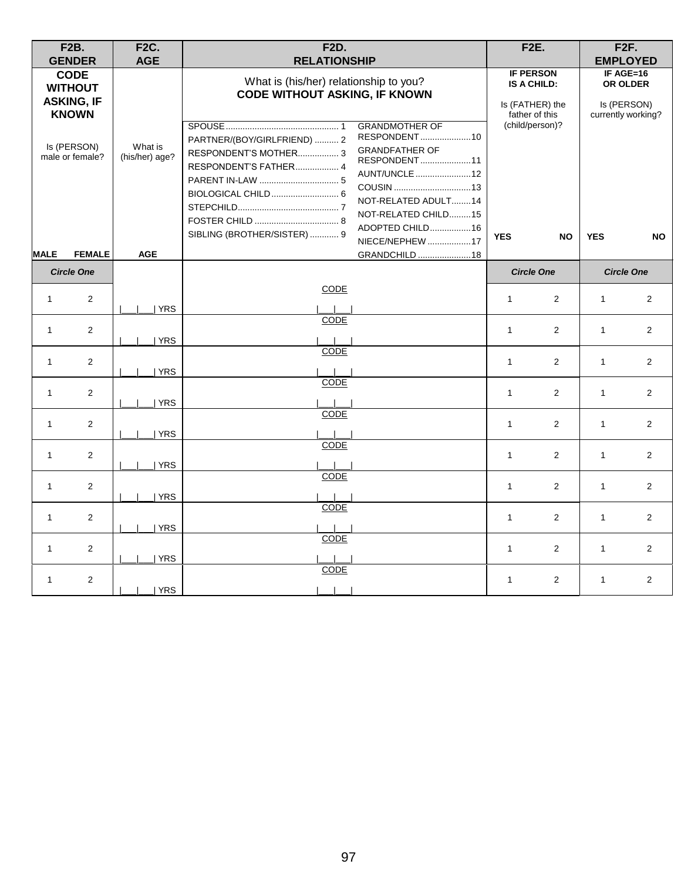| F2B. GENDER | | F2C. AGE | F2D. RELATIONSHIP | F2E. | | F2F. EMPLOYED | |
|---|---|---|---|---|---|---|---|
| **CODE WITHOUT ASKING, IF KNOWN**<br><br>Is (PERSON) male or female? | | What is (his/her) age? | What is (his/her) relationship to you?<br>**CODE WITHOUT ASKING, IF KNOWN**<br><br>SPOUSE .......... 1<br>PARTNER/(BOY/GIRLFRIEND) .......... 2<br>RESPONDENT'S MOTHER .......... 3<br>RESPONDENT'S FATHER .......... 4<br>PARENT IN-LAW .......... 5<br>BIOLOGICAL CHILD .......... 6<br>STEPCHILD .......... 7<br>FOSTER CHILD .......... 8<br>SIBLING (BROTHER/SISTER) .......... 9<br>GRANDMOTHER OF RESPONDENT .......... 10<br>GRANDFATHER OF RESPONDENT .......... 11<br>AUNT/UNCLE .......... 12<br>COUSIN .......... 13<br>NOT-RELATED ADULT .......... 14<br>NOT-RELATED CHILD .......... 15<br>ADOPTED CHILD .......... 16<br>NIECE/NEPHEW .......... 17<br>GRANDCHILD .......... 18 | **IF PERSON IS A CHILD:**<br><br>Is (FATHER) the father of this (child/person)? | | **IF AGE=16 OR OLDER**<br><br>Is (PERSON) currently working? | |
| **MALE** | **FEMALE** | **AGE** | | **YES** | **NO** | **YES** | **NO** |
| *Circle One* | | | | *Circle One* | | *Circle One* | |
| 1 | 2 | \|___\|___\| YRS | CODE \|___\|___\| | 1 | 2 | 1 | 2 |
| 1 | 2 | \|___\|___\| YRS | CODE \|___\|___\| | 1 | 2 | 1 | 2 |
| 1 | 2 | \|___\|___\| YRS | CODE \|___\|___\| | 1 | 2 | 1 | 2 |
| 1 | 2 | \|___\|___\| YRS | CODE \|___\|___\| | 1 | 2 | 1 | 2 |
| 1 | 2 | \|___\|___\| YRS | CODE \|___\|___\| | 1 | 2 | 1 | 2 |
| 1 | 2 | \|___\|___\| YRS | CODE \|___\|___\| | 1 | 2 | 1 | 2 |
| 1 | 2 | \|___\|___\| YRS | CODE \|___\|___\| | 1 | 2 | 1 | 2 |
| 1 | 2 | \|___\|___\| YRS | CODE \|___\|___\| | 1 | 2 | 1 | 2 |
| 1 | 2 | \|___\|___\| YRS | CODE \|___\|___\| | 1 | 2 | 1 | 2 |
| 1 | 2 | \|___\|___\| YRS | CODE \|___\|___\| | 1 | 2 | 1 | 2 |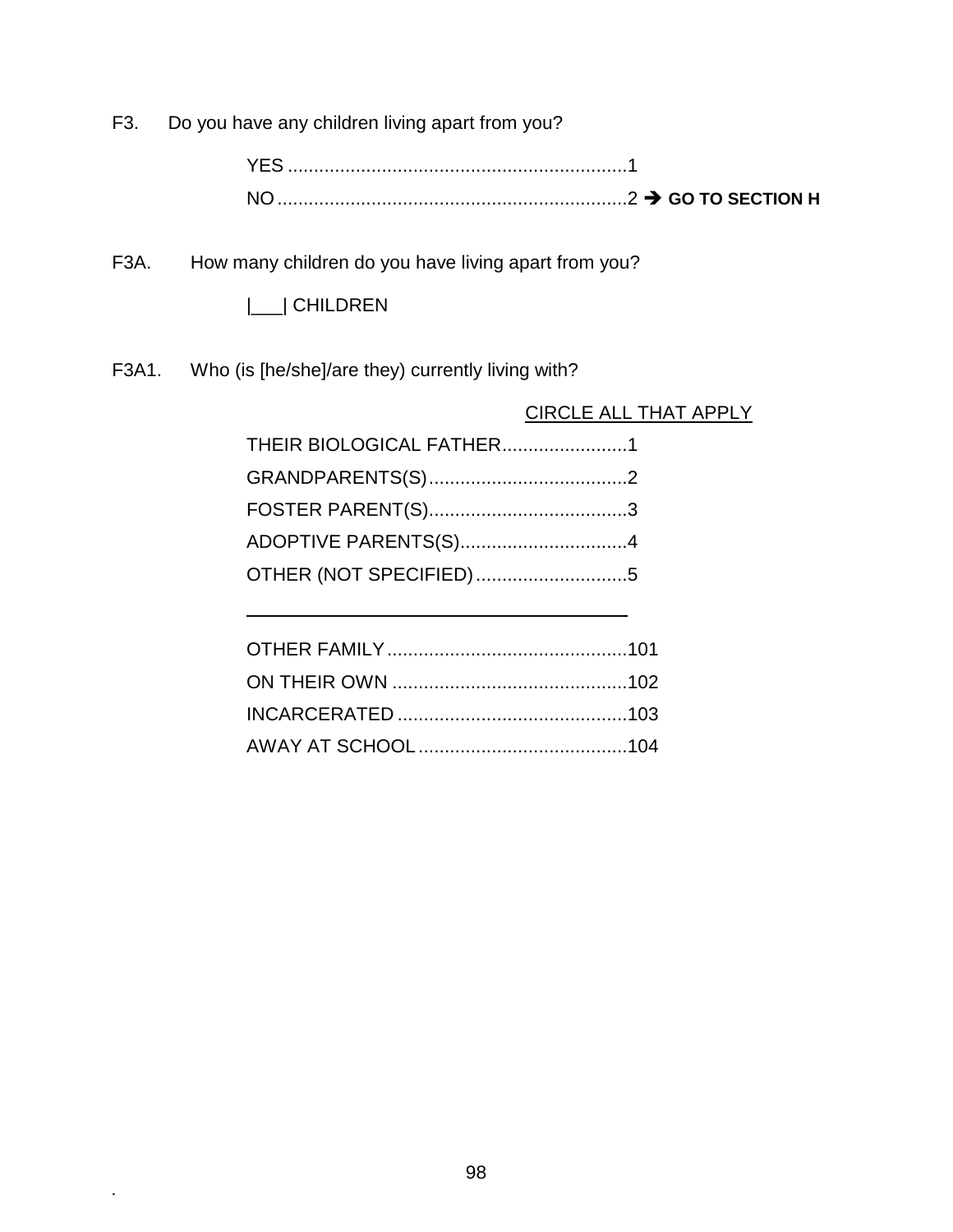F3. Do you have any children living apart from you?

YES ................................................................1
NO ..................................................................2 ➔ **GO TO SECTION H**

F3A. How many children do you have living apart from you?

|___| CHILDREN

F3A1. Who (is [he/she]/are they) currently living with?

CIRCLE ALL THAT APPLY

THEIR BIOLOGICAL FATHER........................1
GRANDPARENTS(S)......................................2
FOSTER PARENT(S)......................................3
ADOPTIVE PARENTS(S)................................4
OTHER (NOT SPECIFIED).............................5

______________________________________

OTHER FAMILY..............................................101
ON THEIR OWN .............................................102
INCARCERATED ............................................103
AWAY AT SCHOOL........................................104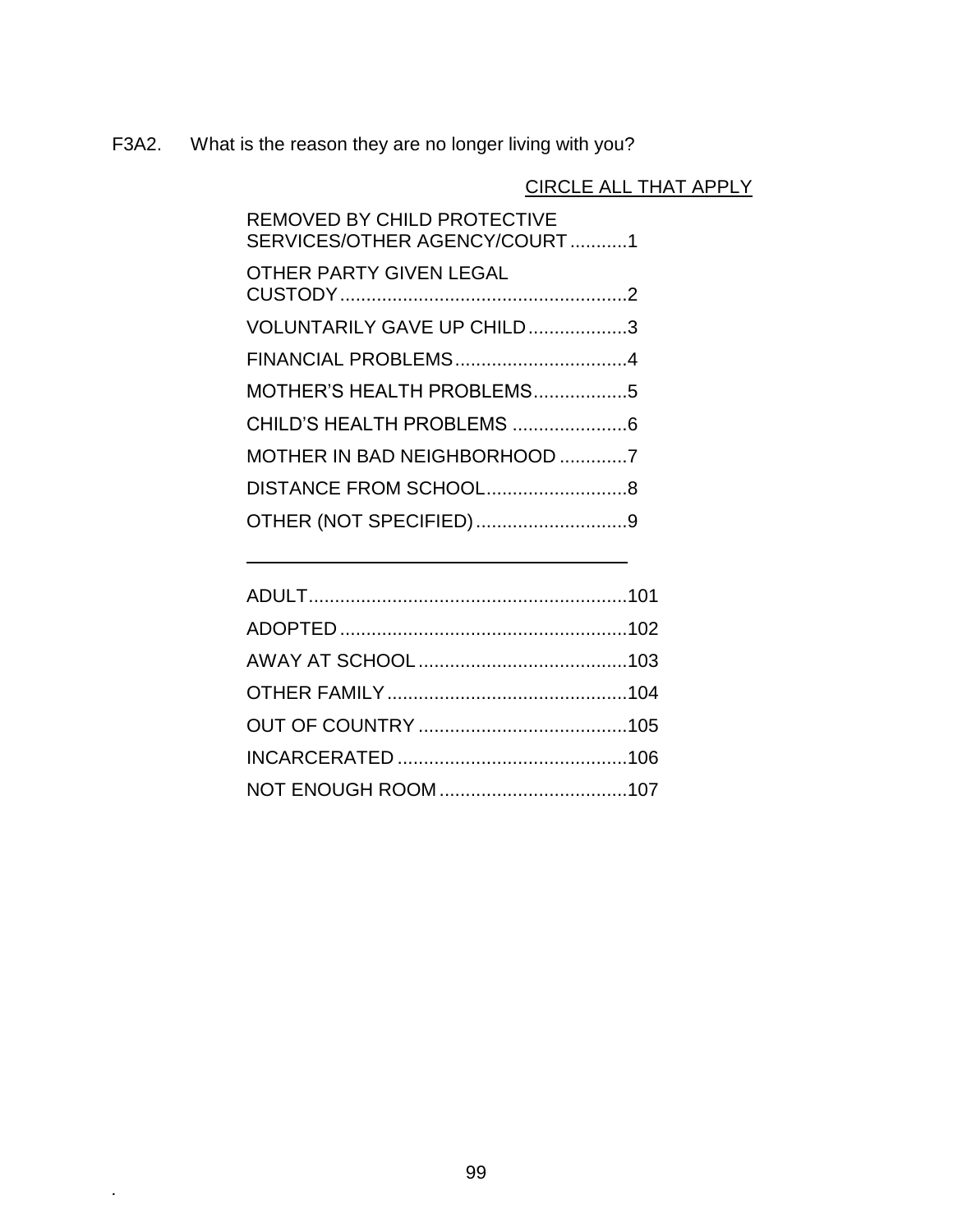F3A2. What is the reason they are no longer living with you?

CIRCLE ALL THAT APPLY

REMOVED BY CHILD PROTECTIVE SERVICES/OTHER AGENCY/COURT...........1

OTHER PARTY GIVEN LEGAL CUSTODY.......................................................2

VOLUNTARILY GAVE UP CHILD...................3

FINANCIAL PROBLEMS.................................4

MOTHER'S HEALTH PROBLEMS..................5

CHILD'S HEALTH PROBLEMS ......................6

MOTHER IN BAD NEIGHBORHOOD .............7

DISTANCE FROM SCHOOL...........................8

OTHER (NOT SPECIFIED).............................9

_______________________________________

ADULT.............................................................101

ADOPTED.......................................................102

AWAY AT SCHOOL........................................103

OTHER FAMILY..............................................104

OUT OF COUNTRY........................................105

INCARCERATED............................................106

NOT ENOUGH ROOM....................................107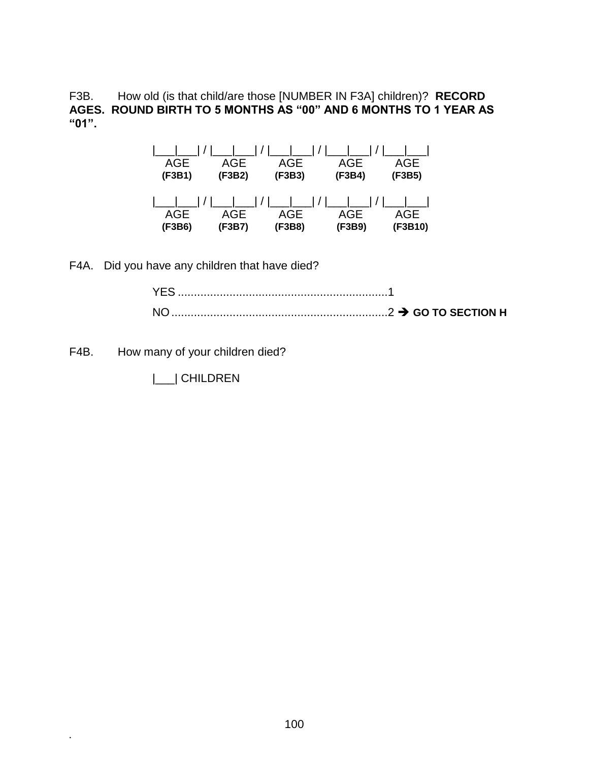F3B. How old (is that child/are those [NUMBER IN F3A] children)? **RECORD AGES. ROUND BIRTH TO 5 MONTHS AS "00" AND 6 MONTHS TO 1 YEAR AS "01".**

|___|___| / |___|___| / |___|___| / |___|___| / |___|___|
AGE AGE AGE AGE AGE
**(F3B1) (F3B2) (F3B3) (F3B4) (F3B5)**

|___|___| / |___|___| / |___|___| / |___|___| / |___|___|
AGE AGE AGE AGE AGE
**(F3B6) (F3B7) (F3B8) (F3B9) (F3B10)**

F4A. Did you have any children that have died?

YES ................................................................1
NO ..................................................................2 ➔ **GO TO SECTION H**

F4B. How many of your children died?

|___| CHILDREN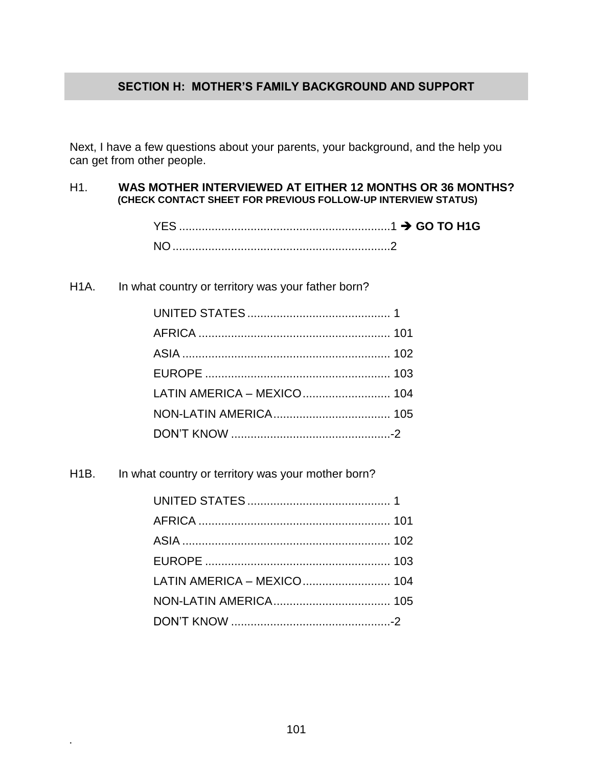## SECTION H: MOTHER'S FAMILY BACKGROUND AND SUPPORT

Next, I have a few questions about your parents, your background, and the help you can get from other people.

H1. **WAS MOTHER INTERVIEWED AT EITHER 12 MONTHS OR 36 MONTHS?**
**(CHECK CONTACT SHEET FOR PREVIOUS FOLLOW-UP INTERVIEW STATUS)**

YES ................................................................1 ➔ **GO TO H1G**
NO ..................................................................2

H1A. In what country or territory was your father born?

UNITED STATES ........................................... 1
AFRICA .......................................................... 101
ASIA ............................................................... 102
EUROPE ........................................................ 103
LATIN AMERICA – MEXICO .......................... 104
NON-LATIN AMERICA ................................... 105
DON'T KNOW ................................................-2

H1B. In what country or territory was your mother born?

UNITED STATES ........................................... 1
AFRICA .......................................................... 101
ASIA ............................................................... 102
EUROPE ........................................................ 103
LATIN AMERICA – MEXICO .......................... 104
NON-LATIN AMERICA ................................... 105
DON'T KNOW ................................................-2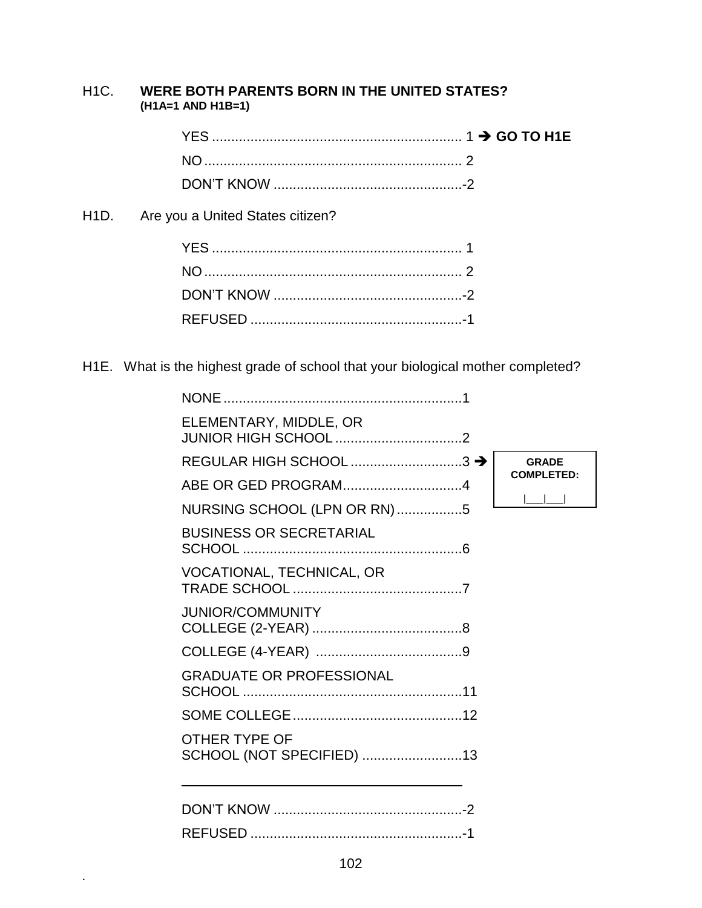H1C. **WERE BOTH PARENTS BORN IN THE UNITED STATES?**
**(H1A=1 AND H1B=1)**

YES .................................................................. 1 ➔ **GO TO H1E**
NO .................................................................... 2
DON'T KNOW .................................................. -2

H1D. Are you a United States citizen?

YES .................................................................. 1
NO .................................................................... 2
DON'T KNOW .................................................. -2
REFUSED ........................................................ -1

H1E. What is the highest grade of school that your biological mother completed?

NONE ................................................................ 1
ELEMENTARY, MIDDLE, OR JUNIOR HIGH SCHOOL ................................. 2
REGULAR HIGH SCHOOL ............................. 3 ➔ **GRADE COMPLETED:** |___|___|
ABE OR GED PROGRAM ............................... 4
NURSING SCHOOL (LPN OR RN) ................. 5
BUSINESS OR SECRETARIAL SCHOOL ......................................................... 6
VOCATIONAL, TECHNICAL, OR TRADE SCHOOL ............................................ 7
JUNIOR/COMMUNITY COLLEGE (2-YEAR) ....................................... 8
COLLEGE (4-YEAR) ...................................... 9
GRADUATE OR PROFESSIONAL SCHOOL ......................................................... 11
SOME COLLEGE ............................................ 12
OTHER TYPE OF SCHOOL (NOT SPECIFIED) .......................... 13

______________________________________

DON'T KNOW .................................................. -2
REFUSED ........................................................ -1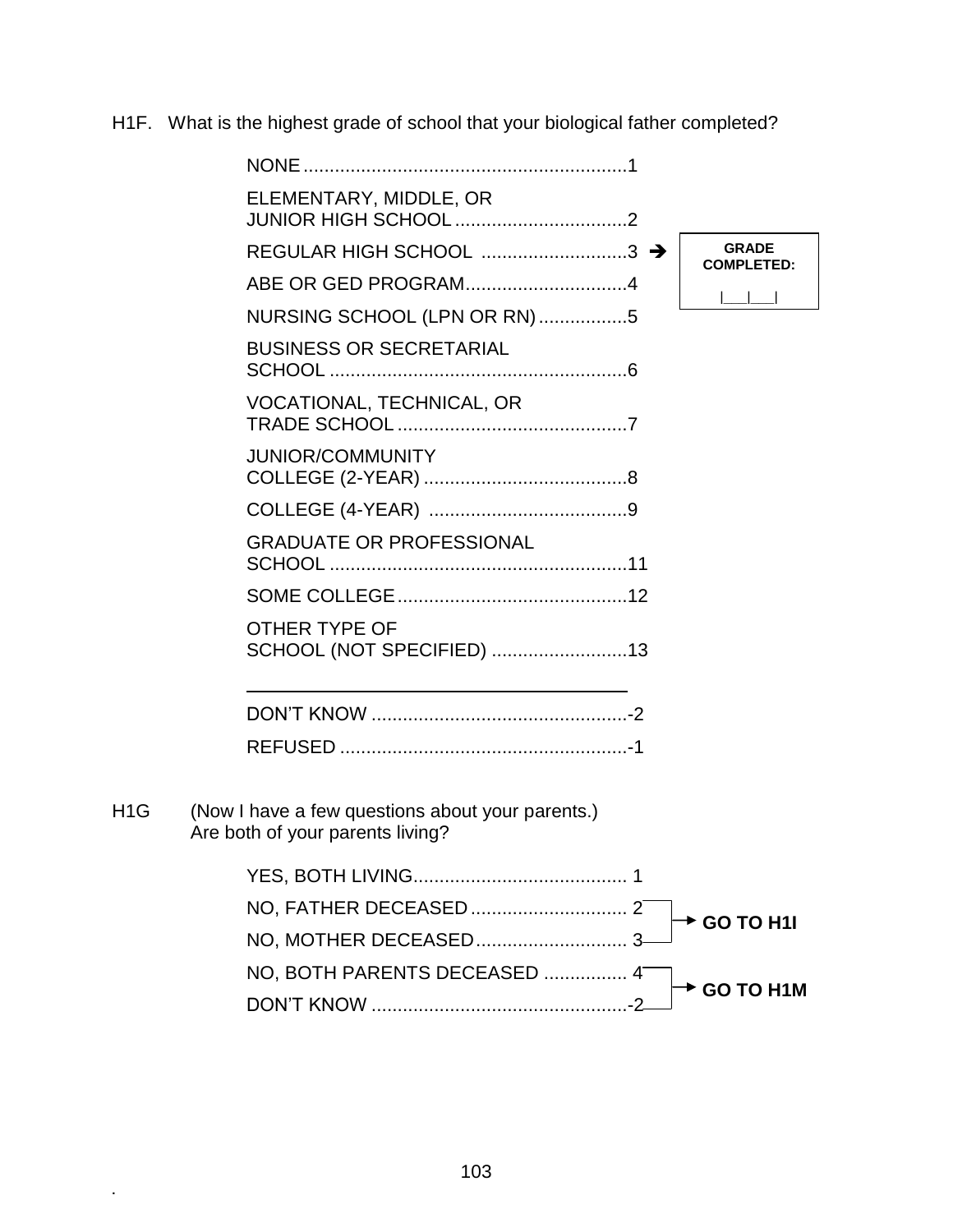H1F. What is the highest grade of school that your biological father completed?

- NONE ............................................................1
- ELEMENTARY, MIDDLE, OR JUNIOR HIGH SCHOOL ................................2
- REGULAR HIGH SCHOOL ............................3 → **GRADE COMPLETED:** |___|___|
- ABE OR GED PROGRAM...............................4
- NURSING SCHOOL (LPN OR RN).................5
- BUSINESS OR SECRETARIAL SCHOOL .........................................................6
- VOCATIONAL, TECHNICAL, OR TRADE SCHOOL ............................................7
- JUNIOR/COMMUNITY COLLEGE (2-YEAR) .......................................8
- COLLEGE (4-YEAR) ......................................9
- GRADUATE OR PROFESSIONAL SCHOOL .........................................................11
- SOME COLLEGE............................................12
- OTHER TYPE OF SCHOOL (NOT SPECIFIED) ..........................13

______________________________________

- DON'T KNOW .................................................-2
- REFUSED .......................................................-1

H1G (Now I have a few questions about your parents.) Are both of your parents living?

- YES, BOTH LIVING......................................... 1
- NO, FATHER DECEASED.............................. 2 → **GO TO H1I**
- NO, MOTHER DECEASED............................. 3 → **GO TO H1I**
- NO, BOTH PARENTS DECEASED ................ 4 → **GO TO H1M**
- DON'T KNOW .................................................-2 → **GO TO H1M**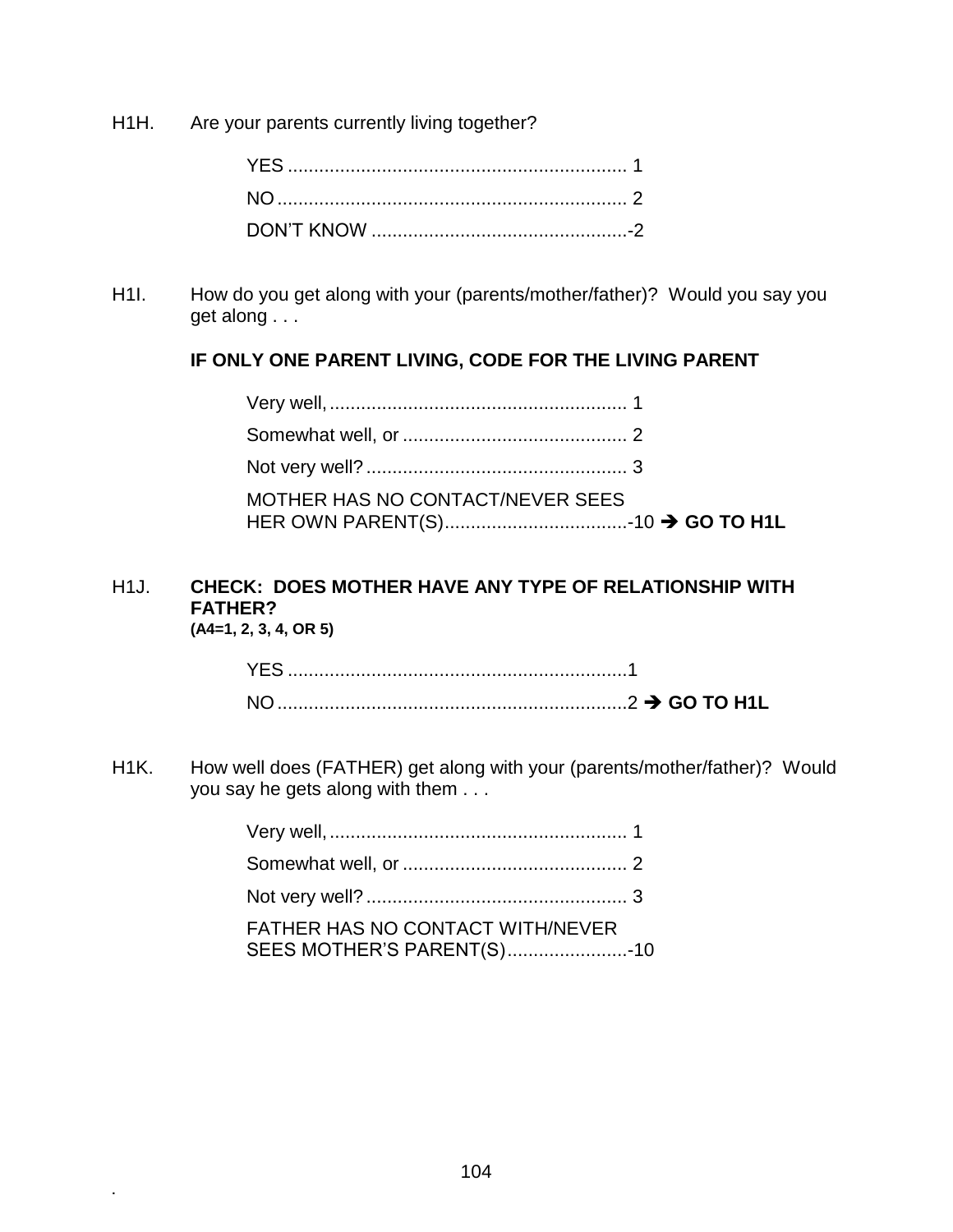H1H. Are your parents currently living together?

YES ................................................................ 1
NO .................................................................. 2
DON'T KNOW ................................................-2

H1I. How do you get along with your (parents/mother/father)? Would you say you get along . . .

**IF ONLY ONE PARENT LIVING, CODE FOR THE LIVING PARENT**

Very well, ........................................................ 1
Somewhat well, or .......................................... 2
Not very well? ................................................. 3
MOTHER HAS NO CONTACT/NEVER SEES HER OWN PARENT(S)..................................-10 ➔ **GO TO H1L**

H1J. **CHECK: DOES MOTHER HAVE ANY TYPE OF RELATIONSHIP WITH FATHER?**
**(A4=1, 2, 3, 4, OR 5)**

YES ................................................................1
NO ..................................................................2 ➔ **GO TO H1L**

H1K. How well does (FATHER) get along with your (parents/mother/father)? Would you say he gets along with them . . .

Very well, ........................................................ 1
Somewhat well, or .......................................... 2
Not very well? ................................................. 3
FATHER HAS NO CONTACT WITH/NEVER SEES MOTHER'S PARENT(S)......................-10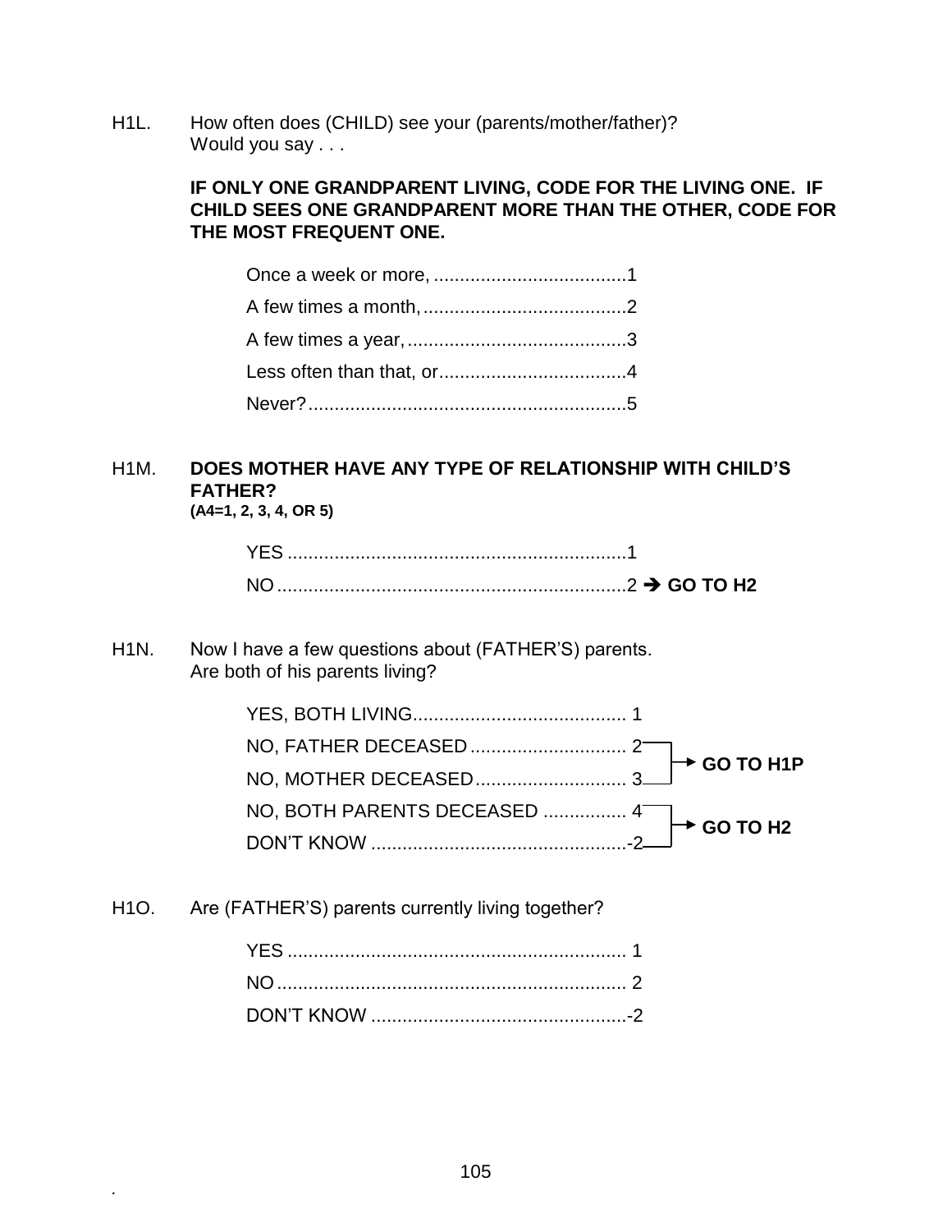H1L. How often does (CHILD) see your (parents/mother/father)? Would you say . . .

**IF ONLY ONE GRANDPARENT LIVING, CODE FOR THE LIVING ONE. IF CHILD SEES ONE GRANDPARENT MORE THAN THE OTHER, CODE FOR THE MOST FREQUENT ONE.**

- Once a week or more, ....................................1
- A few times a month, ......................................2
- A few times a year, .........................................3
- Less often than that, or...................................4
- Never? ............................................................5

H1M. **DOES MOTHER HAVE ANY TYPE OF RELATIONSHIP WITH CHILD'S FATHER?**
**(A4=1, 2, 3, 4, OR 5)**

- YES ................................................................1
- NO ..................................................................2 ➔ **GO TO H2**

H1N. Now I have a few questions about (FATHER'S) parents. Are both of his parents living?

- YES, BOTH LIVING........................................ 1
- NO, FATHER DECEASED ............................. 2 → **GO TO H1P**
- NO, MOTHER DECEASED............................ 3 → **GO TO H1P**
- NO, BOTH PARENTS DECEASED ................ 4 → **GO TO H2**
- DON'T KNOW ................................................-2 → **GO TO H2**

H1O. Are (FATHER'S) parents currently living together?

- YES ................................................................ 1
- NO .................................................................. 2
- DON'T KNOW ................................................-2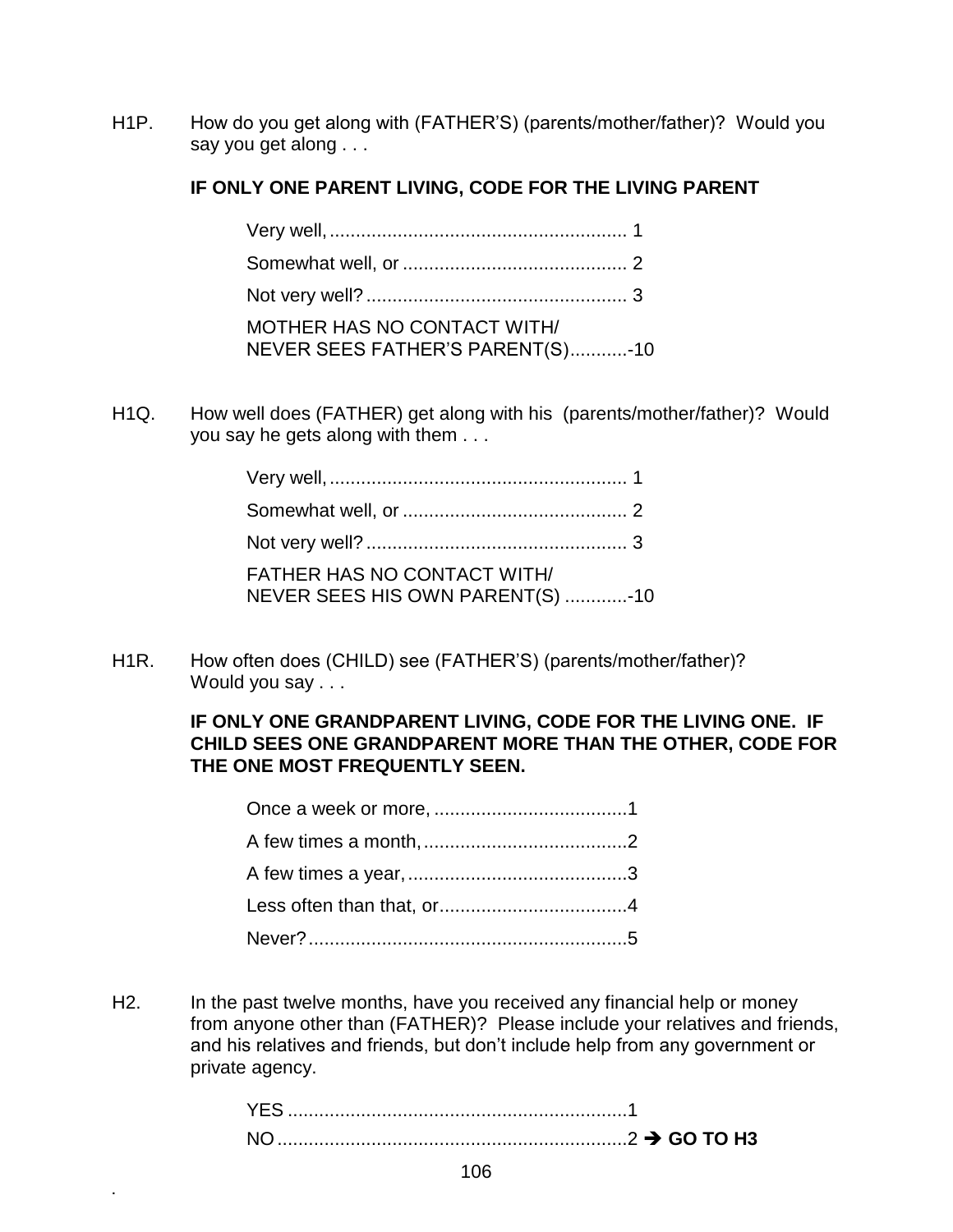H1P. How do you get along with (FATHER'S) (parents/mother/father)? Would you say you get along . . .

**IF ONLY ONE PARENT LIVING, CODE FOR THE LIVING PARENT**

Very well, ........................................................ 1
Somewhat well, or .......................................... 2
Not very well? ................................................. 3
MOTHER HAS NO CONTACT WITH/
NEVER SEES FATHER'S PARENT(S)...........-10

H1Q. How well does (FATHER) get along with his (parents/mother/father)? Would you say he gets along with them . . .

Very well, ........................................................ 1
Somewhat well, or .......................................... 2
Not very well? ................................................. 3
FATHER HAS NO CONTACT WITH/
NEVER SEES HIS OWN PARENT(S) ............-10

H1R. How often does (CHILD) see (FATHER'S) (parents/mother/father)? Would you say . . .

**IF ONLY ONE GRANDPARENT LIVING, CODE FOR THE LIVING ONE. IF CHILD SEES ONE GRANDPARENT MORE THAN THE OTHER, CODE FOR THE ONE MOST FREQUENTLY SEEN.**

Once a week or more, .....................................1
A few times a month, .......................................2
A few times a year, ..........................................3
Less often than that, or....................................4
Never? .............................................................5

H2. In the past twelve months, have you received any financial help or money from anyone other than (FATHER)? Please include your relatives and friends, and his relatives and friends, but don't include help from any government or private agency.

YES .................................................................1
NO ...................................................................2 → **GO TO H3**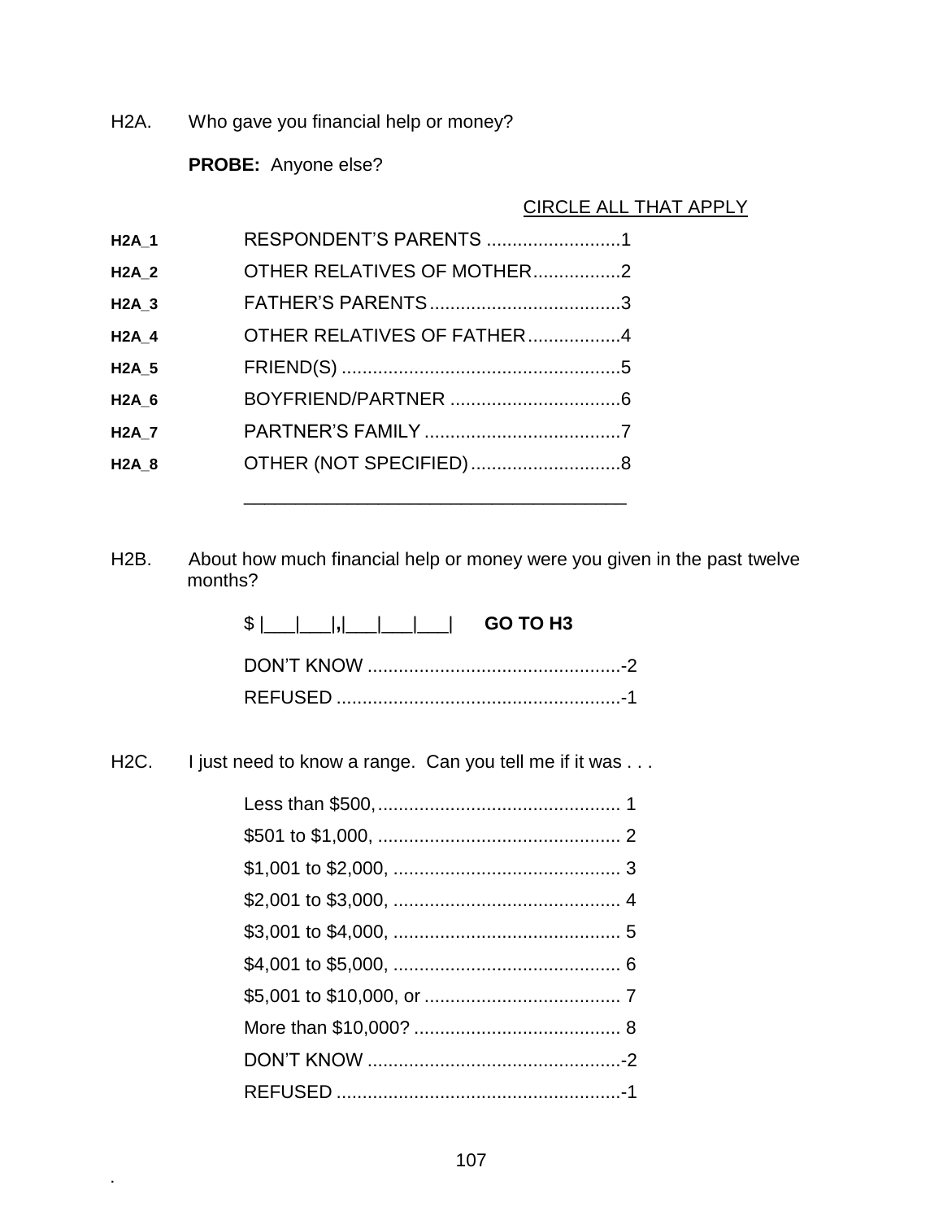H2A. Who gave you financial help or money?

**PROBE:** Anyone else?

CIRCLE ALL THAT APPLY

| | | |
|---|---|---|
| **H2A_1** | RESPONDENT'S PARENTS | 1 |
| **H2A_2** | OTHER RELATIVES OF MOTHER | 2 |
| **H2A_3** | FATHER'S PARENTS | 3 |
| **H2A_4** | OTHER RELATIVES OF FATHER | 4 |
| **H2A_5** | FRIEND(S) | 5 |
| **H2A_6** | BOYFRIEND/PARTNER | 6 |
| **H2A_7** | PARTNER'S FAMILY | 7 |
| **H2A_8** | OTHER (NOT SPECIFIED) | 8 |

____________________________________

H2B. About how much financial help or money were you given in the past twelve months?

$ |___|___|,|___|___|___| **GO TO H3**

DON'T KNOW ....................................-2

REFUSED ..........................................-1

H2C. I just need to know a range. Can you tell me if it was . . .

Less than $500, .................................. 1

$501 to $1,000, .................................. 2

$1,001 to $2,000, ............................... 3

$2,001 to $3,000, ............................... 4

$3,001 to $4,000, ............................... 5

$4,001 to $5,000, ............................... 6

$5,001 to $10,000, or ......................... 7

More than $10,000? ........................... 8

DON'T KNOW ....................................-2

REFUSED ..........................................-1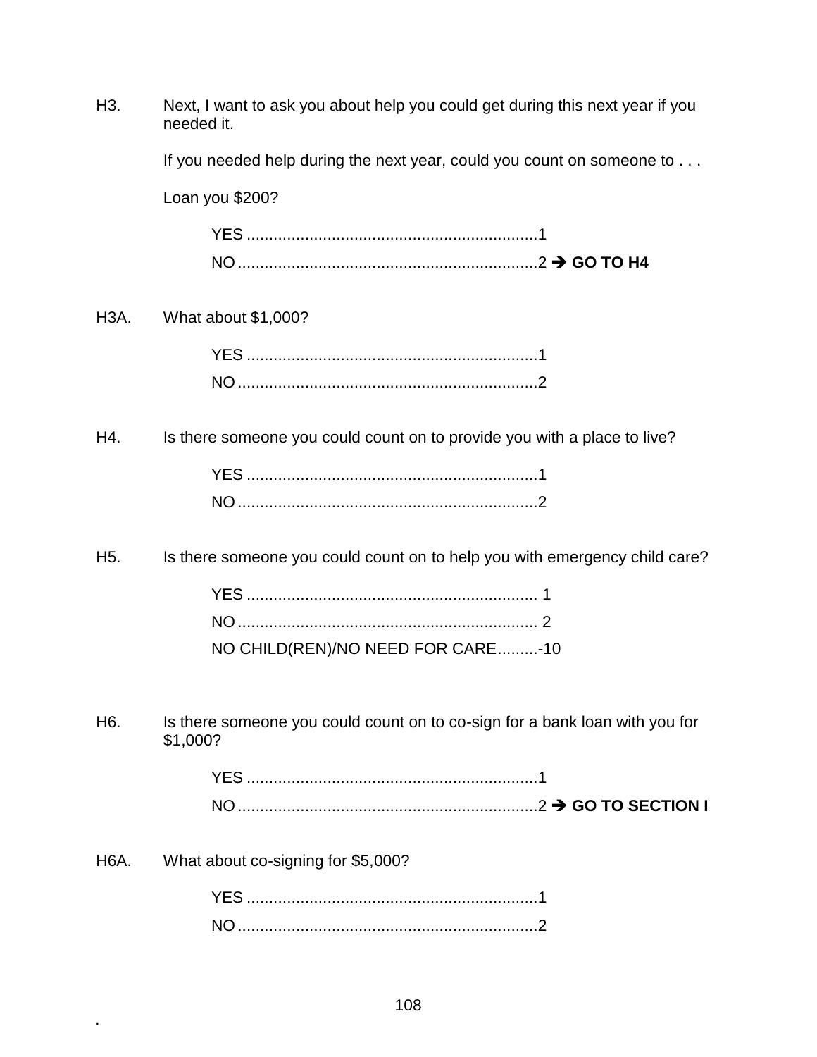H3. Next, I want to ask you about help you could get during this next year if you needed it.

If you needed help during the next year, could you count on someone to . . .

Loan you $200?

YES ..................................................................1
NO ....................................................................2 ➔ **GO TO H4**

H3A. What about $1,000?

YES ..................................................................1
NO ....................................................................2

H4. Is there someone you could count on to provide you with a place to live?

YES ..................................................................1
NO ....................................................................2

H5. Is there someone you could count on to help you with emergency child care?

YES .................................................................. 1
NO .................................................................... 2
NO CHILD(REN)/NO NEED FOR CARE.........-10

H6. Is there someone you could count on to co-sign for a bank loan with you for $1,000?

YES ..................................................................1
NO ....................................................................2 ➔ **GO TO SECTION I**

H6A. What about co-signing for $5,000?

YES ..................................................................1
NO ....................................................................2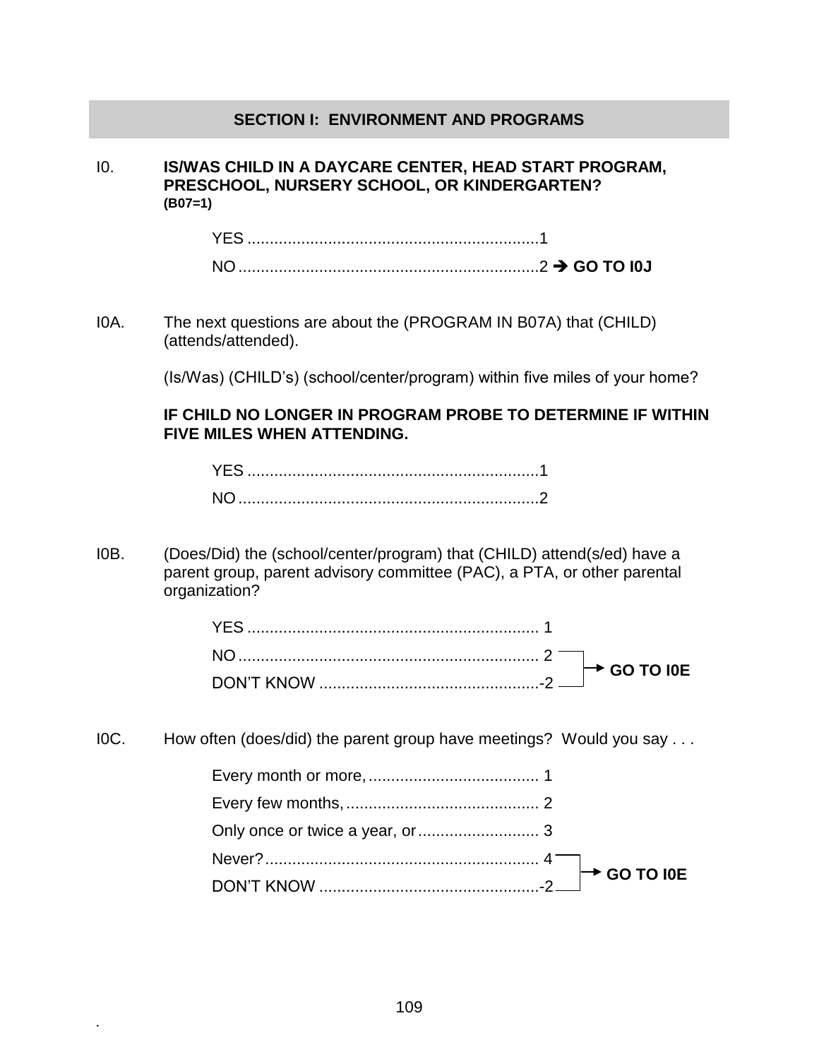## SECTION I: ENVIRONMENT AND PROGRAMS

I0. **IS/WAS CHILD IN A DAYCARE CENTER, HEAD START PROGRAM, PRESCHOOL, NURSERY SCHOOL, OR KINDERGARTEN?**
**(B07=1)**

- YES ................................................................1
- NO ..................................................................2 ➔ **GO TO I0J**

I0A. The next questions are about the (PROGRAM IN B07A) that (CHILD) (attends/attended).

(Is/Was) (CHILD's) (school/center/program) within five miles of your home?

**IF CHILD NO LONGER IN PROGRAM PROBE TO DETERMINE IF WITHIN FIVE MILES WHEN ATTENDING.**

- YES ................................................................1
- NO ..................................................................2

I0B. (Does/Did) the (school/center/program) that (CHILD) attend(s/ed) have a parent group, parent advisory committee (PAC), a PTA, or other parental organization?

- YES ................................................................ 1
- NO .................................................................. 2 → **GO TO I0E**
- DON'T KNOW ................................................-2 → **GO TO I0E**

I0C. How often (does/did) the parent group have meetings? Would you say . . .

- Every month or more, ..................................... 1
- Every few months, .......................................... 2
- Only once or twice a year, or .......................... 3
- Never? ............................................................ 4 → **GO TO I0E**
- DON'T KNOW ................................................-2 → **GO TO I0E**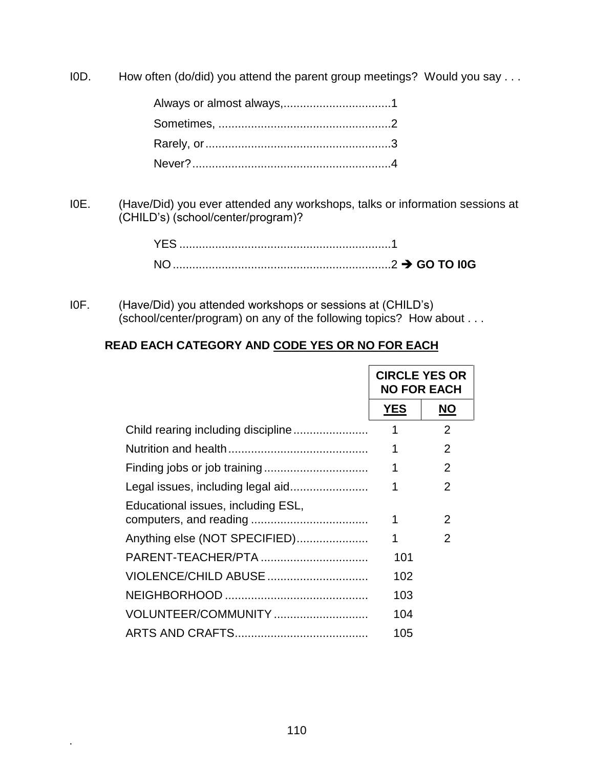I0D. How often (do/did) you attend the parent group meetings? Would you say . . .

| | |
|---|---|
| Always or almost always, | 1 |
| Sometimes, | 2 |
| Rarely, or | 3 |
| Never? | 4 |

I0E. (Have/Did) you ever attended any workshops, talks or information sessions at (CHILD's) (school/center/program)?

| | |
|---|---|
| YES | 1 |
| NO | 2 → **GO TO I0G** |

I0F. (Have/Did) you attended workshops or sessions at (CHILD's) (school/center/program) on any of the following topics? How about . . .

**READ EACH CATEGORY AND CODE YES OR NO FOR EACH**

| | **CIRCLE YES OR NO FOR EACH** | |
|---|---|---|
| | **YES** | **NO** |
| Child rearing including discipline | 1 | 2 |
| Nutrition and health | 1 | 2 |
| Finding jobs or job training | 1 | 2 |
| Legal issues, including legal aid | 1 | 2 |
| Educational issues, including ESL, computers, and reading | 1 | 2 |
| Anything else (NOT SPECIFIED) | 1 | 2 |
| PARENT-TEACHER/PTA | 101 | |
| VIOLENCE/CHILD ABUSE | 102 | |
| NEIGHBORHOOD | 103 | |
| VOLUNTEER/COMMUNITY | 104 | |
| ARTS AND CRAFTS | 105 | |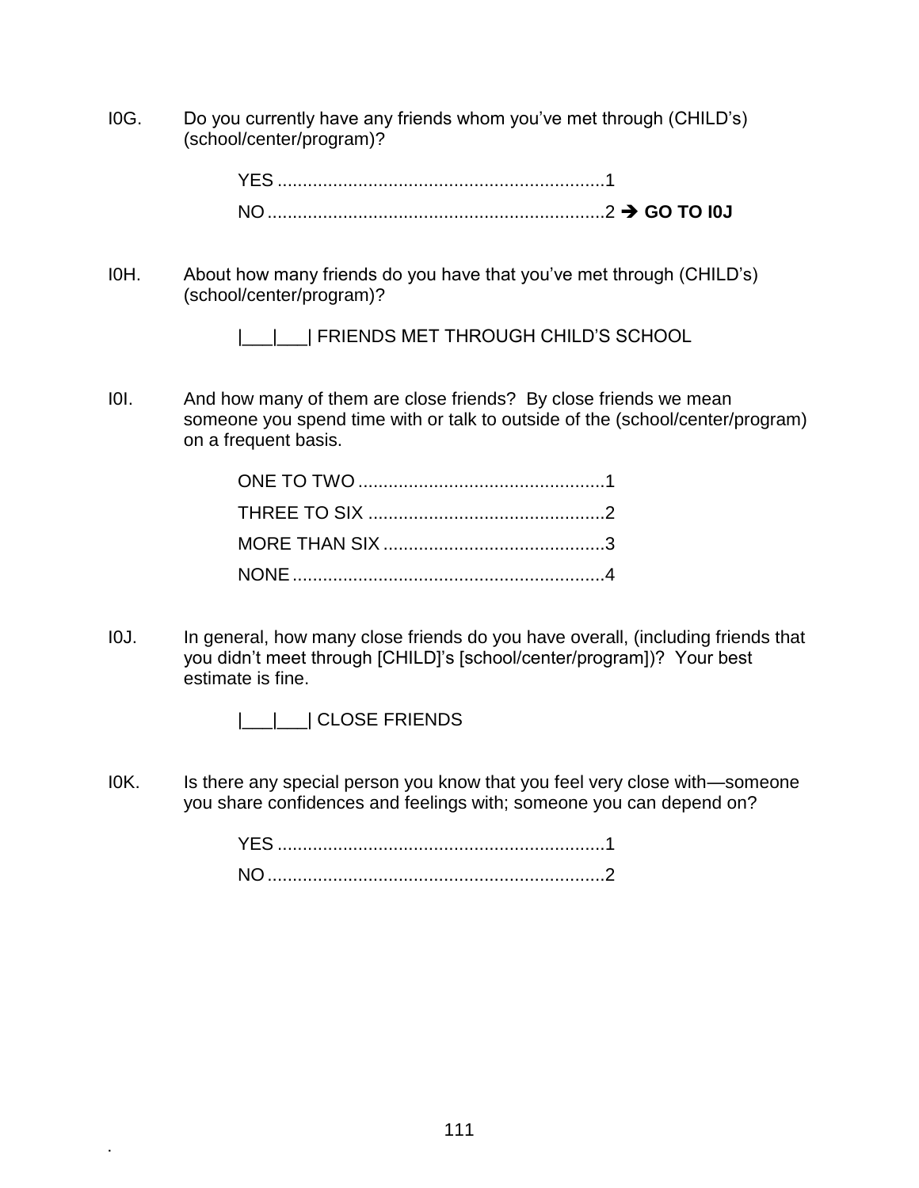I0G. Do you currently have any friends whom you've met through (CHILD's) (school/center/program)?

YES .................................................................1
NO ...................................................................2 ➔ **GO TO I0J**

I0H. About how many friends do you have that you've met through (CHILD's) (school/center/program)?

|___|___| FRIENDS MET THROUGH CHILD'S SCHOOL

I0I. And how many of them are close friends? By close friends we mean someone you spend time with or talk to outside of the (school/center/program) on a frequent basis.

ONE TO TWO .................................................1
THREE TO SIX ...............................................2
MORE THAN SIX ............................................3
NONE ..............................................................4

I0J. In general, how many close friends do you have overall, (including friends that you didn't meet through [CHILD]'s [school/center/program])? Your best estimate is fine.

|___|___| CLOSE FRIENDS

I0K. Is there any special person you know that you feel very close with—someone you share confidences and feelings with; someone you can depend on?

YES .................................................................1
NO ...................................................................2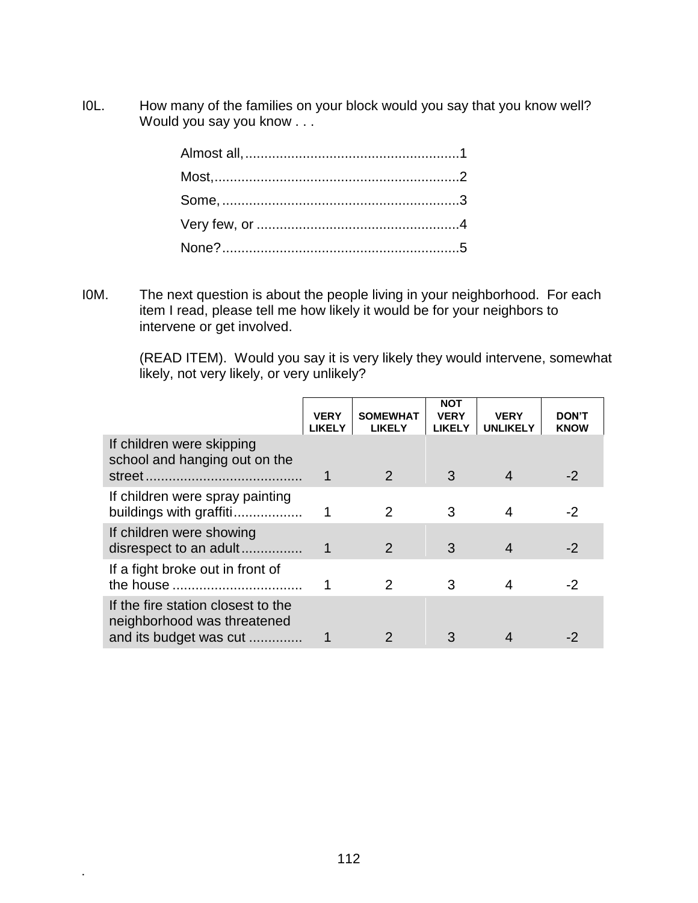I0L. How many of the families on your block would you say that you know well? Would you say you know . . .

- Almost all, ........................................................1
- Most, ................................................................2
- Some, ..............................................................3
- Very few, or .....................................................4
- None? ..............................................................5

I0M. The next question is about the people living in your neighborhood. For each item I read, please tell me how likely it would be for your neighbors to intervene or get involved.

(READ ITEM). Would you say it is very likely they would intervene, somewhat likely, not very likely, or very unlikely?

| | VERY LIKELY | SOMEWHAT LIKELY | NOT VERY LIKELY | VERY UNLIKELY | DON'T KNOW |
|---|---|---|---|---|---|
| If children were skipping school and hanging out on the street ........................................ | 1 | 2 | 3 | 4 | -2 |
| If children were spray painting buildings with graffiti.................. | 1 | 2 | 3 | 4 | -2 |
| If children were showing disrespect to an adult ................ | 1 | 2 | 3 | 4 | -2 |
| If a fight broke out in front of the house .................................. | 1 | 2 | 3 | 4 | -2 |
| If the fire station closest to the neighborhood was threatened and its budget was cut ............. | 1 | 2 | 3 | 4 | -2 |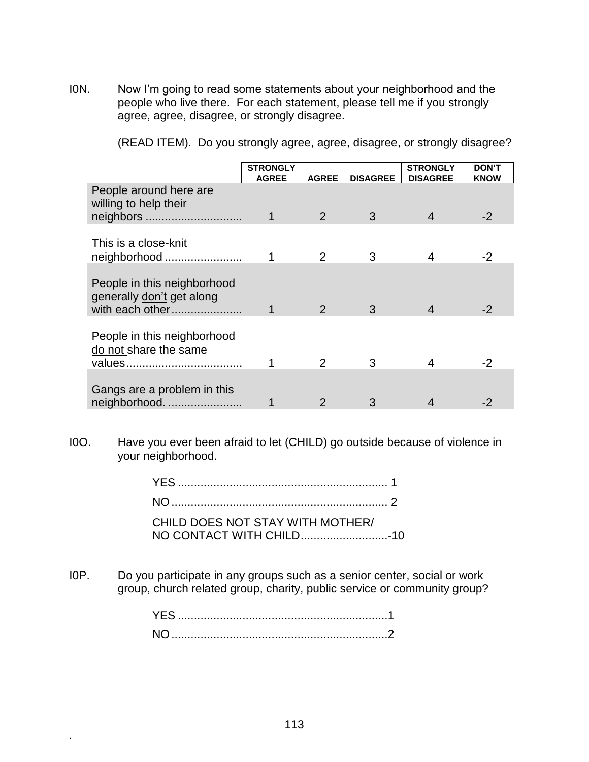I0N. Now I'm going to read some statements about your neighborhood and the people who live there. For each statement, please tell me if you strongly agree, agree, disagree, or strongly disagree.

(READ ITEM). Do you strongly agree, agree, disagree, or strongly disagree?

| | STRONGLY AGREE | AGREE | DISAGREE | STRONGLY DISAGREE | DON'T KNOW |
|---|---|---|---|---|---|
| People around here are willing to help their neighbors .............................. | 1 | 2 | 3 | 4 | -2 |
| This is a close-knit neighborhood ........................ | 1 | 2 | 3 | 4 | -2 |
| People in this neighborhood generally <u>don't</u> get along with each other...................... | 1 | 2 | 3 | 4 | -2 |
| People in this neighborhood <u>do not</u> share the same values.................................... | 1 | 2 | 3 | 4 | -2 |
| Gangs are a problem in this neighborhood. ....................... | 1 | 2 | 3 | 4 | -2 |

I0O. Have you ever been afraid to let (CHILD) go outside because of violence in your neighborhood.

YES ................................................................. 1
NO ................................................................... 2
CHILD DOES NOT STAY WITH MOTHER/
NO CONTACT WITH CHILD...........................-10

I0P. Do you participate in any groups such as a senior center, social or work group, church related group, charity, public service or community group?

YES .................................................................1
NO ...................................................................2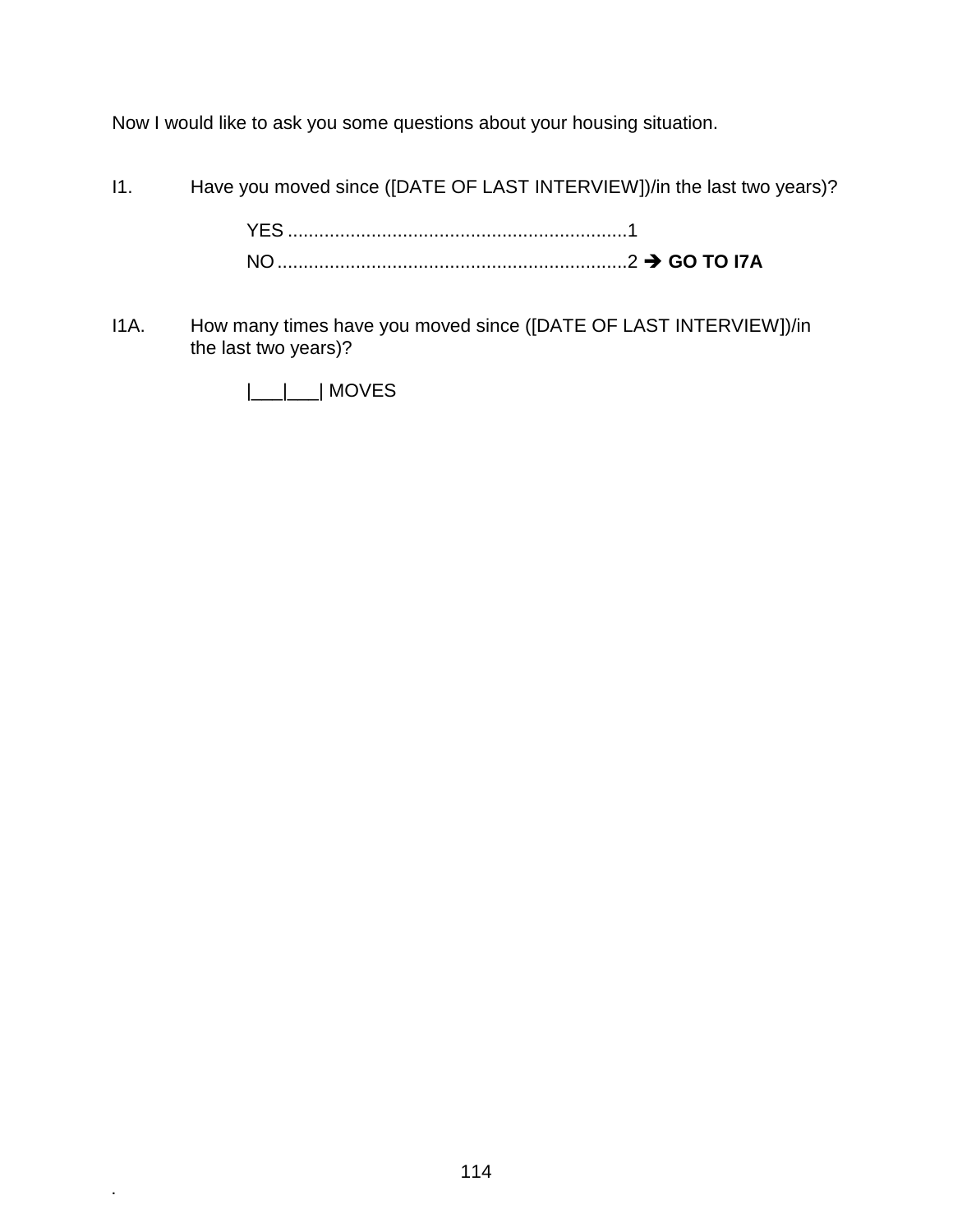Now I would like to ask you some questions about your housing situation.

I1. Have you moved since ([DATE OF LAST INTERVIEW])/in the last two years)?

YES ..................................................................1
NO ....................................................................2 ➔ **GO TO I7A**

I1A. How many times have you moved since ([DATE OF LAST INTERVIEW])/in the last two years)?

|___|___| MOVES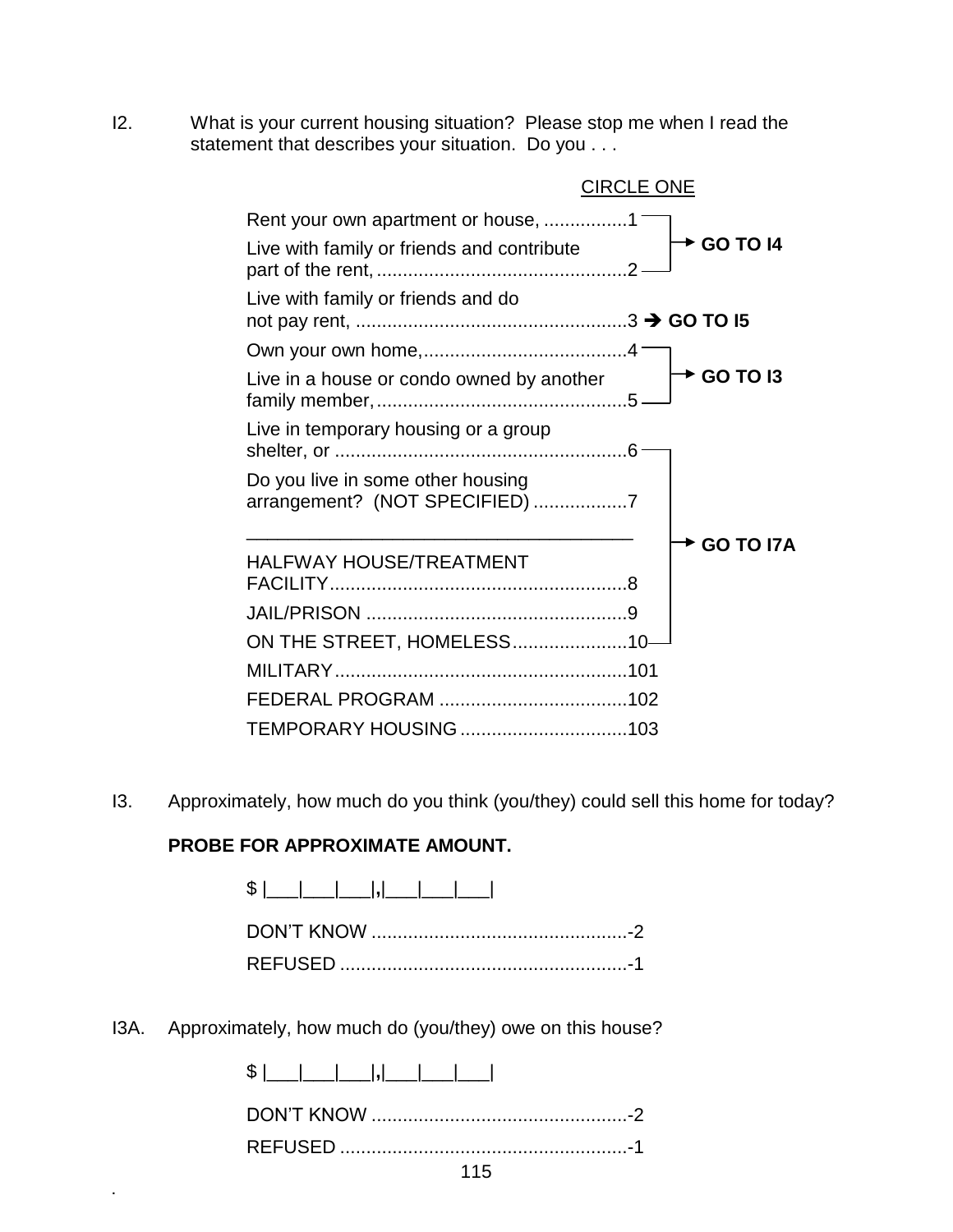I2. What is your current housing situation? Please stop me when I read the statement that describes your situation. Do you . . .

CIRCLE ONE

| Response | Code | Skip |
|---|---|---|
| Rent your own apartment or house, | 1 | GO TO I4 |
| Live with family or friends and contribute part of the rent, | 2 | GO TO I4 |
| Live with family or friends and do not pay rent, | 3 | GO TO I5 |
| Own your own home, | 4 | GO TO I3 |
| Live in a house or condo owned by another family member, | 5 | GO TO I3 |
| Live in temporary housing or a group shelter, or | 6 | GO TO I7A |
| Do you live in some other housing arrangement? (NOT SPECIFIED) ______________________ | 7 | GO TO I7A |
| HALFWAY HOUSE/TREATMENT FACILITY | 8 | GO TO I7A |
| JAIL/PRISON | 9 | GO TO I7A |
| ON THE STREET, HOMELESS | 10 | GO TO I7A |
| MILITARY | 101 | |
| FEDERAL PROGRAM | 102 | |
| TEMPORARY HOUSING | 103 | |

I3. Approximately, how much do you think (you/they) could sell this home for today?

**PROBE FOR APPROXIMATE AMOUNT.**

$ |___|___|___|,|___|___|___|

DON'T KNOW ....................................................-2

REFUSED ..........................................................-1

I3A. Approximately, how much do (you/they) owe on this house?

$ |___|___|___|,|___|___|___|

DON'T KNOW ....................................................-2

REFUSED ..........................................................-1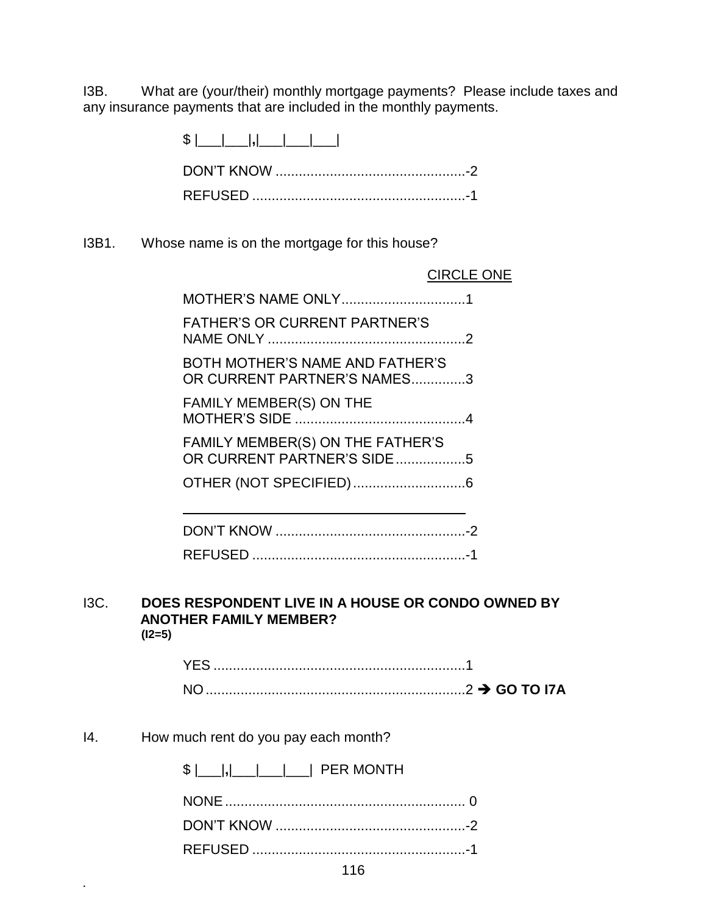I3B. What are (your/their) monthly mortgage payments? Please include taxes and any insurance payments that are included in the monthly payments.

$ |___|___|,|___|___|___|

DON'T KNOW .................................................-2

REFUSED .......................................................-1

I3B1. Whose name is on the mortgage for this house?

CIRCLE ONE

MOTHER'S NAME ONLY................................1

FATHER'S OR CURRENT PARTNER'S NAME ONLY ...................................................2

BOTH MOTHER'S NAME AND FATHER'S OR CURRENT PARTNER'S NAMES..............3

FAMILY MEMBER(S) ON THE MOTHER'S SIDE ............................................4

FAMILY MEMBER(S) ON THE FATHER'S OR CURRENT PARTNER'S SIDE..................5

OTHER (NOT SPECIFIED).............................6

______________________________________

DON'T KNOW .................................................-2

REFUSED .......................................................-1

I3C. **DOES RESPONDENT LIVE IN A HOUSE OR CONDO OWNED BY ANOTHER FAMILY MEMBER?**
**(I2=5)**

YES .................................................................1

NO ...................................................................2 ➔ **GO TO I7A**

I4. How much rent do you pay each month?

$ |___|,|___|___|___| PER MONTH

NONE.............................................................. 0

DON'T KNOW .................................................-2

REFUSED .......................................................-1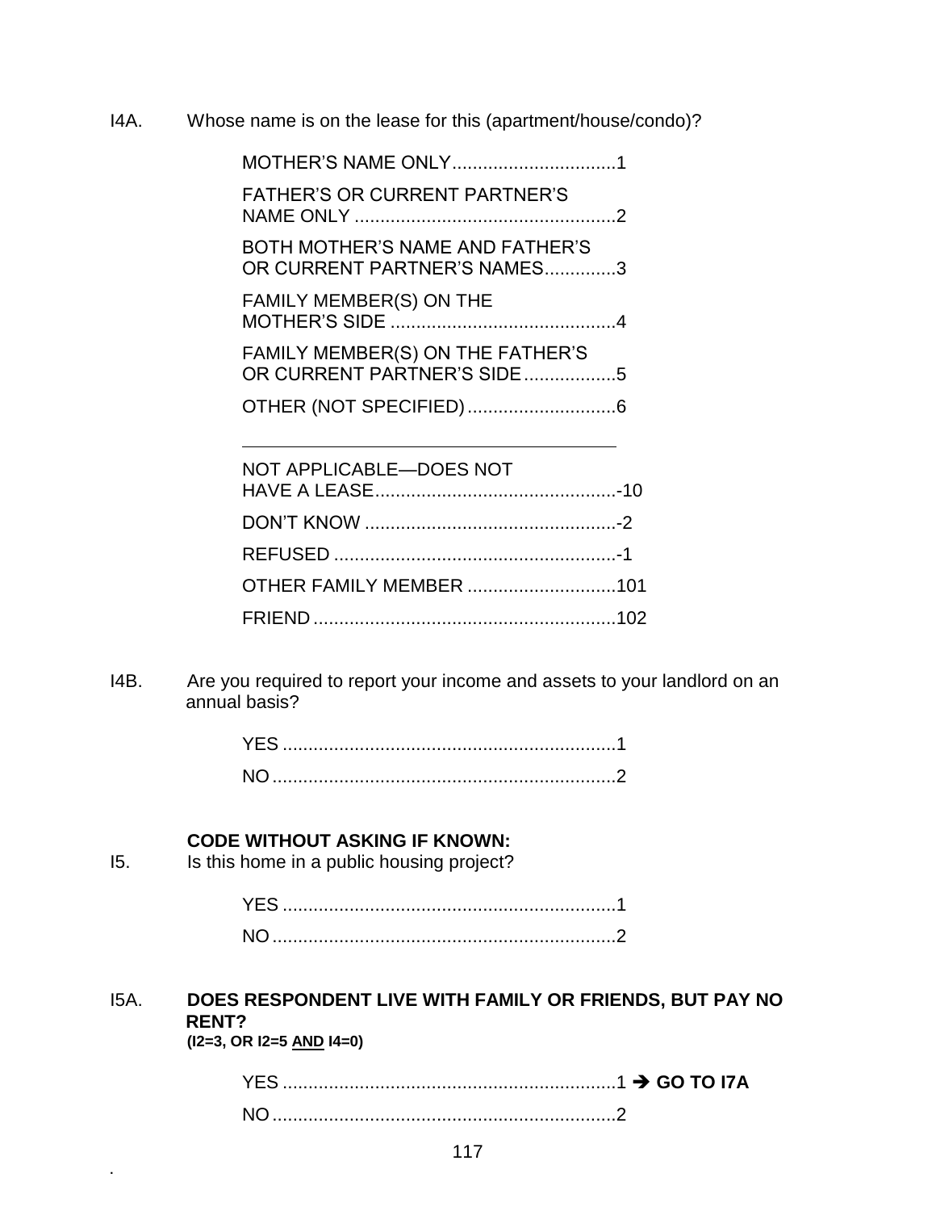I4A. Whose name is on the lease for this (apartment/house/condo)?

- MOTHER'S NAME ONLY ................................1
- FATHER'S OR CURRENT PARTNER'S NAME ONLY ..................................................2
- BOTH MOTHER'S NAME AND FATHER'S OR CURRENT PARTNER'S NAMES.............3
- FAMILY MEMBER(S) ON THE MOTHER'S SIDE ............................................4
- FAMILY MEMBER(S) ON THE FATHER'S OR CURRENT PARTNER'S SIDE..................5
- OTHER (NOT SPECIFIED).............................6

---

- NOT APPLICABLE—DOES NOT HAVE A LEASE...............................................-10
- DON'T KNOW .................................................-2
- REFUSED .......................................................-1
- OTHER FAMILY MEMBER .............................101
- FRIEND ...........................................................102

I4B. Are you required to report your income and assets to your landlord on an annual basis?

- YES .................................................................1
- NO ...................................................................2

**CODE WITHOUT ASKING IF KNOWN:**

I5. Is this home in a public housing project?

- YES .................................................................1
- NO ...................................................................2

I5A. **DOES RESPONDENT LIVE WITH FAMILY OR FRIENDS, BUT PAY NO RENT?**
**(I2=3, OR I2=5 AND I4=0)**

- YES .................................................................1 ➔ **GO TO I7A**
- NO ...................................................................2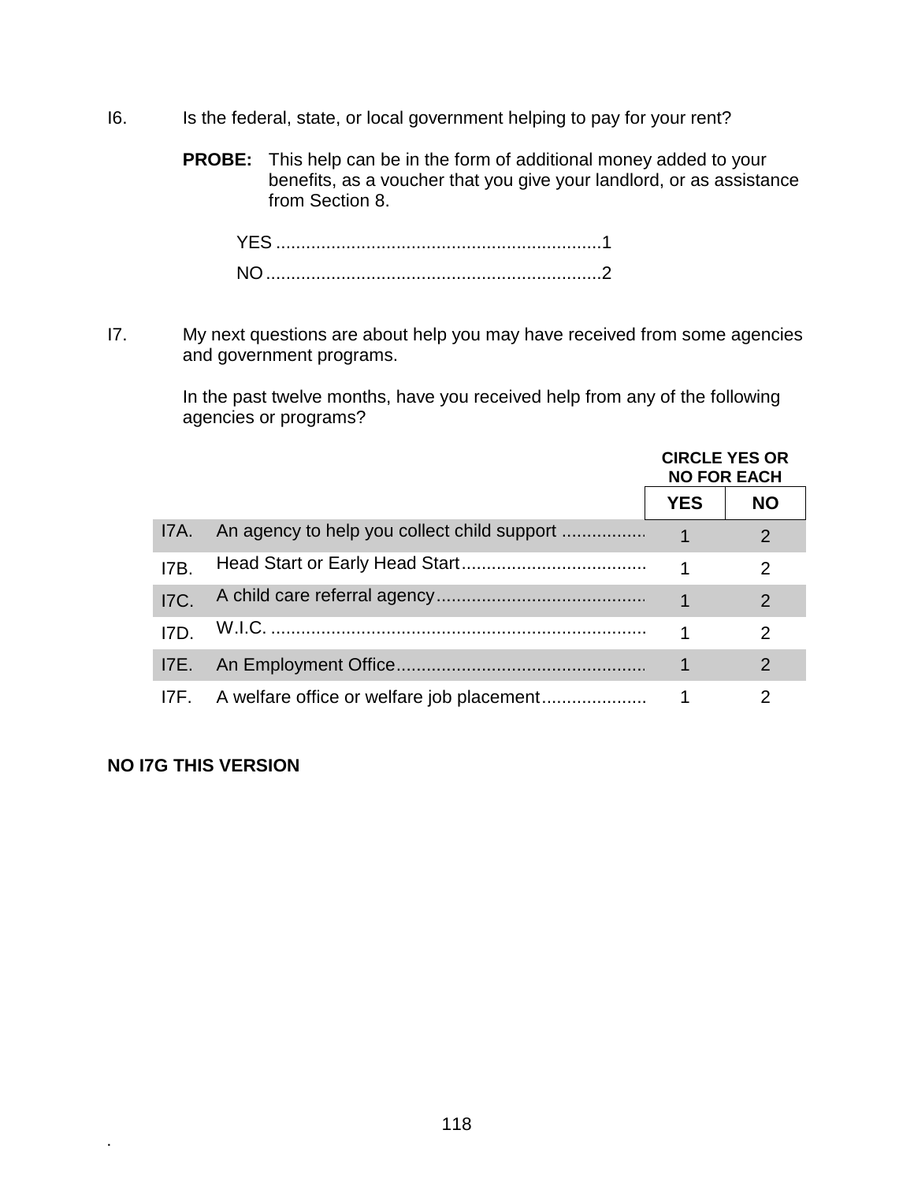I6. Is the federal, state, or local government helping to pay for your rent?

**PROBE:** This help can be in the form of additional money added to your benefits, as a voucher that you give your landlord, or as assistance from Section 8.

YES ................................................................1
NO ..................................................................2

I7. My next questions are about help you may have received from some agencies and government programs.

In the past twelve months, have you received help from any of the following agencies or programs?

| | | **CIRCLE YES OR NO FOR EACH** | |
|---|---|---|---|
| | | **YES** | **NO** |
| I7A. | An agency to help you collect child support ................ | 1 | 2 |
| I7B. | Head Start or Early Head Start.................................... | 1 | 2 |
| I7C. | A child care referral agency......................................... | 1 | 2 |
| I7D. | W.I.C. ......................................................................... | 1 | 2 |
| I7E. | An Employment Office................................................. | 1 | 2 |
| I7F. | A welfare office or welfare job placement.................... | 1 | 2 |

**NO I7G THIS VERSION**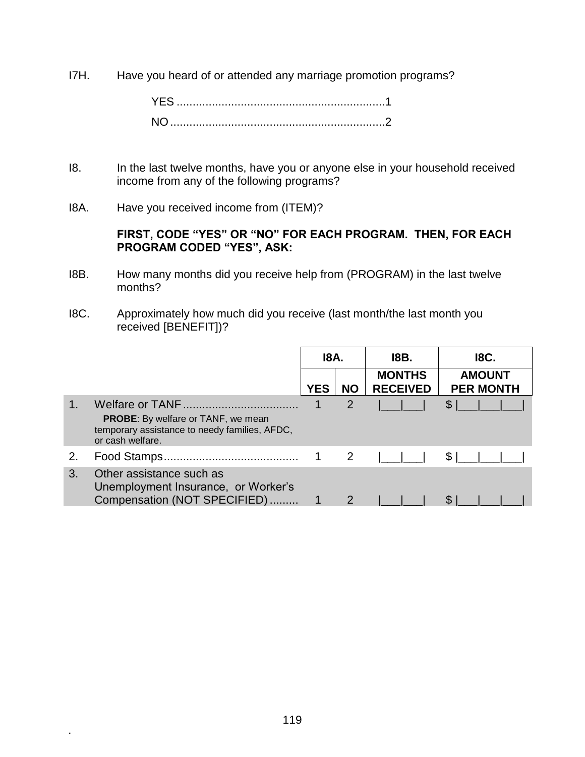I7H. Have you heard of or attended any marriage promotion programs?

YES ................................................................1
NO ..................................................................2

I8. In the last twelve months, have you or anyone else in your household received income from any of the following programs?

I8A. Have you received income from (ITEM)?

**FIRST, CODE “YES” OR “NO” FOR EACH PROGRAM. THEN, FOR EACH PROGRAM CODED “YES”, ASK:**

I8B. How many months did you receive help from (PROGRAM) in the last twelve months?

I8C. Approximately how much did you receive (last month/the last month you received [BENEFIT])?

| | I8A. | | I8B. | I8C. |
|---|---|---|---|---|
| | **YES** | **NO** | **MONTHS RECEIVED** | **AMOUNT PER MONTH** |
| 1. Welfare or TANF ................................... **PROBE**: By welfare or TANF, we mean temporary assistance to needy families, AFDC, or cash welfare. | 1 | 2 | \|___\|___\| | $ \|___\|___\|___\| |
| 2. Food Stamps......................................... | 1 | 2 | \|___\|___\| | $ \|___\|___\|___\| |
| 3. Other assistance such as Unemployment Insurance, or Worker’s Compensation (NOT SPECIFIED) ......... | 1 | 2 | \|___\|___\| | $ \|___\|___\|___\| |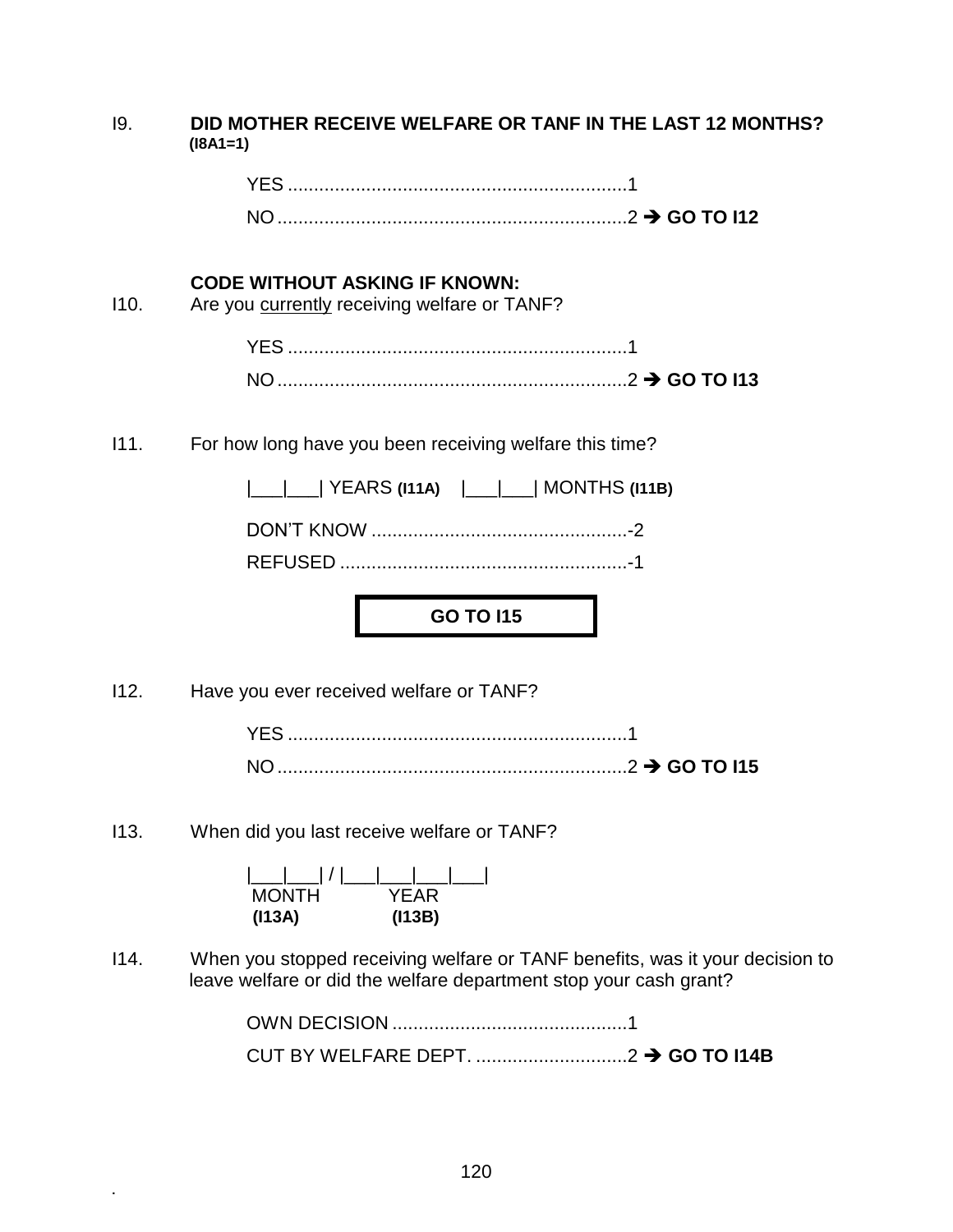I9. **DID MOTHER RECEIVE WELFARE OR TANF IN THE LAST 12 MONTHS?** **(I8A1=1)**

YES .................................................................1
NO ...................................................................2 ➔ **GO TO I12**

**CODE WITHOUT ASKING IF KNOWN:**
I10. Are you <u>currently</u> receiving welfare or TANF?

YES .................................................................1
NO ...................................................................2 ➔ **GO TO I13**

I11. For how long have you been receiving welfare this time?

|___|___| YEARS **(I11A)** |___|___| MONTHS **(I11B)**

DON'T KNOW .................................................-2
REFUSED .......................................................-1

**GO TO I15**

I12. Have you ever received welfare or TANF?

YES .................................................................1
NO ...................................................................2 ➔ **GO TO I15**

I13. When did you last receive welfare or TANF?

|___|___| / |___|___|___|___|
MONTH **(I13A)** YEAR **(I13B)**

I14. When you stopped receiving welfare or TANF benefits, was it your decision to leave welfare or did the welfare department stop your cash grant?

OWN DECISION .............................................1
CUT BY WELFARE DEPT. .............................2 ➔ **GO TO I14B**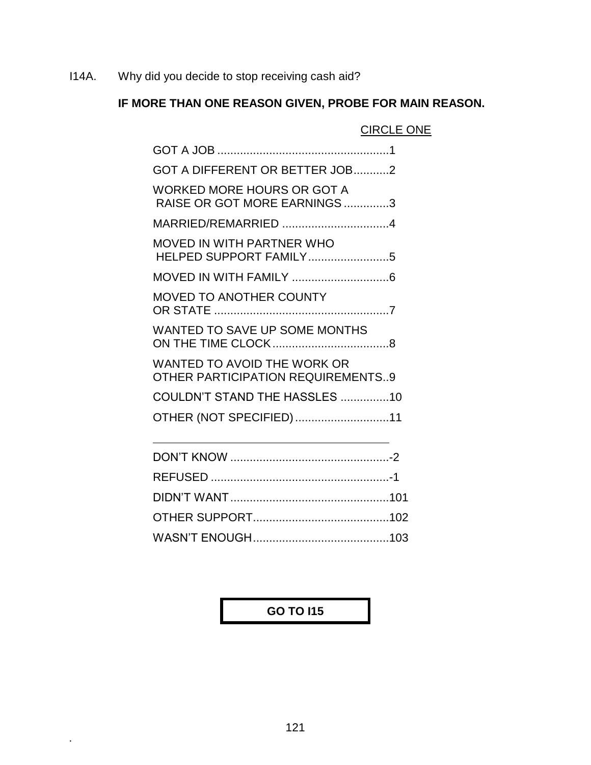I14A. Why did you decide to stop receiving cash aid?

**IF MORE THAN ONE REASON GIVEN, PROBE FOR MAIN REASON.**

CIRCLE ONE

| | |
|---|---|
| GOT A JOB | 1 |
| GOT A DIFFERENT OR BETTER JOB | 2 |
| WORKED MORE HOURS OR GOT A RAISE OR GOT MORE EARNINGS | 3 |
| MARRIED/REMARRIED | 4 |
| MOVED IN WITH PARTNER WHO HELPED SUPPORT FAMILY | 5 |
| MOVED IN WITH FAMILY | 6 |
| MOVED TO ANOTHER COUNTY OR STATE | 7 |
| WANTED TO SAVE UP SOME MONTHS ON THE TIME CLOCK | 8 |
| WANTED TO AVOID THE WORK OR OTHER PARTICIPATION REQUIREMENTS | 9 |
| COULDN'T STAND THE HASSLES | 10 |
| OTHER (NOT SPECIFIED) | 11 |
| DON'T KNOW | -2 |
| REFUSED | -1 |
| DIDN'T WANT | 101 |
| OTHER SUPPORT | 102 |
| WASN'T ENOUGH | 103 |

**GO TO I15**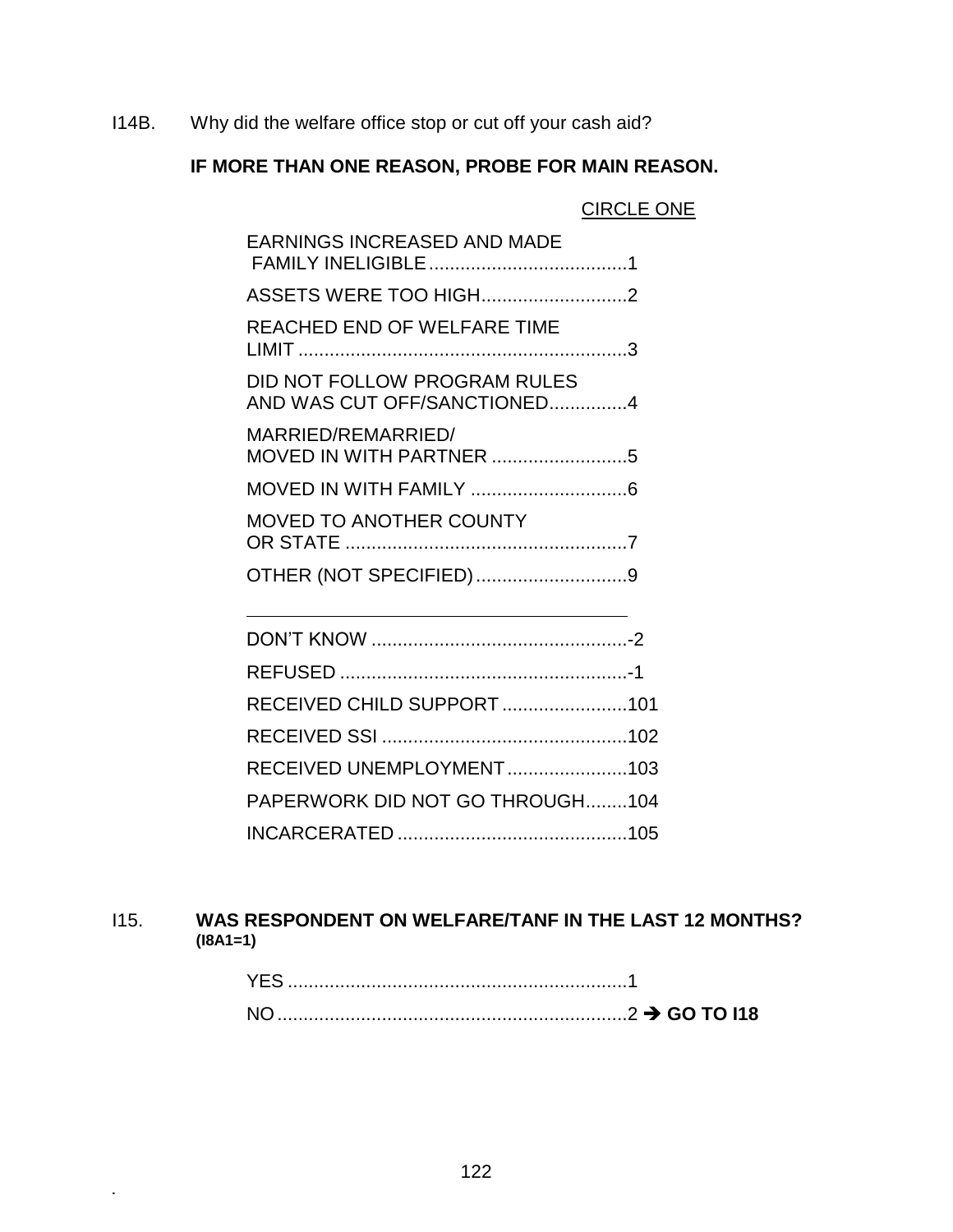I14B. Why did the welfare office stop or cut off your cash aid?

**IF MORE THAN ONE REASON, PROBE FOR MAIN REASON.**

CIRCLE ONE

EARNINGS INCREASED AND MADE FAMILY INELIGIBLE......................................1

ASSETS WERE TOO HIGH............................2

REACHED END OF WELFARE TIME LIMIT ...............................................................3

DID NOT FOLLOW PROGRAM RULES AND WAS CUT OFF/SANCTIONED...............4

MARRIED/REMARRIED/ MOVED IN WITH PARTNER ..........................5

MOVED IN WITH FAMILY ..............................6

MOVED TO ANOTHER COUNTY OR STATE ......................................................7

OTHER (NOT SPECIFIED).............................9

\_\_\_\_\_\_\_\_\_\_\_\_\_\_\_\_\_\_\_\_\_\_\_\_\_\_\_\_\_\_\_\_\_\_\_\_\_\_

DON'T KNOW .................................................-2

REFUSED .......................................................-1

RECEIVED CHILD SUPPORT ........................101

RECEIVED SSI ...............................................102

RECEIVED UNEMPLOYMENT.......................103

PAPERWORK DID NOT GO THROUGH........104

INCARCERATED ............................................105

I15. **WAS RESPONDENT ON WELFARE/TANF IN THE LAST 12 MONTHS? (I8A1=1)**

YES .................................................................1

NO...................................................................2 → **GO TO I18**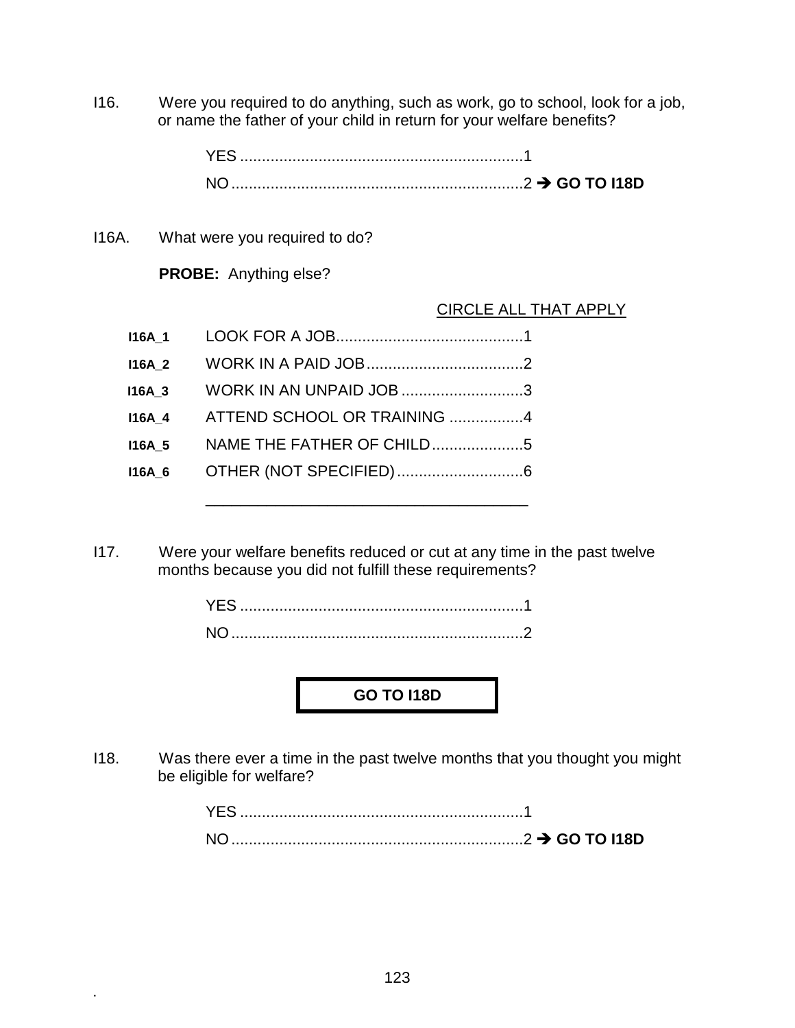I16. Were you required to do anything, such as work, go to school, look for a job, or name the father of your child in return for your welfare benefits?

YES ................................................................1
NO ..................................................................2 → **GO TO I18D**

I16A. What were you required to do?

**PROBE:** Anything else?

CIRCLE ALL THAT APPLY

| | | |
|---|---|---|
| **I16A_1** | LOOK FOR A JOB.......................................... | 1 |
| **I16A_2** | WORK IN A PAID JOB.................................... | 2 |
| **I16A_3** | WORK IN AN UNPAID JOB ............................ | 3 |
| **I16A_4** | ATTEND SCHOOL OR TRAINING ................. | 4 |
| **I16A_5** | NAME THE FATHER OF CHILD..................... | 5 |
| **I16A_6** | OTHER (NOT SPECIFIED)............................. | 6 |

_____________________________________

I17. Were your welfare benefits reduced or cut at any time in the past twelve months because you did not fulfill these requirements?

YES ................................................................1
NO ..................................................................2

**GO TO I18D**

I18. Was there ever a time in the past twelve months that you thought you might be eligible for welfare?

YES ................................................................1
NO ..................................................................2 → **GO TO I18D**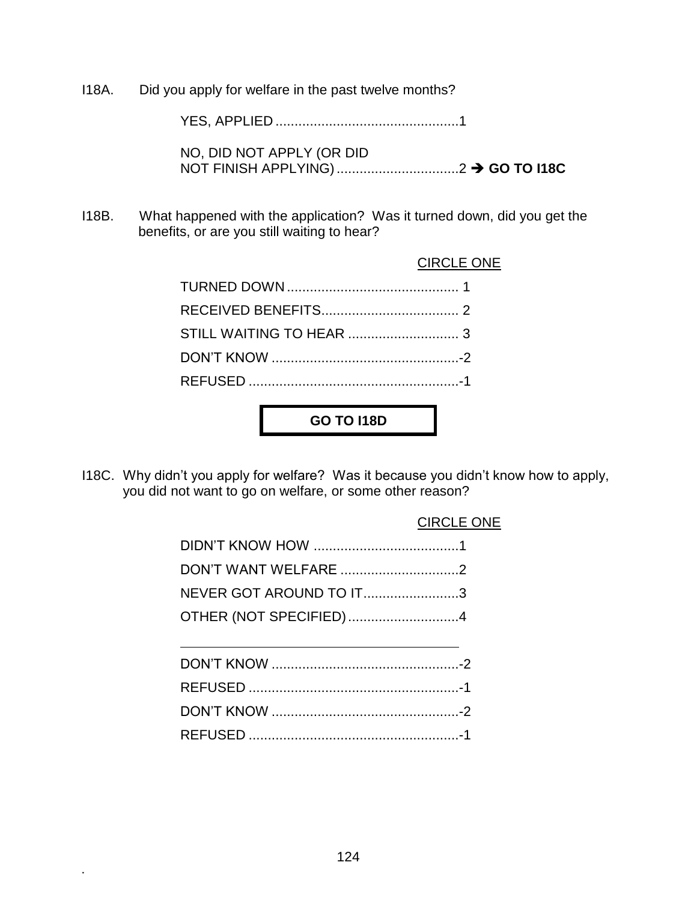I18A. Did you apply for welfare in the past twelve months?

YES, APPLIED ................................................1

NO, DID NOT APPLY (OR DID NOT FINISH APPLYING) ................................2 ➔ **GO TO I18C**

I18B. What happened with the application? Was it turned down, did you get the benefits, or are you still waiting to hear?

CIRCLE ONE

TURNED DOWN ............................................ 1

RECEIVED BENEFITS.................................... 2

STILL WAITING TO HEAR ............................. 3

DON'T KNOW .................................................-2

REFUSED .......................................................-1

**GO TO I18D**

I18C. Why didn't you apply for welfare? Was it because you didn't know how to apply, you did not want to go on welfare, or some other reason?

CIRCLE ONE

DIDN'T KNOW HOW ......................................1

DON'T WANT WELFARE ...............................2

NEVER GOT AROUND TO IT.........................3

OTHER (NOT SPECIFIED).............................4

_______________________________________

DON'T KNOW .................................................-2

REFUSED .......................................................-1

DON'T KNOW .................................................-2

REFUSED .......................................................-1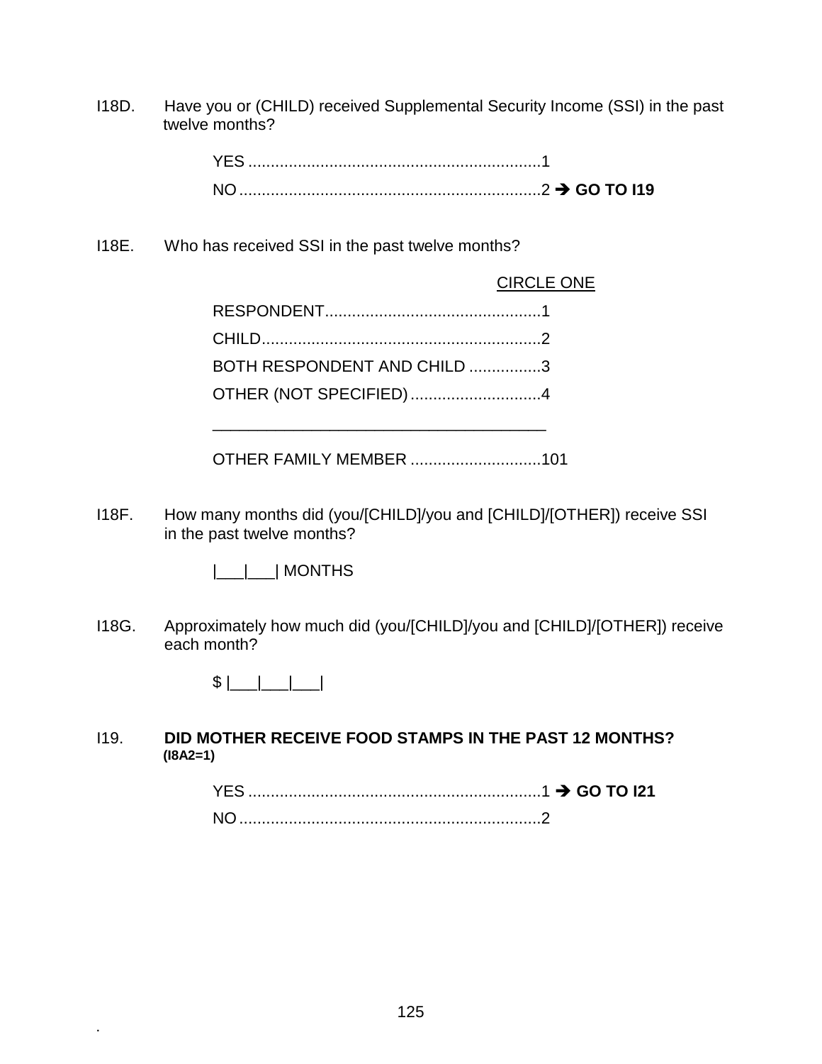I18D. Have you or (CHILD) received Supplemental Security Income (SSI) in the past twelve months?

YES ................................................................1
NO ..................................................................2 ➔ **GO TO I19**

I18E. Who has received SSI in the past twelve months?

CIRCLE ONE

RESPONDENT...............................................1
CHILD.............................................................2
BOTH RESPONDENT AND CHILD ................3
OTHER (NOT SPECIFIED) ............................4

_____________________________________

OTHER FAMILY MEMBER ............................101

I18F. How many months did (you/[CHILD]/you and [CHILD]/[OTHER]) receive SSI in the past twelve months?

|___|___| MONTHS

I18G. Approximately how much did (you/[CHILD]/you and [CHILD]/[OTHER]) receive each month?

$ |___|___|___|

I19. **DID MOTHER RECEIVE FOOD STAMPS IN THE PAST 12 MONTHS?**
**(I8A2=1)**

YES ................................................................1 ➔ **GO TO I21**
NO ..................................................................2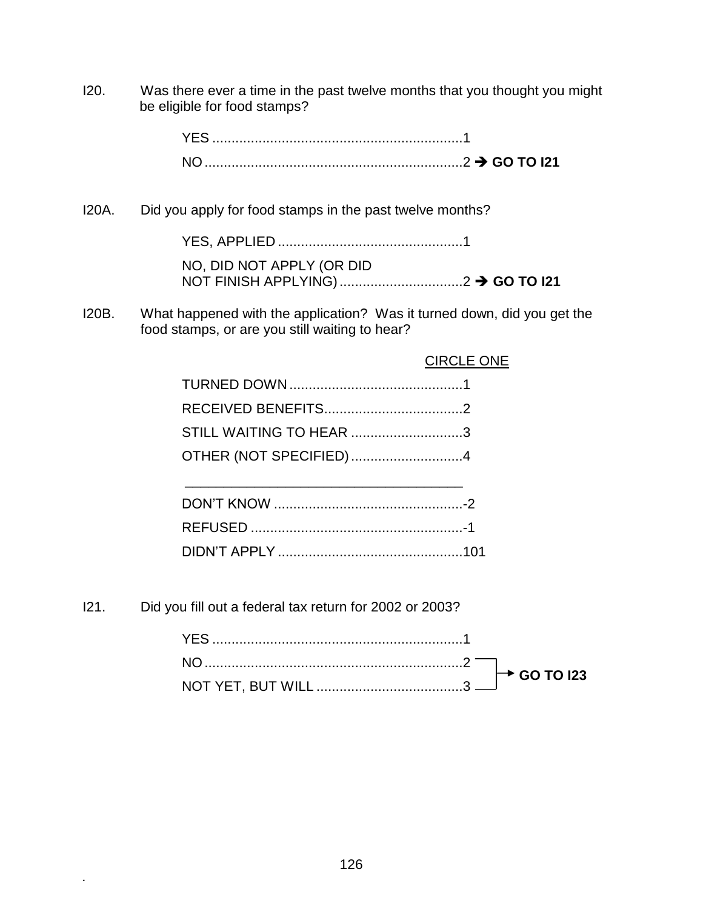I20. Was there ever a time in the past twelve months that you thought you might be eligible for food stamps?

YES ................................................................1
NO ..................................................................2 ➔ **GO TO I21**

I20A. Did you apply for food stamps in the past twelve months?

YES, APPLIED ................................................1
NO, DID NOT APPLY (OR DID NOT FINISH APPLYING) ................................2 ➔ **GO TO I21**

I20B. What happened with the application? Was it turned down, did you get the food stamps, or are you still waiting to hear?

CIRCLE ONE

TURNED DOWN .............................................1
RECEIVED BENEFITS....................................2
STILL WAITING TO HEAR .............................3
OTHER (NOT SPECIFIED) .............................4

_____________________________________

DON'T KNOW .................................................-2
REFUSED .......................................................-1
DIDN'T APPLY ................................................101

I21. Did you fill out a federal tax return for 2002 or 2003?

YES ................................................................1
NO ..................................................................2 → **GO TO I23**
NOT YET, BUT WILL ......................................3 → **GO TO I23**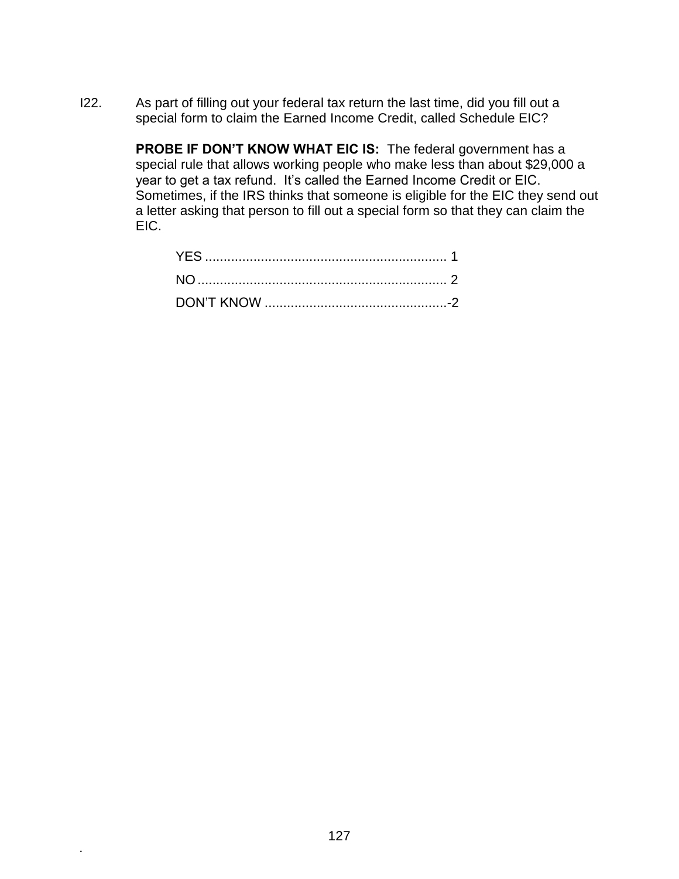I22. As part of filling out your federal tax return the last time, did you fill out a special form to claim the Earned Income Credit, called Schedule EIC?

**PROBE IF DON'T KNOW WHAT EIC IS:** The federal government has a special rule that allows working people who make less than about $29,000 a year to get a tax refund. It's called the Earned Income Credit or EIC. Sometimes, if the IRS thinks that someone is eligible for the EIC they send out a letter asking that person to fill out a special form so that they can claim the EIC.

YES ................................................................ 1

NO .................................................................. 2

DON'T KNOW .................................................-2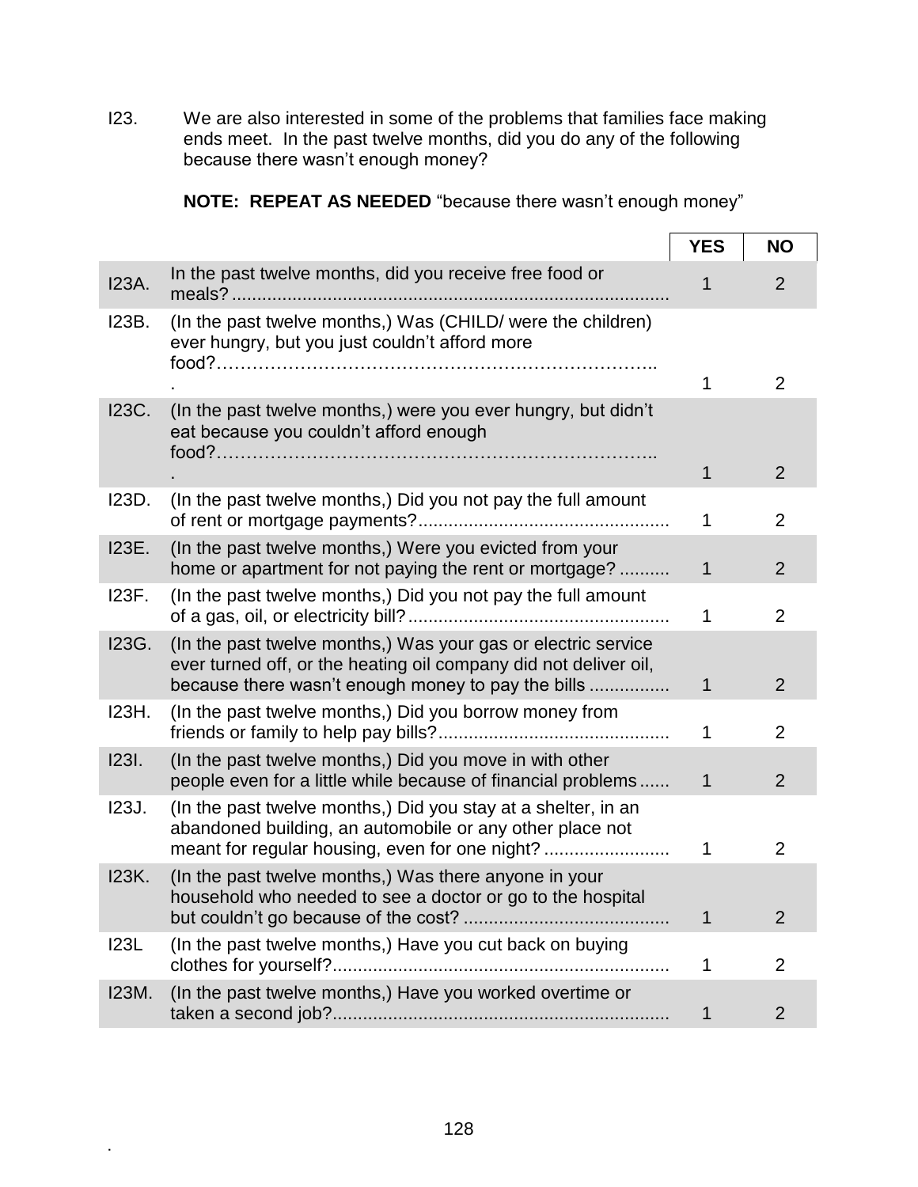I23. We are also interested in some of the problems that families face making ends meet. In the past twelve months, did you do any of the following because there wasn't enough money?

**NOTE: REPEAT AS NEEDED** "because there wasn't enough money"

| | | YES | NO |
|---|---|---|---|
| I23A. | In the past twelve months, did you receive free food or meals? | 1 | 2 |
| I23B. | (In the past twelve months,) Was (CHILD/ were the children) ever hungry, but you just couldn't afford more food? | 1 | 2 |
| I23C. | (In the past twelve months,) were you ever hungry, but didn't eat because you couldn't afford enough food? | 1 | 2 |
| I23D. | (In the past twelve months,) Did you not pay the full amount of rent or mortgage payments? | 1 | 2 |
| I23E. | (In the past twelve months,) Were you evicted from your home or apartment for not paying the rent or mortgage? | 1 | 2 |
| I23F. | (In the past twelve months,) Did you not pay the full amount of a gas, oil, or electricity bill? | 1 | 2 |
| I23G. | (In the past twelve months,) Was your gas or electric service ever turned off, or the heating oil company did not deliver oil, because there wasn't enough money to pay the bills | 1 | 2 |
| I23H. | (In the past twelve months,) Did you borrow money from friends or family to help pay bills? | 1 | 2 |
| I23I. | (In the past twelve months,) Did you move in with other people even for a little while because of financial problems | 1 | 2 |
| I23J. | (In the past twelve months,) Did you stay at a shelter, in an abandoned building, an automobile or any other place not meant for regular housing, even for one night? | 1 | 2 |
| I23K. | (In the past twelve months,) Was there anyone in your household who needed to see a doctor or go to the hospital but couldn't go because of the cost? | 1 | 2 |
| I23L | (In the past twelve months,) Have you cut back on buying clothes for yourself? | 1 | 2 |
| I23M. | (In the past twelve months,) Have you worked overtime or taken a second job? | 1 | 2 |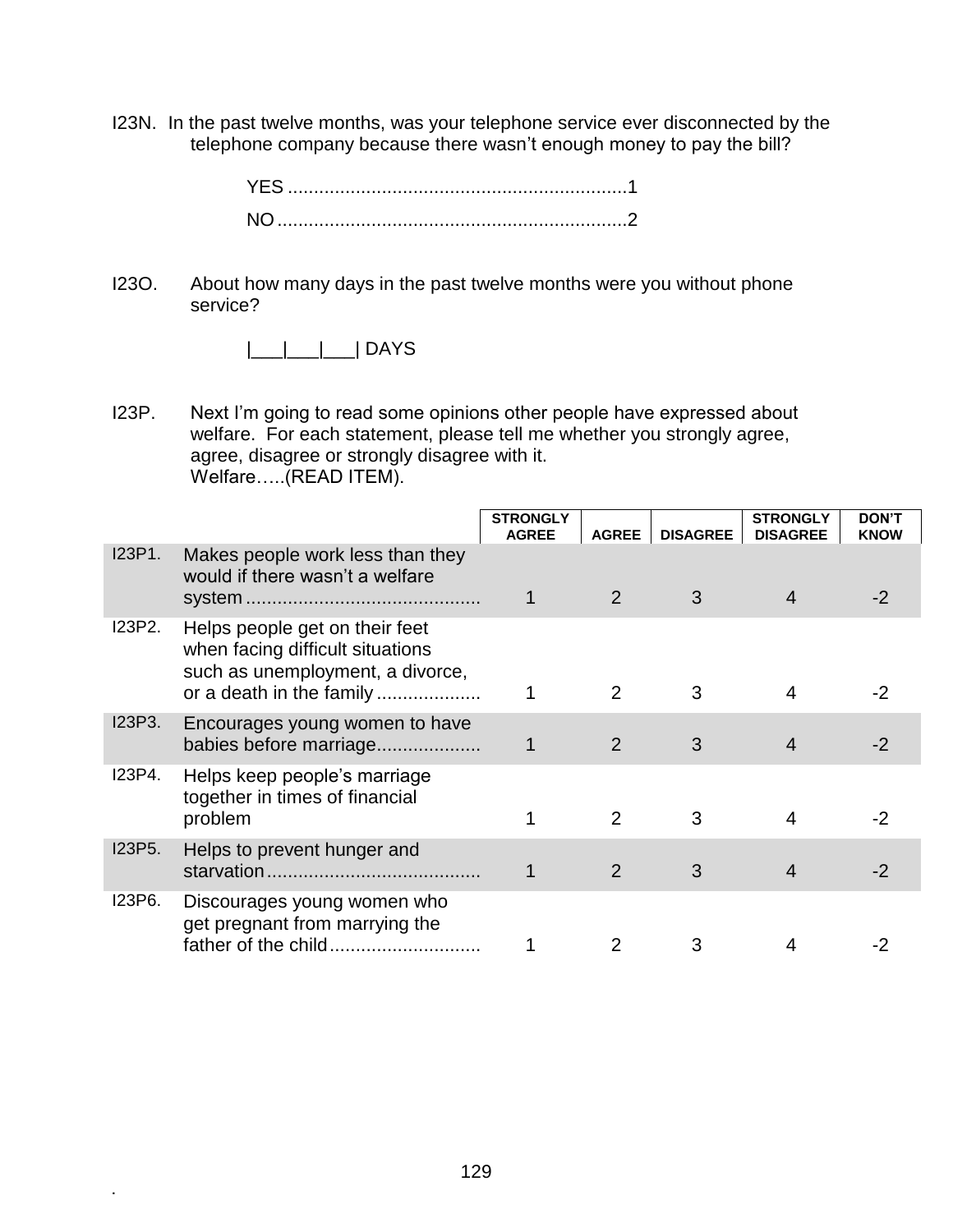I23N. In the past twelve months, was your telephone service ever disconnected by the telephone company because there wasn't enough money to pay the bill?

YES ................................................................1

NO ..................................................................2

I23O. About how many days in the past twelve months were you without phone service?

|___|___|___| DAYS

I23P. Next I'm going to read some opinions other people have expressed about welfare. For each statement, please tell me whether you strongly agree, agree, disagree or strongly disagree with it.
Welfare…..(READ ITEM).

| | | STRONGLY AGREE | AGREE | DISAGREE | STRONGLY DISAGREE | DON'T KNOW |
|---|---|---|---|---|---|---|
| I23P1. | Makes people work less than they would if there wasn't a welfare system ............................................ | 1 | 2 | 3 | 4 | -2 |
| I23P2. | Helps people get on their feet when facing difficult situations such as unemployment, a divorce, or a death in the family .................... | 1 | 2 | 3 | 4 | -2 |
| I23P3. | Encourages young women to have babies before marriage.................... | 1 | 2 | 3 | 4 | -2 |
| I23P4. | Helps keep people's marriage together in times of financial problem | 1 | 2 | 3 | 4 | -2 |
| I23P5. | Helps to prevent hunger and starvation ........................................ | 1 | 2 | 3 | 4 | -2 |
| I23P6. | Discourages young women who get pregnant from marrying the father of the child ............................ | 1 | 2 | 3 | 4 | -2 |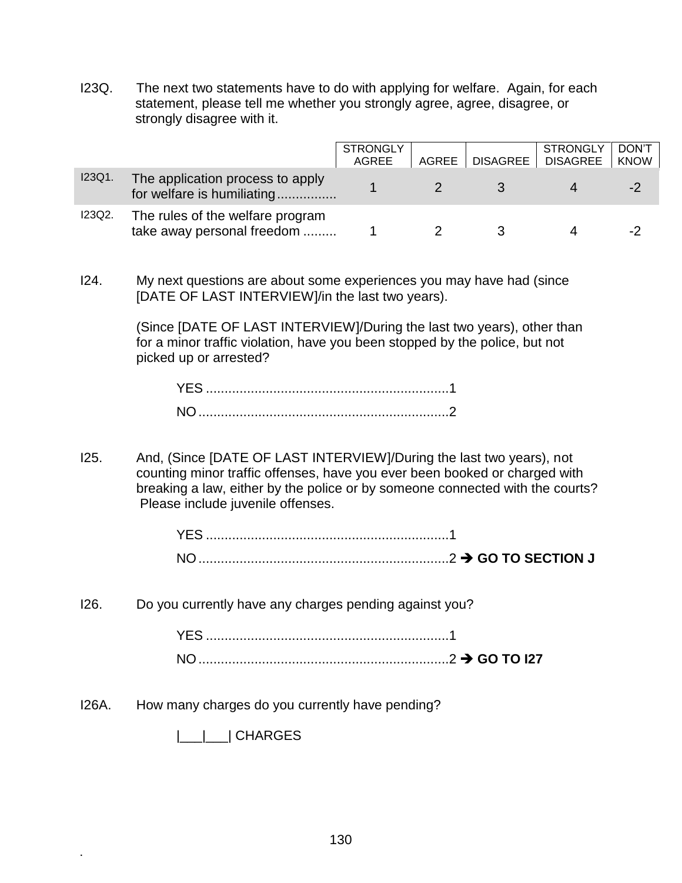I23Q. The next two statements have to do with applying for welfare. Again, for each statement, please tell me whether you strongly agree, agree, disagree, or strongly disagree with it.

| | | STRONGLY AGREE | AGREE | DISAGREE | STRONGLY DISAGREE | DON'T KNOW |
|---|---|---|---|---|---|---|
| I23Q1. | The application process to apply for welfare is humiliating................ | 1 | 2 | 3 | 4 | -2 |
| I23Q2. | The rules of the welfare program take away personal freedom ......... | 1 | 2 | 3 | 4 | -2 |

I24. My next questions are about some experiences you may have had (since [DATE OF LAST INTERVIEW]/in the last two years).

(Since [DATE OF LAST INTERVIEW]/During the last two years), other than for a minor traffic violation, have you been stopped by the police, but not picked up or arrested?

YES .................................................................1
NO...................................................................2

I25. And, (Since [DATE OF LAST INTERVIEW]/During the last two years), not counting minor traffic offenses, have you ever been booked or charged with breaking a law, either by the police or by someone connected with the courts? Please include juvenile offenses.

YES .................................................................1
NO...................................................................2 ➔ **GO TO SECTION J**

I26. Do you currently have any charges pending against you?

YES .................................................................1
NO...................................................................2 ➔ **GO TO I27**

I26A. How many charges do you currently have pending?

|___|___| CHARGES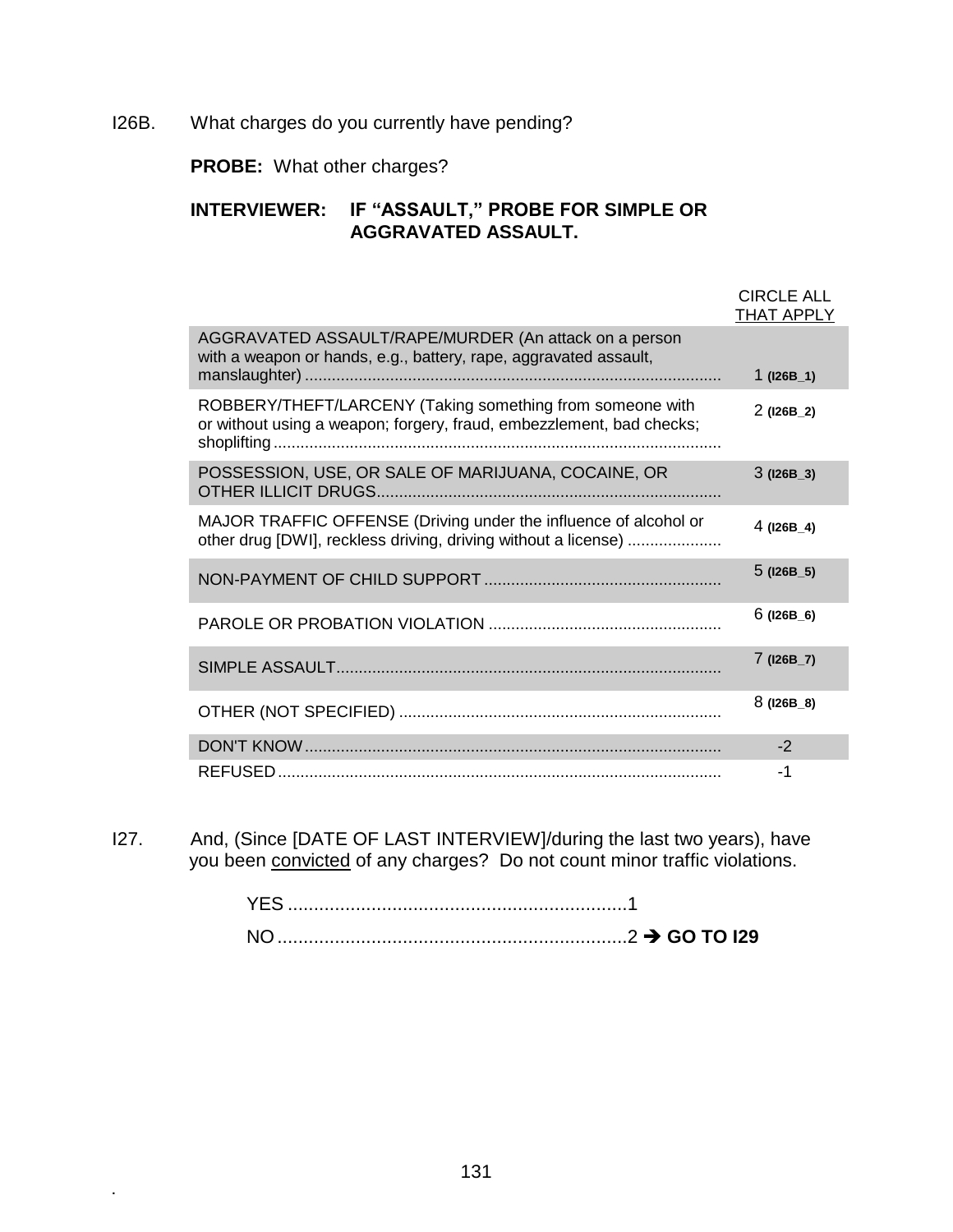I26B. What charges do you currently have pending?

**PROBE:** What other charges?

**INTERVIEWER: IF "ASSAULT," PROBE FOR SIMPLE OR AGGRAVATED ASSAULT.**

| | CIRCLE ALL THAT APPLY |
|---|---|
| AGGRAVATED ASSAULT/RAPE/MURDER (An attack on a person with a weapon or hands, e.g., battery, rape, aggravated assault, manslaughter) | 1 **(I26B_1)** |
| ROBBERY/THEFT/LARCENY (Taking something from someone with or without using a weapon; forgery, fraud, embezzlement, bad checks; shoplifting | 2 **(I26B_2)** |
| POSSESSION, USE, OR SALE OF MARIJUANA, COCAINE, OR OTHER ILLICIT DRUGS | 3 **(I26B_3)** |
| MAJOR TRAFFIC OFFENSE (Driving under the influence of alcohol or other drug [DWI], reckless driving, driving without a license) | 4 **(I26B_4)** |
| NON-PAYMENT OF CHILD SUPPORT | 5 **(I26B_5)** |
| PAROLE OR PROBATION VIOLATION | 6 **(I26B_6)** |
| SIMPLE ASSAULT | 7 **(I26B_7)** |
| OTHER (NOT SPECIFIED) | 8 **(I26B_8)** |
| DON'T KNOW | -2 |
| REFUSED | -1 |

I27. And, (Since [DATE OF LAST INTERVIEW]/during the last two years), have you been convicted of any charges? Do not count minor traffic violations.

YES ....................1

NO ....................2 ➔ **GO TO I29**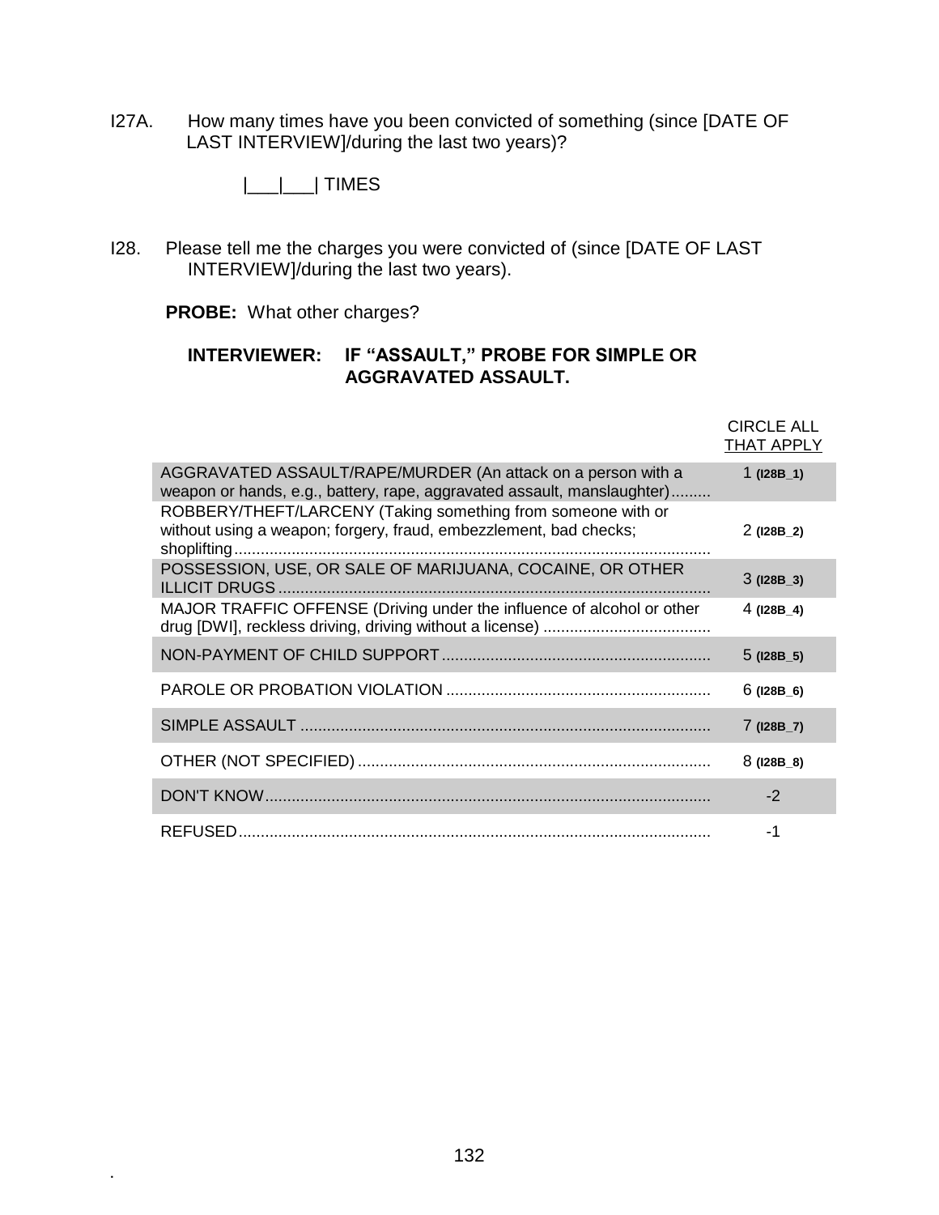I27A. How many times have you been convicted of something (since [DATE OF LAST INTERVIEW]/during the last two years)?

|___|___| TIMES

I28. Please tell me the charges you were convicted of (since [DATE OF LAST INTERVIEW]/during the last two years).

**PROBE:** What other charges?

**INTERVIEWER: IF "ASSAULT," PROBE FOR SIMPLE OR AGGRAVATED ASSAULT.**

| | CIRCLE ALL THAT APPLY |
|---|---|
| AGGRAVATED ASSAULT/RAPE/MURDER (An attack on a person with a weapon or hands, e.g., battery, rape, aggravated assault, manslaughter)......... | 1 **(I28B_1)** |
| ROBBERY/THEFT/LARCENY (Taking something from someone with or without using a weapon; forgery, fraud, embezzlement, bad checks; shoplifting........... | 2 **(I28B_2)** |
| POSSESSION, USE, OR SALE OF MARIJUANA, COCAINE, OR OTHER ILLICIT DRUGS........... | 3 **(I28B_3)** |
| MAJOR TRAFFIC OFFENSE (Driving under the influence of alcohol or other drug [DWI], reckless driving, driving without a license)........... | 4 **(I28B_4)** |
| NON-PAYMENT OF CHILD SUPPORT........... | 5 **(I28B_5)** |
| PAROLE OR PROBATION VIOLATION........... | 6 **(I28B_6)** |
| SIMPLE ASSAULT........... | 7 **(I28B_7)** |
| OTHER (NOT SPECIFIED)........... | 8 **(I28B_8)** |
| DON'T KNOW........... | -2 |
| REFUSED........... | -1 |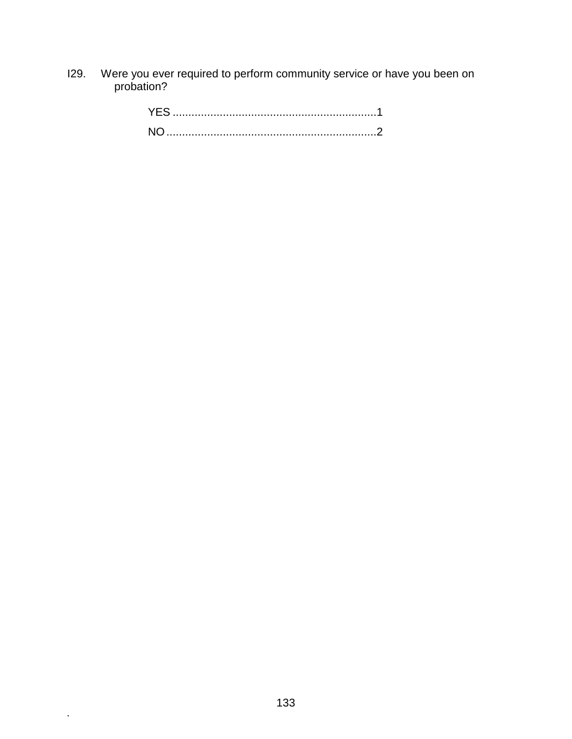I29. Were you ever required to perform community service or have you been on probation?

YES ................................................................1

NO ..................................................................2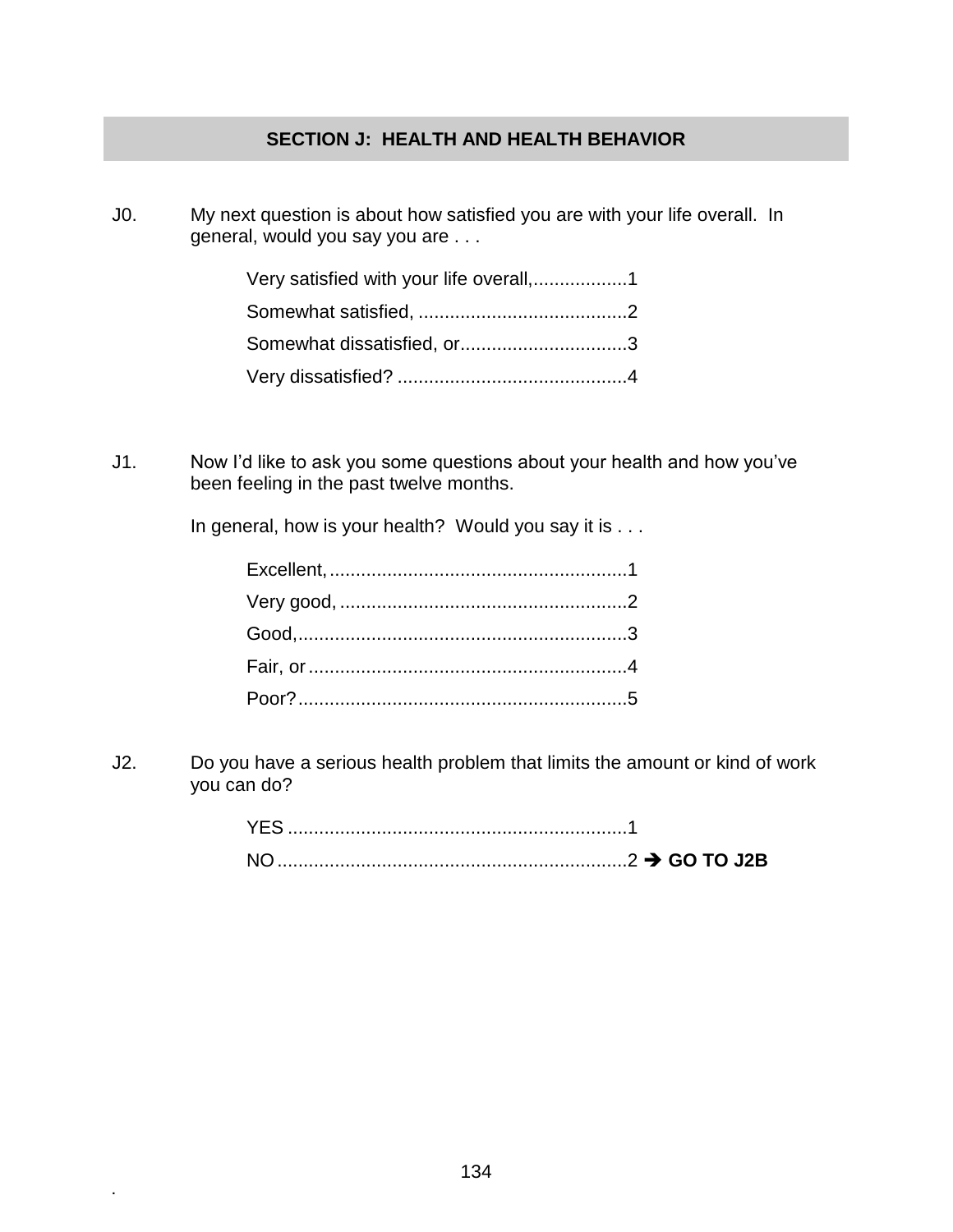## SECTION J: HEALTH AND HEALTH BEHAVIOR

J0. My next question is about how satisfied you are with your life overall. In general, would you say you are . . .

Very satisfied with your life overall,..................1
Somewhat satisfied, ........................................2
Somewhat dissatisfied, or................................3
Very dissatisfied? ............................................4

J1. Now I'd like to ask you some questions about your health and how you've been feeling in the past twelve months.

In general, how is your health? Would you say it is . . .

Excellent, .........................................................1
Very good, .......................................................2
Good,...............................................................3
Fair, or.............................................................4
Poor?...............................................................5

J2. Do you have a serious health problem that limits the amount or kind of work you can do?

YES .................................................................1
NO ...................................................................2 ➔ **GO TO J2B**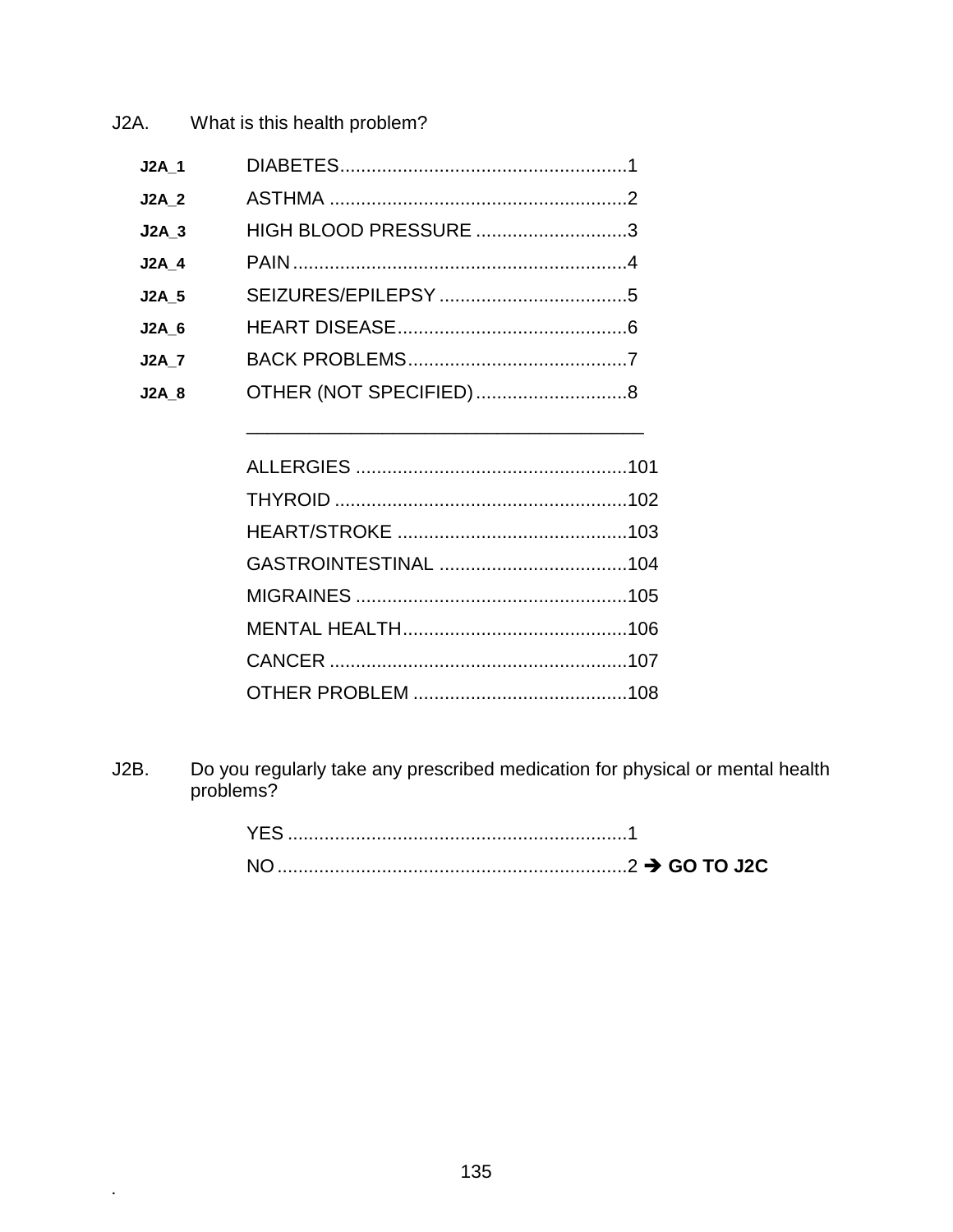J2A. What is this health problem?

| | | |
|---|---|---|
| J2A_1 | DIABETES | 1 |
| J2A_2 | ASTHMA | 2 |
| J2A_3 | HIGH BLOOD PRESSURE | 3 |
| J2A_4 | PAIN | 4 |
| J2A_5 | SEIZURES/EPILEPSY | 5 |
| J2A_6 | HEART DISEASE | 6 |
| J2A_7 | BACK PROBLEMS | 7 |
| J2A_8 | OTHER (NOT SPECIFIED) | 8 |

_____________________________________

| | |
|---|---|
| ALLERGIES | 101 |
| THYROID | 102 |
| HEART/STROKE | 103 |
| GASTROINTESTINAL | 104 |
| MIGRAINES | 105 |
| MENTAL HEALTH | 106 |
| CANCER | 107 |
| OTHER PROBLEM | 108 |

J2B. Do you regularly take any prescribed medication for physical or mental health problems?

| | |
|---|---|
| YES | 1 |
| NO | 2 → **GO TO J2C** |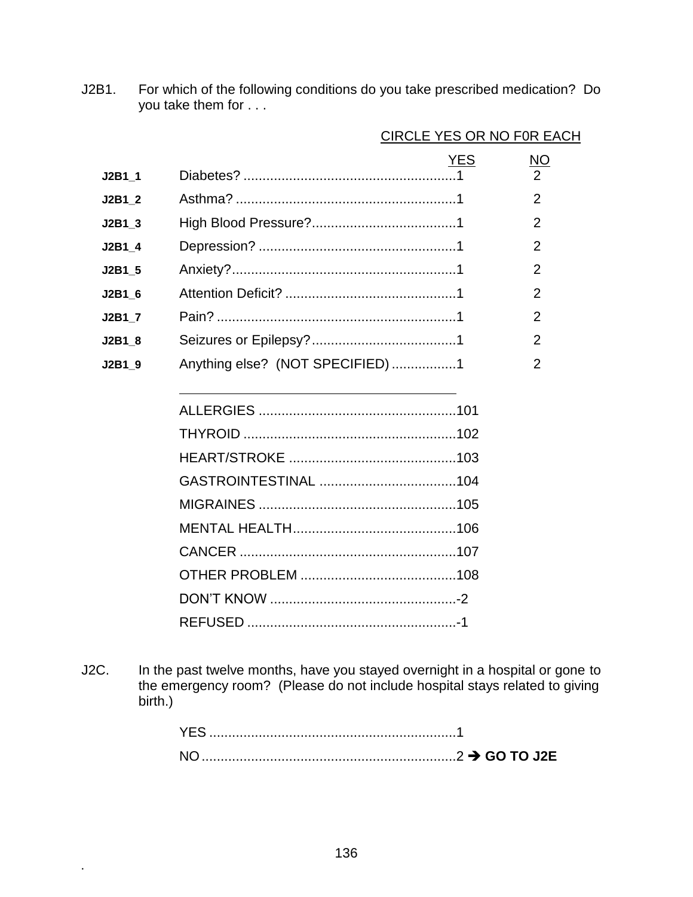J2B1. For which of the following conditions do you take prescribed medication? Do you take them for . . .

CIRCLE YES OR NO F0R EACH

| | | YES | NO |
|---|---|---|---|
| J2B1_1 | Diabetes? | 1 | 2 |
| J2B1_2 | Asthma? | 1 | 2 |
| J2B1_3 | High Blood Pressure? | 1 | 2 |
| J2B1_4 | Depression? | 1 | 2 |
| J2B1_5 | Anxiety? | 1 | 2 |
| J2B1_6 | Attention Deficit? | 1 | 2 |
| J2B1_7 | Pain? | 1 | 2 |
| J2B1_8 | Seizures or Epilepsy? | 1 | 2 |
| J2B1_9 | Anything else? (NOT SPECIFIED) | 1 | 2 |

_______________________________________

- ALLERGIES .......................................101
- THYROID .......................................102
- HEART/STROKE .......................................103
- GASTROINTESTINAL .......................................104
- MIGRAINES .......................................105
- MENTAL HEALTH.......................................106
- CANCER .......................................107
- OTHER PROBLEM .......................................108
- DON'T KNOW .......................................-2
- REFUSED .......................................-1

J2C. In the past twelve months, have you stayed overnight in a hospital or gone to the emergency room? (Please do not include hospital stays related to giving birth.)

- YES .......................................1
- NO.......................................2 ➔ **GO TO J2E**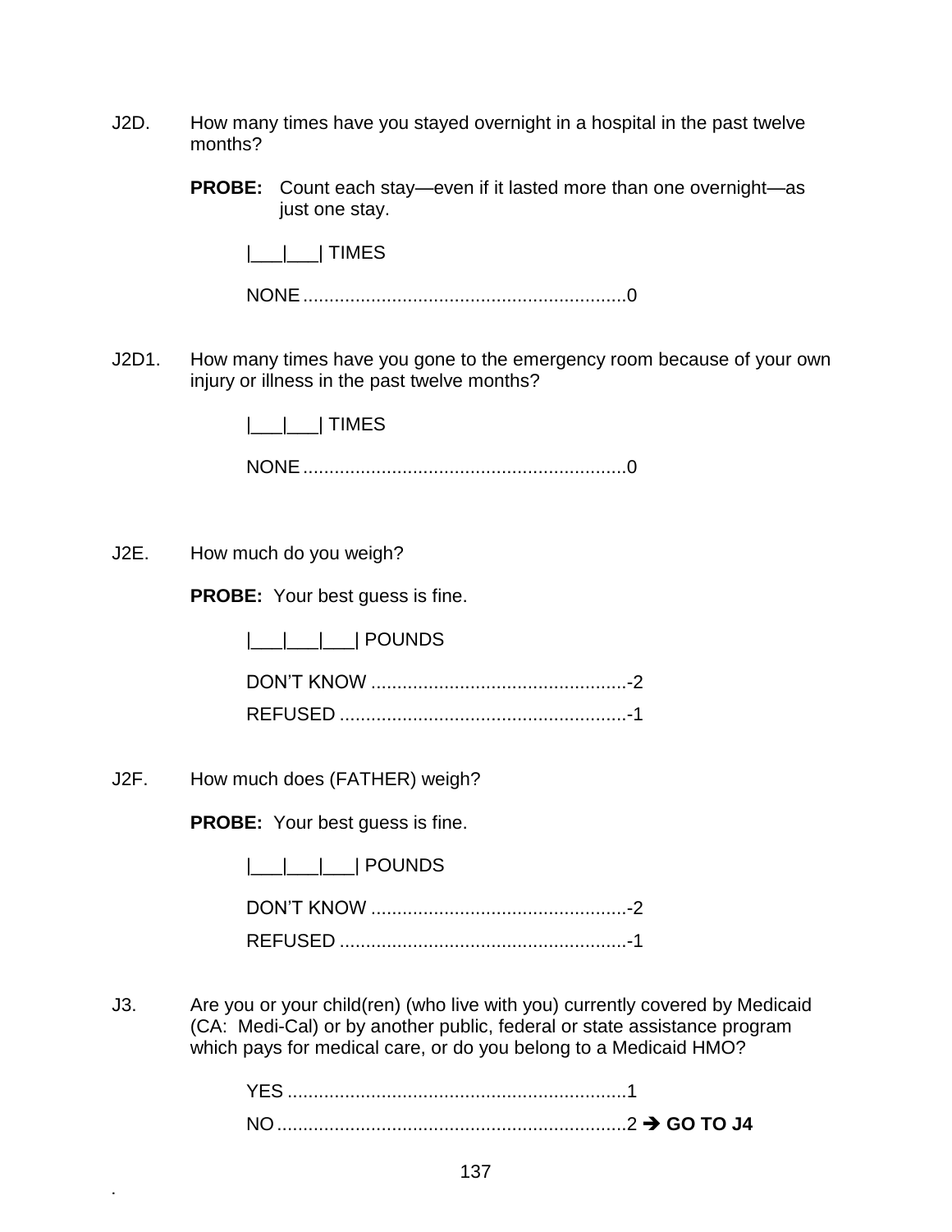J2D. How many times have you stayed overnight in a hospital in the past twelve months?

**PROBE:** Count each stay—even if it lasted more than one overnight—as just one stay.

|___|___| TIMES

NONE ............................................................0

J2D1. How many times have you gone to the emergency room because of your own injury or illness in the past twelve months?

|___|___| TIMES

NONE ............................................................0

J2E. How much do you weigh?

**PROBE:** Your best guess is fine.

|___|___|___| POUNDS

DON'T KNOW ................................................-2

REFUSED ......................................................-1

J2F. How much does (FATHER) weigh?

**PROBE:** Your best guess is fine.

|___|___|___| POUNDS

DON'T KNOW ................................................-2

REFUSED ......................................................-1

J3. Are you or your child(ren) (who live with you) currently covered by Medicaid (CA: Medi-Cal) or by another public, federal or state assistance program which pays for medical care, or do you belong to a Medicaid HMO?

YES ................................................................1

NO ..................................................................2 ➔ **GO TO J4**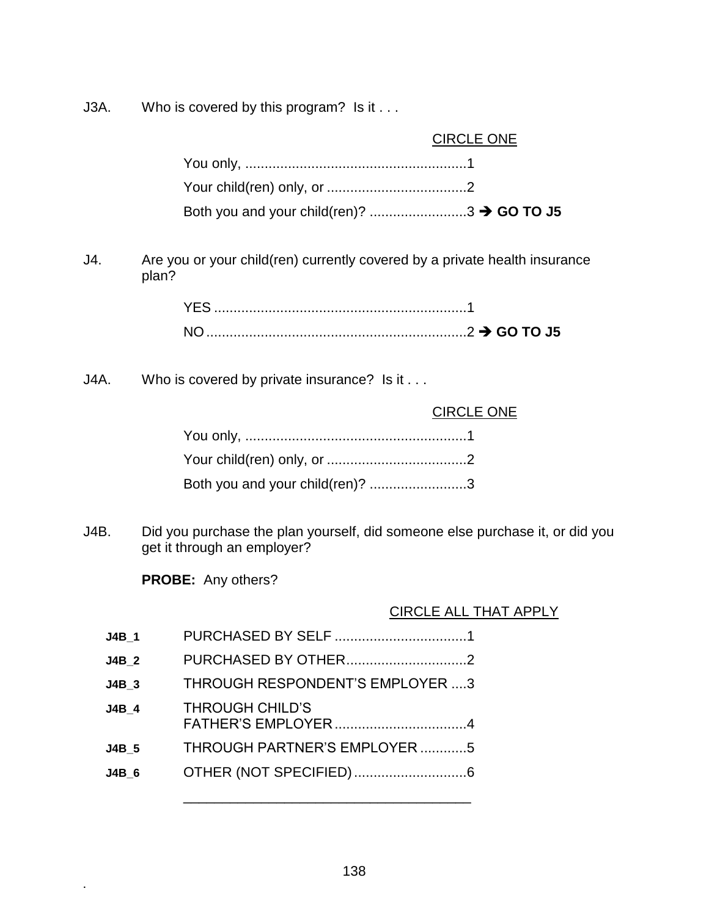J3A. Who is covered by this program? Is it . . .

CIRCLE ONE

You only, .........................................................1
Your child(ren) only, or ....................................2
Both you and your child(ren)? .........................3 ➔ **GO TO J5**

J4. Are you or your child(ren) currently covered by a private health insurance plan?

YES .................................................................1
NO ...................................................................2 ➔ **GO TO J5**

J4A. Who is covered by private insurance? Is it . . .

CIRCLE ONE

You only, .........................................................1
Your child(ren) only, or ....................................2
Both you and your child(ren)? .........................3

J4B. Did you purchase the plan yourself, did someone else purchase it, or did you get it through an employer?

**PROBE:** Any others?

CIRCLE ALL THAT APPLY

**J4B_1** PURCHASED BY SELF ..................................1
**J4B_2** PURCHASED BY OTHER...............................2
**J4B_3** THROUGH RESPONDENT'S EMPLOYER ....3
**J4B_4** THROUGH CHILD'S FATHER'S EMPLOYER..................................4
**J4B_5** THROUGH PARTNER'S EMPLOYER ............5
**J4B_6** OTHER (NOT SPECIFIED).............................6

_____________________________________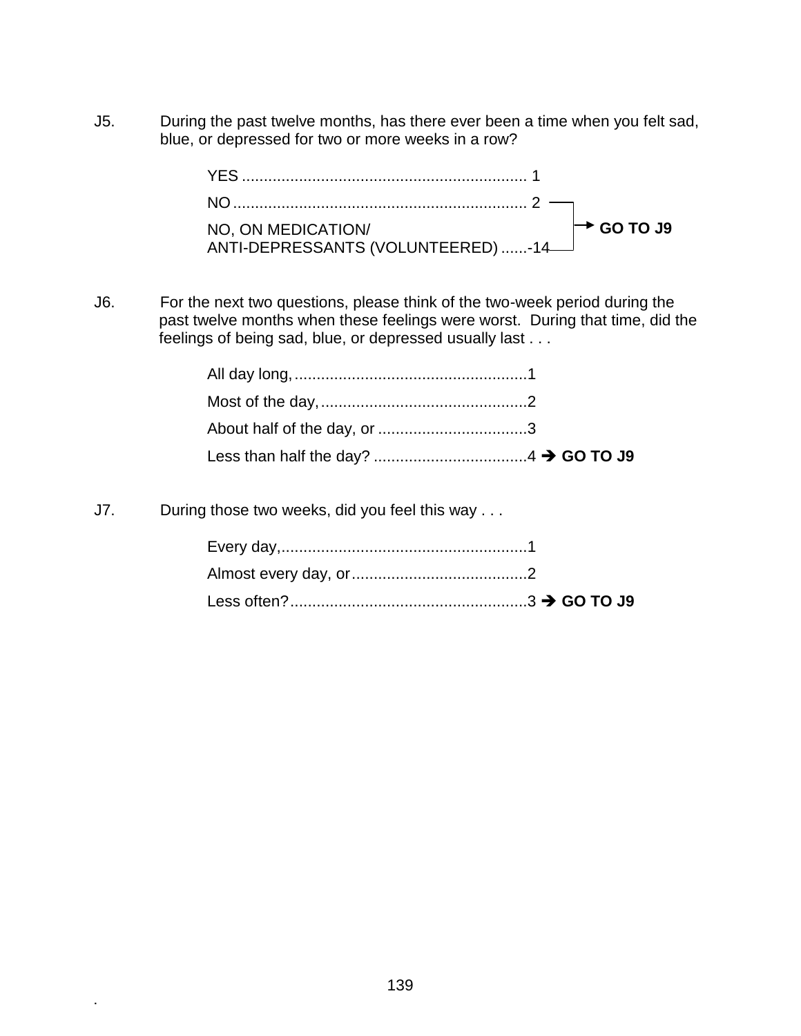J5. During the past twelve months, has there ever been a time when you felt sad, blue, or depressed for two or more weeks in a row?

YES ................................................................ 1
NO .................................................................. 2 → **GO TO J9**
NO, ON MEDICATION/
ANTI-DEPRESSANTS (VOLUNTEERED) ......-14 → **GO TO J9**

J6. For the next two questions, please think of the two-week period during the past twelve months when these feelings were worst. During that time, did the feelings of being sad, blue, or depressed usually last . . .

All day long, .....................................................1
Most of the day, ...............................................2
About half of the day, or ..................................3
Less than half the day? ...................................4 → **GO TO J9**

J7. During those two weeks, did you feel this way . . .

Every day,.........................................................1
Almost every day, or........................................2
Less often?......................................................3 → **GO TO J9**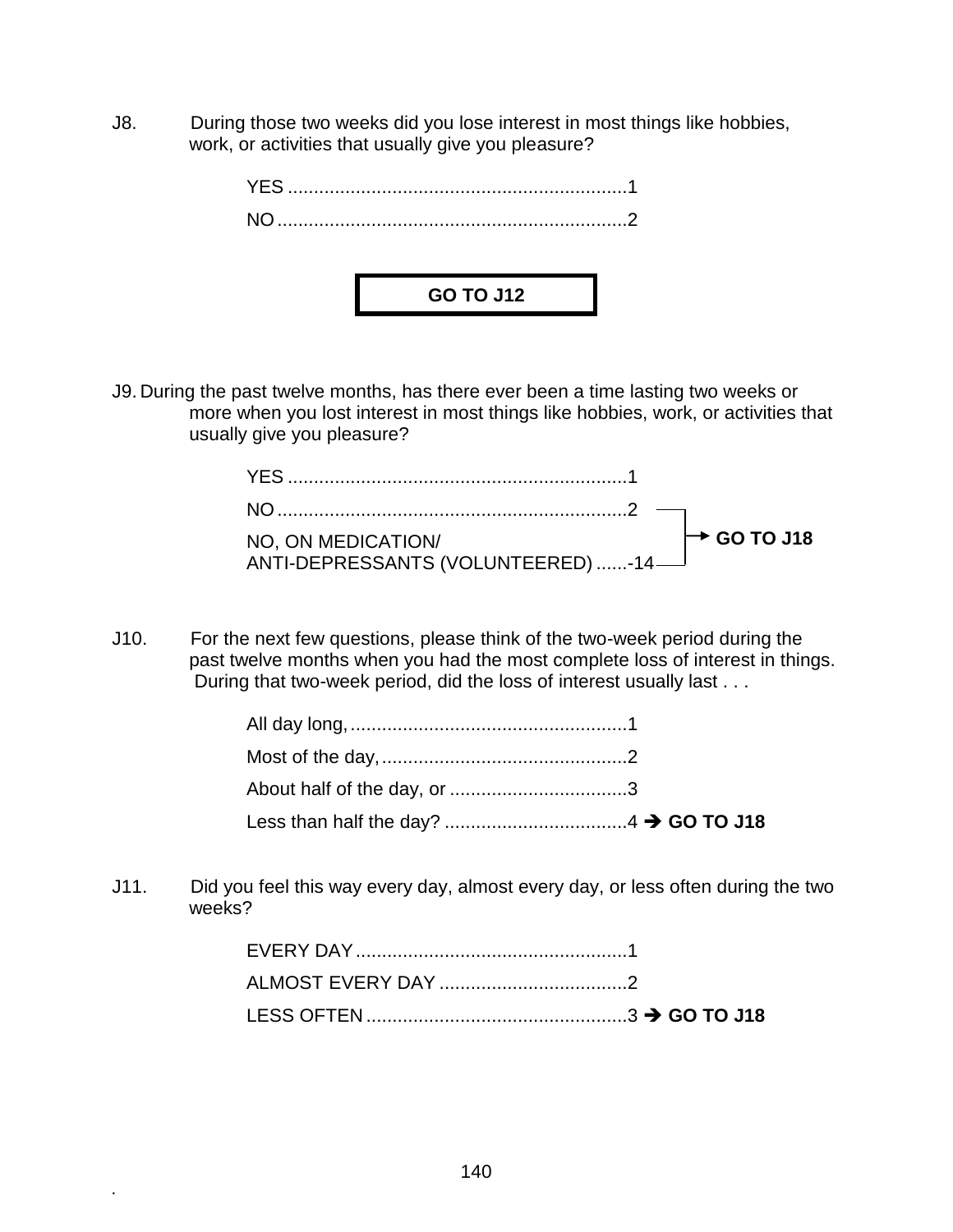J8. During those two weeks did you lose interest in most things like hobbies, work, or activities that usually give you pleasure?

YES ................................................................1
NO ..................................................................2

**GO TO J12**

J9. During the past twelve months, has there ever been a time lasting two weeks or more when you lost interest in most things like hobbies, work, or activities that usually give you pleasure?

YES ................................................................1
NO ..................................................................2 → **GO TO J18**
NO, ON MEDICATION/
ANTI-DEPRESSANTS (VOLUNTEERED) ......-14 → **GO TO J18**

J10. For the next few questions, please think of the two-week period during the past twelve months when you had the most complete loss of interest in things. During that two-week period, did the loss of interest usually last . . .

All day long, ....................................................1
Most of the day, ..............................................2
About half of the day, or .................................3
Less than half the day? ..................................4 ➔ **GO TO J18**

J11. Did you feel this way every day, almost every day, or less often during the two weeks?

EVERY DAY ....................................................1
ALMOST EVERY DAY ....................................2
LESS OFTEN ..................................................3 ➔ **GO TO J18**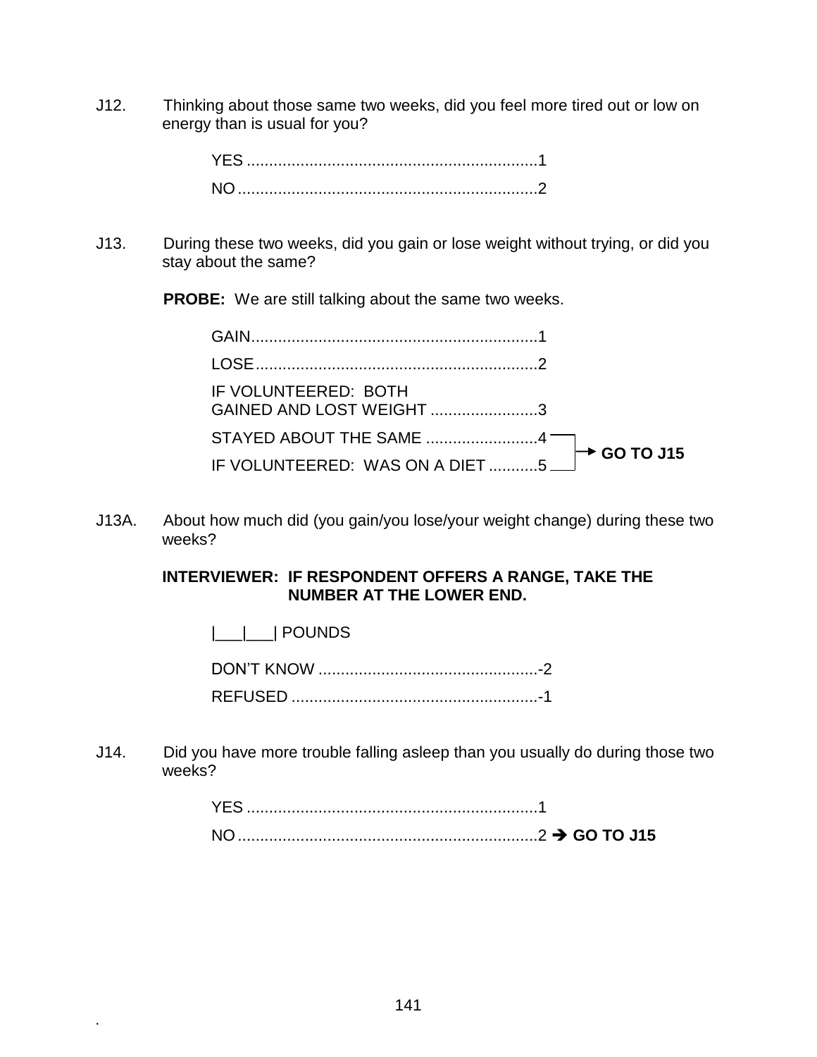J12. Thinking about those same two weeks, did you feel more tired out or low on energy than is usual for you?

YES ................................................................1
NO ..................................................................2

J13. During these two weeks, did you gain or lose weight without trying, or did you stay about the same?

**PROBE:** We are still talking about the same two weeks.

GAIN ................................................................1
LOSE ................................................................2
IF VOLUNTEERED: BOTH GAINED AND LOST WEIGHT ........................3
STAYED ABOUT THE SAME .........................4 → **GO TO J15**
IF VOLUNTEERED: WAS ON A DIET ...........5 → **GO TO J15**

J13A. About how much did (you gain/you lose/your weight change) during these two weeks?

**INTERVIEWER: IF RESPONDENT OFFERS A RANGE, TAKE THE NUMBER AT THE LOWER END.**

|___|___| POUNDS

DON'T KNOW .................................................-2
REFUSED .......................................................-1

J14. Did you have more trouble falling asleep than you usually do during those two weeks?

YES ................................................................1
NO ..................................................................2 → **GO TO J15**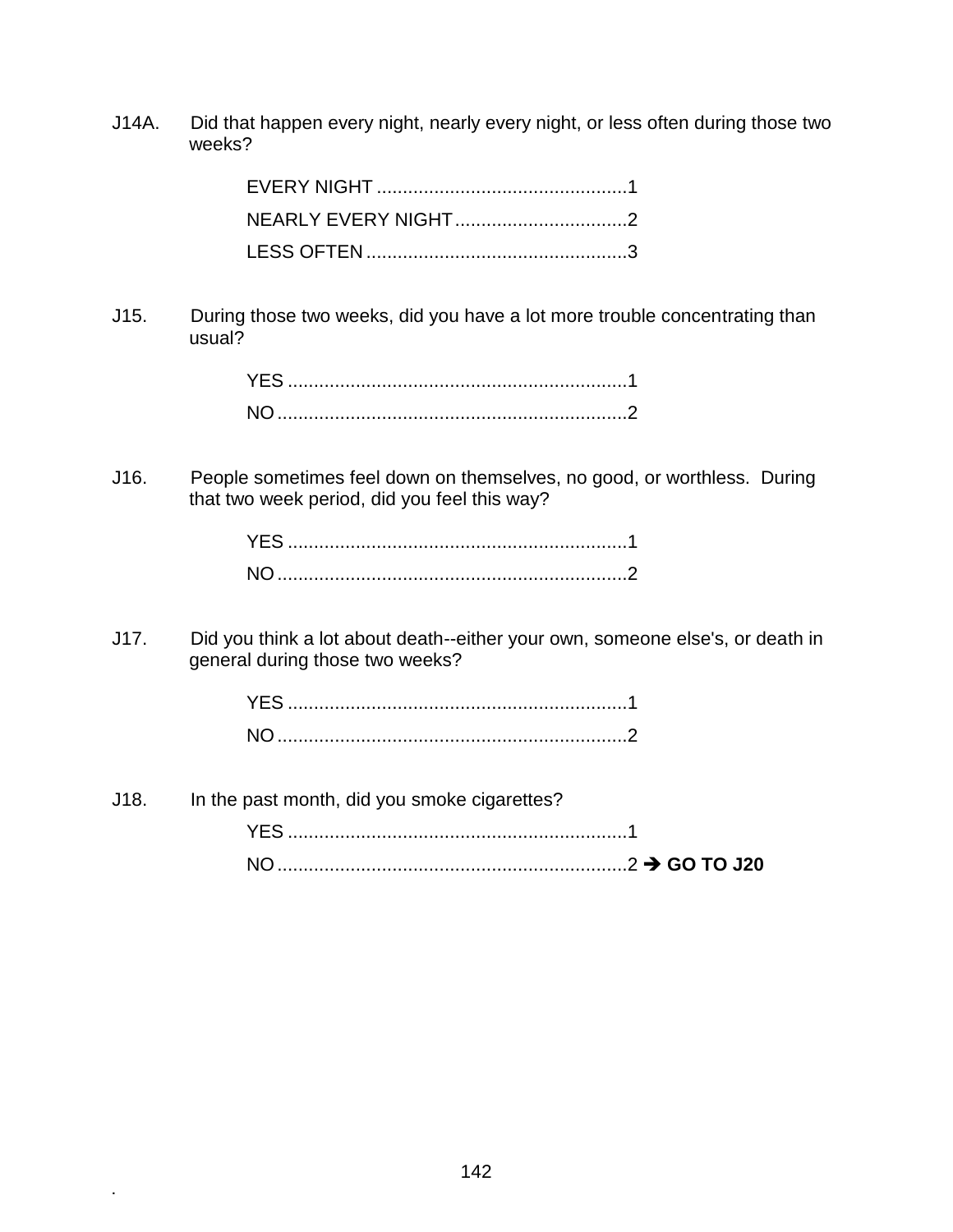J14A. Did that happen every night, nearly every night, or less often during those two weeks?

EVERY NIGHT ................................................1
NEARLY EVERY NIGHT.................................2
LESS OFTEN ..................................................3

J15. During those two weeks, did you have a lot more trouble concentrating than usual?

YES .................................................................1
NO ...................................................................2

J16. People sometimes feel down on themselves, no good, or worthless. During that two week period, did you feel this way?

YES .................................................................1
NO ...................................................................2

J17. Did you think a lot about death--either your own, someone else's, or death in general during those two weeks?

YES .................................................................1
NO ...................................................................2

J18. In the past month, did you smoke cigarettes?

YES .................................................................1
NO ...................................................................2 ➔ **GO TO J20**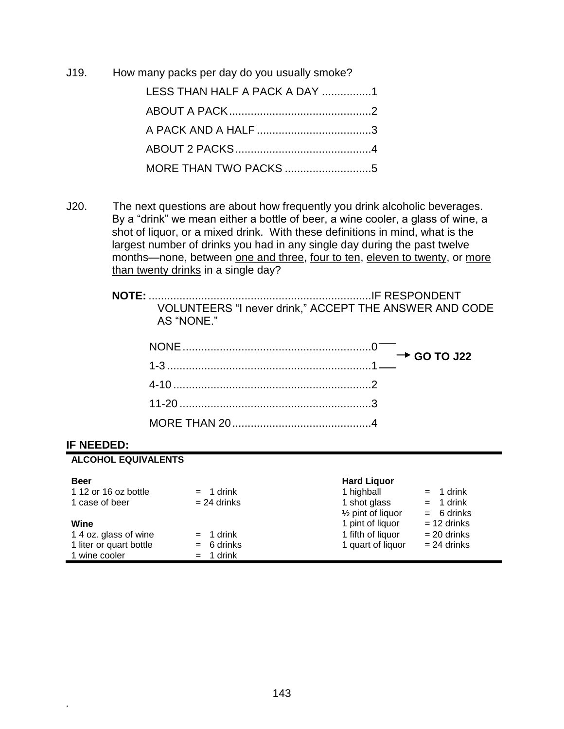J19. How many packs per day do you usually smoke?

LESS THAN HALF A PACK A DAY ................1
ABOUT A PACK.............................................2
A PACK AND A HALF ....................................3
ABOUT 2 PACKS...........................................4
MORE THAN TWO PACKS ...........................5

J20. The next questions are about how frequently you drink alcoholic beverages. By a "drink" we mean either a bottle of beer, a wine cooler, a glass of wine, a shot of liquor, or a mixed drink. With these definitions in mind, what is the largest number of drinks you had in any single day during the past twelve months—none, between one and three, four to ten, eleven to twenty, or more than twenty drinks in a single day?

**NOTE:** .......................................................................IF RESPONDENT VOLUNTEERS "I never drink," ACCEPT THE ANSWER AND CODE AS "NONE."

NONE............................................................0 → **GO TO J22**
1-3.................................................................1 → **GO TO J22**
4-10................................................................2
11-20..............................................................3
MORE THAN 20.............................................4

**IF NEEDED:**

**ALCOHOL EQUIVALENTS**

| | | | |
|---|---|---|---|
| **Beer** | | **Hard Liquor** | |
| 1 12 or 16 oz bottle | = 1 drink | 1 highball | = 1 drink |
| 1 case of beer | = 24 drinks | 1 shot glass | = 1 drink |
| | | ½ pint of liquor | = 6 drinks |
| **Wine** | | 1 pint of liquor | = 12 drinks |
| 1 4 oz. glass of wine | = 1 drink | 1 fifth of liquor | = 20 drinks |
| 1 liter or quart bottle | = 6 drinks | 1 quart of liquor | = 24 drinks |
| 1 wine cooler | = 1 drink | | |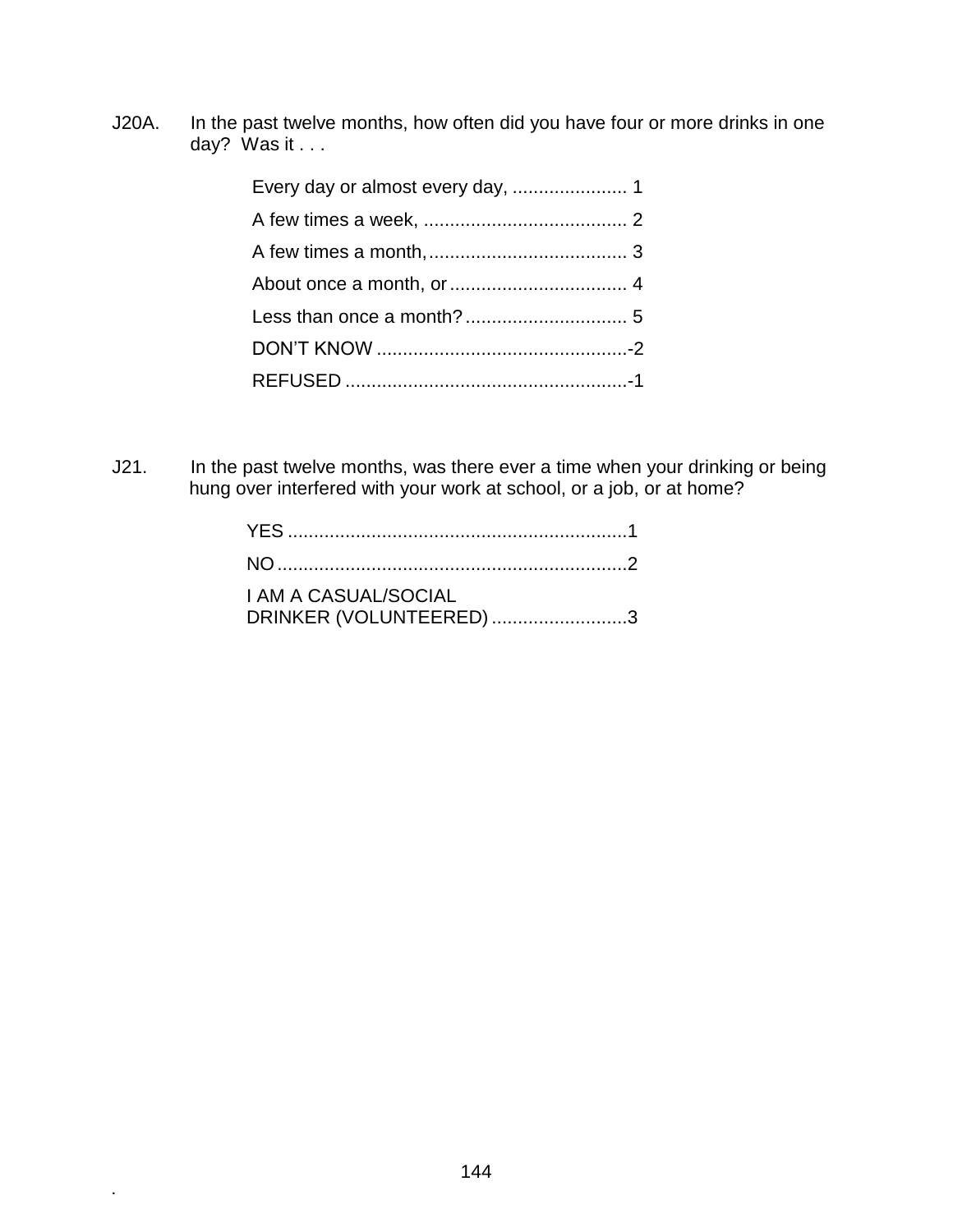J20A. In the past twelve months, how often did you have four or more drinks in one day? Was it . . .

Every day or almost every day, ...................... 1
A few times a week, ....................................... 2
A few times a month,...................................... 3
About once a month, or.................................. 4
Less than once a month?............................... 5
DON'T KNOW ................................................-2
REFUSED ......................................................-1

J21. In the past twelve months, was there ever a time when your drinking or being hung over interfered with your work at school, or a job, or at home?

YES .................................................................1
NO...................................................................2
I AM A CASUAL/SOCIAL DRINKER (VOLUNTEERED) ..........................3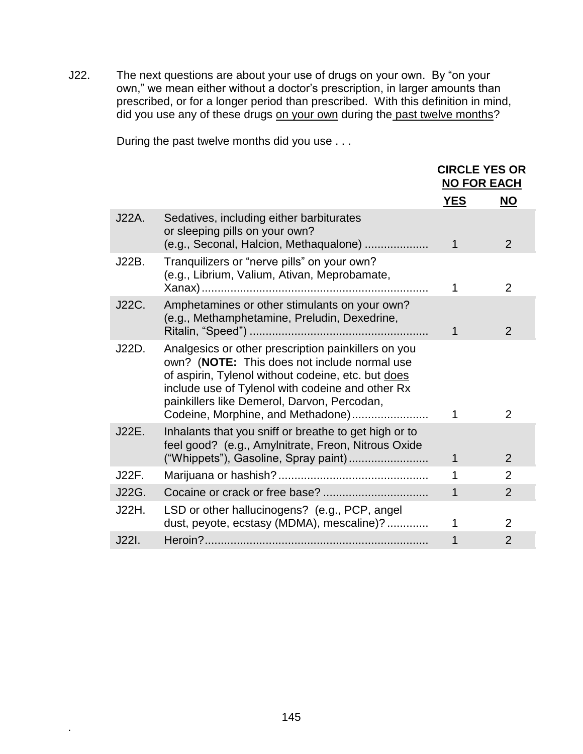J22. The next questions are about your use of drugs on your own. By "on your own," we mean either without a doctor's prescription, in larger amounts than prescribed, or for a longer period than prescribed. With this definition in mind, did you use any of these drugs <u>on your own</u> during the <u>past twelve months</u>?

During the past twelve months did you use . . .

| | | **CIRCLE YES OR NO FOR EACH** | |
|---|---|---|---|
| | | **YES** | **NO** |
| J22A. | Sedatives, including either barbiturates or sleeping pills on your own? (e.g., Seconal, Halcion, Methaqualone) .................... | 1 | 2 |
| J22B. | Tranquilizers or "nerve pills" on your own? (e.g., Librium, Valium, Ativan, Meprobamate, Xanax) ...................................................................... | 1 | 2 |
| J22C. | Amphetamines or other stimulants on your own? (e.g., Methamphetamine, Preludin, Dexedrine, Ritalin, "Speed") ....................................................... | 1 | 2 |
| J22D. | Analgesics or other prescription painkillers on you own? (**NOTE:** This does not include normal use of aspirin, Tylenol without codeine, etc. but <u>does</u> include use of Tylenol with codeine and other Rx painkillers like Demerol, Darvon, Percodan, Codeine, Morphine, and Methadone)........................ | 1 | 2 |
| J22E. | Inhalants that you sniff or breathe to get high or to feel good? (e.g., Amylnitrate, Freon, Nitrous Oxide ("Whippets"), Gasoline, Spray paint)......................... | 1 | 2 |
| J22F. | Marijuana or hashish?............................................... | 1 | 2 |
| J22G. | Cocaine or crack or free base? ................................. | 1 | 2 |
| J22H. | LSD or other hallucinogens? (e.g., PCP, angel dust, peyote, ecstasy (MDMA), mescaline)?............. | 1 | 2 |
| J22I. | Heroin?...................................................................... | 1 | 2 |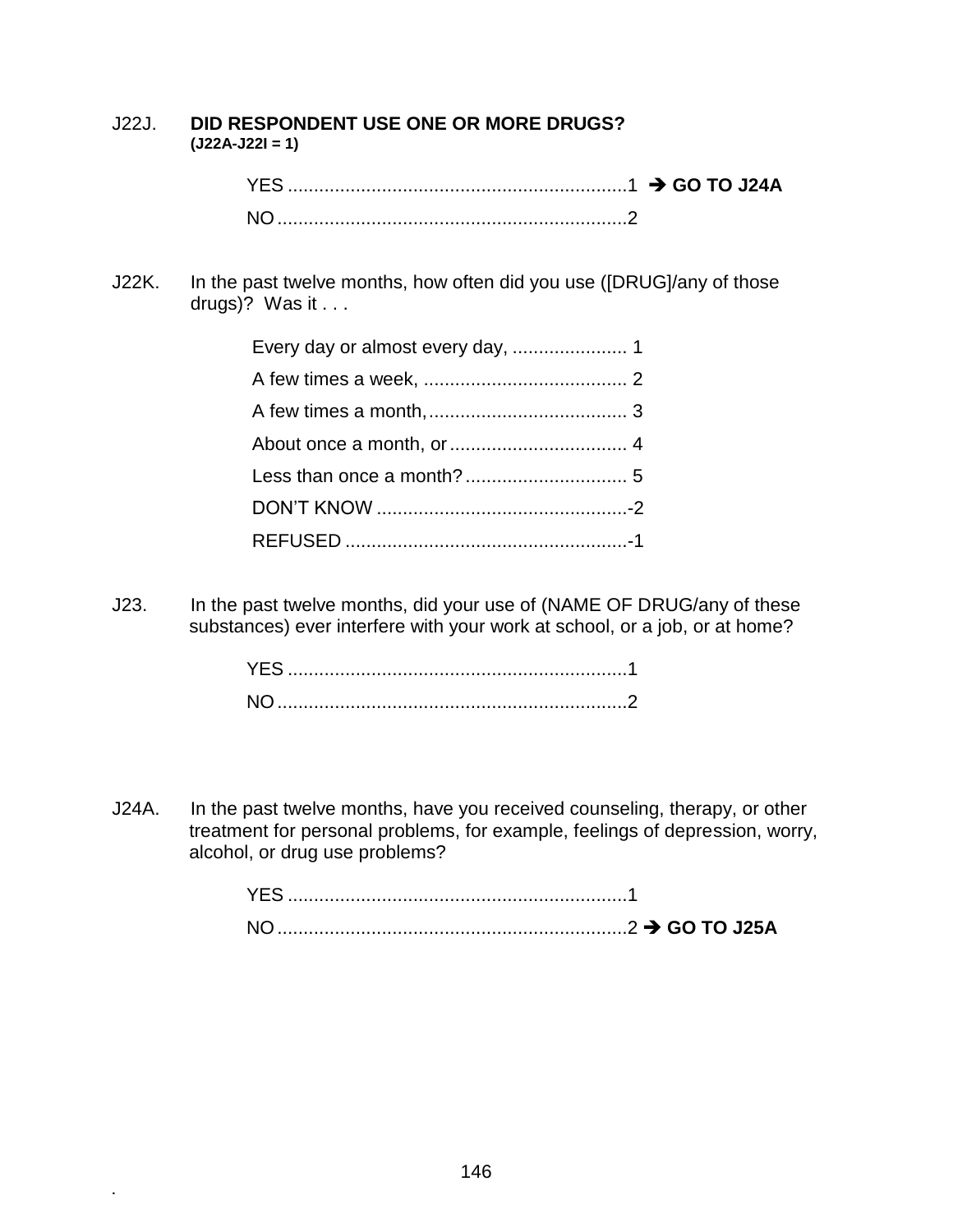J22J. **DID RESPONDENT USE ONE OR MORE DRUGS?**
**(J22A-J22I = 1)**

YES ................................................................1 ➔ **GO TO J24A**

NO..................................................................2

J22K. In the past twelve months, how often did you use ([DRUG]/any of those drugs)? Was it . . .

Every day or almost every day, ...................... 1

A few times a week, ....................................... 2

A few times a month,...................................... 3

About once a month, or.................................. 4

Less than once a month?............................... 5

DON'T KNOW ................................................-2

REFUSED ......................................................-1

J23. In the past twelve months, did your use of (NAME OF DRUG/any of these substances) ever interfere with your work at school, or a job, or at home?

YES ................................................................1

NO..................................................................2

J24A. In the past twelve months, have you received counseling, therapy, or other treatment for personal problems, for example, feelings of depression, worry, alcohol, or drug use problems?

YES ................................................................1

NO..................................................................2 ➔ **GO TO J25A**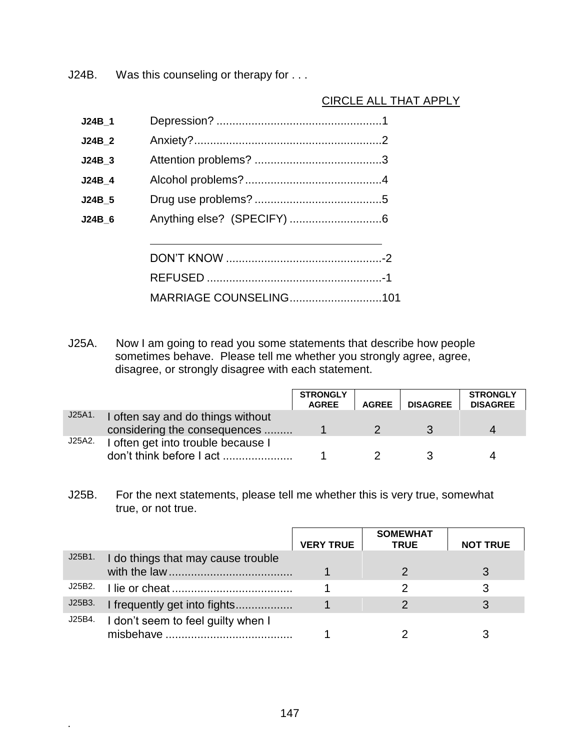J24B. Was this counseling or therapy for . . .

CIRCLE ALL THAT APPLY

| | | |
|---|---|---|
| **J24B_1** | Depression? | 1 |
| **J24B_2** | Anxiety? | 2 |
| **J24B_3** | Attention problems? | 3 |
| **J24B_4** | Alcohol problems? | 4 |
| **J24B_5** | Drug use problems? | 5 |
| **J24B_6** | Anything else? (SPECIFY) | 6 |
| | ______________________________ | |
| | DON'T KNOW | -2 |
| | REFUSED | -1 |
| | MARRIAGE COUNSELING | 101 |

J25A. Now I am going to read you some statements that describe how people sometimes behave. Please tell me whether you strongly agree, agree, disagree, or strongly disagree with each statement.

| | | STRONGLY AGREE | AGREE | DISAGREE | STRONGLY DISAGREE |
|---|---|---|---|---|---|
| J25A1. | I often say and do things without considering the consequences | 1 | 2 | 3 | 4 |
| J25A2. | I often get into trouble because I don't think before I act | 1 | 2 | 3 | 4 |

J25B. For the next statements, please tell me whether this is very true, somewhat true, or not true.

| | | VERY TRUE | SOMEWHAT TRUE | NOT TRUE |
|---|---|---|---|---|
| J25B1. | I do things that may cause trouble with the law | 1 | 2 | 3 |
| J25B2. | I lie or cheat | 1 | 2 | 3 |
| J25B3. | I frequently get into fights | 1 | 2 | 3 |
| J25B4. | I don't seem to feel guilty when I misbehave | 1 | 2 | 3 |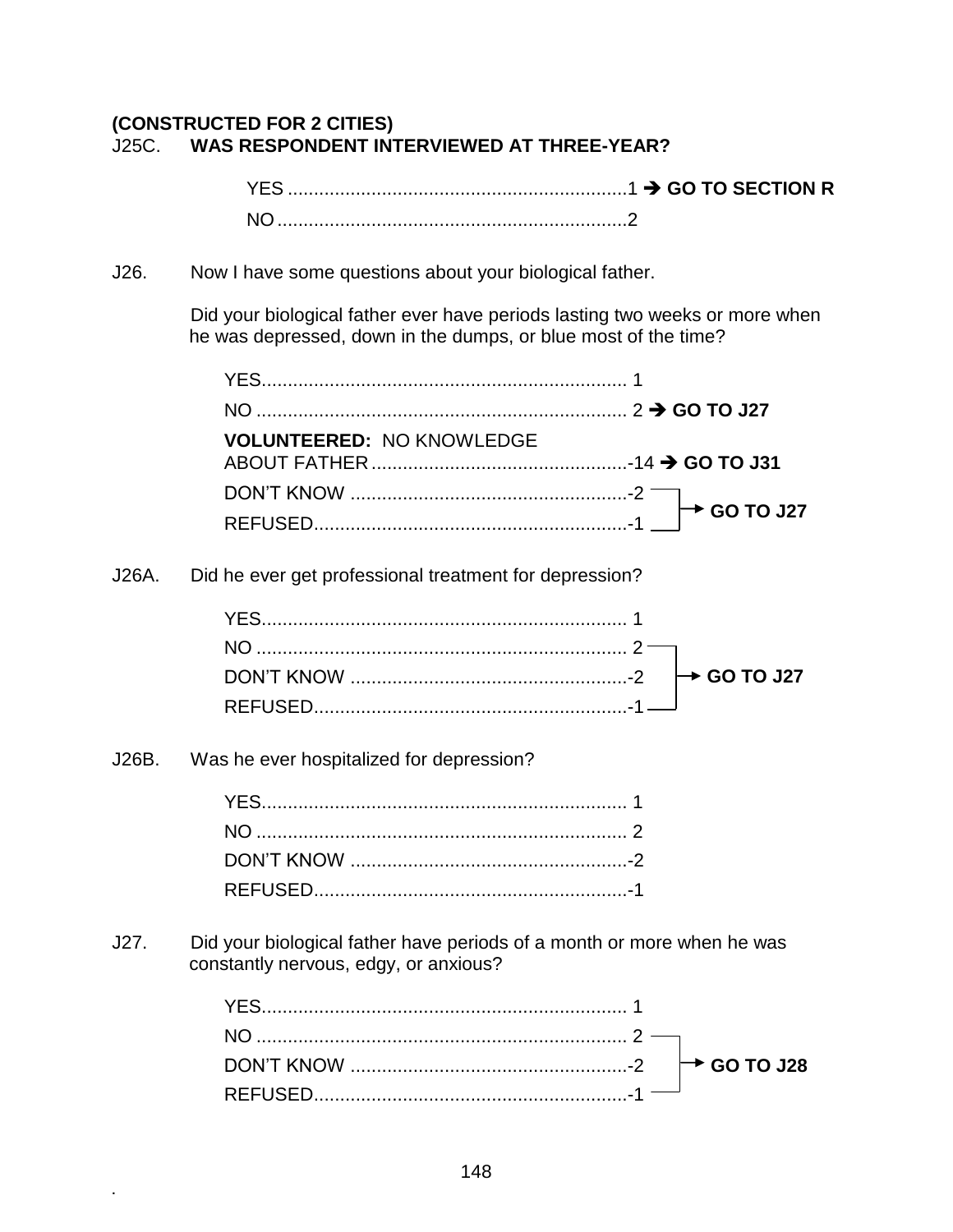**(CONSTRUCTED FOR 2 CITIES)**

J25C. **WAS RESPONDENT INTERVIEWED AT THREE-YEAR?**

- YES ................................................................1 ➔ **GO TO SECTION R**
- NO ..................................................................2

J26. Now I have some questions about your biological father.

Did your biological father ever have periods lasting two weeks or more when he was depressed, down in the dumps, or blue most of the time?

- YES..................................................................... 1
- NO ...................................................................... 2 ➔ **GO TO J27**
- **VOLUNTEERED:** NO KNOWLEDGE ABOUT FATHER................................................-14 ➔ **GO TO J31**
- DON'T KNOW ....................................................-2 ➔ **GO TO J27**
- REFUSED...........................................................-1 ➔ **GO TO J27**

J26A. Did he ever get professional treatment for depression?

- YES..................................................................... 1
- NO ...................................................................... 2 ➔ **GO TO J27**
- DON'T KNOW ....................................................-2 ➔ **GO TO J27**
- REFUSED...........................................................-1 ➔ **GO TO J27**

J26B. Was he ever hospitalized for depression?

- YES..................................................................... 1
- NO ...................................................................... 2
- DON'T KNOW ....................................................-2
- REFUSED...........................................................-1

J27. Did your biological father have periods of a month or more when he was constantly nervous, edgy, or anxious?

- YES..................................................................... 1
- NO ...................................................................... 2 ➔ **GO TO J28**
- DON'T KNOW ....................................................-2 ➔ **GO TO J28**
- REFUSED...........................................................-1 ➔ **GO TO J28**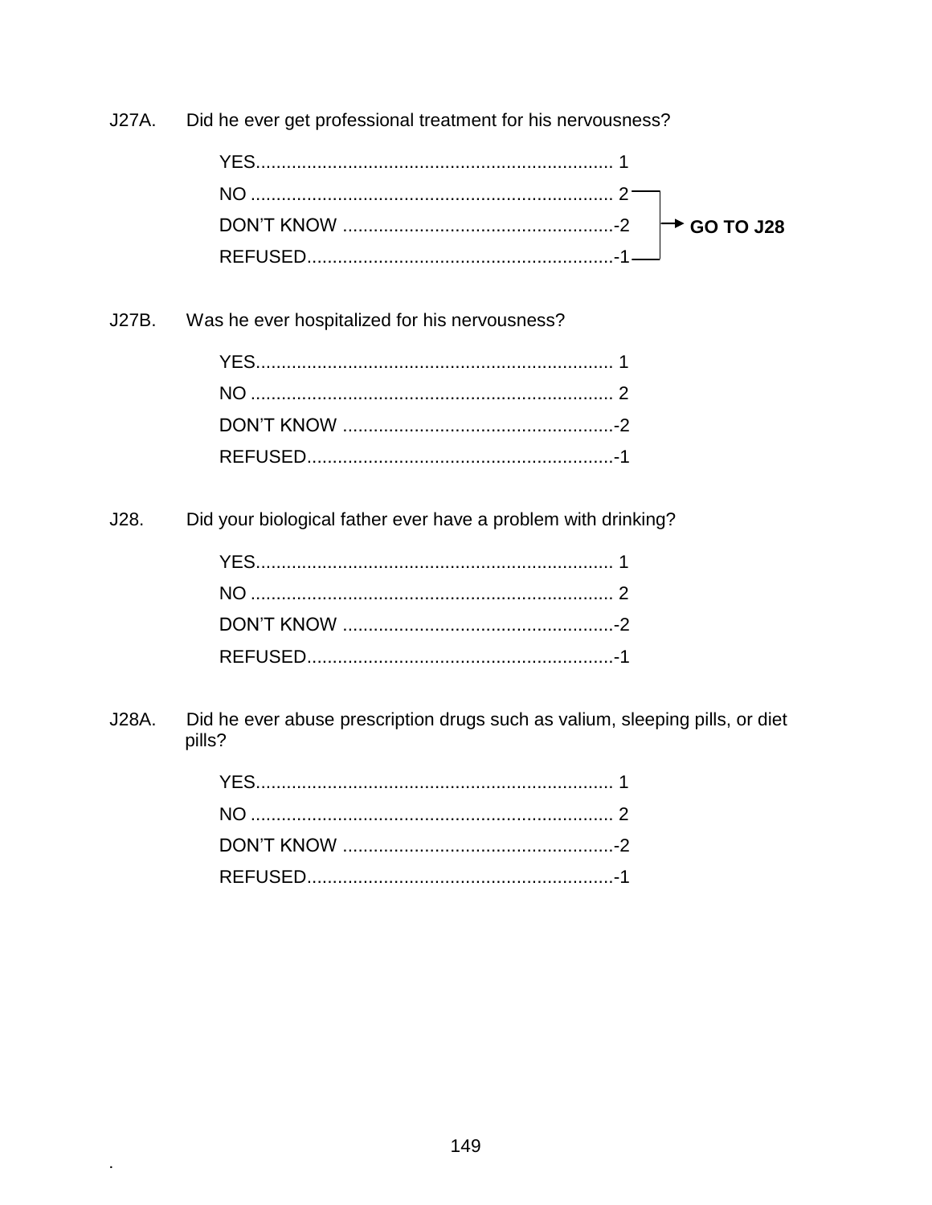J27A. Did he ever get professional treatment for his nervousness?

YES...................................................................... 1
NO ....................................................................... 2 → GO TO J28
DON'T KNOW .....................................................-2 → GO TO J28
REFUSED............................................................-1 → GO TO J28

J27B. Was he ever hospitalized for his nervousness?

YES...................................................................... 1
NO ....................................................................... 2
DON'T KNOW .....................................................-2
REFUSED............................................................-1

J28. Did your biological father ever have a problem with drinking?

YES...................................................................... 1
NO ....................................................................... 2
DON'T KNOW .....................................................-2
REFUSED............................................................-1

J28A. Did he ever abuse prescription drugs such as valium, sleeping pills, or diet pills?

YES...................................................................... 1
NO ....................................................................... 2
DON'T KNOW .....................................................-2
REFUSED............................................................-1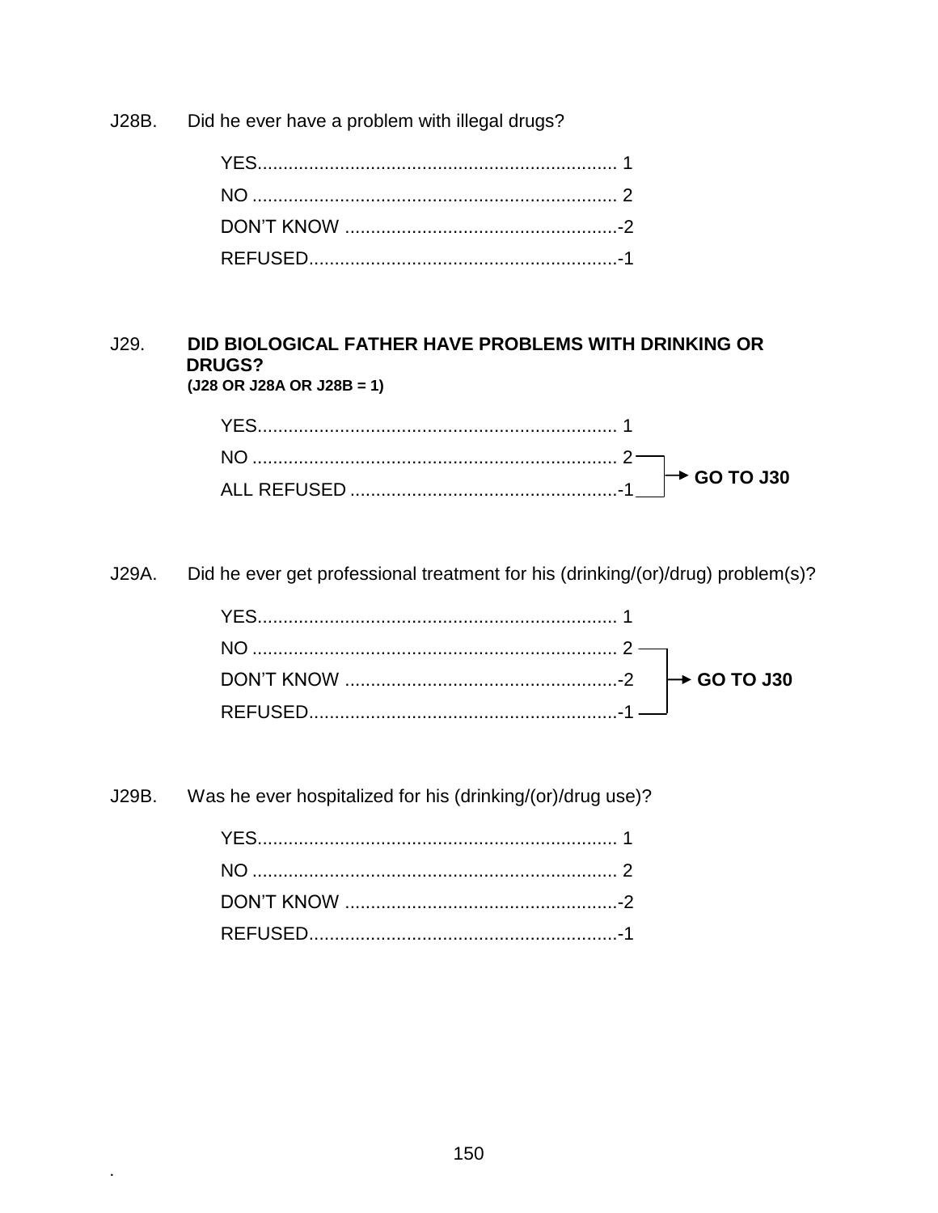J28B. Did he ever have a problem with illegal drugs?

YES....................................................................... 1
NO ....................................................................... 2
DON'T KNOW .....................................................-2
REFUSED............................................................-1

J29. **DID BIOLOGICAL FATHER HAVE PROBLEMS WITH DRINKING OR DRUGS?**
**(J28 OR J28A OR J28B = 1)**

YES....................................................................... 1
NO ....................................................................... 2 → **GO TO J30**
ALL REFUSED ....................................................-1 → **GO TO J30**

J29A. Did he ever get professional treatment for his (drinking/(or)/drug) problem(s)?

YES....................................................................... 1
NO ....................................................................... 2 → **GO TO J30**
DON'T KNOW .....................................................-2 → **GO TO J30**
REFUSED............................................................-1 → **GO TO J30**

J29B. Was he ever hospitalized for his (drinking/(or)/drug use)?

YES....................................................................... 1
NO ....................................................................... 2
DON'T KNOW .....................................................-2
REFUSED............................................................-1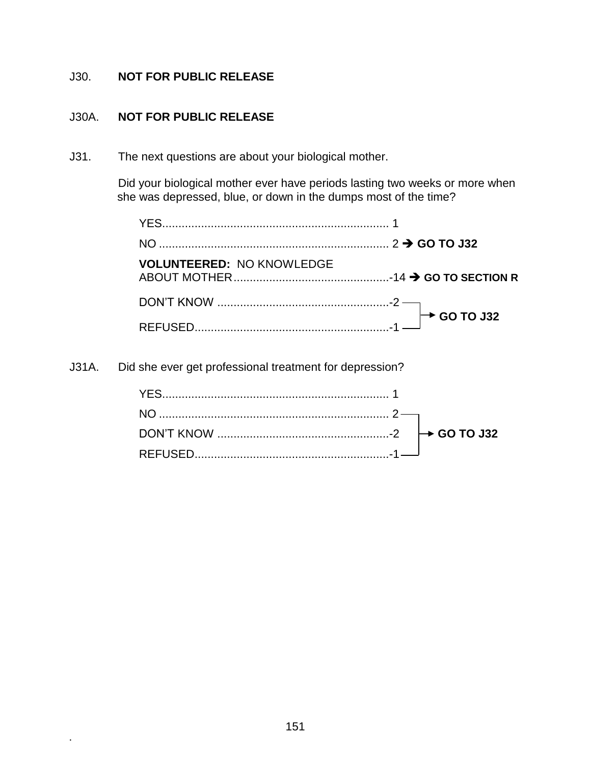J30. **NOT FOR PUBLIC RELEASE**

J30A. **NOT FOR PUBLIC RELEASE**

J31. The next questions are about your biological mother.

Did your biological mother ever have periods lasting two weeks or more when she was depressed, blue, or down in the dumps most of the time?

YES...................................................................... 1
NO ....................................................................... 2 ➔ **GO TO J32**
**VOLUNTEERED:** NO KNOWLEDGE ABOUT MOTHER................................................-14 ➔ **GO TO SECTION R**
DON'T KNOW .....................................................-2 ➔ **GO TO J32**
REFUSED............................................................-1 ➔ **GO TO J32**

J31A. Did she ever get professional treatment for depression?

YES...................................................................... 1
NO ....................................................................... 2 ➔ **GO TO J32**
DON'T KNOW .....................................................-2 ➔ **GO TO J32**
REFUSED............................................................-1 ➔ **GO TO J32**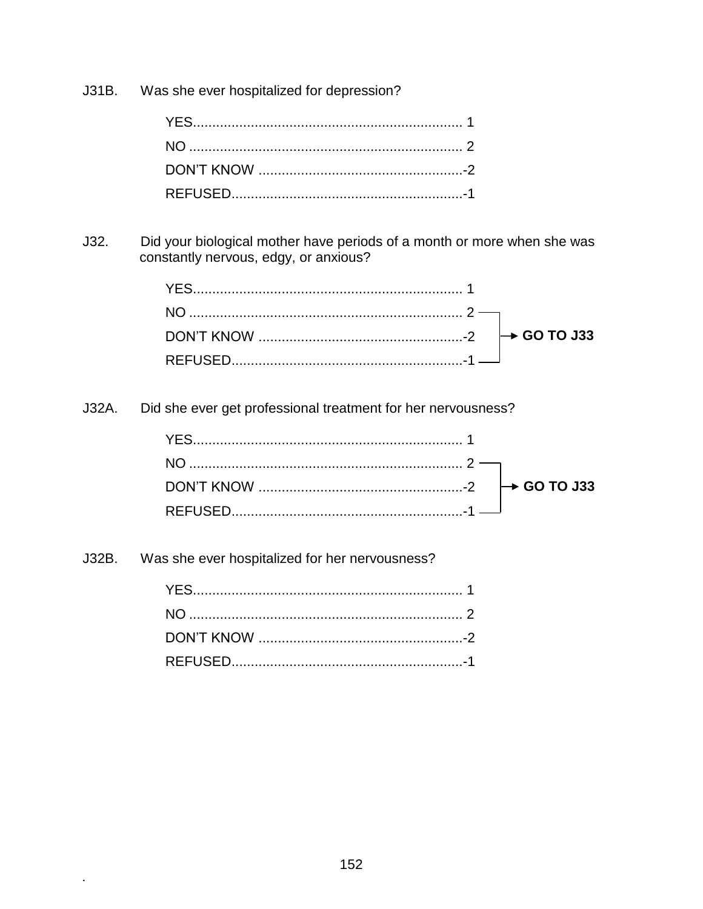J31B. Was she ever hospitalized for depression?

| | |
|---|---|
| YES | 1 |
| NO | 2 |
| DON'T KNOW | -2 |
| REFUSED | -1 |

J32. Did your biological mother have periods of a month or more when she was constantly nervous, edgy, or anxious?

| | | |
|---|---|---|
| YES | 1 | |
| NO | 2 | **GO TO J33** |
| DON'T KNOW | -2 | **GO TO J33** |
| REFUSED | -1 | **GO TO J33** |

J32A. Did she ever get professional treatment for her nervousness?

| | | |
|---|---|---|
| YES | 1 | |
| NO | 2 | **GO TO J33** |
| DON'T KNOW | -2 | **GO TO J33** |
| REFUSED | -1 | **GO TO J33** |

J32B. Was she ever hospitalized for her nervousness?

| | |
|---|---|
| YES | 1 |
| NO | 2 |
| DON'T KNOW | -2 |
| REFUSED | -1 |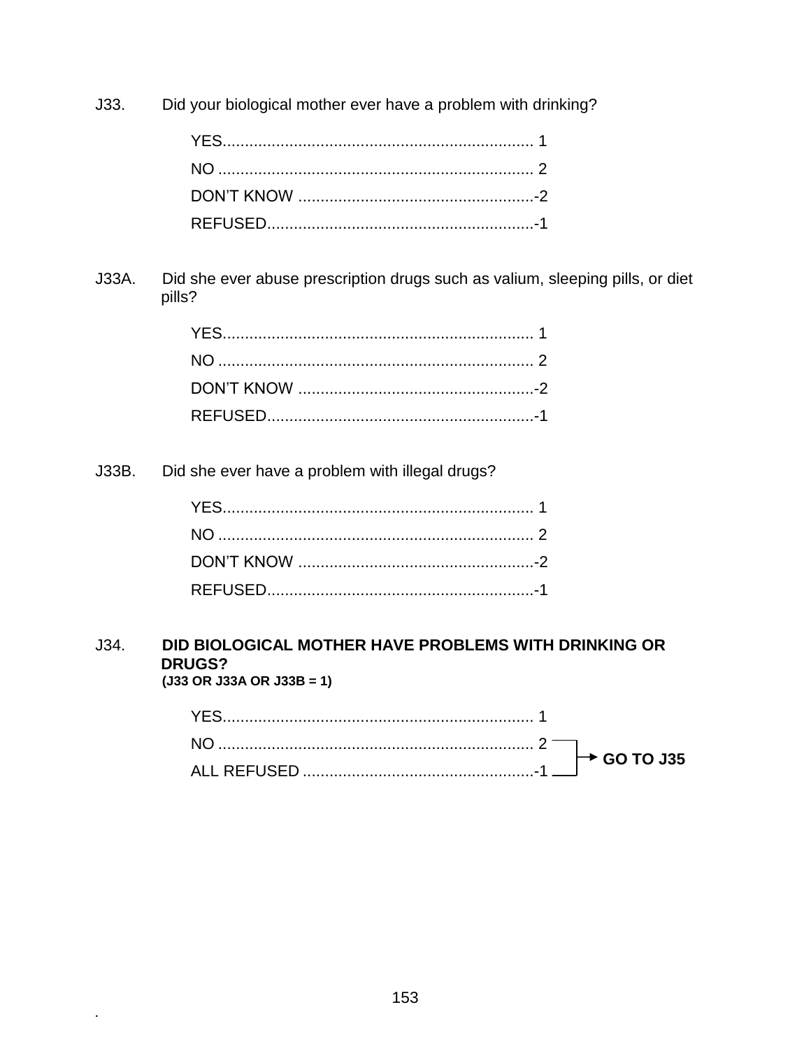J33. Did your biological mother ever have a problem with drinking?

YES..................................................................... 1
NO ...................................................................... 2
DON'T KNOW .....................................................-2
REFUSED............................................................-1

J33A. Did she ever abuse prescription drugs such as valium, sleeping pills, or diet pills?

YES..................................................................... 1
NO ...................................................................... 2
DON'T KNOW .....................................................-2
REFUSED............................................................-1

J33B. Did she ever have a problem with illegal drugs?

YES..................................................................... 1
NO ...................................................................... 2
DON'T KNOW .....................................................-2
REFUSED............................................................-1

J34. **DID BIOLOGICAL MOTHER HAVE PROBLEMS WITH DRINKING OR DRUGS?**
**(J33 OR J33A OR J33B = 1)**

YES..................................................................... 1
NO ...................................................................... 2 → **GO TO J35**
ALL REFUSED ....................................................-1 → **GO TO J35**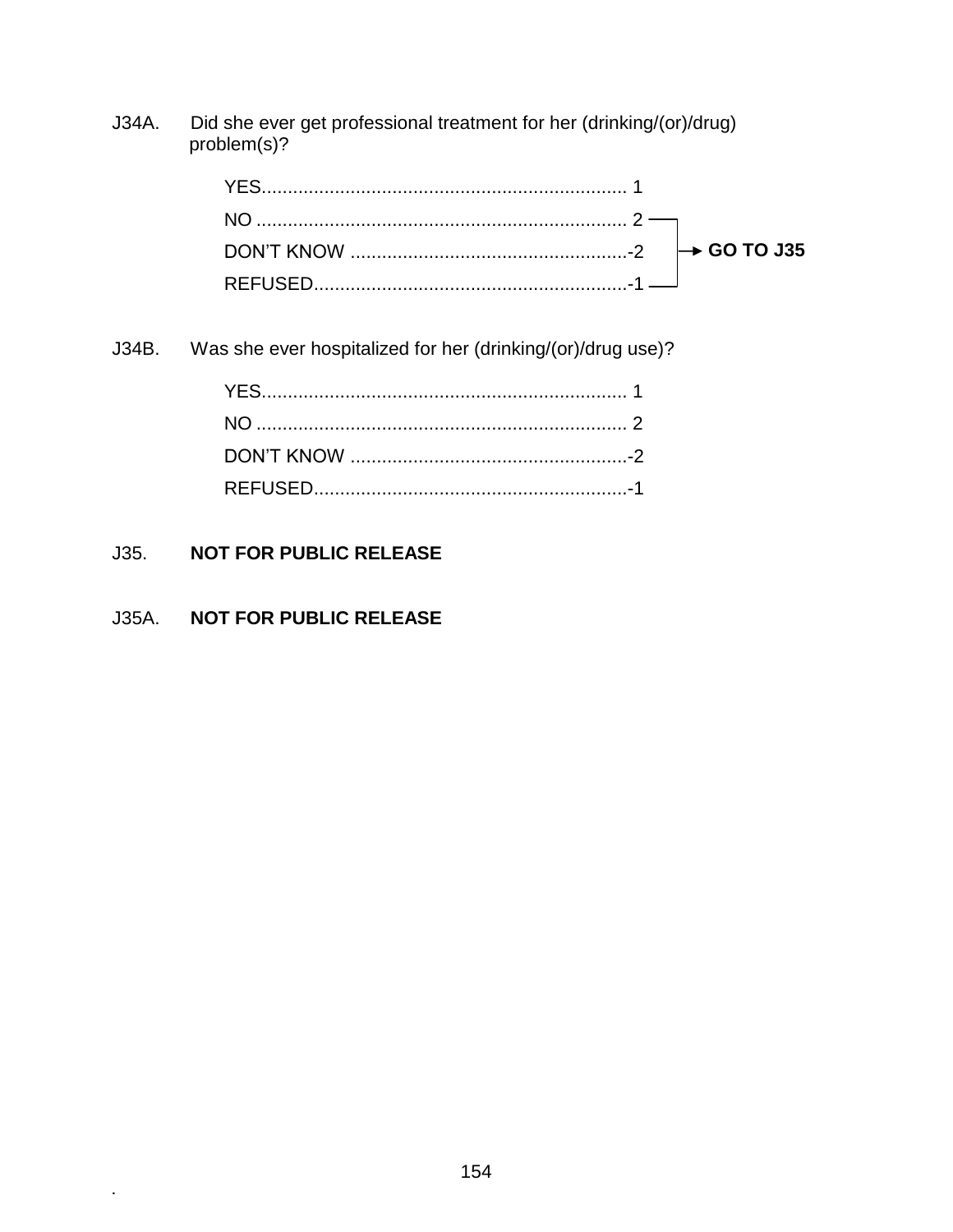J34A. Did she ever get professional treatment for her (drinking/(or)/drug) problem(s)?

YES.................................................................... 1
NO ...................................................................... 2 → GO TO J35
DON'T KNOW .....................................................-2 → GO TO J35
REFUSED............................................................-1 → GO TO J35

J34B. Was she ever hospitalized for her (drinking/(or)/drug use)?

YES.................................................................... 1
NO ...................................................................... 2
DON'T KNOW .....................................................-2
REFUSED............................................................-1

J35. **NOT FOR PUBLIC RELEASE**

J35A. **NOT FOR PUBLIC RELEASE**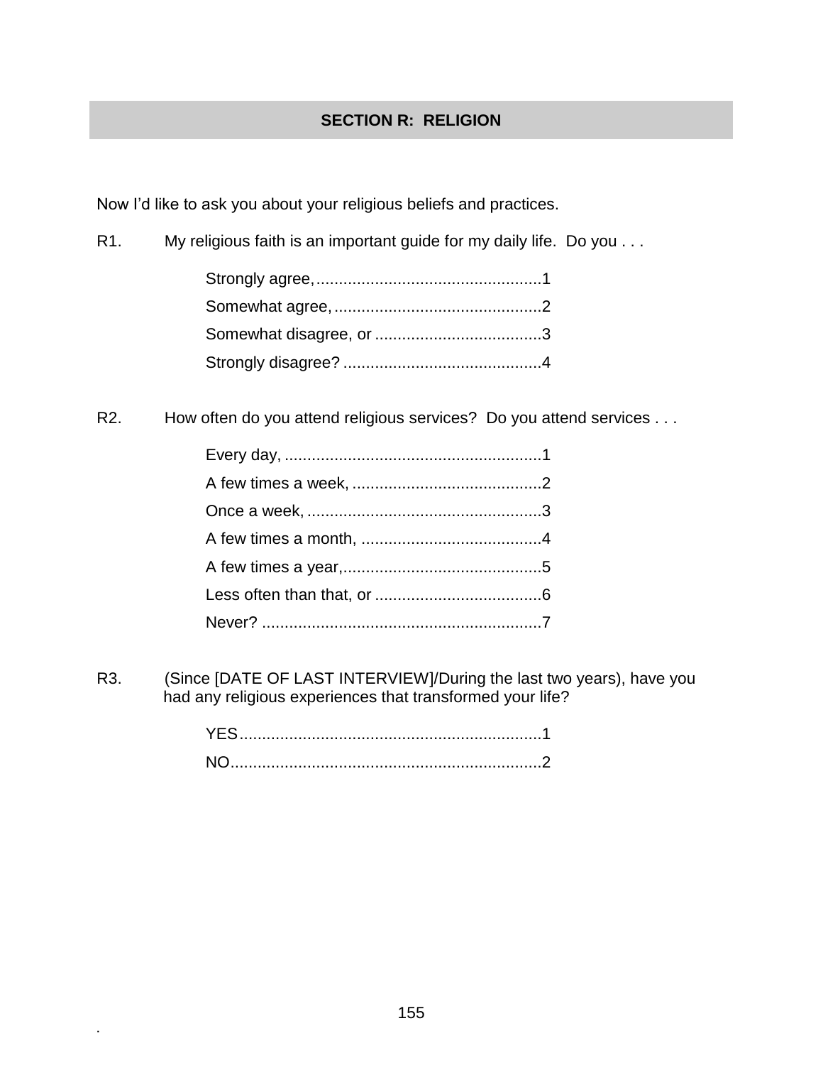## SECTION R: RELIGION

Now I'd like to ask you about your religious beliefs and practices.

R1. My religious faith is an important guide for my daily life. Do you . . .

Strongly agree, .................................................1
Somewhat agree, .............................................2
Somewhat disagree, or ....................................3
Strongly disagree? ...........................................4

R2. How often do you attend religious services? Do you attend services . . .

Every day, ........................................................1
A few times a week, .........................................2
Once a week, ....................................................3
A few times a month, ........................................4
A few times a year,............................................5
Less often than that, or .....................................6
Never? ..............................................................7

R3. (Since [DATE OF LAST INTERVIEW]/During the last two years), have you had any religious experiences that transformed your life?

YES...................................................................1
NO.....................................................................2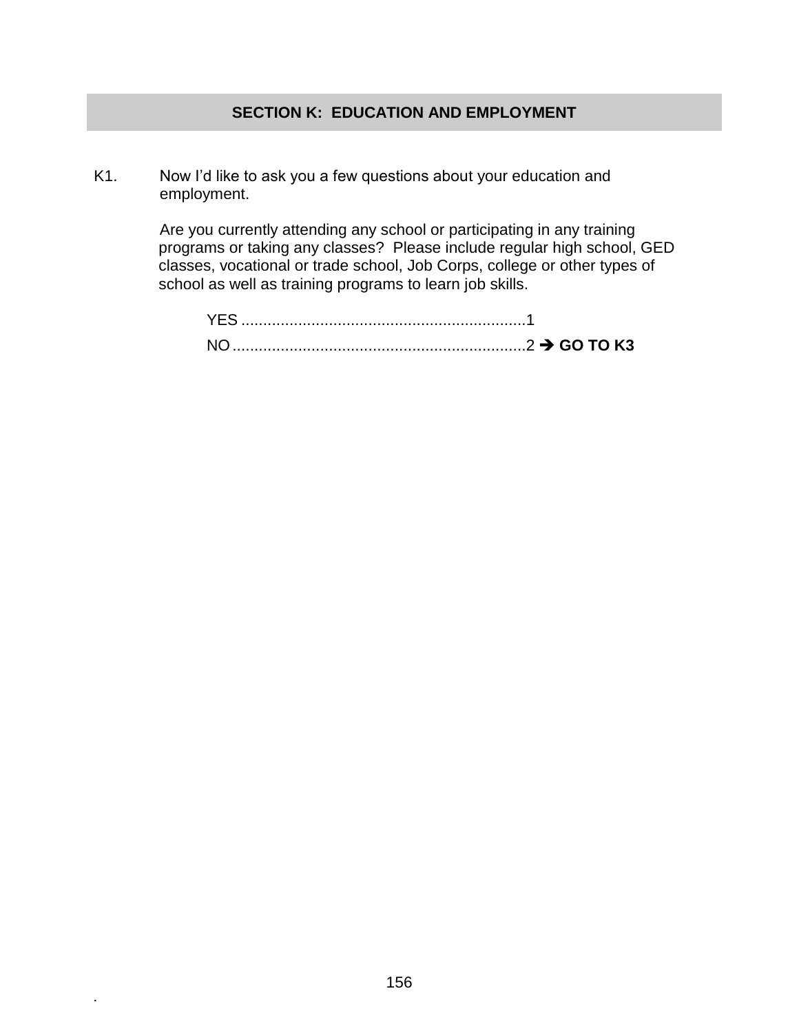## SECTION K: EDUCATION AND EMPLOYMENT

K1. Now I'd like to ask you a few questions about your education and employment.

Are you currently attending any school or participating in any training programs or taking any classes? Please include regular high school, GED classes, vocational or trade school, Job Corps, college or other types of school as well as training programs to learn job skills.

YES ..................................................................1

NO ....................................................................2 ➔ **GO TO K3**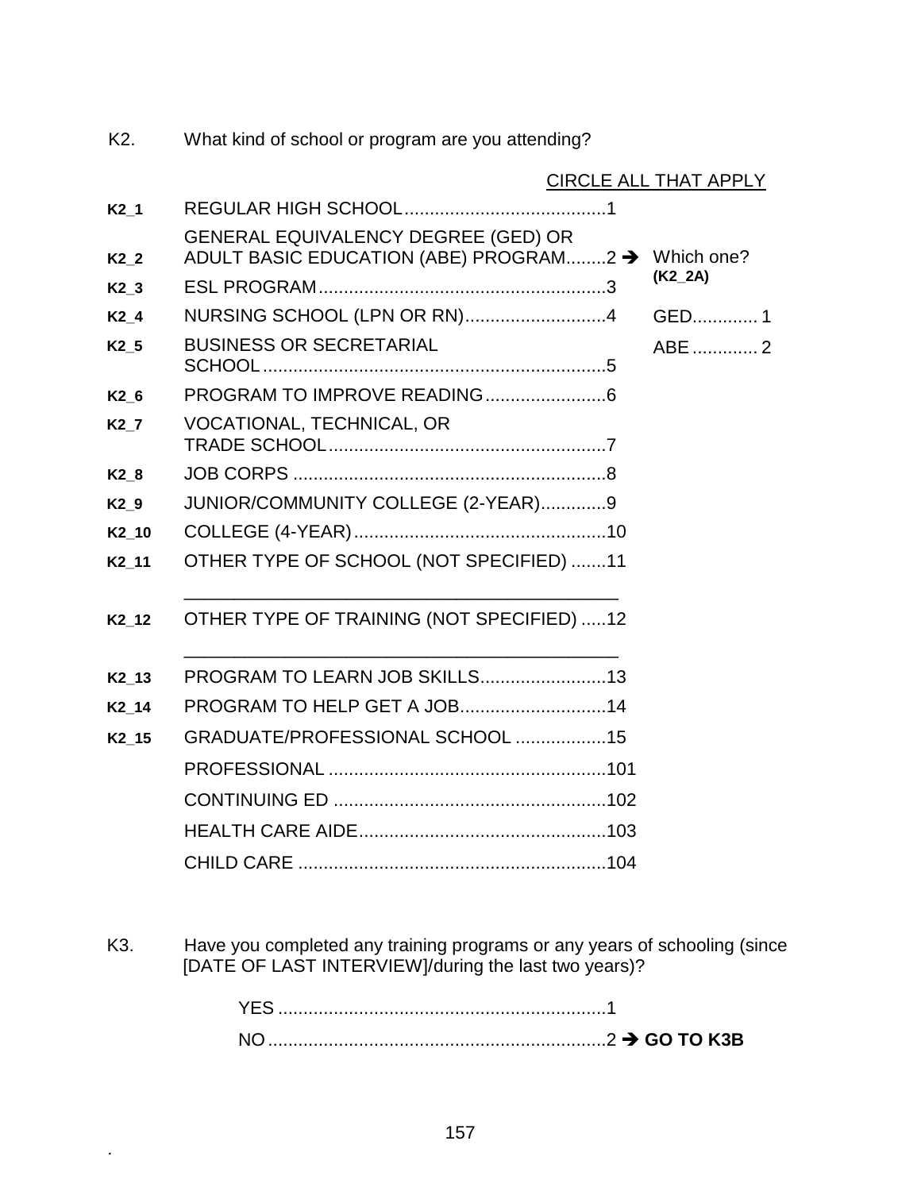K2. What kind of school or program are you attending?

CIRCLE ALL THAT APPLY

| | | | |
|---|---|---|---|
| **K2_1** | REGULAR HIGH SCHOOL........................................1 | | |
| **K2_2** | GENERAL EQUIVALENCY DEGREE (GED) OR ADULT BASIC EDUCATION (ABE) PROGRAM........2 ➔ | Which one? **(K2_2A)** | |
| **K2_3** | ESL PROGRAM.........................................................3 | | |
| **K2_4** | NURSING SCHOOL (LPN OR RN)............................4 | GED............. 1 | |
| **K2_5** | BUSINESS OR SECRETARIAL SCHOOL...................................................................5 | ABE............. 2 | |
| **K2_6** | PROGRAM TO IMPROVE READING........................6 | | |
| **K2_7** | VOCATIONAL, TECHNICAL, OR TRADE SCHOOL.......................................................7 | | |
| **K2_8** | JOB CORPS ..............................................................8 | | |
| **K2_9** | JUNIOR/COMMUNITY COLLEGE (2-YEAR).............9 | | |
| **K2_10** | COLLEGE (4-YEAR)..................................................10 | | |
| **K2_11** | OTHER TYPE OF SCHOOL (NOT SPECIFIED) .......11 ______________________________________________ | | |
| **K2_12** | OTHER TYPE OF TRAINING (NOT SPECIFIED) .....12 ______________________________________________ | | |
| **K2_13** | PROGRAM TO LEARN JOB SKILLS.........................13 | | |
| **K2_14** | PROGRAM TO HELP GET A JOB.............................14 | | |
| **K2_15** | GRADUATE/PROFESSIONAL SCHOOL ..................15 | | |
| | PROFESSIONAL .......................................................101 | | |
| | CONTINUING ED ......................................................102 | | |
| | HEALTH CARE AIDE.................................................103 | | |
| | CHILD CARE .............................................................104 | | |

K3. Have you completed any training programs or any years of schooling (since [DATE OF LAST INTERVIEW]/during the last two years)?

YES .................................................................1

NO...................................................................2 ➔ **GO TO K3B**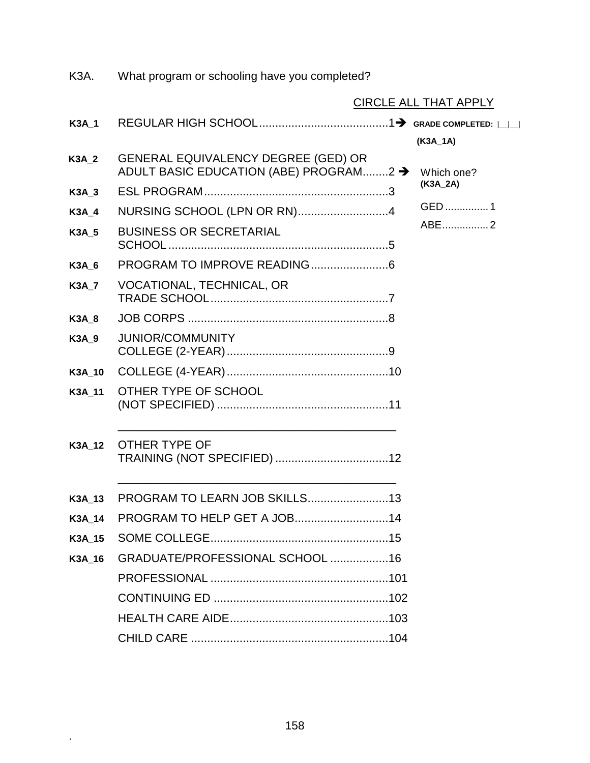K3A. What program or schooling have you completed?

CIRCLE ALL THAT APPLY

| | | | |
|---|---|---|---|
| **K3A_1** | REGULAR HIGH SCHOOL........................................1 ➔ | **GRADE COMPLETED:** \|__\|__\| **(K3A_1A)** | |
| **K3A_2** | GENERAL EQUIVALENCY DEGREE (GED) OR ADULT BASIC EDUCATION (ABE) PROGRAM........2 ➔ | Which one? **(K3A_2A)** | |
| **K3A_3** | ESL PROGRAM.........................................................3 | GED ............... 1 | |
| **K3A_4** | NURSING SCHOOL (LPN OR RN)............................4 | ABE................ 2 | |
| **K3A_5** | BUSINESS OR SECRETARIAL SCHOOL ....................................................................5 | | |
| **K3A_6** | PROGRAM TO IMPROVE READING........................6 | | |
| **K3A_7** | VOCATIONAL, TECHNICAL, OR TRADE SCHOOL.......................................................7 | | |
| **K3A_8** | JOB CORPS ..............................................................8 | | |
| **K3A_9** | JUNIOR/COMMUNITY COLLEGE (2-YEAR)..................................................9 | | |
| **K3A_10** | COLLEGE (4-YEAR)..................................................10 | | |
| **K3A_11** | OTHER TYPE OF SCHOOL (NOT SPECIFIED) .....................................................11 ____________________________________________ | | |
| **K3A_12** | OTHER TYPE OF TRAINING (NOT SPECIFIED) ...................................12 ____________________________________________ | | |
| **K3A_13** | PROGRAM TO LEARN JOB SKILLS.........................13 | | |
| **K3A_14** | PROGRAM TO HELP GET A JOB.............................14 | | |
| **K3A_15** | SOME COLLEGE.......................................................15 | | |
| **K3A_16** | GRADUATE/PROFESSIONAL SCHOOL ..................16 | | |
| | PROFESSIONAL .......................................................101 | | |
| | CONTINUING ED ......................................................102 | | |
| | HEALTH CARE AIDE.................................................103 | | |
| | CHILD CARE .............................................................104 | | |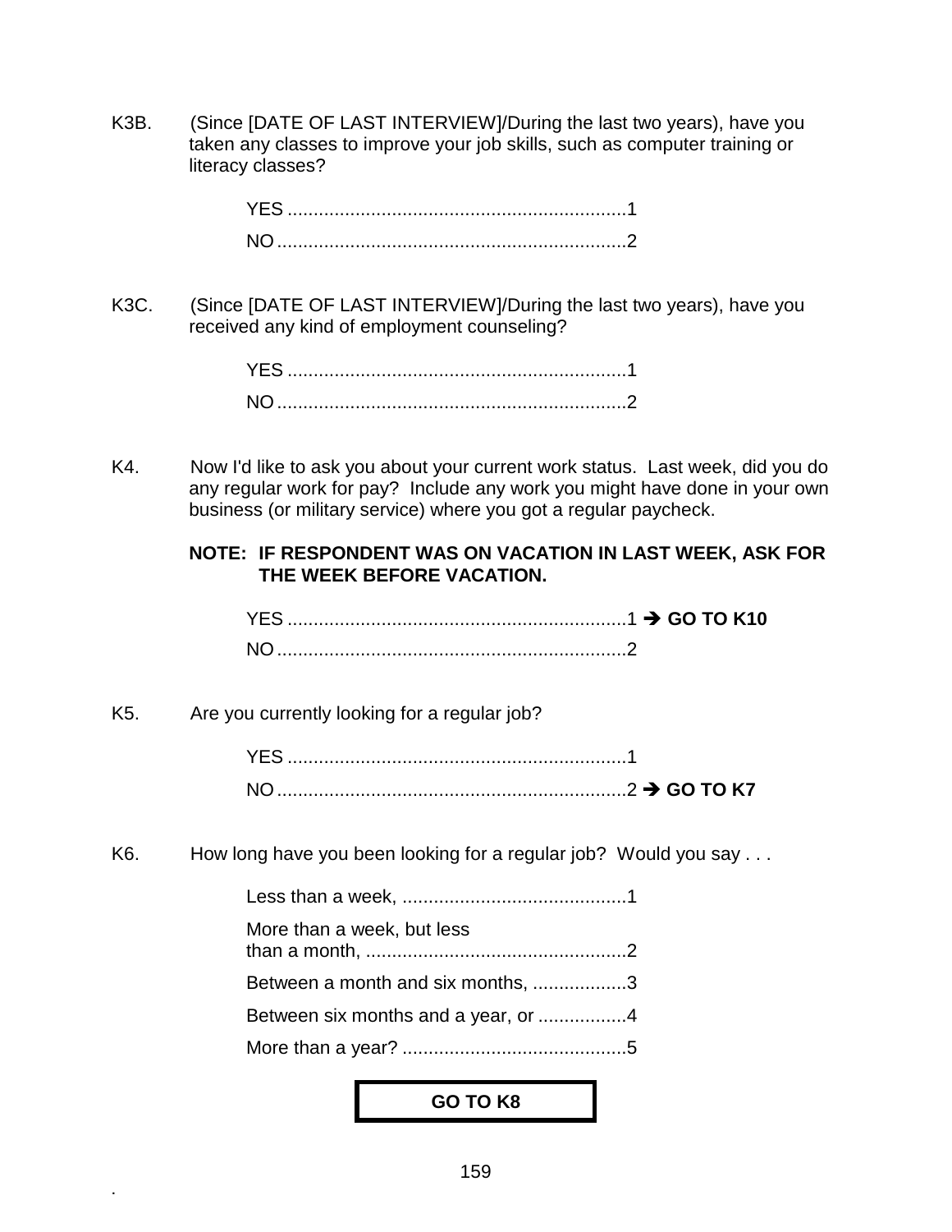K3B. (Since [DATE OF LAST INTERVIEW]/During the last two years), have you taken any classes to improve your job skills, such as computer training or literacy classes?

YES ..................................................................1
NO....................................................................2

K3C. (Since [DATE OF LAST INTERVIEW]/During the last two years), have you received any kind of employment counseling?

YES ..................................................................1
NO....................................................................2

K4. Now I'd like to ask you about your current work status. Last week, did you do any regular work for pay? Include any work you might have done in your own business (or military service) where you got a regular paycheck.

**NOTE: IF RESPONDENT WAS ON VACATION IN LAST WEEK, ASK FOR THE WEEK BEFORE VACATION.**

YES ..................................................................1 ➔ **GO TO K10**
NO....................................................................2

K5. Are you currently looking for a regular job?

YES ..................................................................1
NO....................................................................2 ➔ **GO TO K7**

K6. How long have you been looking for a regular job? Would you say . . .

Less than a week, ...........................................1
More than a week, but less than a month, ..................................................2
Between a month and six months, ..................3
Between six months and a year, or .................4
More than a year? ...........................................5

**GO TO K8**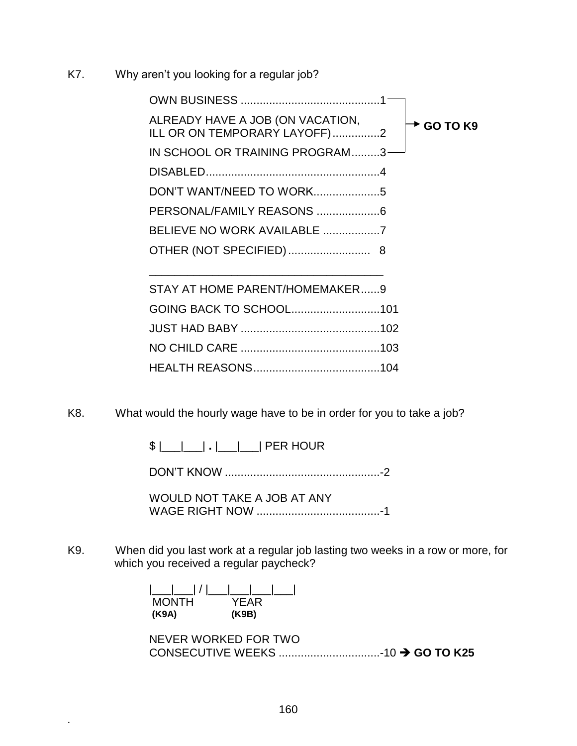K7. Why aren't you looking for a regular job?

- OWN BUSINESS ............................................1 → GO TO K9
- ALREADY HAVE A JOB (ON VACATION, ILL OR ON TEMPORARY LAYOFF)...............2 → GO TO K9
- IN SCHOOL OR TRAINING PROGRAM.........3 → GO TO K9
- DISABLED.......................................................4
- DON'T WANT/NEED TO WORK.....................5
- PERSONAL/FAMILY REASONS ....................6
- BELIEVE NO WORK AVAILABLE ..................7
- OTHER (NOT SPECIFIED).......................... 8

  ______________________________________

- STAY AT HOME PARENT/HOMEMAKER......9
- GOING BACK TO SCHOOL............................101
- JUST HAD BABY ............................................102
- NO CHILD CARE ............................................103
- HEALTH REASONS........................................104

K8. What would the hourly wage have to be in order for you to take a job?

$ |___|___| . |___|___| PER HOUR

DON'T KNOW .................................................-2

WOULD NOT TAKE A JOB AT ANY WAGE RIGHT NOW .......................................-1

K9. When did you last work at a regular job lasting two weeks in a row or more, for which you received a regular paycheck?

|___|___| / |___|___|___|___|
MONTH (K9A) YEAR (K9B)

NEVER WORKED FOR TWO CONSECUTIVE WEEKS ................................-10 → **GO TO K25**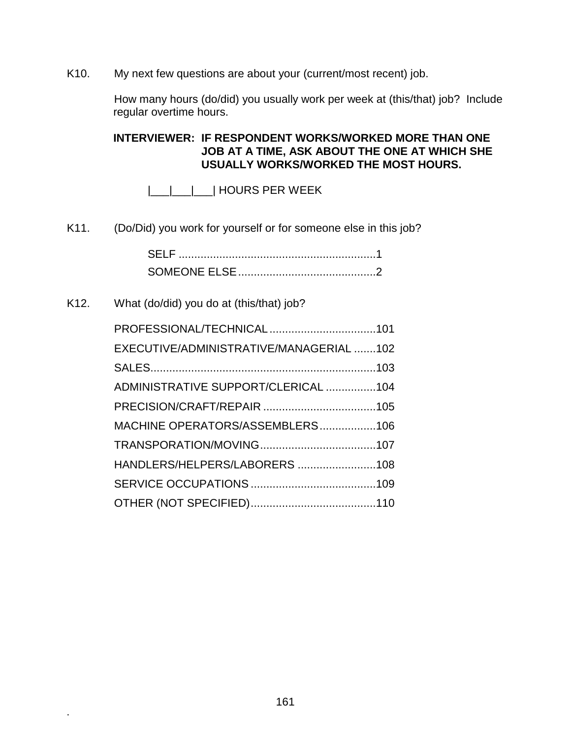K10. My next few questions are about your (current/most recent) job.

How many hours (do/did) you usually work per week at (this/that) job? Include regular overtime hours.

**INTERVIEWER: IF RESPONDENT WORKS/WORKED MORE THAN ONE JOB AT A TIME, ASK ABOUT THE ONE AT WHICH SHE USUALLY WORKS/WORKED THE MOST HOURS.**

|___|___|___| HOURS PER WEEK

K11. (Do/Did) you work for yourself or for someone else in this job?

SELF ..............................................................1
SOMEONE ELSE............................................2

K12. What (do/did) you do at (this/that) job?

PROFESSIONAL/TECHNICAL..................................101
EXECUTIVE/ADMINISTRATIVE/MANAGERIAL .......102
SALES........................................................................103
ADMINISTRATIVE SUPPORT/CLERICAL ................104
PRECISION/CRAFT/REPAIR ....................................105
MACHINE OPERATORS/ASSEMBLERS..................106
TRANSPORATION/MOVING.....................................107
HANDLERS/HELPERS/LABORERS .........................108
SERVICE OCCUPATIONS........................................109
OTHER (NOT SPECIFIED)........................................110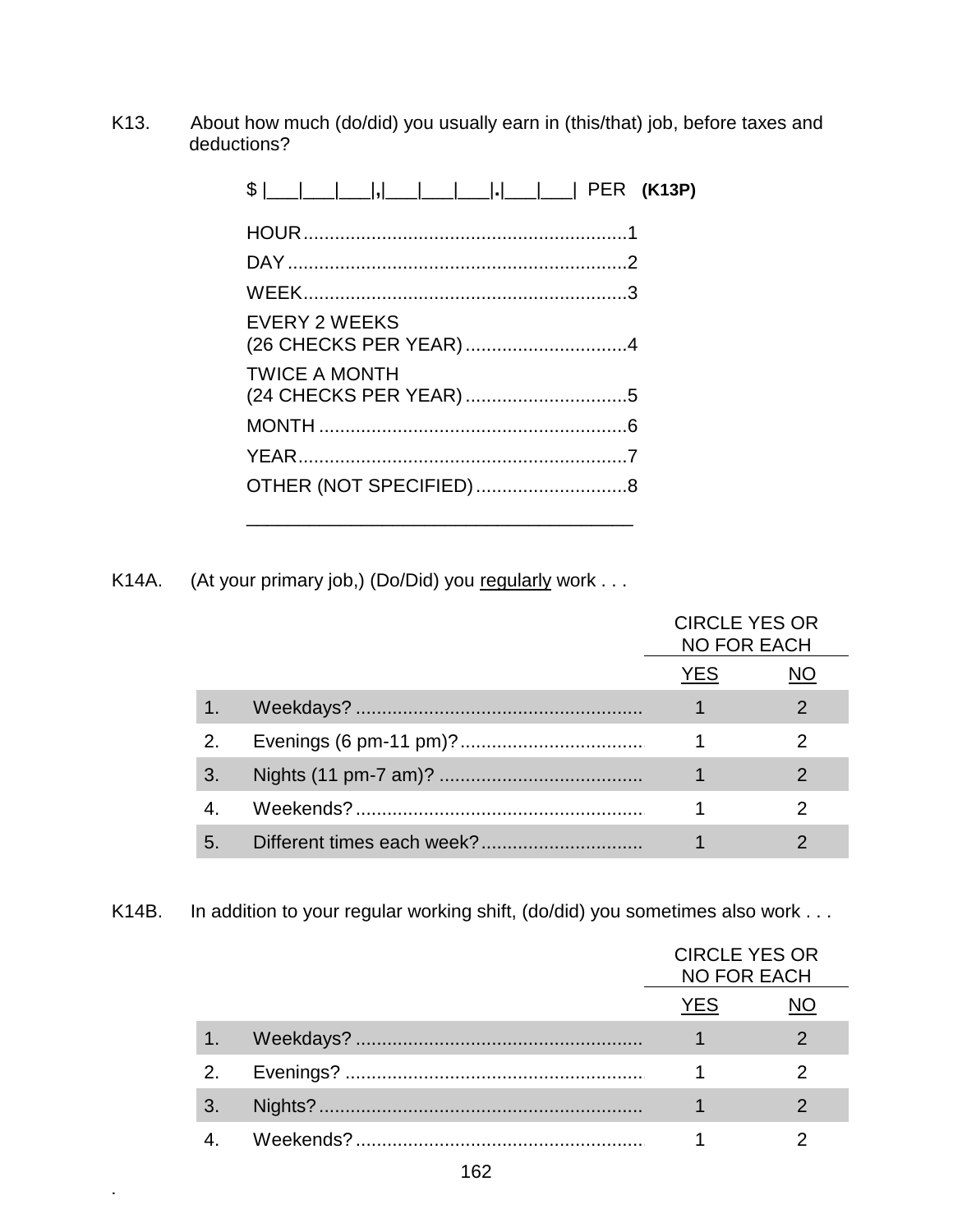K13. About how much (do/did) you usually earn in (this/that) job, before taxes and deductions?

$ |___|___|___|,|___|___|___|.|___|___| PER **(K13P)**

HOUR............................................................1
DAY...............................................................2
WEEK............................................................3
EVERY 2 WEEKS
(26 CHECKS PER YEAR)..............................4
TWICE A MONTH
(24 CHECKS PER YEAR)..............................5
MONTH..........................................................6
YEAR.............................................................7
OTHER (NOT SPECIFIED)............................8

_______________________________________

K14A. (At your primary job,) (Do/Did) you regularly work . . .

| | | CIRCLE YES OR NO FOR EACH | |
|---|---|---|---|
| | | YES | NO |
| 1. | Weekdays? | 1 | 2 |
| 2. | Evenings (6 pm-11 pm)? | 1 | 2 |
| 3. | Nights (11 pm-7 am)? | 1 | 2 |
| 4. | Weekends? | 1 | 2 |
| 5. | Different times each week? | 1 | 2 |

K14B. In addition to your regular working shift, (do/did) you sometimes also work . . .

| | | CIRCLE YES OR NO FOR EACH | |
|---|---|---|---|
| | | YES | NO |
| 1. | Weekdays? | 1 | 2 |
| 2. | Evenings? | 1 | 2 |
| 3. | Nights? | 1 | 2 |
| 4. | Weekends? | 1 | 2 |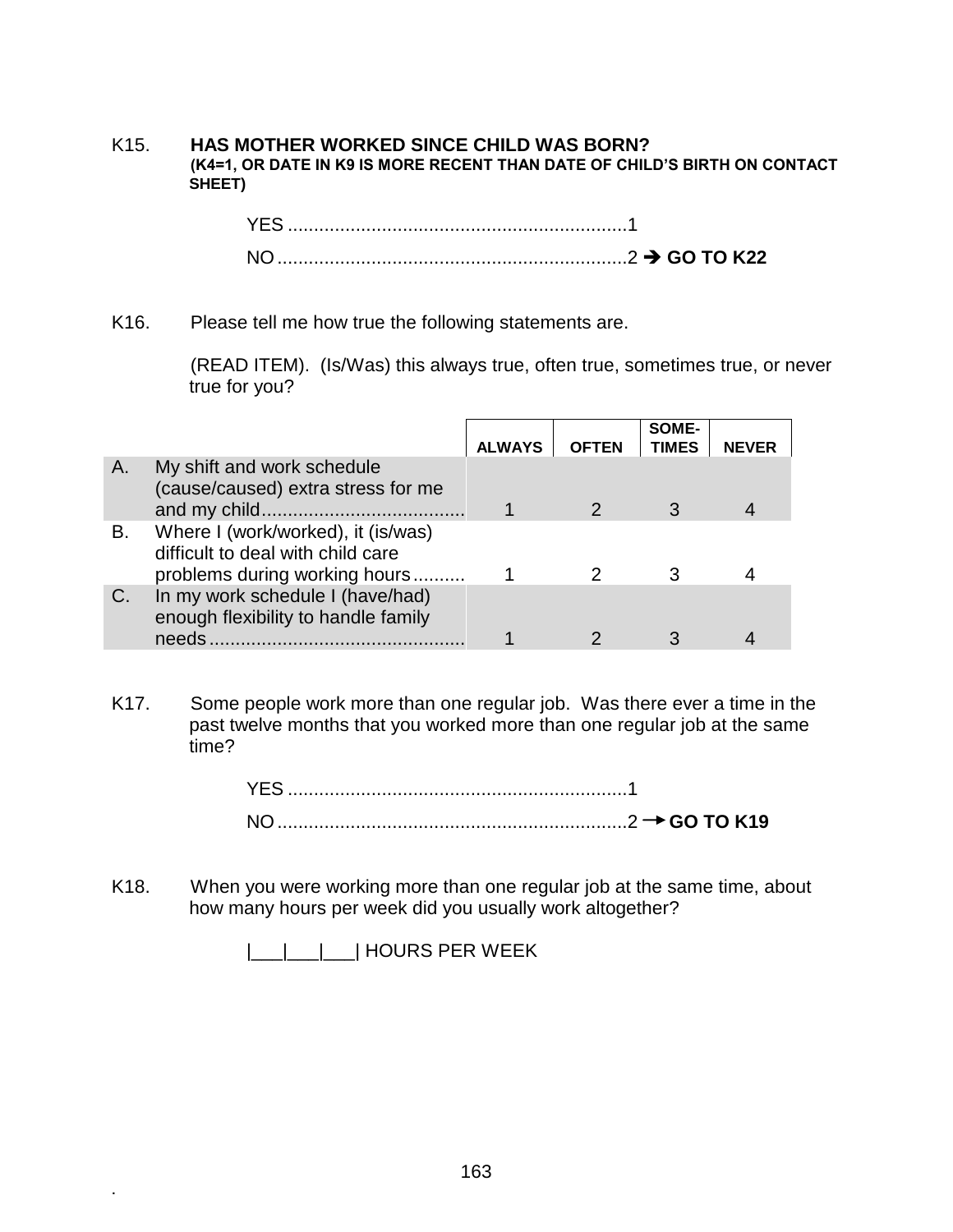K15. **HAS MOTHER WORKED SINCE CHILD WAS BORN?**
**(K4=1, OR DATE IN K9 IS MORE RECENT THAN DATE OF CHILD'S BIRTH ON CONTACT SHEET)**

YES ................................................................1
NO ..................................................................2 ➔ **GO TO K22**

K16. Please tell me how true the following statements are.

(READ ITEM). (Is/Was) this always true, often true, sometimes true, or never true for you?

| | | ALWAYS | OFTEN | SOME-TIMES | NEVER |
|---|---|---|---|---|---|
| A. | My shift and work schedule (cause/caused) extra stress for me and my child....................................... | 1 | 2 | 3 | 4 |
| B. | Where I (work/worked), it (is/was) difficult to deal with child care problems during working hours.......... | 1 | 2 | 3 | 4 |
| C. | In my work schedule I (have/had) enough flexibility to handle family needs................................................ | 1 | 2 | 3 | 4 |

K17. Some people work more than one regular job. Was there ever a time in the past twelve months that you worked more than one regular job at the same time?

YES ................................................................1
NO ..................................................................2 → **GO TO K19**

K18. When you were working more than one regular job at the same time, about how many hours per week did you usually work altogether?

|___|___|___| HOURS PER WEEK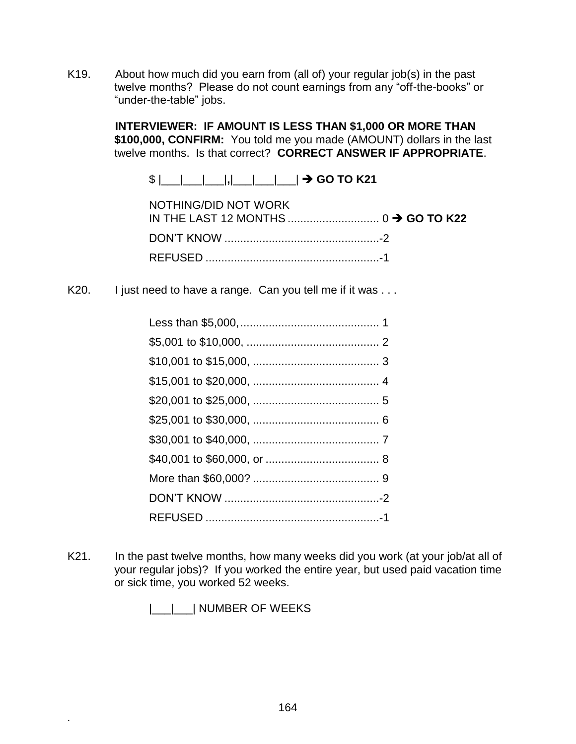K19. About how much did you earn from (all of) your regular job(s) in the past twelve months? Please do not count earnings from any “off-the-books” or “under-the-table” jobs.

**INTERVIEWER: IF AMOUNT IS LESS THAN $1,000 OR MORE THAN $100,000, CONFIRM:** You told me you made (AMOUNT) dollars in the last twelve months. Is that correct? **CORRECT ANSWER IF APPROPRIATE**.

$ |___|___|___|,|___|___|___| ➔ **GO TO K21**

NOTHING/DID NOT WORK IN THE LAST 12 MONTHS ............................ 0 ➔ **GO TO K22**

DON’T KNOW ................................................-2

REFUSED ......................................................-1

K20. I just need to have a range. Can you tell me if it was . . .

Less than $5,000,............................................ 1

$5,001 to $10,000, .......................................... 2

$10,001 to $15,000, ........................................ 3

$15,001 to $20,000, ........................................ 4

$20,001 to $25,000, ........................................ 5

$25,001 to $30,000, ........................................ 6

$30,001 to $40,000, ........................................ 7

$40,001 to $60,000, or .................................... 8

More than $60,000? ........................................ 9

DON’T KNOW ................................................-2

REFUSED ......................................................-1

K21. In the past twelve months, how many weeks did you work (at your job/at all of your regular jobs)? If you worked the entire year, but used paid vacation time or sick time, you worked 52 weeks.

|___|___| NUMBER OF WEEKS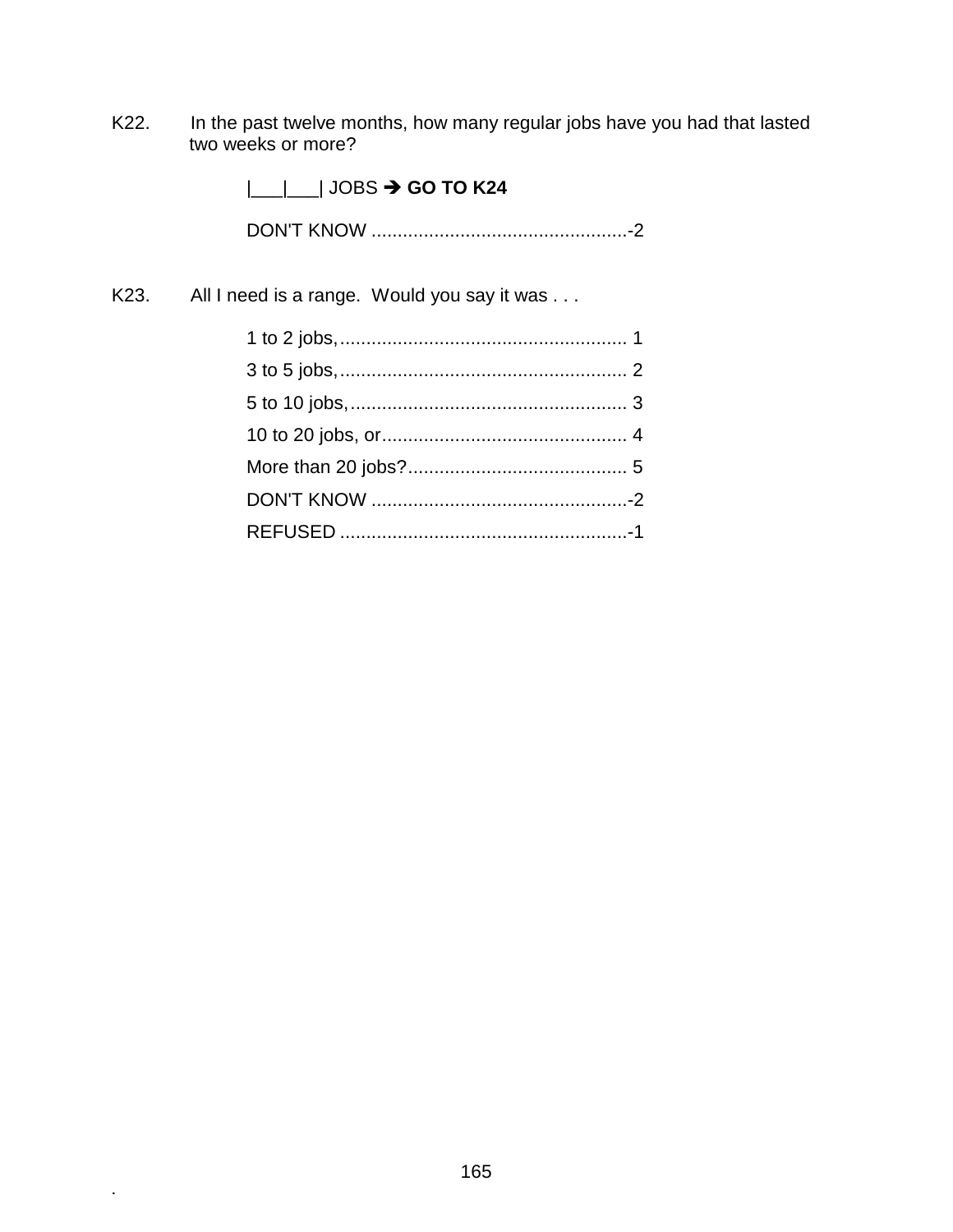K22. In the past twelve months, how many regular jobs have you had that lasted two weeks or more?

|___|___| JOBS ➔ **GO TO K24**

DON'T KNOW ................................................-2

K23. All I need is a range. Would you say it was . . .

1 to 2 jobs,...................................................... 1
3 to 5 jobs,...................................................... 2
5 to 10 jobs,.................................................... 3
10 to 20 jobs, or.............................................. 4
More than 20 jobs?.......................................... 5
DON'T KNOW ................................................-2
REFUSED ......................................................-1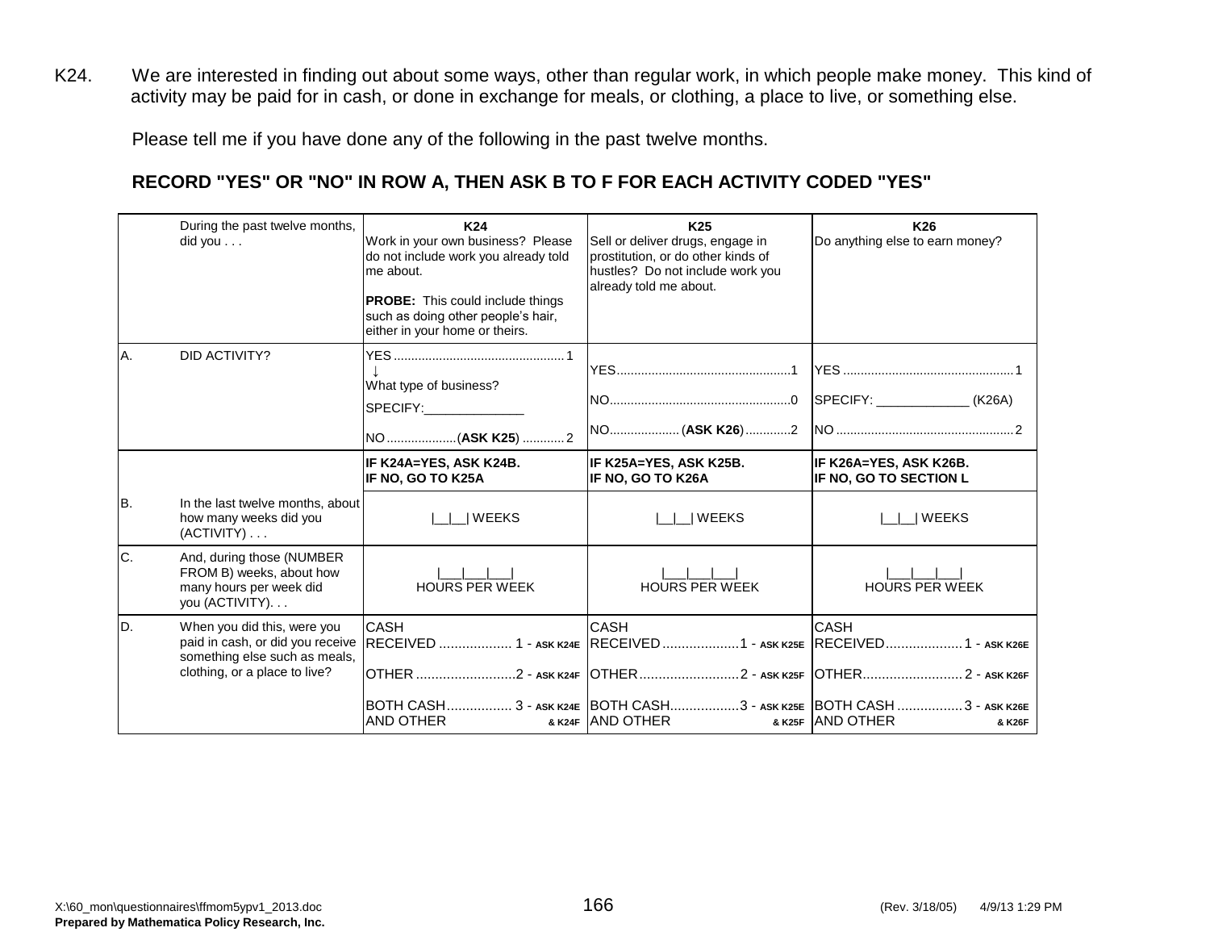K24. We are interested in finding out about some ways, other than regular work, in which people make money. This kind of activity may be paid for in cash, or done in exchange for meals, or clothing, a place to live, or something else.

Please tell me if you have done any of the following in the past twelve months.

**RECORD "YES" OR "NO" IN ROW A, THEN ASK B TO F FOR EACH ACTIVITY CODED "YES"**

| | During the past twelve months, did you . . . | **K24**<br>Work in your own business? Please do not include work you already told me about.<br><br>**PROBE:** This could include things such as doing other people's hair, either in your home or theirs. | **K25**<br>Sell or deliver drugs, engage in prostitution, or do other kinds of hustles? Do not include work you already told me about. | **K26**<br>Do anything else to earn money? |
|---|---|---|---|---|
| A. | DID ACTIVITY? | YES .......... 1<br>↓<br>What type of business?<br>SPECIFY:______________<br><br>NO ..........(**ASK K25**) .......... 2 | YES .......... 1<br><br>NO .......... 0<br><br>NO .......... (**ASK K26**) .......... 2 | YES .......... 1<br><br>SPECIFY: _____________ (K26A)<br><br>NO .......... 2 |
| | | **IF K24A=YES, ASK K24B. IF NO, GO TO K25A** | **IF K25A=YES, ASK K25B. IF NO, GO TO K26A** | **IF K26A=YES, ASK K26B. IF NO, GO TO SECTION L** |
| B. | In the last twelve months, about how many weeks did you (ACTIVITY) . . . | \|__\|__\| WEEKS | \|__\|__\| WEEKS | \|__\|__\| WEEKS |
| C. | And, during those (NUMBER FROM B) weeks, about how many hours per week did you (ACTIVITY). . . | \|___\|___\|___\|<br>HOURS PER WEEK | \|___\|___\|___\|<br>HOURS PER WEEK | \|___\|___\|___\|<br>HOURS PER WEEK |
| D. | When you did this, were you paid in cash, or did you receive something else such as meals, clothing, or a place to live? | CASH RECEIVED .......... 1 - ASK K24E<br><br>OTHER .......... 2 - ASK K24F<br><br>BOTH CASH AND OTHER .......... 3 - ASK K24E & K24F | CASH RECEIVED .......... 1 - ASK K25E<br><br>OTHER .......... 2 - ASK K25F<br><br>BOTH CASH AND OTHER .......... 3 - ASK K25E & K25F | CASH RECEIVED .......... 1 - ASK K26E<br><br>OTHER .......... 2 - ASK K26F<br><br>BOTH CASH AND OTHER .......... 3 - ASK K26E & K26F |

X:\60_mon\questionnaires\ffmom5ypv1_2013.doc (Rev. 3/18/05) 4/9/13 1:29 PM
**Prepared by Mathematica Policy Research, Inc.**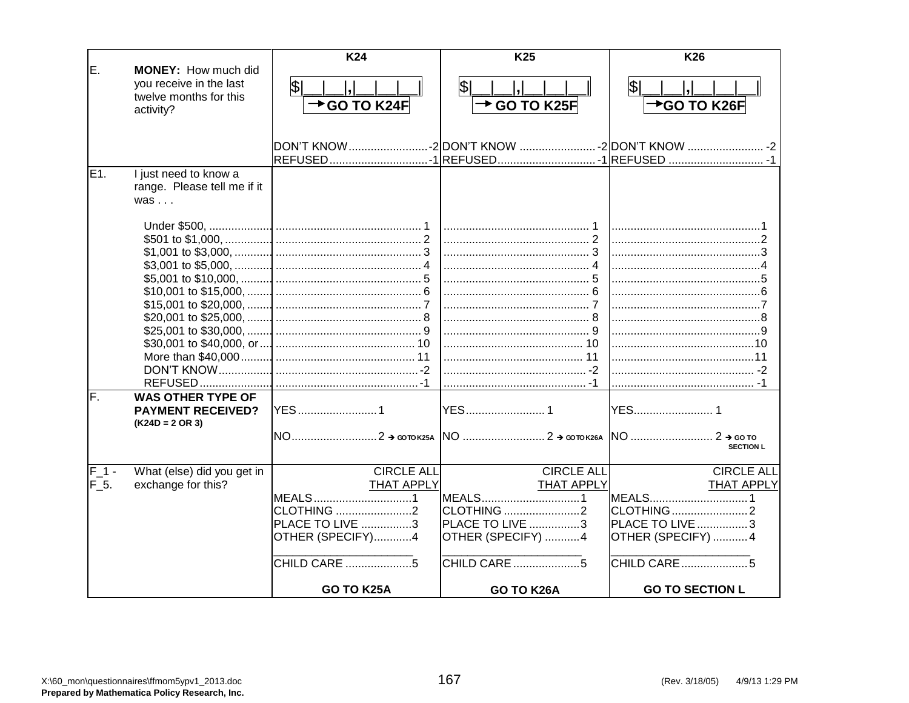| | | K24 | K25 | K26 |
|---|---|---|---|---|
| E. | **MONEY:** How much did you receive in the last twelve months for this activity? | $\|__\|__\|,\|__\|__\|__\| → **GO TO K24F**<br><br>DON'T KNOW.........................-2<br>REFUSED...............................-1 | $\|__\|__\|,\|__\|__\|__\| → **GO TO K25F**<br><br>DON'T KNOW ........................-2<br>REFUSED..............................-1 | $\|__\|__\|,\|__\|__\|__\| → **GO TO K26F**<br><br>DON'T KNOW ........................ -2<br>REFUSED ............................. -1 |
| E1. | I just need to know a range. Please tell me if it was . . .<br><br>Under $500, ....................<br>$501 to $1,000, ..............<br>$1,001 to $3,000, ...........<br>$3,001 to $5,000, ...........<br>$5,001 to $10,000, .........<br>$10,001 to $15,000, ........<br>$15,001 to $20,000, ........<br>$20,001 to $25,000, ........<br>$25,001 to $30,000, ........<br>$30,001 to $40,000, or ....<br>More than $40,000 .........<br>DON'T KNOW ................<br>REFUSED ...................... | ........ 1<br>........ 2<br>........ 3<br>........ 4<br>........ 5<br>........ 6<br>........ 7<br>........ 8<br>........ 9<br>........ 10<br>........ 11<br>........ -2<br>........ -1 | ........ 1<br>........ 2<br>........ 3<br>........ 4<br>........ 5<br>........ 6<br>........ 7<br>........ 8<br>........ 9<br>........ 10<br>........ 11<br>........ -2<br>........ -1 | ........ 1<br>........ 2<br>........ 3<br>........ 4<br>........ 5<br>........ 6<br>........ 7<br>........ 8<br>........ 9<br>........ 10<br>........ 11<br>........ -2<br>........ -1 |
| F. | **WAS OTHER TYPE OF PAYMENT RECEIVED?**<br>**(K24D = 2 OR 3)** | YES.........................1<br><br>NO...........................2 → GO TO K25A | YES.........................1<br><br>NO ..........................2 → GO TO K26A | YES......................... 1<br><br>NO .......................... 2 → GO TO SECTION L |
| F_1 - F_5. | What (else) did you get in exchange for this? | CIRCLE ALL THAT APPLY<br>MEALS...............................1<br>CLOTHING ........................2<br>PLACE TO LIVE ................3<br>OTHER (SPECIFY)............4<br>______________________<br>CHILD CARE .....................5<br><br>**GO TO K25A** | CIRCLE ALL THAT APPLY<br>MEALS...............................1<br>CLOTHING ........................2<br>PLACE TO LIVE ................3<br>OTHER (SPECIFY) ...........4<br>______________________<br>CHILD CARE .....................5<br><br>**GO TO K26A** | CIRCLE ALL THAT APPLY<br>MEALS............................... 1<br>CLOTHING ........................ 2<br>PLACE TO LIVE ................ 3<br>OTHER (SPECIFY) ........... 4<br>______________________<br>CHILD CARE ..................... 5<br><br>**GO TO SECTION L** |

X:\60_mon\questionnaires\ffmom5ypv1_2013.doc (Rev. 3/18/05) 4/9/13 1:29 PM
**Prepared by Mathematica Policy Research, Inc.**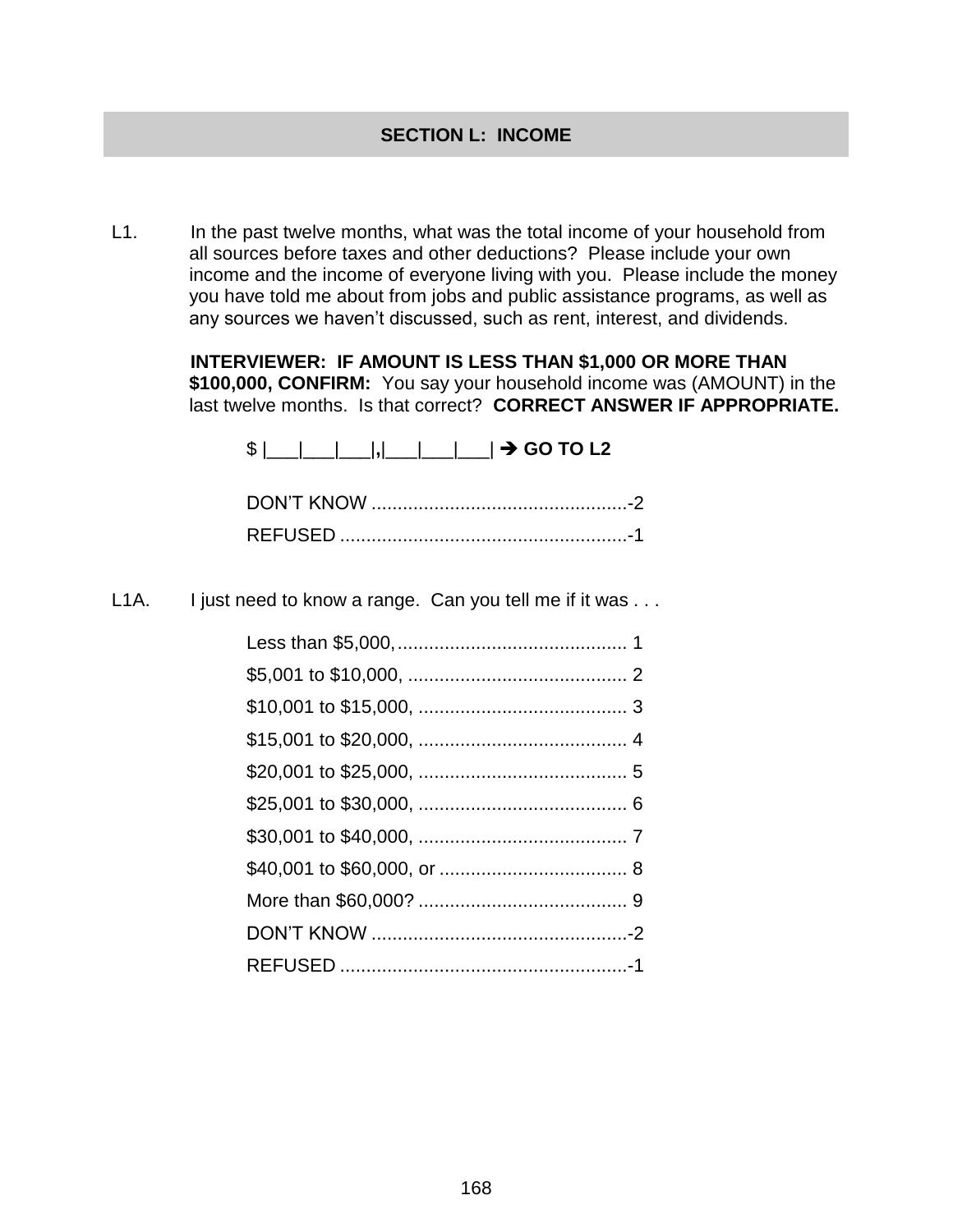## SECTION L: INCOME

L1. In the past twelve months, what was the total income of your household from all sources before taxes and other deductions? Please include your own income and the income of everyone living with you. Please include the money you have told me about from jobs and public assistance programs, as well as any sources we haven't discussed, such as rent, interest, and dividends.

**INTERVIEWER: IF AMOUNT IS LESS THAN $1,000 OR MORE THAN $100,000, CONFIRM:** You say your household income was (AMOUNT) in the last twelve months. Is that correct? **CORRECT ANSWER IF APPROPRIATE.**

$ |___|___|___|,|___|___|___| ➔ **GO TO L2**

DON'T KNOW ................................................-2
REFUSED ......................................................-1

L1A. I just need to know a range. Can you tell me if it was . . .

Less than $5,000, ........................................... 1
$5,001 to $10,000, ......................................... 2
$10,001 to $15,000, ....................................... 3
$15,001 to $20,000, ....................................... 4
$20,001 to $25,000, ....................................... 5
$25,001 to $30,000, ....................................... 6
$30,001 to $40,000, ....................................... 7
$40,001 to $60,000, or .................................. 8
More than $60,000? ....................................... 9
DON'T KNOW ................................................-2
REFUSED ......................................................-1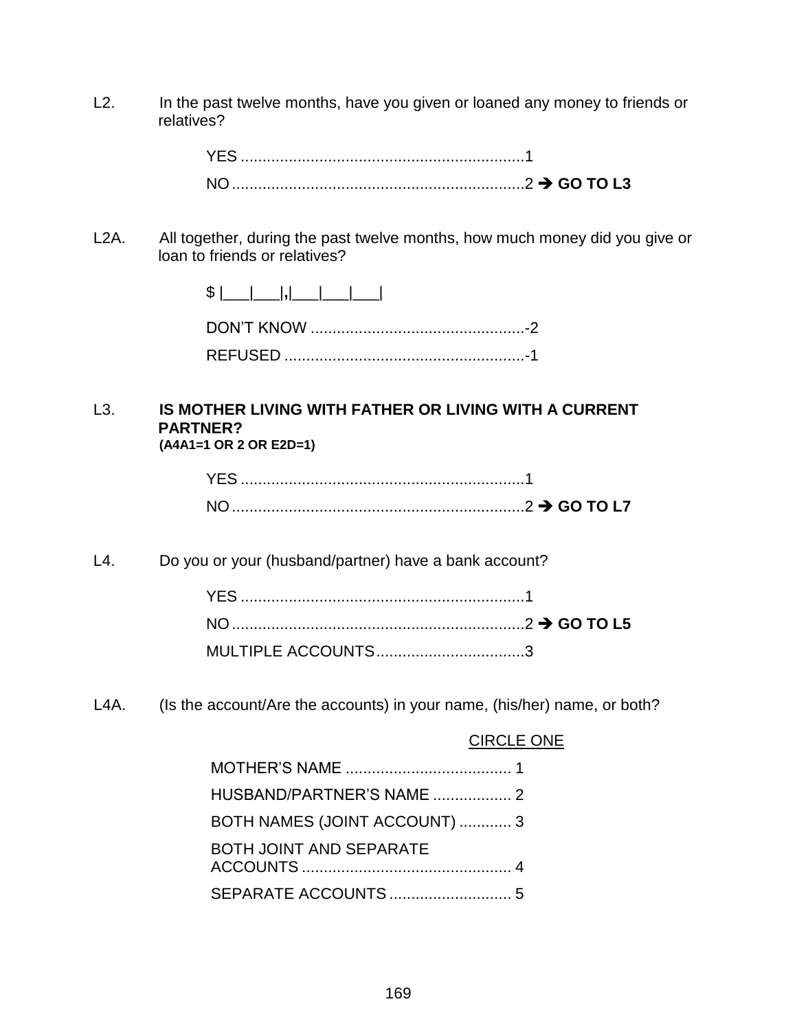L2. In the past twelve months, have you given or loaned any money to friends or relatives?

YES ................................................................1
NO ..................................................................2 ➔ **GO TO L3**

L2A. All together, during the past twelve months, how much money did you give or loan to friends or relatives?

$ |___|___|,|___|___|___|

DON'T KNOW .................................................-2
REFUSED .......................................................-1

L3. **IS MOTHER LIVING WITH FATHER OR LIVING WITH A CURRENT PARTNER?**
**(A4A1=1 OR 2 OR E2D=1)**

YES ................................................................1
NO ..................................................................2 ➔ **GO TO L7**

L4. Do you or your (husband/partner) have a bank account?

YES ................................................................1
NO ..................................................................2 ➔ **GO TO L5**
MULTIPLE ACCOUNTS..................................3

L4A. (Is the account/Are the accounts) in your name, (his/her) name, or both?

CIRCLE ONE

MOTHER'S NAME ...................................... 1
HUSBAND/PARTNER'S NAME .................. 2
BOTH NAMES (JOINT ACCOUNT) ............ 3
BOTH JOINT AND SEPARATE ACCOUNTS ................................................ 4
SEPARATE ACCOUNTS ............................ 5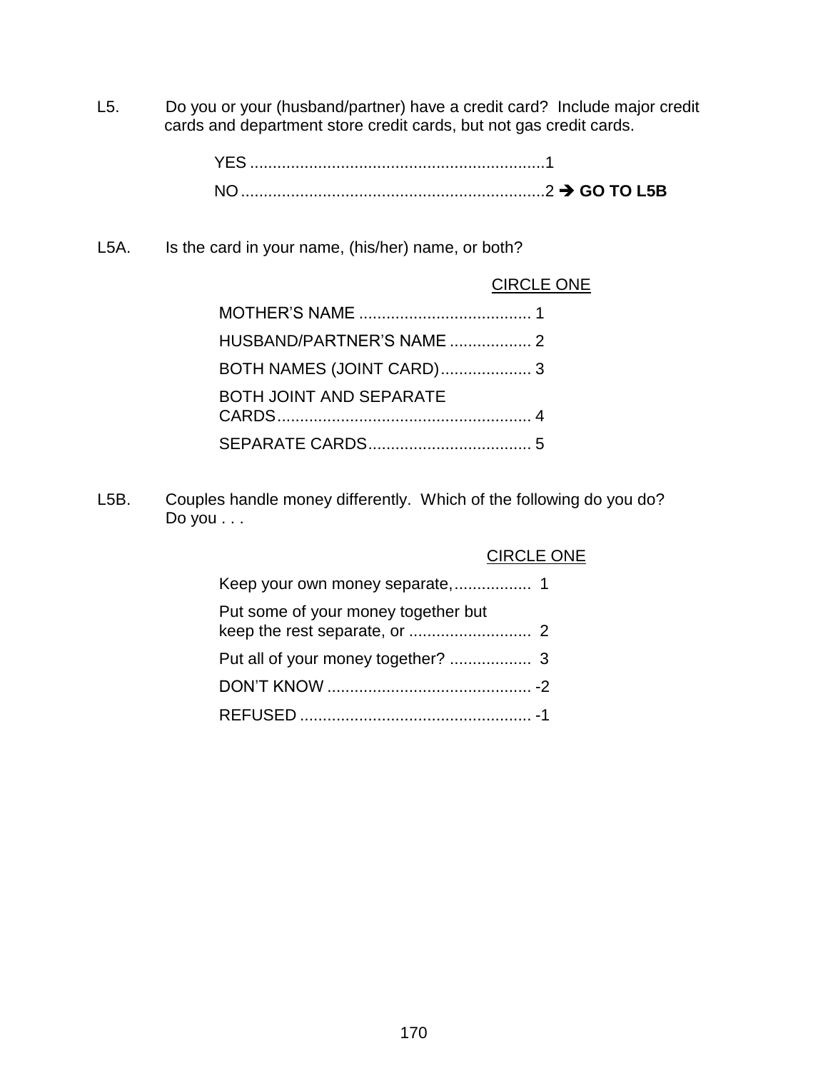L5. Do you or your (husband/partner) have a credit card? Include major credit cards and department store credit cards, but not gas credit cards.

YES ................................................................1

NO ..................................................................2 ➔ **GO TO L5B**

L5A. Is the card in your name, (his/her) name, or both?

CIRCLE ONE

MOTHER'S NAME ...................................... 1

HUSBAND/PARTNER'S NAME .................. 2

BOTH NAMES (JOINT CARD).................... 3

BOTH JOINT AND SEPARATE CARDS........................................................ 4

SEPARATE CARDS.................................... 5

L5B. Couples handle money differently. Which of the following do you do? Do you . . .

CIRCLE ONE

Keep your own money separate,................. 1

Put some of your money together but keep the rest separate, or ........................... 2

Put all of your money together? .................. 3

DON'T KNOW ............................................. -2

REFUSED ................................................... -1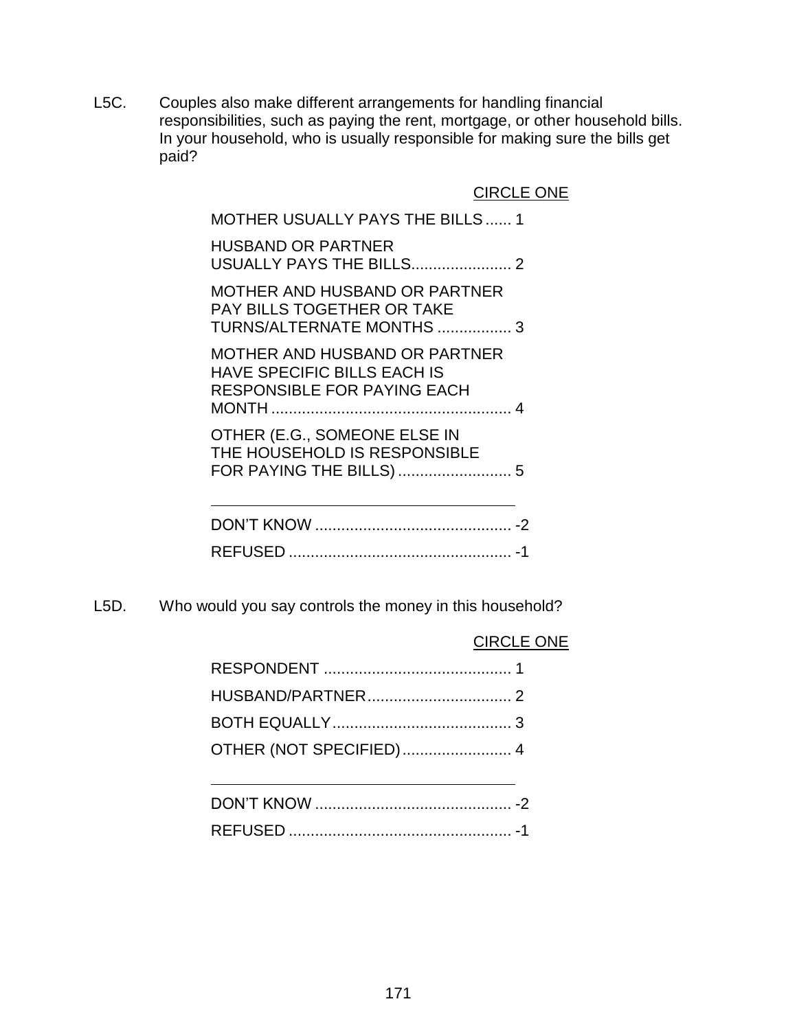L5C. Couples also make different arrangements for handling financial responsibilities, such as paying the rent, mortgage, or other household bills. In your household, who is usually responsible for making sure the bills get paid?

CIRCLE ONE

| | |
|---|---|
| MOTHER USUALLY PAYS THE BILLS | 1 |
| HUSBAND OR PARTNER USUALLY PAYS THE BILLS | 2 |
| MOTHER AND HUSBAND OR PARTNER PAY BILLS TOGETHER OR TAKE TURNS/ALTERNATE MONTHS | 3 |
| MOTHER AND HUSBAND OR PARTNER HAVE SPECIFIC BILLS EACH IS RESPONSIBLE FOR PAYING EACH MONTH | 4 |
| OTHER (E.G., SOMEONE ELSE IN THE HOUSEHOLD IS RESPONSIBLE FOR PAYING THE BILLS) | 5 |
| DON'T KNOW | -2 |
| REFUSED | -1 |

L5D. Who would you say controls the money in this household?

CIRCLE ONE

| | |
|---|---|
| RESPONDENT | 1 |
| HUSBAND/PARTNER | 2 |
| BOTH EQUALLY | 3 |
| OTHER (NOT SPECIFIED) | 4 |
| DON'T KNOW | -2 |
| REFUSED | -1 |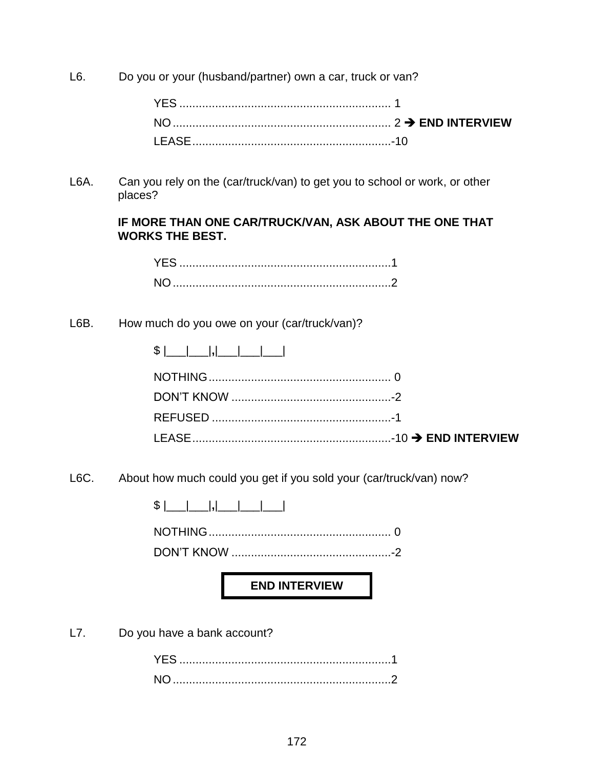L6. Do you or your (husband/partner) own a car, truck or van?

YES ................................................................ 1
NO .................................................................. 2 ➔ **END INTERVIEW**
LEASE ............................................................-10

L6A. Can you rely on the (car/truck/van) to get you to school or work, or other places?

**IF MORE THAN ONE CAR/TRUCK/VAN, ASK ABOUT THE ONE THAT WORKS THE BEST.**

YES ................................................................1
NO ..................................................................2

L6B. How much do you owe on your (car/truck/van)?

$ |___|___|,|___|___|___|

NOTHING ....................................................... 0
DON'T KNOW ................................................-2
REFUSED ......................................................-1
LEASE ............................................................-10 ➔ **END INTERVIEW**

L6C. About how much could you get if you sold your (car/truck/van) now?

$ |___|___|,|___|___|___|

NOTHING ....................................................... 0
DON'T KNOW ................................................-2

**END INTERVIEW**

L7. Do you have a bank account?

YES ................................................................1
NO ..................................................................2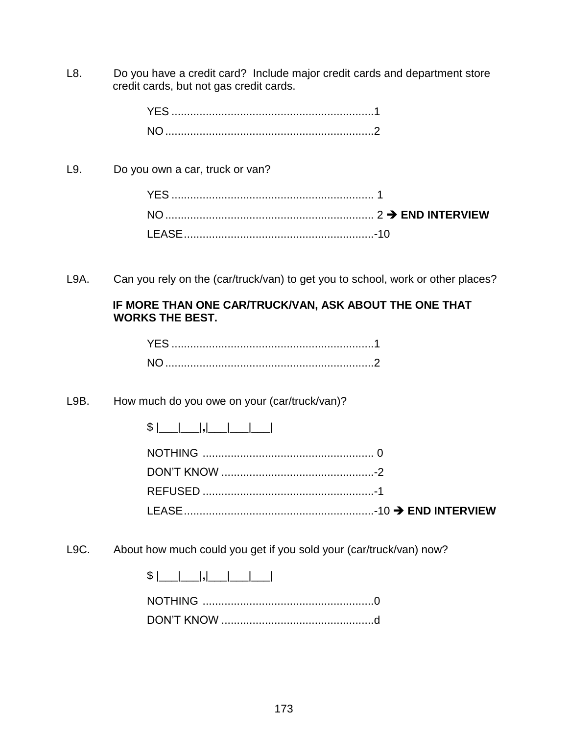L8. Do you have a credit card? Include major credit cards and department store credit cards, but not gas credit cards.

YES ................................................................1
NO ..................................................................2

L9. Do you own a car, truck or van?

YES ................................................................ 1
NO .................................................................. 2 ➔ **END INTERVIEW**
LEASE.............................................................-10

L9A. Can you rely on the (car/truck/van) to get you to school, work or other places?

**IF MORE THAN ONE CAR/TRUCK/VAN, ASK ABOUT THE ONE THAT WORKS THE BEST.**

YES ................................................................1
NO ..................................................................2

L9B. How much do you owe on your (car/truck/van)?

$ |___|___|,|___|___|___|

NOTHING ....................................................... 0
DON'T KNOW .................................................-2
REFUSED .......................................................-1
LEASE.............................................................-10 ➔ **END INTERVIEW**

L9C. About how much could you get if you sold your (car/truck/van) now?

$ |___|___|,|___|___|___|

NOTHING .......................................................0
DON'T KNOW .................................................d